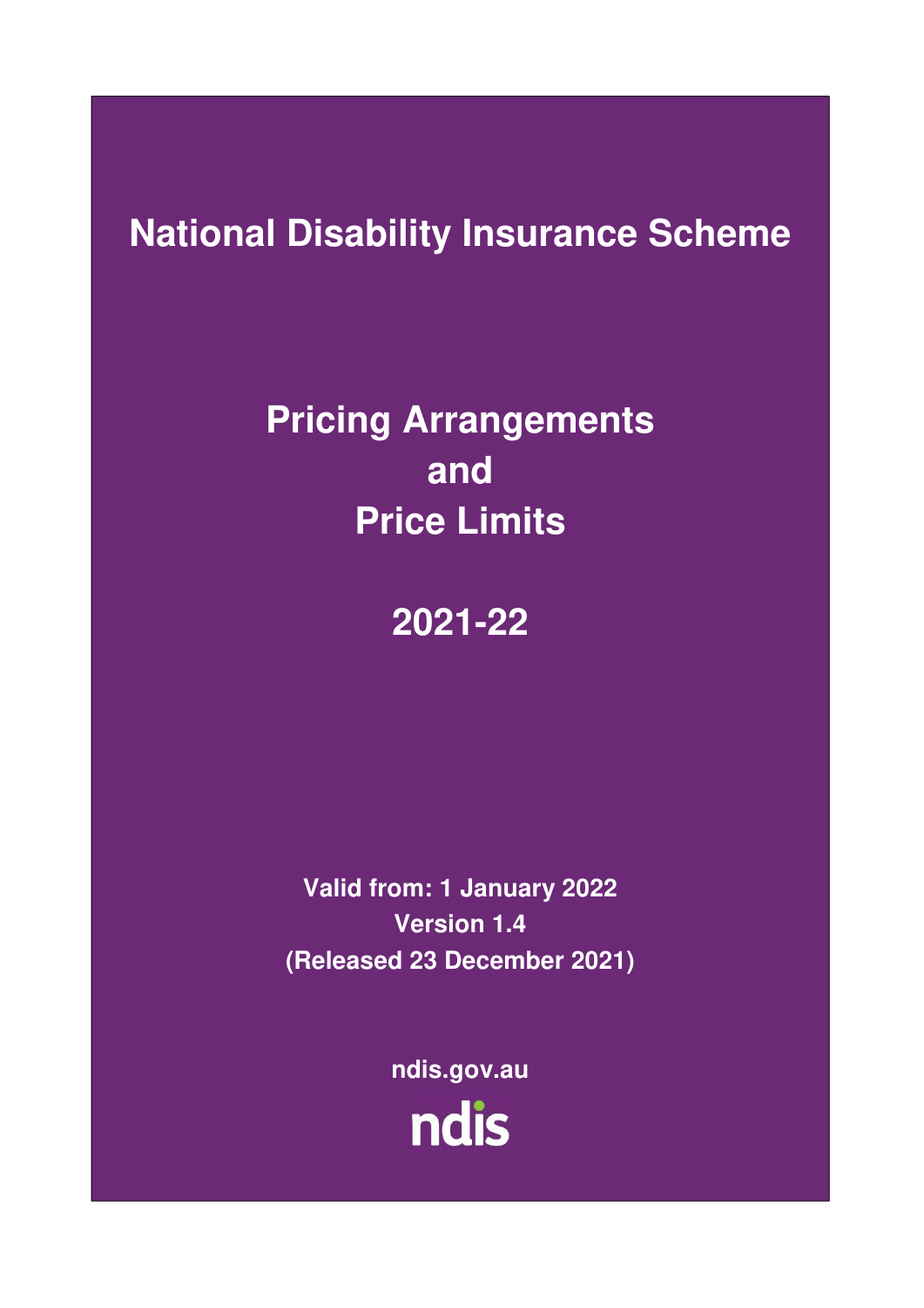# National Disability Insurance Scheme

# Pricing Arrangements and Price Limits

# 2021-22

**Valid from: 1 January 2022**

**Version 1.4**

**(Released 23 December 2021)**

**ndis.gov.au**

ndis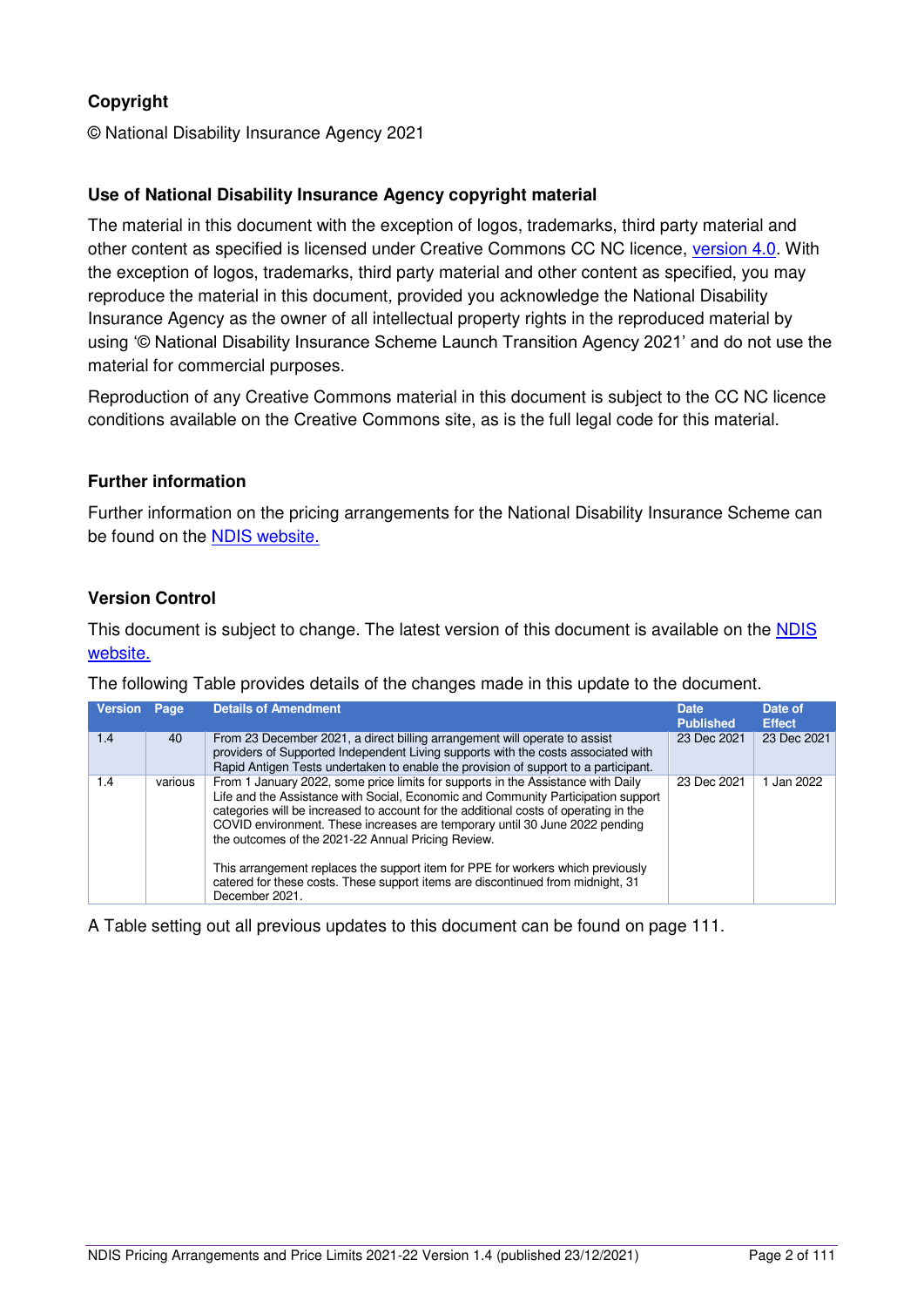### Copyright

© National Disability Insurance Agency 2021

### Use of National Disability Insurance Agency copyright material

The material in this document with the exception of logos, trademarks, third party material and other content as specified is licensed under Creative Commons CC NC licence, version 4.0. With the exception of logos, trademarks, third party material and other content as specified, you may reproduce the material in this document, provided you acknowledge the National Disability Insurance Agency as the owner of all intellectual property rights in the reproduced material by using '© National Disability Insurance Scheme Launch Transition Agency 2021' and do not use the material for commercial purposes.

Reproduction of any Creative Commons material in this document is subject to the CC NC licence conditions available on the Creative Commons site, as is the full legal code for this material.

### Further information

Further information on the pricing arrangements for the National Disability Insurance Scheme can be found on the NDIS website.

### Version Control

This document is subject to change. The latest version of this document is available on the NDIS website.

The following Table provides details of the changes made in this update to the document.

| Version | Page | Details of Amendment | Date Published | Date of Effect |
|---|---|---|---|---|
| 1.4 | 40 | From 23 December 2021, a direct billing arrangement will operate to assist providers of Supported Independent Living supports with the costs associated with Rapid Antigen Tests undertaken to enable the provision of support to a participant. | 23 Dec 2021 | 23 Dec 2021 |
| 1.4 | various | From 1 January 2022, some price limits for supports in the Assistance with Daily Life and the Assistance with Social, Economic and Community Participation support categories will be increased to account for the additional costs of operating in the COVID environment. These increases are temporary until 30 June 2022 pending the outcomes of the 2021-22 Annual Pricing Review.<br><br>This arrangement replaces the support item for PPE for workers which previously catered for these costs. These support items are discontinued from midnight, 31 December 2021. | 23 Dec 2021 | 1 Jan 2022 |

A Table setting out all previous updates to this document can be found on page 111.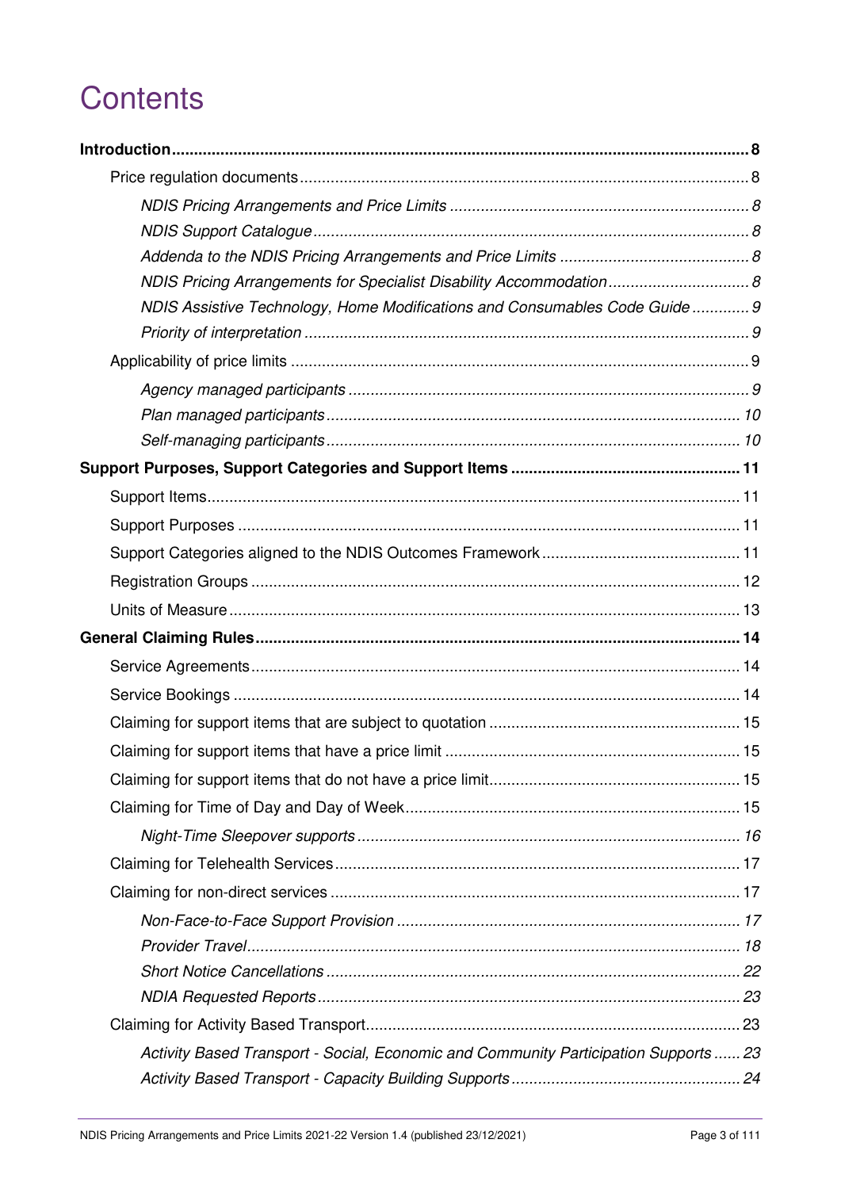# Contents

**Introduction** .......... 8

- Price regulation documents .......... 8
  - *NDIS Pricing Arrangements and Price Limits* .......... *8*
  - *NDIS Support Catalogue* .......... *8*
  - *Addenda to the NDIS Pricing Arrangements and Price Limits* .......... *8*
  - *NDIS Pricing Arrangements for Specialist Disability Accommodation* .......... *8*
  - *NDIS Assistive Technology, Home Modifications and Consumables Code Guide* .......... *9*
  - *Priority of interpretation* .......... *9*
- Applicability of price limits .......... 9
  - *Agency managed participants* .......... *9*
  - *Plan managed participants* .......... *10*
  - *Self-managing participants* .......... *10*

**Support Purposes, Support Categories and Support Items** .......... **11**

- Support Items .......... 11
- Support Purposes .......... 11
- Support Categories aligned to the NDIS Outcomes Framework .......... 11
- Registration Groups .......... 12
- Units of Measure .......... 13

**General Claiming Rules** .......... **14**

- Service Agreements .......... 14
- Service Bookings .......... 14
- Claiming for support items that are subject to quotation .......... 15
- Claiming for support items that have a price limit .......... 15
- Claiming for support items that do not have a price limit .......... 15
- Claiming for Time of Day and Day of Week .......... 15
  - *Night-Time Sleepover supports* .......... *16*
- Claiming for Telehealth Services .......... 17
- Claiming for non-direct services .......... 17
  - *Non-Face-to-Face Support Provision* .......... *17*
  - *Provider Travel* .......... *18*
  - *Short Notice Cancellations* .......... *22*
  - *NDIA Requested Reports* .......... *23*
- Claiming for Activity Based Transport .......... 23
  - *Activity Based Transport - Social, Economic and Community Participation Supports* .......... *23*
  - *Activity Based Transport - Capacity Building Supports* .......... *24*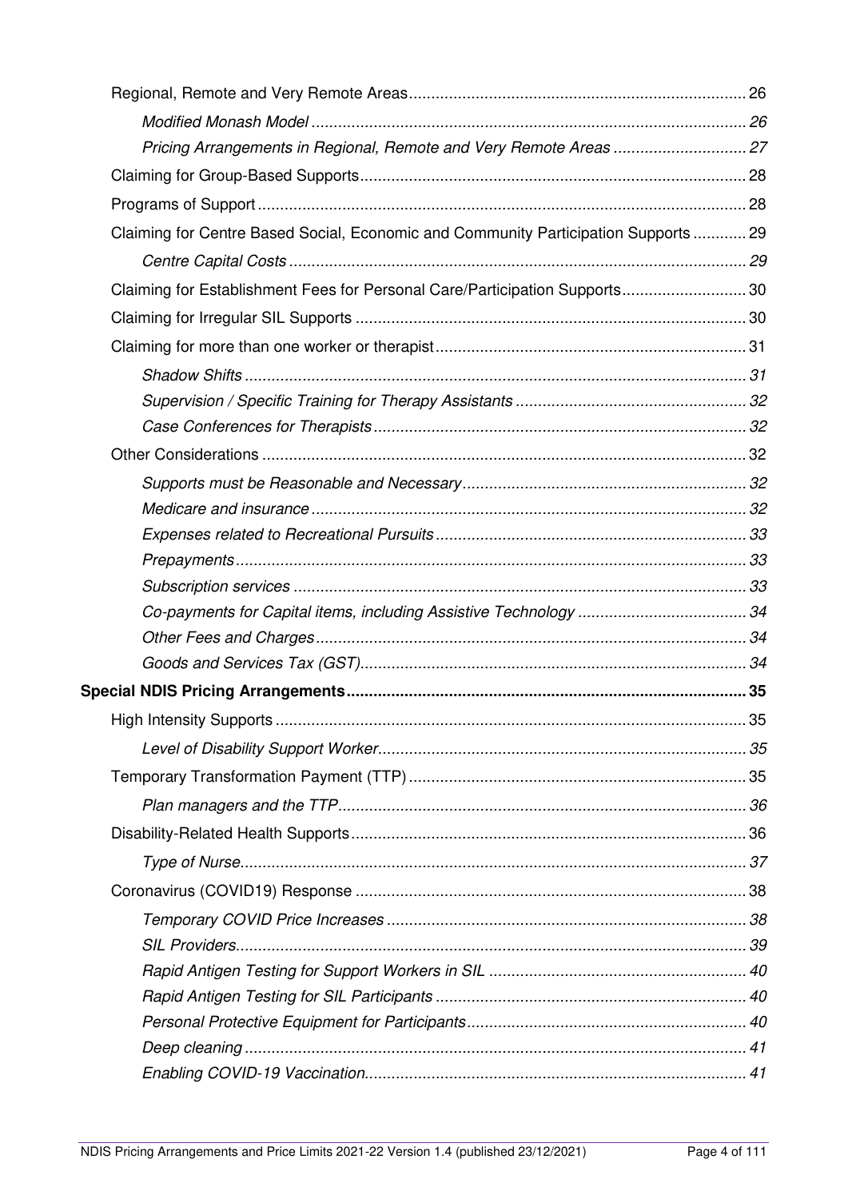Regional, Remote and Very Remote Areas ... 26

*Modified Monash Model* ... 26

*Pricing Arrangements in Regional, Remote and Very Remote Areas* ... 27

Claiming for Group-Based Supports ... 28

Programs of Support ... 28

Claiming for Centre Based Social, Economic and Community Participation Supports ... 29

*Centre Capital Costs* ... 29

Claiming for Establishment Fees for Personal Care/Participation Supports ... 30

Claiming for Irregular SIL Supports ... 30

Claiming for more than one worker or therapist ... 31

*Shadow Shifts* ... 31

*Supervision / Specific Training for Therapy Assistants* ... 32

*Case Conferences for Therapists* ... 32

Other Considerations ... 32

*Supports must be Reasonable and Necessary* ... 32

*Medicare and insurance* ... 32

*Expenses related to Recreational Pursuits* ... 33

*Prepayments* ... 33

*Subscription services* ... 33

*Co-payments for Capital items, including Assistive Technology* ... 34

*Other Fees and Charges* ... 34

*Goods and Services Tax (GST)* ... 34

**Special NDIS Pricing Arrangements ... 35**

High Intensity Supports ... 35

*Level of Disability Support Worker* ... 35

Temporary Transformation Payment (TTP) ... 35

*Plan managers and the TTP* ... 36

Disability-Related Health Supports ... 36

*Type of Nurse* ... 37

Coronavirus (COVID19) Response ... 38

*Temporary COVID Price Increases* ... 38

*SIL Providers* ... 39

*Rapid Antigen Testing for Support Workers in SIL* ... 40

*Rapid Antigen Testing for SIL Participants* ... 40

*Personal Protective Equipment for Participants* ... 40

*Deep cleaning* ... 41

*Enabling COVID-19 Vaccination* ... 41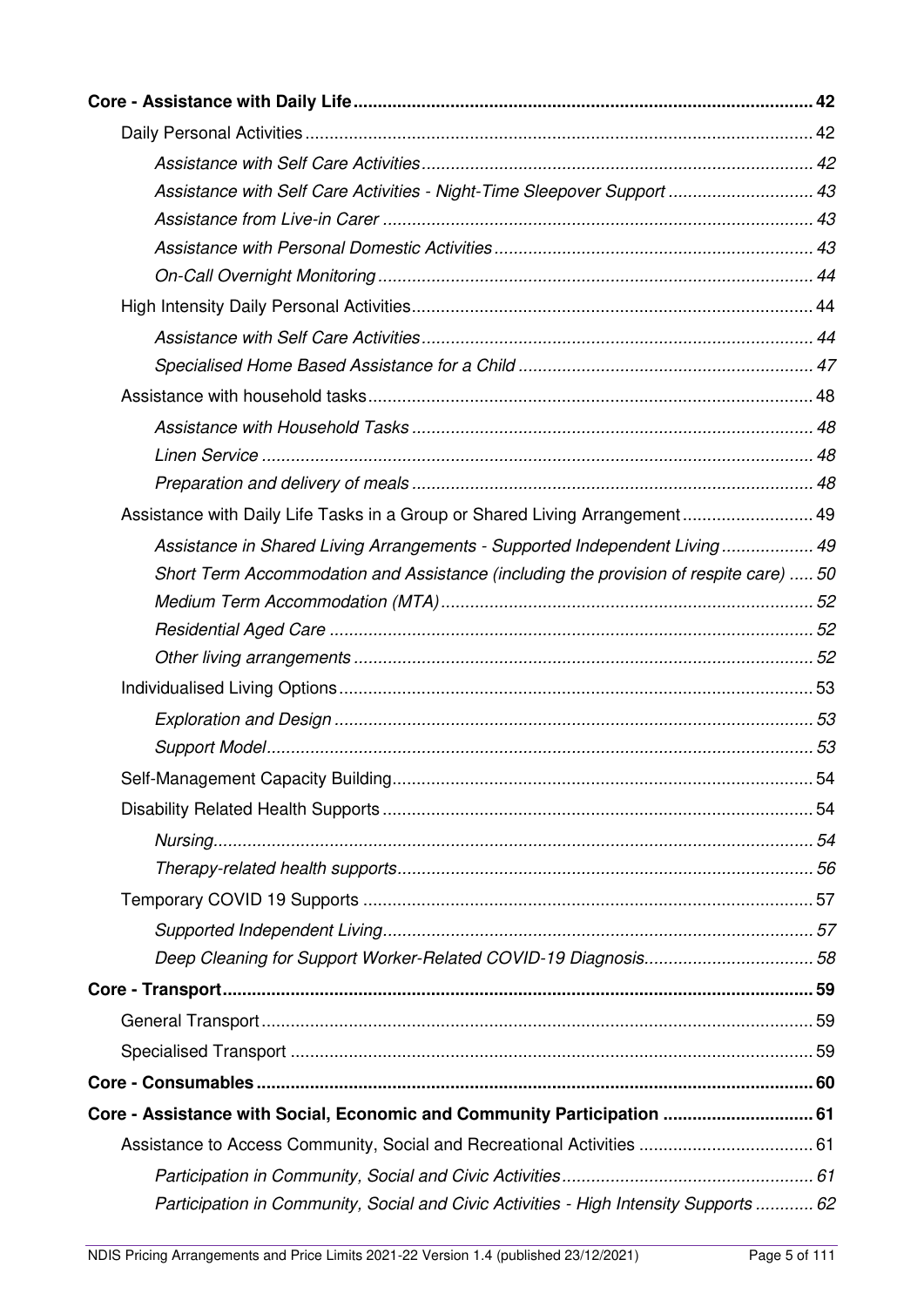**Core - Assistance with Daily Life** ..... 42

Daily Personal Activities ..... 42

*Assistance with Self Care Activities* ..... 42

*Assistance with Self Care Activities - Night-Time Sleepover Support* ..... 43

*Assistance from Live-in Carer* ..... 43

*Assistance with Personal Domestic Activities* ..... 43

*On-Call Overnight Monitoring* ..... 44

High Intensity Daily Personal Activities ..... 44

*Assistance with Self Care Activities* ..... 44

*Specialised Home Based Assistance for a Child* ..... 47

Assistance with household tasks ..... 48

*Assistance with Household Tasks* ..... 48

*Linen Service* ..... 48

*Preparation and delivery of meals* ..... 48

Assistance with Daily Life Tasks in a Group or Shared Living Arrangement ..... 49

*Assistance in Shared Living Arrangements - Supported Independent Living* ..... 49

*Short Term Accommodation and Assistance (including the provision of respite care)* ..... 50

*Medium Term Accommodation (MTA)* ..... 52

*Residential Aged Care* ..... 52

*Other living arrangements* ..... 52

Individualised Living Options ..... 53

*Exploration and Design* ..... 53

*Support Model* ..... 53

Self-Management Capacity Building ..... 54

Disability Related Health Supports ..... 54

*Nursing* ..... 54

*Therapy-related health supports* ..... 56

Temporary COVID 19 Supports ..... 57

*Supported Independent Living* ..... 57

*Deep Cleaning for Support Worker-Related COVID-19 Diagnosis* ..... 58

**Core - Transport** ..... 59

General Transport ..... 59

Specialised Transport ..... 59

**Core - Consumables** ..... 60

**Core - Assistance with Social, Economic and Community Participation** ..... 61

Assistance to Access Community, Social and Recreational Activities ..... 61

*Participation in Community, Social and Civic Activities* ..... 61

*Participation in Community, Social and Civic Activities - High Intensity Supports* ..... 62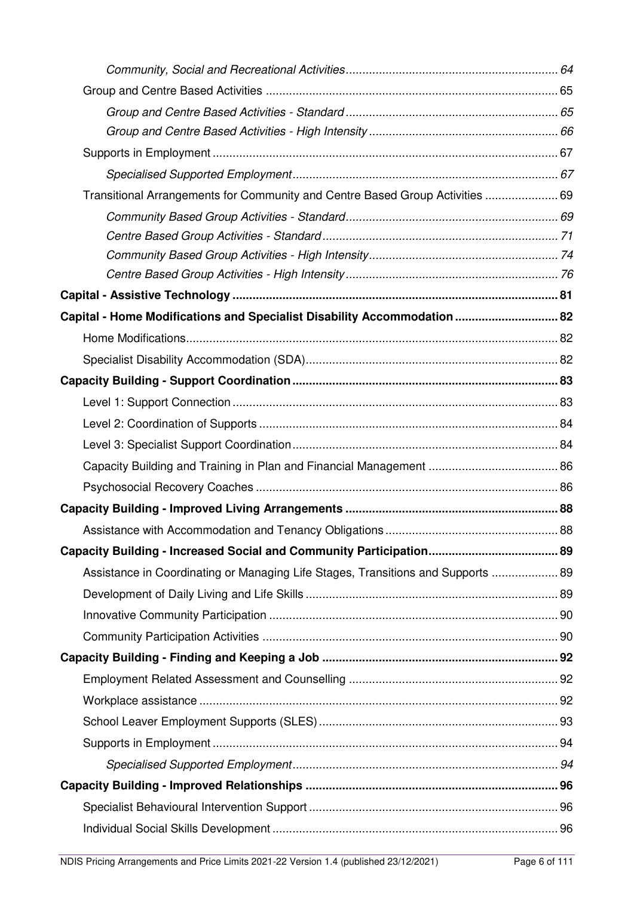*Community, Social and Recreational Activities* ... 64

Group and Centre Based Activities ... 65

*Group and Centre Based Activities - Standard* ... 65

*Group and Centre Based Activities - High Intensity* ... 66

Supports in Employment ... 67

*Specialised Supported Employment* ... 67

Transitional Arrangements for Community and Centre Based Group Activities ... 69

*Community Based Group Activities - Standard* ... 69

*Centre Based Group Activities - Standard* ... 71

*Community Based Group Activities - High Intensity* ... 74

*Centre Based Group Activities - High Intensity* ... 76

**Capital - Assistive Technology ... 81**

**Capital - Home Modifications and Specialist Disability Accommodation ... 82**

Home Modifications ... 82

Specialist Disability Accommodation (SDA) ... 82

**Capacity Building - Support Coordination ... 83**

Level 1: Support Connection ... 83

Level 2: Coordination of Supports ... 84

Level 3: Specialist Support Coordination ... 84

Capacity Building and Training in Plan and Financial Management ... 86

Psychosocial Recovery Coaches ... 86

**Capacity Building - Improved Living Arrangements ... 88**

Assistance with Accommodation and Tenancy Obligations ... 88

**Capacity Building - Increased Social and Community Participation ... 89**

Assistance in Coordinating or Managing Life Stages, Transitions and Supports ... 89

Development of Daily Living and Life Skills ... 89

Innovative Community Participation ... 90

Community Participation Activities ... 90

**Capacity Building - Finding and Keeping a Job ... 92**

Employment Related Assessment and Counselling ... 92

Workplace assistance ... 92

School Leaver Employment Supports (SLES) ... 93

Supports in Employment ... 94

*Specialised Supported Employment* ... 94

**Capacity Building - Improved Relationships ... 96**

Specialist Behavioural Intervention Support ... 96

Individual Social Skills Development ... 96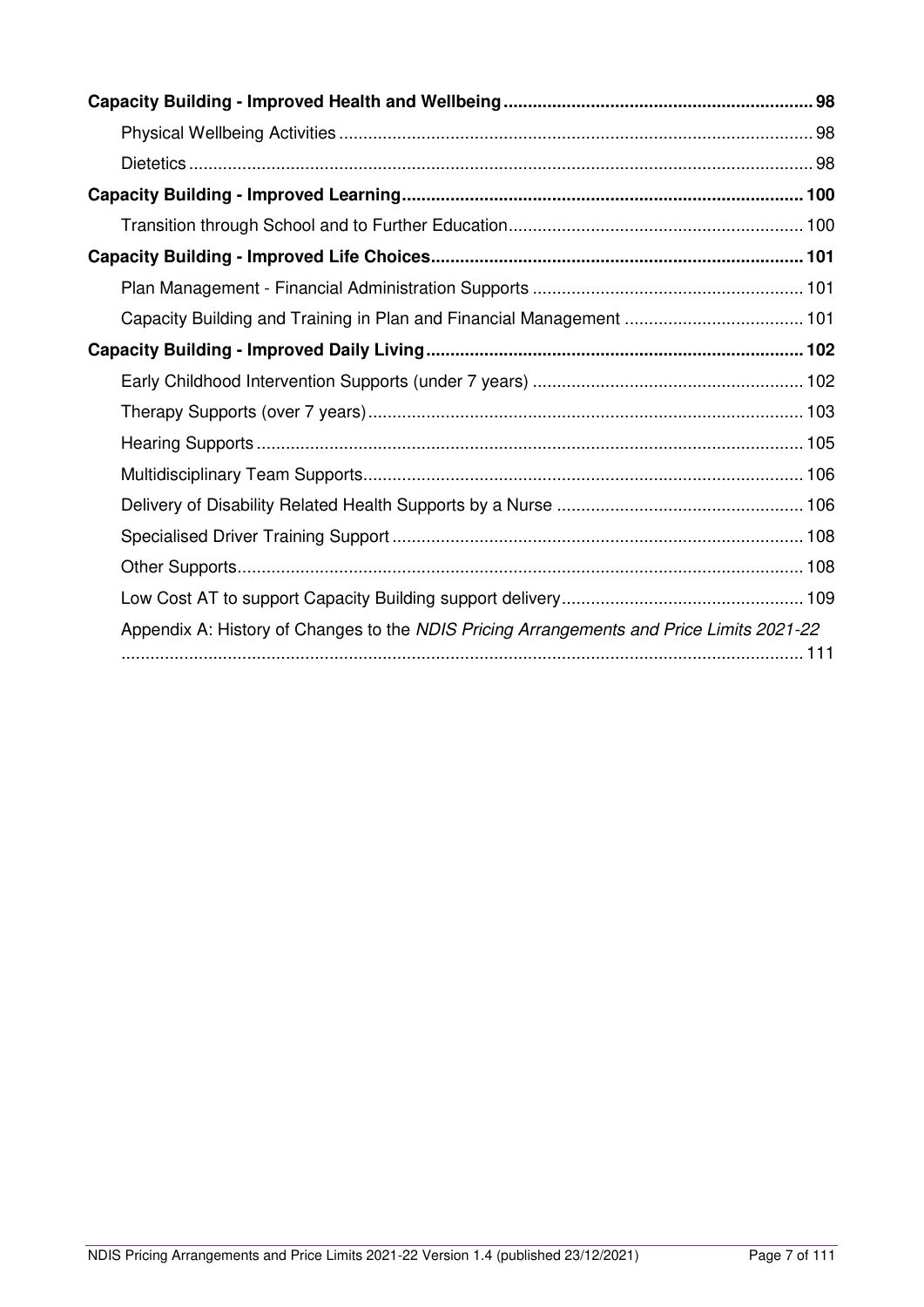**Capacity Building - Improved Health and Wellbeing** ........ 98

- Physical Wellbeing Activities ........ 98
- Dietetics ........ 98

**Capacity Building - Improved Learning** ........ 100

- Transition through School and to Further Education ........ 100

**Capacity Building - Improved Life Choices** ........ 101

- Plan Management - Financial Administration Supports ........ 101
- Capacity Building and Training in Plan and Financial Management ........ 101

**Capacity Building - Improved Daily Living** ........ 102

- Early Childhood Intervention Supports (under 7 years) ........ 102
- Therapy Supports (over 7 years) ........ 103
- Hearing Supports ........ 105
- Multidisciplinary Team Supports ........ 106
- Delivery of Disability Related Health Supports by a Nurse ........ 106
- Specialised Driver Training Support ........ 108
- Other Supports ........ 108
- Low Cost AT to support Capacity Building support delivery ........ 109
- Appendix A: History of Changes to the *NDIS Pricing Arrangements and Price Limits 2021-22* ........ 111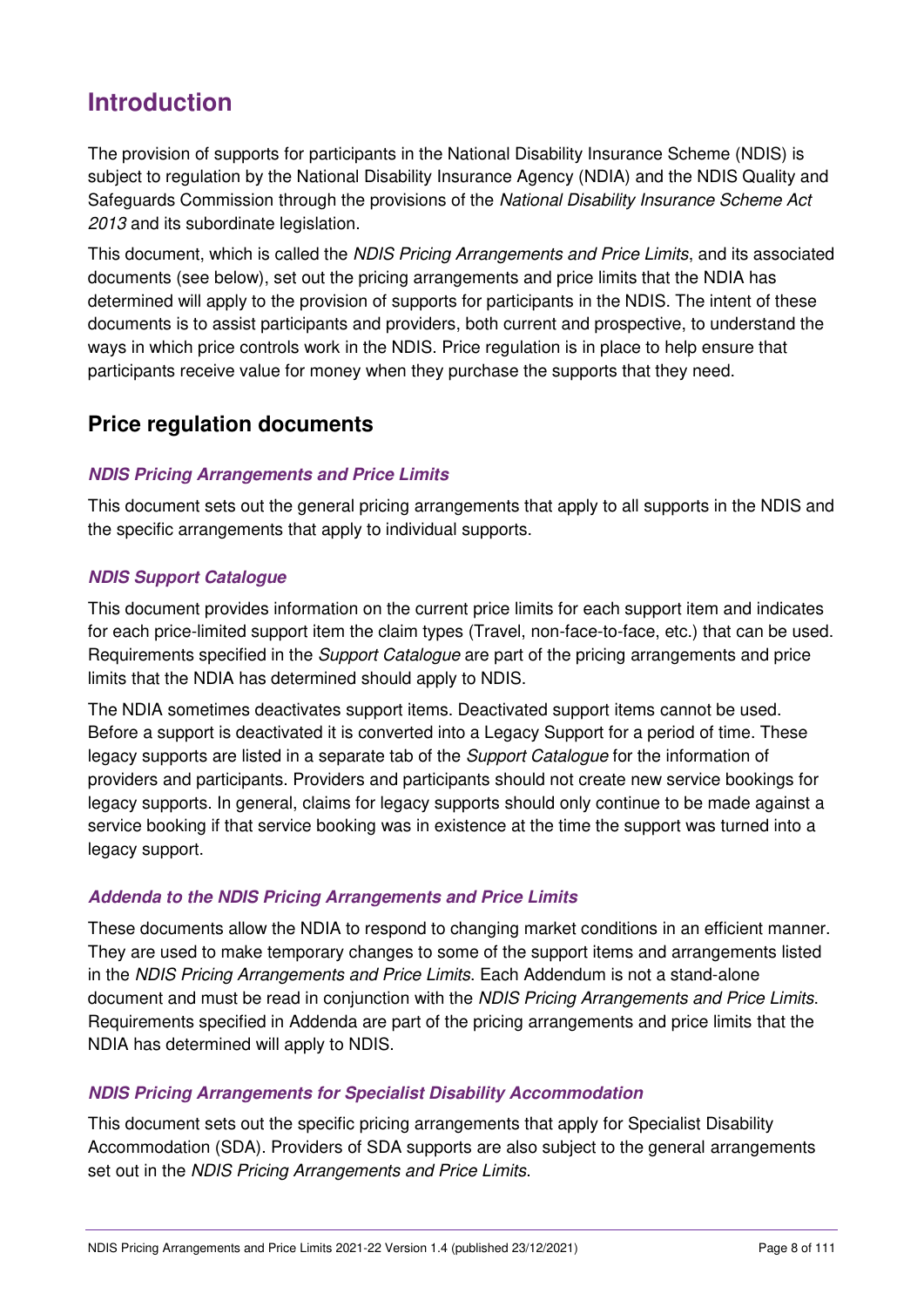# Introduction

The provision of supports for participants in the National Disability Insurance Scheme (NDIS) is subject to regulation by the National Disability Insurance Agency (NDIA) and the NDIS Quality and Safeguards Commission through the provisions of the *National Disability Insurance Scheme Act 2013* and its subordinate legislation.

This document, which is called the *NDIS Pricing Arrangements and Price Limits*, and its associated documents (see below), set out the pricing arrangements and price limits that the NDIA has determined will apply to the provision of supports for participants in the NDIS. The intent of these documents is to assist participants and providers, both current and prospective, to understand the ways in which price controls work in the NDIS. Price regulation is in place to help ensure that participants receive value for money when they purchase the supports that they need.

## Price regulation documents

### *NDIS Pricing Arrangements and Price Limits*

This document sets out the general pricing arrangements that apply to all supports in the NDIS and the specific arrangements that apply to individual supports.

### *NDIS Support Catalogue*

This document provides information on the current price limits for each support item and indicates for each price-limited support item the claim types (Travel, non-face-to-face, etc.) that can be used. Requirements specified in the *Support Catalogue* are part of the pricing arrangements and price limits that the NDIA has determined should apply to NDIS.

The NDIA sometimes deactivates support items. Deactivated support items cannot be used. Before a support is deactivated it is converted into a Legacy Support for a period of time. These legacy supports are listed in a separate tab of the *Support Catalogue* for the information of providers and participants. Providers and participants should not create new service bookings for legacy supports. In general, claims for legacy supports should only continue to be made against a service booking if that service booking was in existence at the time the support was turned into a legacy support.

### *Addenda to the NDIS Pricing Arrangements and Price Limits*

These documents allow the NDIA to respond to changing market conditions in an efficient manner. They are used to make temporary changes to some of the support items and arrangements listed in the *NDIS Pricing Arrangements and Price Limits*. Each Addendum is not a stand-alone document and must be read in conjunction with the *NDIS Pricing Arrangements and Price Limits*. Requirements specified in Addenda are part of the pricing arrangements and price limits that the NDIA has determined will apply to NDIS.

### *NDIS Pricing Arrangements for Specialist Disability Accommodation*

This document sets out the specific pricing arrangements that apply for Specialist Disability Accommodation (SDA). Providers of SDA supports are also subject to the general arrangements set out in the *NDIS Pricing Arrangements and Price Limits*.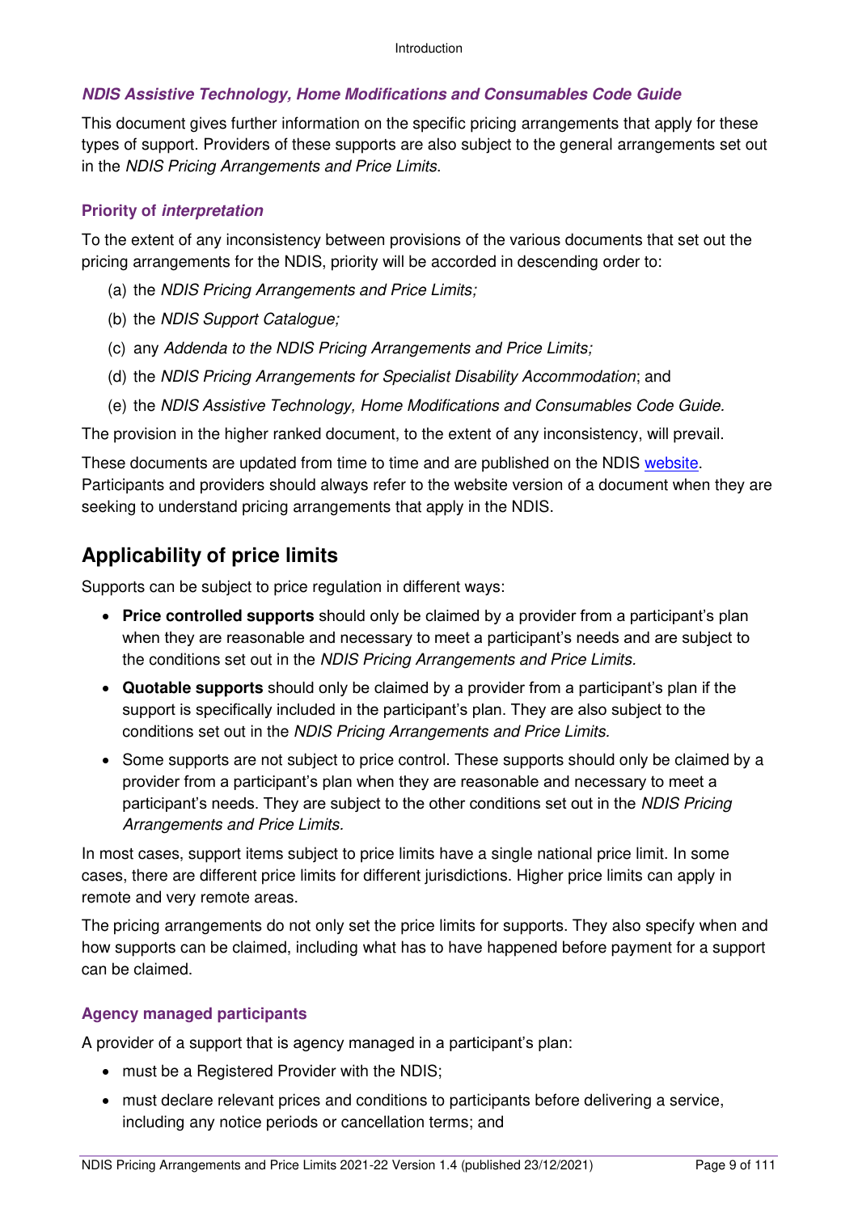#### *NDIS Assistive Technology, Home Modifications and Consumables Code Guide*

This document gives further information on the specific pricing arrangements that apply for these types of support. Providers of these supports are also subject to the general arrangements set out in the *NDIS Pricing Arrangements and Price Limits*.

### Priority of *interpretation*

To the extent of any inconsistency between provisions of the various documents that set out the pricing arrangements for the NDIS, priority will be accorded in descending order to:

(a) the *NDIS Pricing Arrangements and Price Limits;*

(b) the *NDIS Support Catalogue;*

(c) any *Addenda to the NDIS Pricing Arrangements and Price Limits;*

(d) the *NDIS Pricing Arrangements for Specialist Disability Accommodation*; and

(e) the *NDIS Assistive Technology, Home Modifications and Consumables Code Guide.*

The provision in the higher ranked document, to the extent of any inconsistency, will prevail.

These documents are updated from time to time and are published on the NDIS website. Participants and providers should always refer to the website version of a document when they are seeking to understand pricing arrangements that apply in the NDIS.

## Applicability of price limits

Supports can be subject to price regulation in different ways:

- **Price controlled supports** should only be claimed by a provider from a participant's plan when they are reasonable and necessary to meet a participant's needs and are subject to the conditions set out in the *NDIS Pricing Arrangements and Price Limits.*
- **Quotable supports** should only be claimed by a provider from a participant's plan if the support is specifically included in the participant's plan. They are also subject to the conditions set out in the *NDIS Pricing Arrangements and Price Limits.*
- Some supports are not subject to price control. These supports should only be claimed by a provider from a participant's plan when they are reasonable and necessary to meet a participant's needs. They are subject to the other conditions set out in the *NDIS Pricing Arrangements and Price Limits.*

In most cases, support items subject to price limits have a single national price limit. In some cases, there are different price limits for different jurisdictions. Higher price limits can apply in remote and very remote areas.

The pricing arrangements do not only set the price limits for supports. They also specify when and how supports can be claimed, including what has to have happened before payment for a support can be claimed.

### Agency managed participants

A provider of a support that is agency managed in a participant's plan:

- must be a Registered Provider with the NDIS;
- must declare relevant prices and conditions to participants before delivering a service, including any notice periods or cancellation terms; and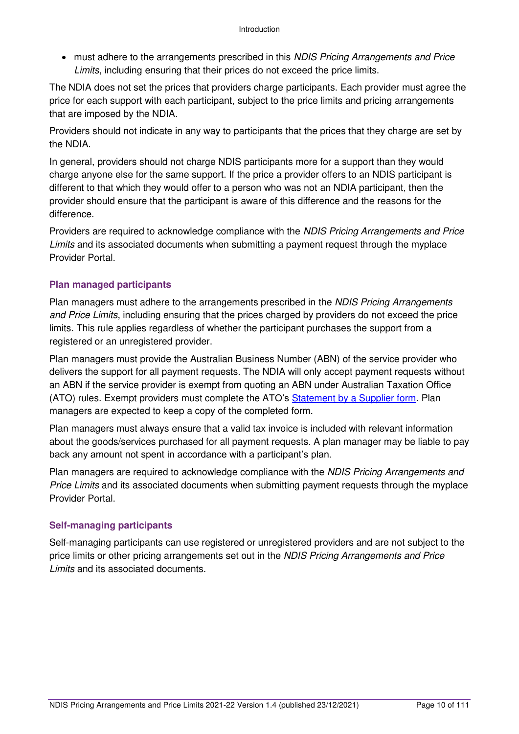- must adhere to the arrangements prescribed in this *NDIS Pricing Arrangements and Price Limits*, including ensuring that their prices do not exceed the price limits.

The NDIA does not set the prices that providers charge participants. Each provider must agree the price for each support with each participant, subject to the price limits and pricing arrangements that are imposed by the NDIA.

Providers should not indicate in any way to participants that the prices that they charge are set by the NDIA.

In general, providers should not charge NDIS participants more for a support than they would charge anyone else for the same support. If the price a provider offers to an NDIS participant is different to that which they would offer to a person who was not an NDIA participant, then the provider should ensure that the participant is aware of this difference and the reasons for the difference.

Providers are required to acknowledge compliance with the *NDIS Pricing Arrangements and Price Limits* and its associated documents when submitting a payment request through the myplace Provider Portal.

### Plan managed participants

Plan managers must adhere to the arrangements prescribed in the *NDIS Pricing Arrangements and Price Limits*, including ensuring that the prices charged by providers do not exceed the price limits. This rule applies regardless of whether the participant purchases the support from a registered or an unregistered provider.

Plan managers must provide the Australian Business Number (ABN) of the service provider who delivers the support for all payment requests. The NDIA will only accept payment requests without an ABN if the service provider is exempt from quoting an ABN under Australian Taxation Office (ATO) rules. Exempt providers must complete the ATO's Statement by a Supplier form. Plan managers are expected to keep a copy of the completed form.

Plan managers must always ensure that a valid tax invoice is included with relevant information about the goods/services purchased for all payment requests. A plan manager may be liable to pay back any amount not spent in accordance with a participant's plan.

Plan managers are required to acknowledge compliance with the *NDIS Pricing Arrangements and Price Limits* and its associated documents when submitting payment requests through the myplace Provider Portal.

### Self-managing participants

Self-managing participants can use registered or unregistered providers and are not subject to the price limits or other pricing arrangements set out in the *NDIS Pricing Arrangements and Price Limits* and its associated documents.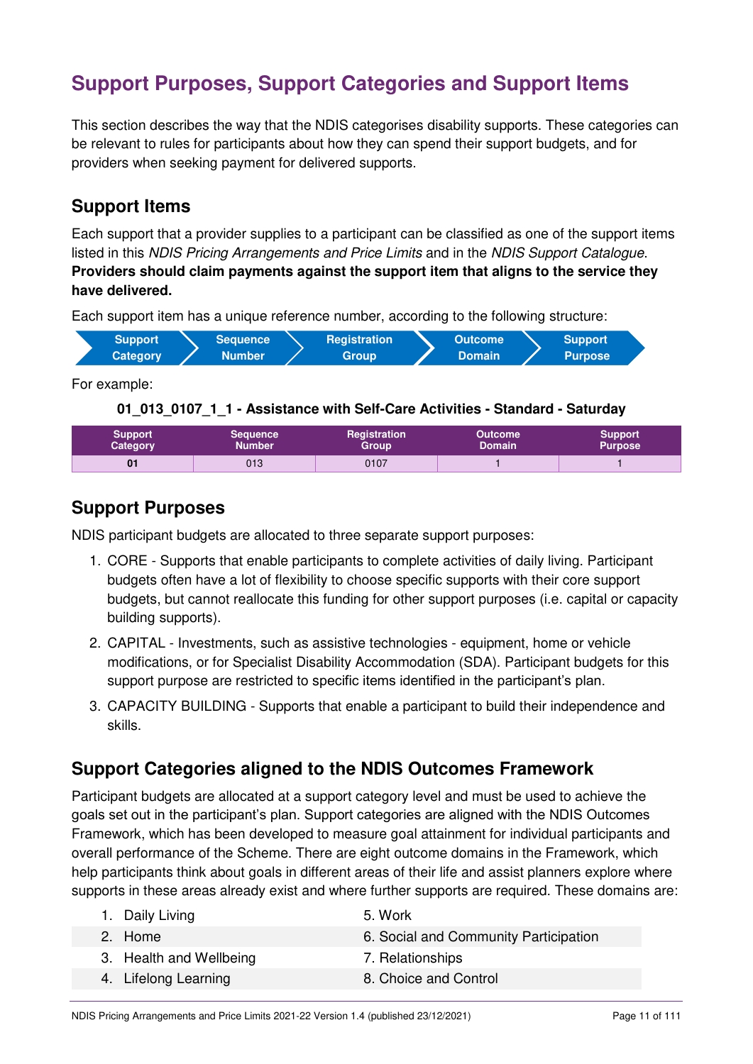# Support Purposes, Support Categories and Support Items

This section describes the way that the NDIS categorises disability supports. These categories can be relevant to rules for participants about how they can spend their support budgets, and for providers when seeking payment for delivered supports.

## Support Items

Each support that a provider supplies to a participant can be classified as one of the support items listed in this *NDIS Pricing Arrangements and Price Limits* and in the *NDIS Support Catalogue*. **Providers should claim payments against the support item that aligns to the service they have delivered.**

Each support item has a unique reference number, according to the following structure:

Support Category → Sequence Number → Registration Group → Outcome Domain → Support Purpose

For example:

**01_013_0107_1_1 - Assistance with Self-Care Activities - Standard - Saturday**

| Support Category | Sequence Number | Registration Group | Outcome Domain | Support Purpose |
|---|---|---|---|---|
| **01** | 013 | 0107 | 1 | 1 |

## Support Purposes

NDIS participant budgets are allocated to three separate support purposes:

1. CORE - Supports that enable participants to complete activities of daily living. Participant budgets often have a lot of flexibility to choose specific supports with their core support budgets, but cannot reallocate this funding for other support purposes (i.e. capital or capacity building supports).
2. CAPITAL - Investments, such as assistive technologies - equipment, home or vehicle modifications, or for Specialist Disability Accommodation (SDA). Participant budgets for this support purpose are restricted to specific items identified in the participant's plan.
3. CAPACITY BUILDING - Supports that enable a participant to build their independence and skills.

## Support Categories aligned to the NDIS Outcomes Framework

Participant budgets are allocated at a support category level and must be used to achieve the goals set out in the participant's plan. Support categories are aligned with the NDIS Outcomes Framework, which has been developed to measure goal attainment for individual participants and overall performance of the Scheme. There are eight outcome domains in the Framework, which help participants think about goals in different areas of their life and assist planners explore where supports in these areas already exist and where further supports are required. These domains are:

1. Daily Living
2. Home
3. Health and Wellbeing
4. Lifelong Learning
5. Work
6. Social and Community Participation
7. Relationships
8. Choice and Control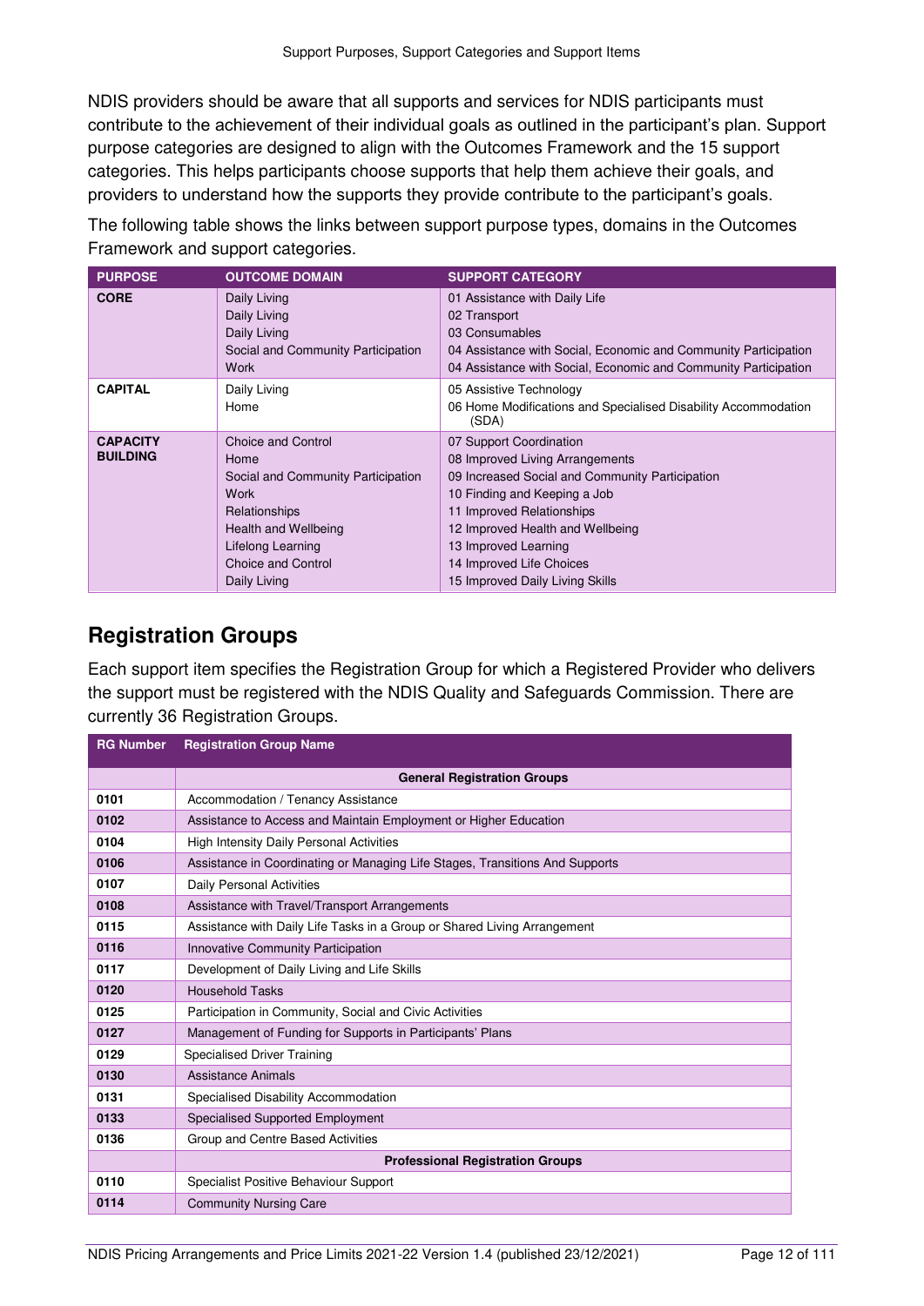NDIS providers should be aware that all supports and services for NDIS participants must contribute to the achievement of their individual goals as outlined in the participant's plan. Support purpose categories are designed to align with the Outcomes Framework and the 15 support categories. This helps participants choose supports that help them achieve their goals, and providers to understand how the supports they provide contribute to the participant's goals.

The following table shows the links between support purpose types, domains in the Outcomes Framework and support categories.

| PURPOSE | OUTCOME DOMAIN | SUPPORT CATEGORY |
|---|---|---|
| **CORE** | Daily Living | 01 Assistance with Daily Life |
| | Daily Living | 02 Transport |
| | Daily Living | 03 Consumables |
| | Social and Community Participation | 04 Assistance with Social, Economic and Community Participation |
| | Work | 04 Assistance with Social, Economic and Community Participation |
| **CAPITAL** | Daily Living | 05 Assistive Technology |
| | Home | 06 Home Modifications and Specialised Disability Accommodation (SDA) |
| **CAPACITY BUILDING** | Choice and Control | 07 Support Coordination |
| | Home | 08 Improved Living Arrangements |
| | Social and Community Participation | 09 Increased Social and Community Participation |
| | Work | 10 Finding and Keeping a Job |
| | Relationships | 11 Improved Relationships |
| | Health and Wellbeing | 12 Improved Health and Wellbeing |
| | Lifelong Learning | 13 Improved Learning |
| | Choice and Control | 14 Improved Life Choices |
| | Daily Living | 15 Improved Daily Living Skills |

## Registration Groups

Each support item specifies the Registration Group for which a Registered Provider who delivers the support must be registered with the NDIS Quality and Safeguards Commission. There are currently 36 Registration Groups.

| RG Number | Registration Group Name |
|---|---|
| | **General Registration Groups** |
| **0101** | Accommodation / Tenancy Assistance |
| **0102** | Assistance to Access and Maintain Employment or Higher Education |
| **0104** | High Intensity Daily Personal Activities |
| **0106** | Assistance in Coordinating or Managing Life Stages, Transitions And Supports |
| **0107** | Daily Personal Activities |
| **0108** | Assistance with Travel/Transport Arrangements |
| **0115** | Assistance with Daily Life Tasks in a Group or Shared Living Arrangement |
| **0116** | Innovative Community Participation |
| **0117** | Development of Daily Living and Life Skills |
| **0120** | Household Tasks |
| **0125** | Participation in Community, Social and Civic Activities |
| **0127** | Management of Funding for Supports in Participants' Plans |
| **0129** | Specialised Driver Training |
| **0130** | Assistance Animals |
| **0131** | Specialised Disability Accommodation |
| **0133** | Specialised Supported Employment |
| **0136** | Group and Centre Based Activities |
| | **Professional Registration Groups** |
| **0110** | Specialist Positive Behaviour Support |
| **0114** | Community Nursing Care |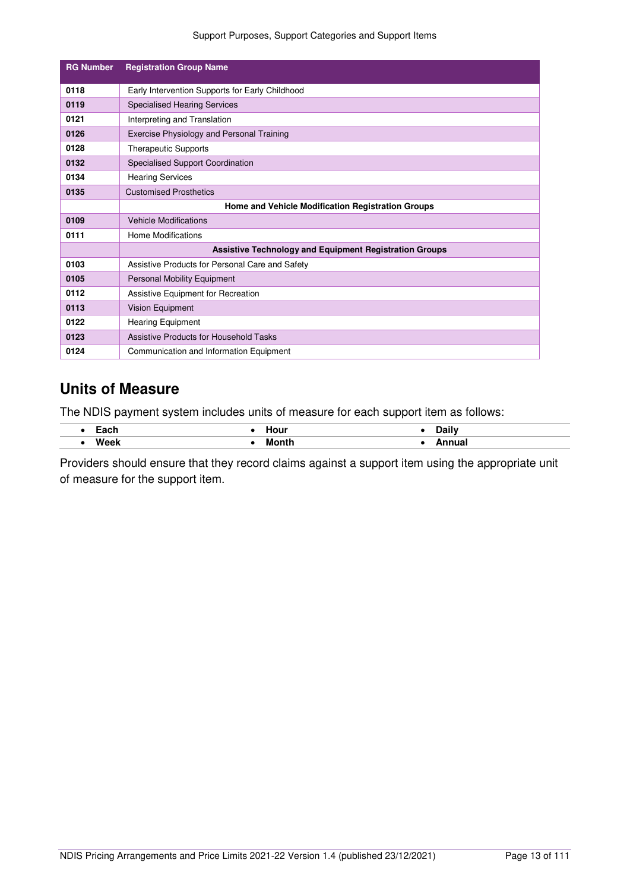| RG Number | Registration Group Name |
|---|---|
| 0118 | Early Intervention Supports for Early Childhood |
| 0119 | Specialised Hearing Services |
| 0121 | Interpreting and Translation |
| 0126 | Exercise Physiology and Personal Training |
| 0128 | Therapeutic Supports |
| 0132 | Specialised Support Coordination |
| 0134 | Hearing Services |
| 0135 | Customised Prosthetics |
| | **Home and Vehicle Modification Registration Groups** |
| 0109 | Vehicle Modifications |
| 0111 | Home Modifications |
| | **Assistive Technology and Equipment Registration Groups** |
| 0103 | Assistive Products for Personal Care and Safety |
| 0105 | Personal Mobility Equipment |
| 0112 | Assistive Equipment for Recreation |
| 0113 | Vision Equipment |
| 0122 | Hearing Equipment |
| 0123 | Assistive Products for Household Tasks |
| 0124 | Communication and Information Equipment |

## Units of Measure

The NDIS payment system includes units of measure for each support item as follows:

- **Each**
- **Hour**
- **Daily**
- **Week**
- **Month**
- **Annual**

Providers should ensure that they record claims against a support item using the appropriate unit of measure for the support item.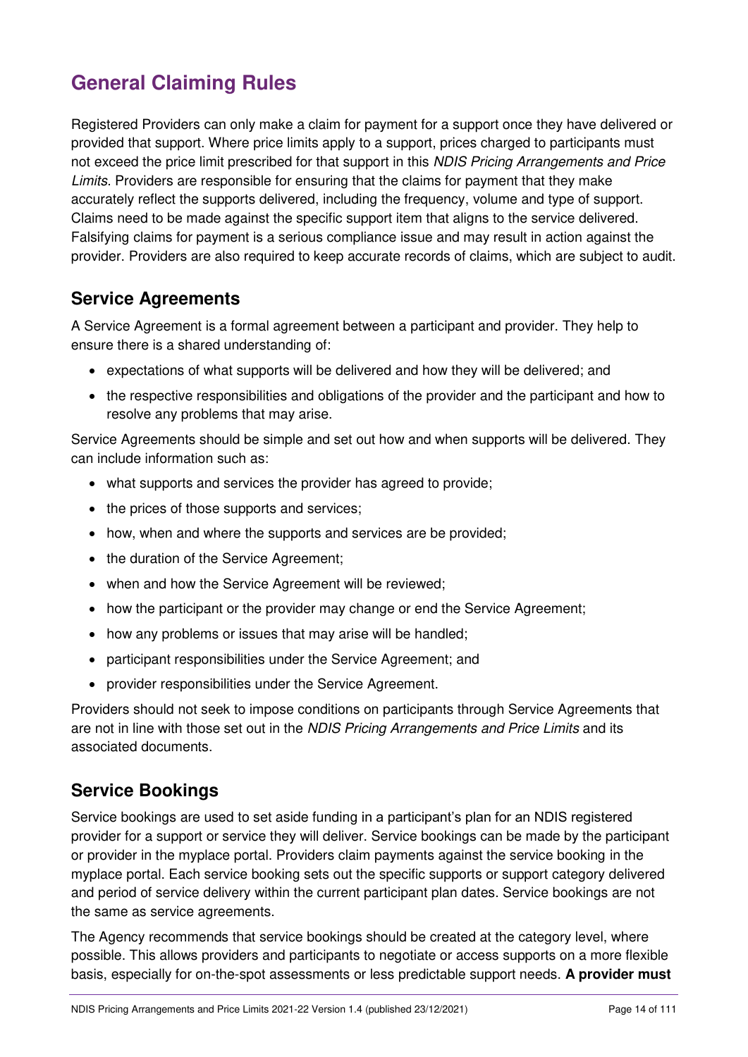# General Claiming Rules

Registered Providers can only make a claim for payment for a support once they have delivered or provided that support. Where price limits apply to a support, prices charged to participants must not exceed the price limit prescribed for that support in this *NDIS Pricing Arrangements and Price Limits*. Providers are responsible for ensuring that the claims for payment that they make accurately reflect the supports delivered, including the frequency, volume and type of support. Claims need to be made against the specific support item that aligns to the service delivered. Falsifying claims for payment is a serious compliance issue and may result in action against the provider. Providers are also required to keep accurate records of claims, which are subject to audit.

## Service Agreements

A Service Agreement is a formal agreement between a participant and provider. They help to ensure there is a shared understanding of:

- expectations of what supports will be delivered and how they will be delivered; and
- the respective responsibilities and obligations of the provider and the participant and how to resolve any problems that may arise.

Service Agreements should be simple and set out how and when supports will be delivered. They can include information such as:

- what supports and services the provider has agreed to provide;
- the prices of those supports and services;
- how, when and where the supports and services are be provided;
- the duration of the Service Agreement;
- when and how the Service Agreement will be reviewed;
- how the participant or the provider may change or end the Service Agreement;
- how any problems or issues that may arise will be handled;
- participant responsibilities under the Service Agreement; and
- provider responsibilities under the Service Agreement.

Providers should not seek to impose conditions on participants through Service Agreements that are not in line with those set out in the *NDIS Pricing Arrangements and Price Limits* and its associated documents.

## Service Bookings

Service bookings are used to set aside funding in a participant's plan for an NDIS registered provider for a support or service they will deliver. Service bookings can be made by the participant or provider in the myplace portal. Providers claim payments against the service booking in the myplace portal. Each service booking sets out the specific supports or support category delivered and period of service delivery within the current participant plan dates. Service bookings are not the same as service agreements.

The Agency recommends that service bookings should be created at the category level, where possible. This allows providers and participants to negotiate or access supports on a more flexible basis, especially for on-the-spot assessments or less predictable support needs. **A provider must**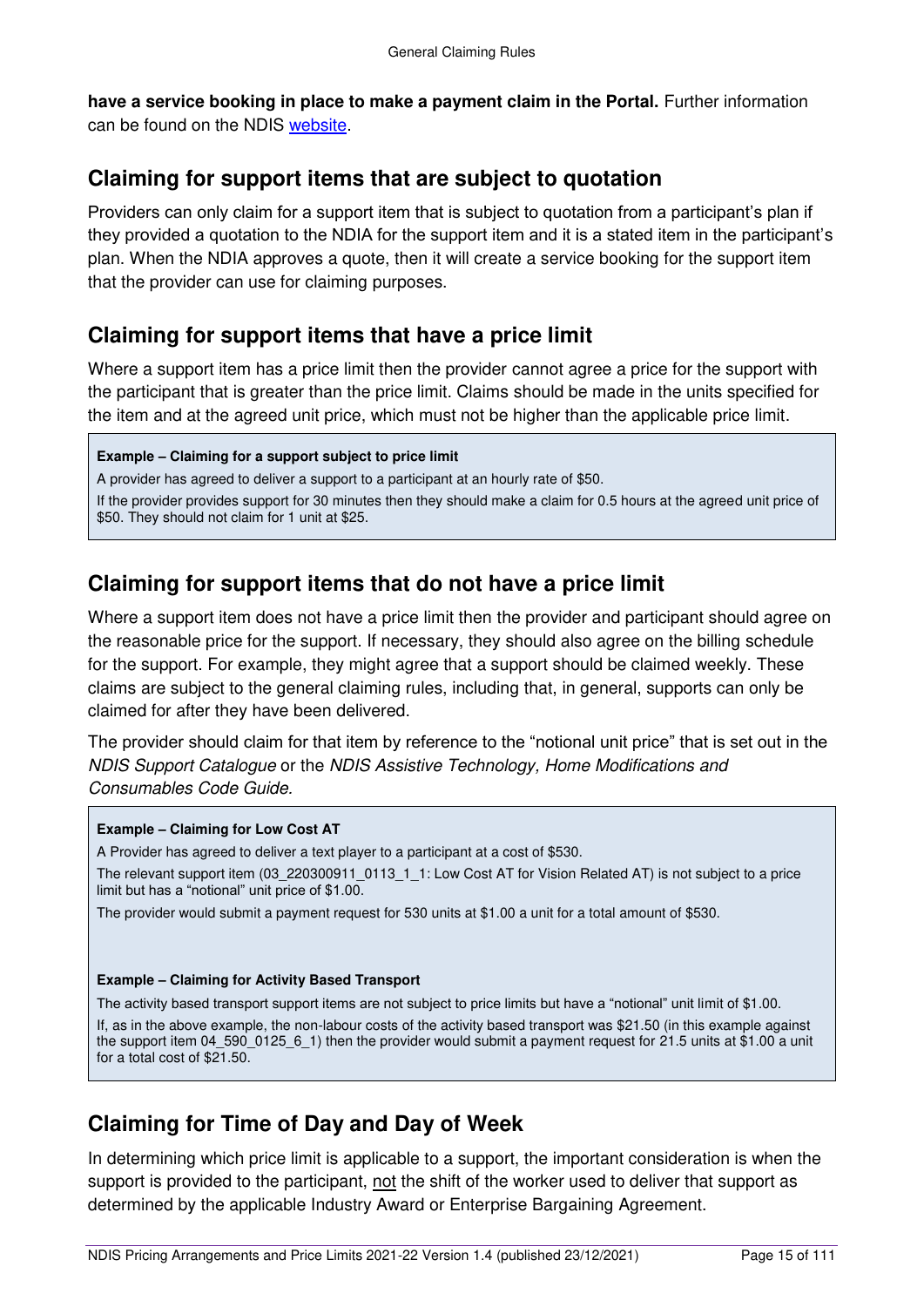**have a service booking in place to make a payment claim in the Portal.** Further information can be found on the NDIS website.

## Claiming for support items that are subject to quotation

Providers can only claim for a support item that is subject to quotation from a participant's plan if they provided a quotation to the NDIA for the support item and it is a stated item in the participant's plan. When the NDIA approves a quote, then it will create a service booking for the support item that the provider can use for claiming purposes.

## Claiming for support items that have a price limit

Where a support item has a price limit then the provider cannot agree a price for the support with the participant that is greater than the price limit. Claims should be made in the units specified for the item and at the agreed unit price, which must not be higher than the applicable price limit.

> **Example – Claiming for a support subject to price limit**
>
> A provider has agreed to deliver a support to a participant at an hourly rate of $50.
>
> If the provider provides support for 30 minutes then they should make a claim for 0.5 hours at the agreed unit price of $50. They should not claim for 1 unit at $25.

## Claiming for support items that do not have a price limit

Where a support item does not have a price limit then the provider and participant should agree on the reasonable price for the support. If necessary, they should also agree on the billing schedule for the support. For example, they might agree that a support should be claimed weekly. These claims are subject to the general claiming rules, including that, in general, supports can only be claimed for after they have been delivered.

The provider should claim for that item by reference to the "notional unit price" that is set out in the *NDIS Support Catalogue* or the *NDIS Assistive Technology, Home Modifications and Consumables Code Guide.*

> **Example – Claiming for Low Cost AT**
>
> A Provider has agreed to deliver a text player to a participant at a cost of $530.
>
> The relevant support item (03_220300911_0113_1_1: Low Cost AT for Vision Related AT) is not subject to a price limit but has a "notional" unit price of $1.00.
>
> The provider would submit a payment request for 530 units at $1.00 a unit for a total amount of $530.
>
> **Example – Claiming for Activity Based Transport**
>
> The activity based transport support items are not subject to price limits but have a "notional" unit limit of $1.00.
>
> If, as in the above example, the non-labour costs of the activity based transport was $21.50 (in this example against the support item 04_590_0125_6_1) then the provider would submit a payment request for 21.5 units at $1.00 a unit for a total cost of $21.50.

## Claiming for Time of Day and Day of Week

In determining which price limit is applicable to a support, the important consideration is when the support is provided to the participant, not the shift of the worker used to deliver that support as determined by the applicable Industry Award or Enterprise Bargaining Agreement.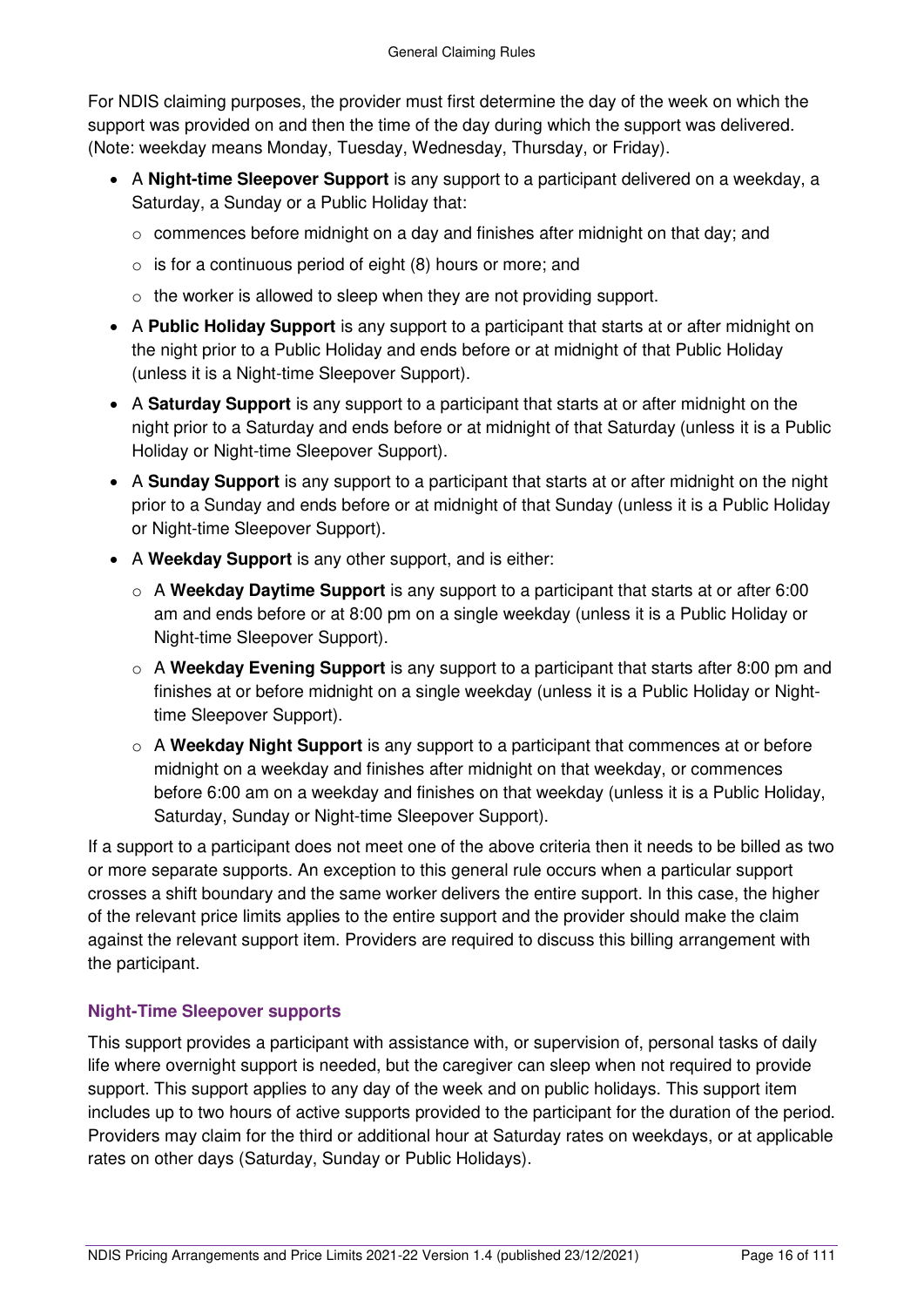For NDIS claiming purposes, the provider must first determine the day of the week on which the support was provided on and then the time of the day during which the support was delivered. (Note: weekday means Monday, Tuesday, Wednesday, Thursday, or Friday).

- A **Night-time Sleepover Support** is any support to a participant delivered on a weekday, a Saturday, a Sunday or a Public Holiday that:
  - commences before midnight on a day and finishes after midnight on that day; and
  - is for a continuous period of eight (8) hours or more; and
  - the worker is allowed to sleep when they are not providing support.
- A **Public Holiday Support** is any support to a participant that starts at or after midnight on the night prior to a Public Holiday and ends before or at midnight of that Public Holiday (unless it is a Night-time Sleepover Support).
- A **Saturday Support** is any support to a participant that starts at or after midnight on the night prior to a Saturday and ends before or at midnight of that Saturday (unless it is a Public Holiday or Night-time Sleepover Support).
- A **Sunday Support** is any support to a participant that starts at or after midnight on the night prior to a Sunday and ends before or at midnight of that Sunday (unless it is a Public Holiday or Night-time Sleepover Support).
- A **Weekday Support** is any other support, and is either:
  - A **Weekday Daytime Support** is any support to a participant that starts at or after 6:00 am and ends before or at 8:00 pm on a single weekday (unless it is a Public Holiday or Night-time Sleepover Support).
  - A **Weekday Evening Support** is any support to a participant that starts after 8:00 pm and finishes at or before midnight on a single weekday (unless it is a Public Holiday or Night-time Sleepover Support).
  - A **Weekday Night Support** is any support to a participant that commences at or before midnight on a weekday and finishes after midnight on that weekday, or commences before 6:00 am on a weekday and finishes on that weekday (unless it is a Public Holiday, Saturday, Sunday or Night-time Sleepover Support).

If a support to a participant does not meet one of the above criteria then it needs to be billed as two or more separate supports. An exception to this general rule occurs when a particular support crosses a shift boundary and the same worker delivers the entire support. In this case, the higher of the relevant price limits applies to the entire support and the provider should make the claim against the relevant support item. Providers are required to discuss this billing arrangement with the participant.

### Night-Time Sleepover supports

This support provides a participant with assistance with, or supervision of, personal tasks of daily life where overnight support is needed, but the caregiver can sleep when not required to provide support. This support applies to any day of the week and on public holidays. This support item includes up to two hours of active supports provided to the participant for the duration of the period. Providers may claim for the third or additional hour at Saturday rates on weekdays, or at applicable rates on other days (Saturday, Sunday or Public Holidays).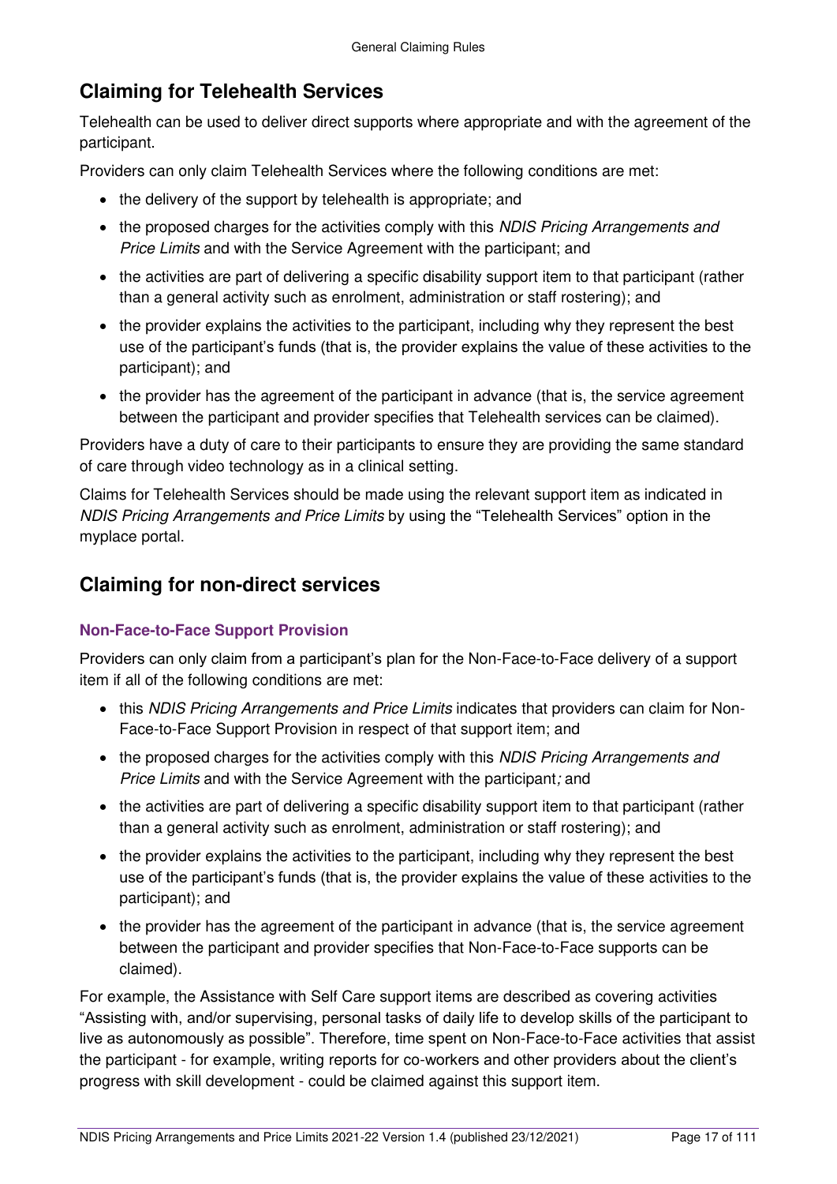## Claiming for Telehealth Services

Telehealth can be used to deliver direct supports where appropriate and with the agreement of the participant.

Providers can only claim Telehealth Services where the following conditions are met:

- the delivery of the support by telehealth is appropriate; and
- the proposed charges for the activities comply with this *NDIS Pricing Arrangements and Price Limits* and with the Service Agreement with the participant; and
- the activities are part of delivering a specific disability support item to that participant (rather than a general activity such as enrolment, administration or staff rostering); and
- the provider explains the activities to the participant, including why they represent the best use of the participant's funds (that is, the provider explains the value of these activities to the participant); and
- the provider has the agreement of the participant in advance (that is, the service agreement between the participant and provider specifies that Telehealth services can be claimed).

Providers have a duty of care to their participants to ensure they are providing the same standard of care through video technology as in a clinical setting.

Claims for Telehealth Services should be made using the relevant support item as indicated in *NDIS Pricing Arrangements and Price Limits* by using the "Telehealth Services" option in the myplace portal.

## Claiming for non-direct services

### Non-Face-to-Face Support Provision

Providers can only claim from a participant's plan for the Non-Face-to-Face delivery of a support item if all of the following conditions are met:

- this *NDIS Pricing Arrangements and Price Limits* indicates that providers can claim for Non-Face-to-Face Support Provision in respect of that support item; and
- the proposed charges for the activities comply with this *NDIS Pricing Arrangements and Price Limits* and with the Service Agreement with the participant*;* and
- the activities are part of delivering a specific disability support item to that participant (rather than a general activity such as enrolment, administration or staff rostering); and
- the provider explains the activities to the participant, including why they represent the best use of the participant's funds (that is, the provider explains the value of these activities to the participant); and
- the provider has the agreement of the participant in advance (that is, the service agreement between the participant and provider specifies that Non-Face-to-Face supports can be claimed).

For example, the Assistance with Self Care support items are described as covering activities "Assisting with, and/or supervising, personal tasks of daily life to develop skills of the participant to live as autonomously as possible". Therefore, time spent on Non-Face-to-Face activities that assist the participant - for example, writing reports for co-workers and other providers about the client's progress with skill development - could be claimed against this support item.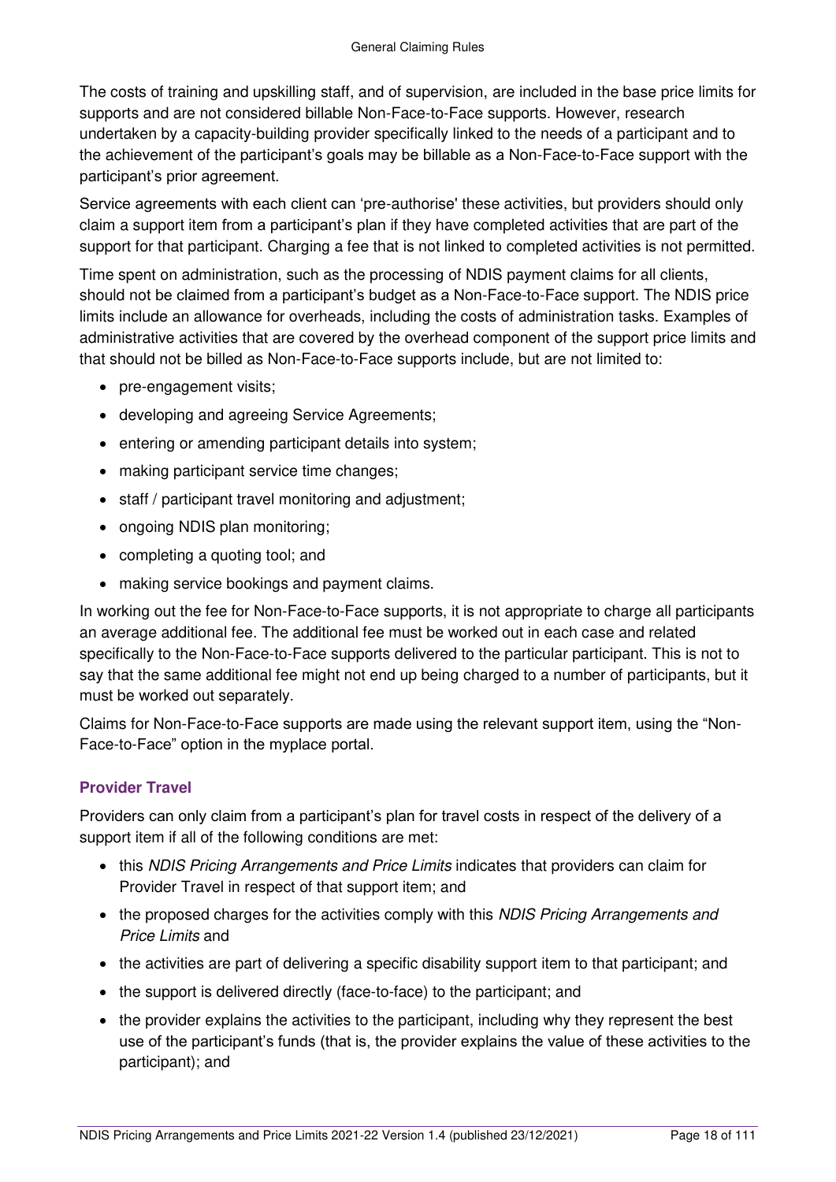The costs of training and upskilling staff, and of supervision, are included in the base price limits for supports and are not considered billable Non-Face-to-Face supports. However, research undertaken by a capacity-building provider specifically linked to the needs of a participant and to the achievement of the participant's goals may be billable as a Non-Face-to-Face support with the participant's prior agreement.

Service agreements with each client can 'pre-authorise' these activities, but providers should only claim a support item from a participant's plan if they have completed activities that are part of the support for that participant. Charging a fee that is not linked to completed activities is not permitted.

Time spent on administration, such as the processing of NDIS payment claims for all clients, should not be claimed from a participant's budget as a Non-Face-to-Face support. The NDIS price limits include an allowance for overheads, including the costs of administration tasks. Examples of administrative activities that are covered by the overhead component of the support price limits and that should not be billed as Non-Face-to-Face supports include, but are not limited to:

- pre-engagement visits;
- developing and agreeing Service Agreements;
- entering or amending participant details into system;
- making participant service time changes;
- staff / participant travel monitoring and adjustment;
- ongoing NDIS plan monitoring;
- completing a quoting tool; and
- making service bookings and payment claims.

In working out the fee for Non-Face-to-Face supports, it is not appropriate to charge all participants an average additional fee. The additional fee must be worked out in each case and related specifically to the Non-Face-to-Face supports delivered to the particular participant. This is not to say that the same additional fee might not end up being charged to a number of participants, but it must be worked out separately.

Claims for Non-Face-to-Face supports are made using the relevant support item, using the "Non-Face-to-Face" option in the myplace portal.

### Provider Travel

Providers can only claim from a participant's plan for travel costs in respect of the delivery of a support item if all of the following conditions are met:

- this *NDIS Pricing Arrangements and Price Limits* indicates that providers can claim for Provider Travel in respect of that support item; and
- the proposed charges for the activities comply with this *NDIS Pricing Arrangements and Price Limits* and
- the activities are part of delivering a specific disability support item to that participant; and
- the support is delivered directly (face-to-face) to the participant; and
- the provider explains the activities to the participant, including why they represent the best use of the participant's funds (that is, the provider explains the value of these activities to the participant); and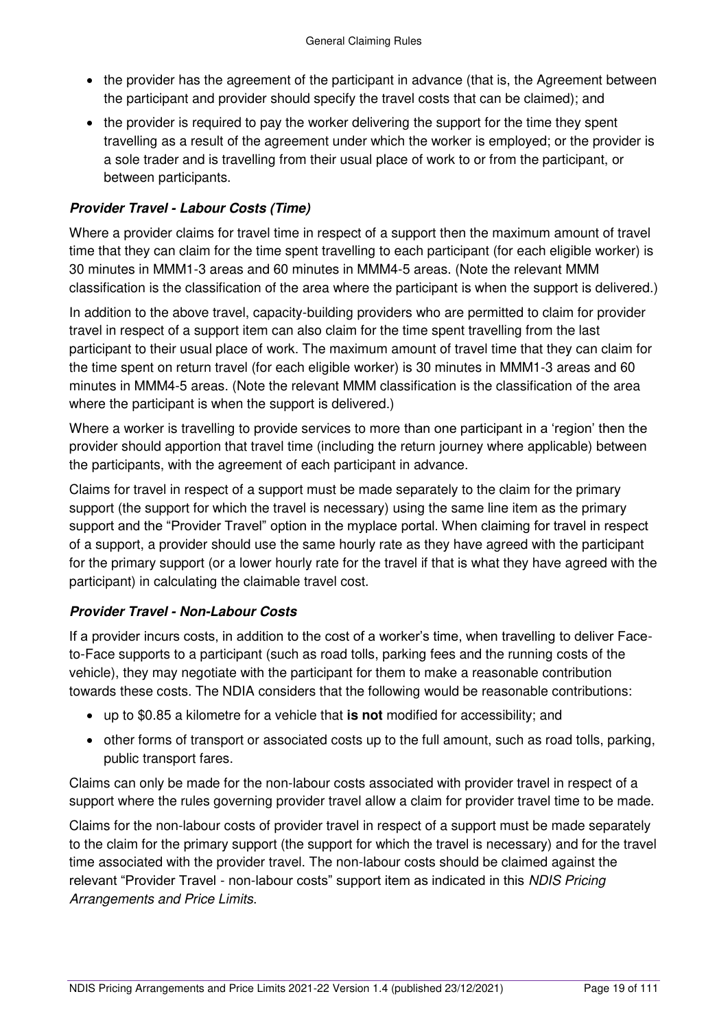- the provider has the agreement of the participant in advance (that is, the Agreement between the participant and provider should specify the travel costs that can be claimed); and
- the provider is required to pay the worker delivering the support for the time they spent travelling as a result of the agreement under which the worker is employed; or the provider is a sole trader and is travelling from their usual place of work to or from the participant, or between participants.

#### *Provider Travel - Labour Costs (Time)*

Where a provider claims for travel time in respect of a support then the maximum amount of travel time that they can claim for the time spent travelling to each participant (for each eligible worker) is 30 minutes in MMM1-3 areas and 60 minutes in MMM4-5 areas. (Note the relevant MMM classification is the classification of the area where the participant is when the support is delivered.)

In addition to the above travel, capacity-building providers who are permitted to claim for provider travel in respect of a support item can also claim for the time spent travelling from the last participant to their usual place of work. The maximum amount of travel time that they can claim for the time spent on return travel (for each eligible worker) is 30 minutes in MMM1-3 areas and 60 minutes in MMM4-5 areas. (Note the relevant MMM classification is the classification of the area where the participant is when the support is delivered.)

Where a worker is travelling to provide services to more than one participant in a 'region' then the provider should apportion that travel time (including the return journey where applicable) between the participants, with the agreement of each participant in advance.

Claims for travel in respect of a support must be made separately to the claim for the primary support (the support for which the travel is necessary) using the same line item as the primary support and the "Provider Travel" option in the myplace portal. When claiming for travel in respect of a support, a provider should use the same hourly rate as they have agreed with the participant for the primary support (or a lower hourly rate for the travel if that is what they have agreed with the participant) in calculating the claimable travel cost.

#### *Provider Travel - Non-Labour Costs*

If a provider incurs costs, in addition to the cost of a worker's time, when travelling to deliver Face-to-Face supports to a participant (such as road tolls, parking fees and the running costs of the vehicle), they may negotiate with the participant for them to make a reasonable contribution towards these costs. The NDIA considers that the following would be reasonable contributions:

- up to $0.85 a kilometre for a vehicle that **is not** modified for accessibility; and
- other forms of transport or associated costs up to the full amount, such as road tolls, parking, public transport fares.

Claims can only be made for the non-labour costs associated with provider travel in respect of a support where the rules governing provider travel allow a claim for provider travel time to be made.

Claims for the non-labour costs of provider travel in respect of a support must be made separately to the claim for the primary support (the support for which the travel is necessary) and for the travel time associated with the provider travel. The non-labour costs should be claimed against the relevant "Provider Travel - non-labour costs" support item as indicated in this *NDIS Pricing Arrangements and Price Limits*.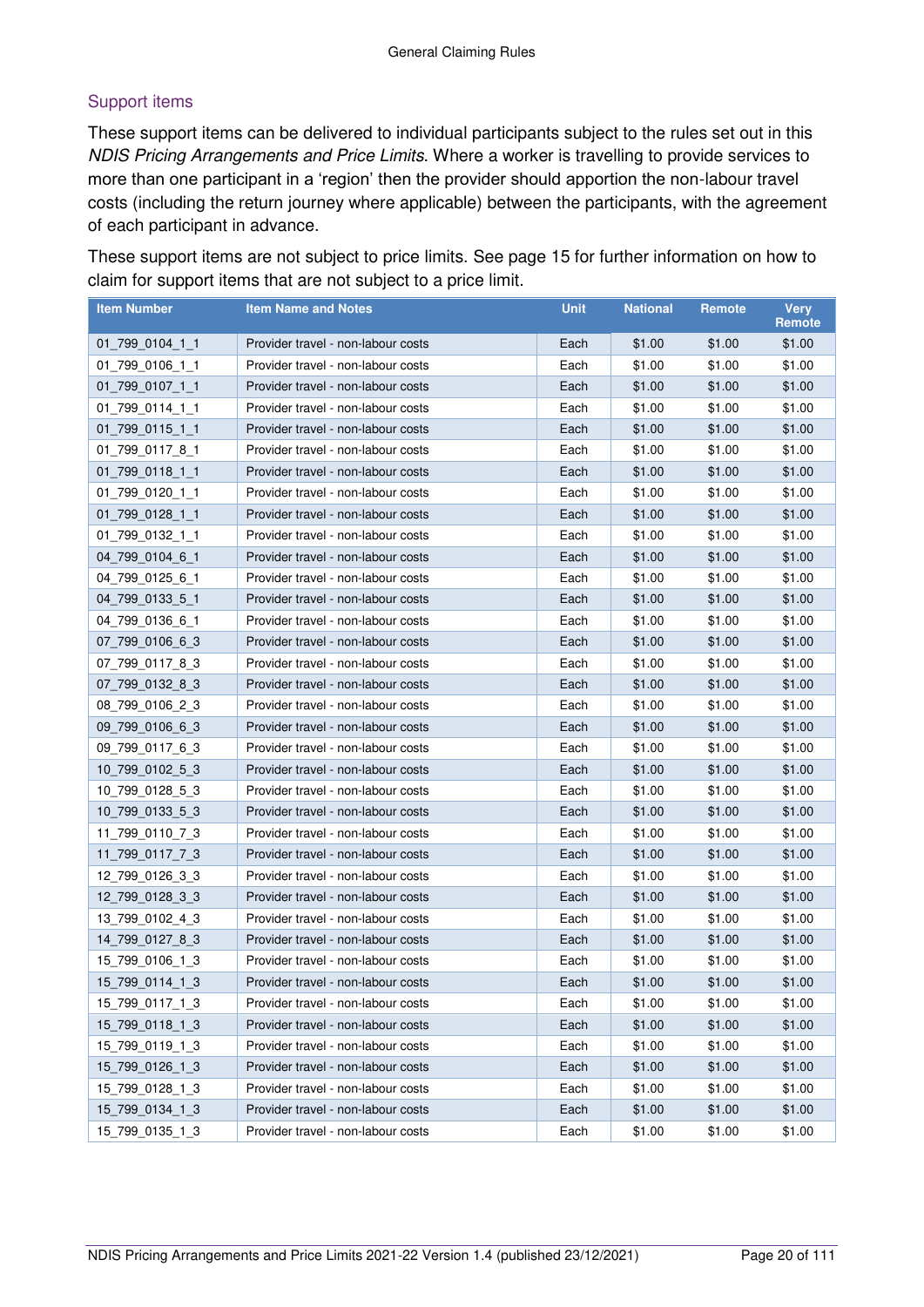## Support items

These support items can be delivered to individual participants subject to the rules set out in this *NDIS Pricing Arrangements and Price Limits*. Where a worker is travelling to provide services to more than one participant in a 'region' then the provider should apportion the non-labour travel costs (including the return journey where applicable) between the participants, with the agreement of each participant in advance.

These support items are not subject to price limits. See page 15 for further information on how to claim for support items that are not subject to a price limit.

| Item Number | Item Name and Notes | Unit | National | Remote | Very Remote |
|---|---|---|---|---|---|
| 01_799_0104_1_1 | Provider travel - non-labour costs | Each | $1.00 | $1.00 | $1.00 |
| 01_799_0106_1_1 | Provider travel - non-labour costs | Each | $1.00 | $1.00 | $1.00 |
| 01_799_0107_1_1 | Provider travel - non-labour costs | Each | $1.00 | $1.00 | $1.00 |
| 01_799_0114_1_1 | Provider travel - non-labour costs | Each | $1.00 | $1.00 | $1.00 |
| 01_799_0115_1_1 | Provider travel - non-labour costs | Each | $1.00 | $1.00 | $1.00 |
| 01_799_0117_8_1 | Provider travel - non-labour costs | Each | $1.00 | $1.00 | $1.00 |
| 01_799_0118_1_1 | Provider travel - non-labour costs | Each | $1.00 | $1.00 | $1.00 |
| 01_799_0120_1_1 | Provider travel - non-labour costs | Each | $1.00 | $1.00 | $1.00 |
| 01_799_0128_1_1 | Provider travel - non-labour costs | Each | $1.00 | $1.00 | $1.00 |
| 01_799_0132_1_1 | Provider travel - non-labour costs | Each | $1.00 | $1.00 | $1.00 |
| 04_799_0104_6_1 | Provider travel - non-labour costs | Each | $1.00 | $1.00 | $1.00 |
| 04_799_0125_6_1 | Provider travel - non-labour costs | Each | $1.00 | $1.00 | $1.00 |
| 04_799_0133_5_1 | Provider travel - non-labour costs | Each | $1.00 | $1.00 | $1.00 |
| 04_799_0136_6_1 | Provider travel - non-labour costs | Each | $1.00 | $1.00 | $1.00 |
| 07_799_0106_6_3 | Provider travel - non-labour costs | Each | $1.00 | $1.00 | $1.00 |
| 07_799_0117_8_3 | Provider travel - non-labour costs | Each | $1.00 | $1.00 | $1.00 |
| 07_799_0132_8_3 | Provider travel - non-labour costs | Each | $1.00 | $1.00 | $1.00 |
| 08_799_0106_2_3 | Provider travel - non-labour costs | Each | $1.00 | $1.00 | $1.00 |
| 09_799_0106_6_3 | Provider travel - non-labour costs | Each | $1.00 | $1.00 | $1.00 |
| 09_799_0117_6_3 | Provider travel - non-labour costs | Each | $1.00 | $1.00 | $1.00 |
| 10_799_0102_5_3 | Provider travel - non-labour costs | Each | $1.00 | $1.00 | $1.00 |
| 10_799_0128_5_3 | Provider travel - non-labour costs | Each | $1.00 | $1.00 | $1.00 |
| 10_799_0133_5_3 | Provider travel - non-labour costs | Each | $1.00 | $1.00 | $1.00 |
| 11_799_0110_7_3 | Provider travel - non-labour costs | Each | $1.00 | $1.00 | $1.00 |
| 11_799_0117_7_3 | Provider travel - non-labour costs | Each | $1.00 | $1.00 | $1.00 |
| 12_799_0126_3_3 | Provider travel - non-labour costs | Each | $1.00 | $1.00 | $1.00 |
| 12_799_0128_3_3 | Provider travel - non-labour costs | Each | $1.00 | $1.00 | $1.00 |
| 13_799_0102_4_3 | Provider travel - non-labour costs | Each | $1.00 | $1.00 | $1.00 |
| 14_799_0127_8_3 | Provider travel - non-labour costs | Each | $1.00 | $1.00 | $1.00 |
| 15_799_0106_1_3 | Provider travel - non-labour costs | Each | $1.00 | $1.00 | $1.00 |
| 15_799_0114_1_3 | Provider travel - non-labour costs | Each | $1.00 | $1.00 | $1.00 |
| 15_799_0117_1_3 | Provider travel - non-labour costs | Each | $1.00 | $1.00 | $1.00 |
| 15_799_0118_1_3 | Provider travel - non-labour costs | Each | $1.00 | $1.00 | $1.00 |
| 15_799_0119_1_3 | Provider travel - non-labour costs | Each | $1.00 | $1.00 | $1.00 |
| 15_799_0126_1_3 | Provider travel - non-labour costs | Each | $1.00 | $1.00 | $1.00 |
| 15_799_0128_1_3 | Provider travel - non-labour costs | Each | $1.00 | $1.00 | $1.00 |
| 15_799_0134_1_3 | Provider travel - non-labour costs | Each | $1.00 | $1.00 | $1.00 |
| 15_799_0135_1_3 | Provider travel - non-labour costs | Each | $1.00 | $1.00 | $1.00 |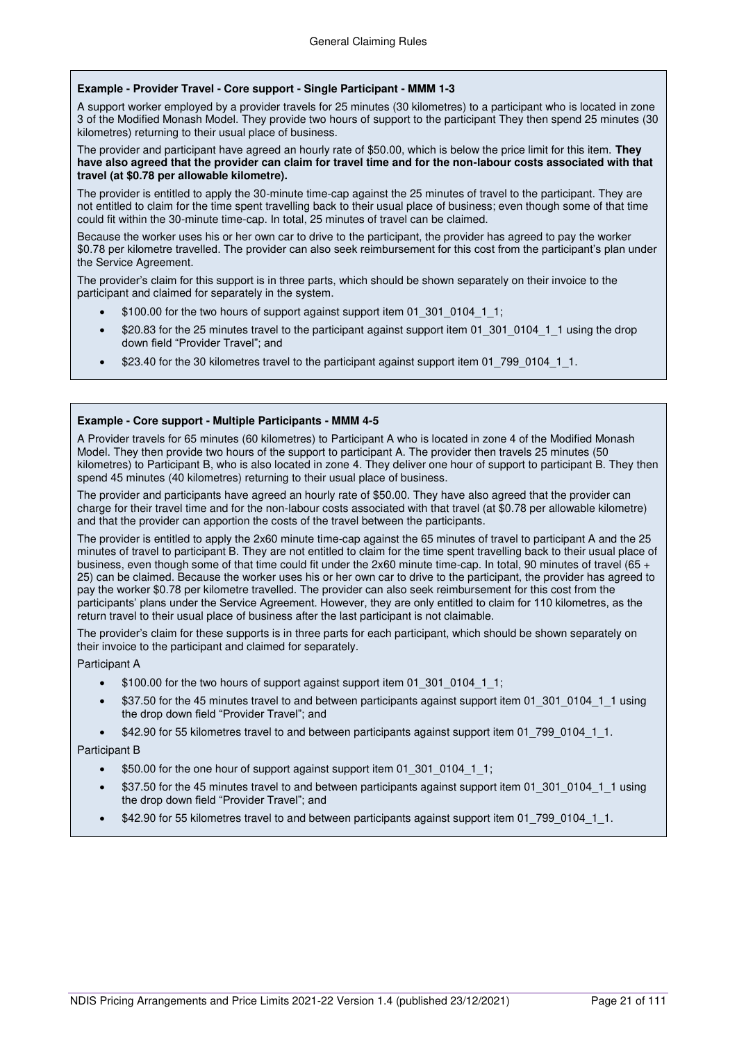**Example - Provider Travel - Core support - Single Participant - MMM 1-3**

A support worker employed by a provider travels for 25 minutes (30 kilometres) to a participant who is located in zone 3 of the Modified Monash Model. They provide two hours of support to the participant They then spend 25 minutes (30 kilometres) returning to their usual place of business.

The provider and participant have agreed an hourly rate of $50.00, which is below the price limit for this item. **They have also agreed that the provider can claim for travel time and for the non-labour costs associated with that travel (at $0.78 per allowable kilometre).**

The provider is entitled to apply the 30-minute time-cap against the 25 minutes of travel to the participant. They are not entitled to claim for the time spent travelling back to their usual place of business; even though some of that time could fit within the 30-minute time-cap. In total, 25 minutes of travel can be claimed.

Because the worker uses his or her own car to drive to the participant, the provider has agreed to pay the worker $0.78 per kilometre travelled. The provider can also seek reimbursement for this cost from the participant's plan under the Service Agreement.

The provider's claim for this support is in three parts, which should be shown separately on their invoice to the participant and claimed for separately in the system.

- $100.00 for the two hours of support against support item 01_301_0104_1_1;
- $20.83 for the 25 minutes travel to the participant against support item 01_301_0104_1_1 using the drop down field "Provider Travel"; and
- $23.40 for the 30 kilometres travel to the participant against support item 01_799_0104_1_1.

**Example - Core support - Multiple Participants - MMM 4-5**

A Provider travels for 65 minutes (60 kilometres) to Participant A who is located in zone 4 of the Modified Monash Model. They then provide two hours of the support to participant A. The provider then travels 25 minutes (50 kilometres) to Participant B, who is also located in zone 4. They deliver one hour of support to participant B. They then spend 45 minutes (40 kilometres) returning to their usual place of business.

The provider and participants have agreed an hourly rate of $50.00. They have also agreed that the provider can charge for their travel time and for the non-labour costs associated with that travel (at $0.78 per allowable kilometre) and that the provider can apportion the costs of the travel between the participants.

The provider is entitled to apply the 2x60 minute time-cap against the 65 minutes of travel to participant A and the 25 minutes of travel to participant B. They are not entitled to claim for the time spent travelling back to their usual place of business, even though some of that time could fit under the 2x60 minute time-cap. In total, 90 minutes of travel (65 + 25) can be claimed. Because the worker uses his or her own car to drive to the participant, the provider has agreed to pay the worker $0.78 per kilometre travelled. The provider can also seek reimbursement for this cost from the participants' plans under the Service Agreement. However, they are only entitled to claim for 110 kilometres, as the return travel to their usual place of business after the last participant is not claimable.

The provider's claim for these supports is in three parts for each participant, which should be shown separately on their invoice to the participant and claimed for separately.

Participant A

- $100.00 for the two hours of support against support item 01_301_0104_1_1;
- $37.50 for the 45 minutes travel to and between participants against support item 01_301_0104_1_1 using the drop down field "Provider Travel"; and
- $42.90 for 55 kilometres travel to and between participants against support item 01_799_0104_1_1.

Participant B

- $50.00 for the one hour of support against support item 01_301_0104_1_1;
- $37.50 for the 45 minutes travel to and between participants against support item 01_301_0104_1_1 using the drop down field "Provider Travel"; and
- $42.90 for 55 kilometres travel to and between participants against support item 01_799_0104_1_1.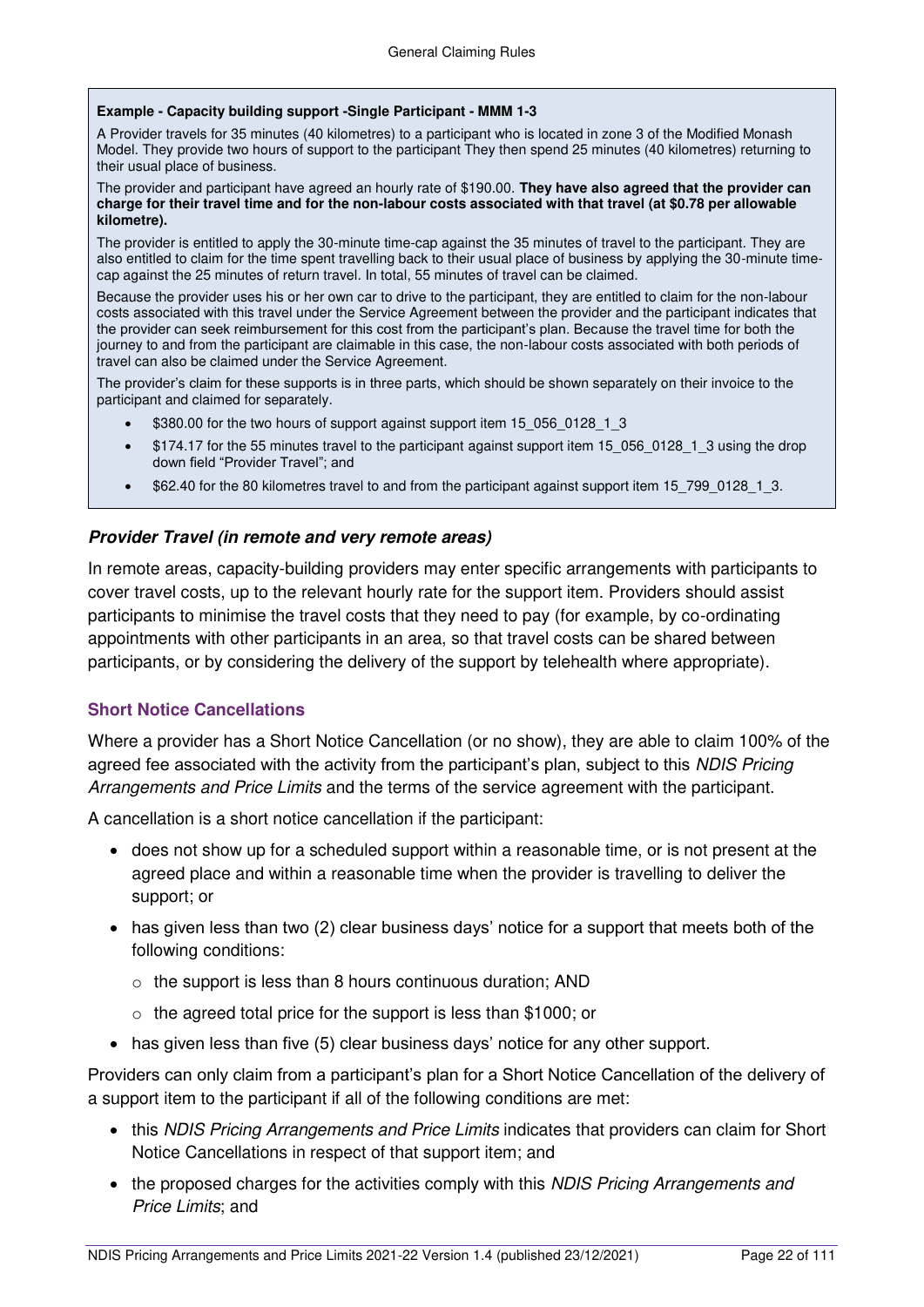**Example - Capacity building support -Single Participant - MMM 1-3**

A Provider travels for 35 minutes (40 kilometres) to a participant who is located in zone 3 of the Modified Monash Model. They provide two hours of support to the participant They then spend 25 minutes (40 kilometres) returning to their usual place of business.

The provider and participant have agreed an hourly rate of $190.00. **They have also agreed that the provider can charge for their travel time and for the non-labour costs associated with that travel (at $0.78 per allowable kilometre).**

The provider is entitled to apply the 30-minute time-cap against the 35 minutes of travel to the participant. They are also entitled to claim for the time spent travelling back to their usual place of business by applying the 30-minute time-cap against the 25 minutes of return travel. In total, 55 minutes of travel can be claimed.

Because the provider uses his or her own car to drive to the participant, they are entitled to claim for the non-labour costs associated with this travel under the Service Agreement between the provider and the participant indicates that the provider can seek reimbursement for this cost from the participant's plan. Because the travel time for both the journey to and from the participant are claimable in this case, the non-labour costs associated with both periods of travel can also be claimed under the Service Agreement.

The provider's claim for these supports is in three parts, which should be shown separately on their invoice to the participant and claimed for separately.

- $380.00 for the two hours of support against support item 15_056_0128_1_3
- $174.17 for the 55 minutes travel to the participant against support item 15_056_0128_1_3 using the drop down field "Provider Travel"; and
- $62.40 for the 80 kilometres travel to and from the participant against support item 15_799_0128_1_3.

#### *Provider Travel (in remote and very remote areas)*

In remote areas, capacity-building providers may enter specific arrangements with participants to cover travel costs, up to the relevant hourly rate for the support item. Providers should assist participants to minimise the travel costs that they need to pay (for example, by co-ordinating appointments with other participants in an area, so that travel costs can be shared between participants, or by considering the delivery of the support by telehealth where appropriate).

### Short Notice Cancellations

Where a provider has a Short Notice Cancellation (or no show), they are able to claim 100% of the agreed fee associated with the activity from the participant's plan, subject to this *NDIS Pricing Arrangements and Price Limits* and the terms of the service agreement with the participant.

A cancellation is a short notice cancellation if the participant:

- does not show up for a scheduled support within a reasonable time, or is not present at the agreed place and within a reasonable time when the provider is travelling to deliver the support; or
- has given less than two (2) clear business days' notice for a support that meets both of the following conditions:
  - the support is less than 8 hours continuous duration; AND
  - the agreed total price for the support is less than $1000; or
- has given less than five (5) clear business days' notice for any other support.

Providers can only claim from a participant's plan for a Short Notice Cancellation of the delivery of a support item to the participant if all of the following conditions are met:

- this *NDIS Pricing Arrangements and Price Limits* indicates that providers can claim for Short Notice Cancellations in respect of that support item; and
- the proposed charges for the activities comply with this *NDIS Pricing Arrangements and Price Limits*; and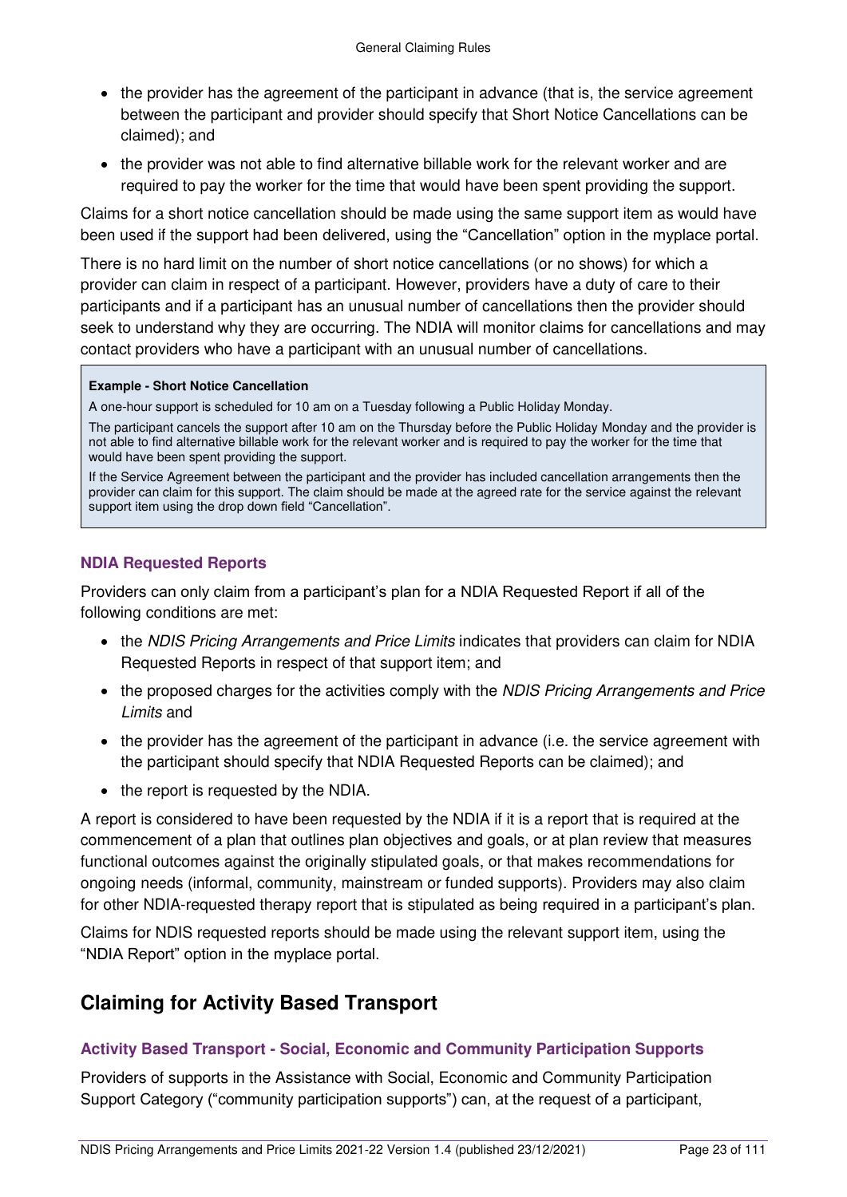- the provider has the agreement of the participant in advance (that is, the service agreement between the participant and provider should specify that Short Notice Cancellations can be claimed); and
- the provider was not able to find alternative billable work for the relevant worker and are required to pay the worker for the time that would have been spent providing the support.

Claims for a short notice cancellation should be made using the same support item as would have been used if the support had been delivered, using the "Cancellation" option in the myplace portal.

There is no hard limit on the number of short notice cancellations (or no shows) for which a provider can claim in respect of a participant. However, providers have a duty of care to their participants and if a participant has an unusual number of cancellations then the provider should seek to understand why they are occurring. The NDIA will monitor claims for cancellations and may contact providers who have a participant with an unusual number of cancellations.

> **Example - Short Notice Cancellation**
>
> A one-hour support is scheduled for 10 am on a Tuesday following a Public Holiday Monday.
>
> The participant cancels the support after 10 am on the Thursday before the Public Holiday Monday and the provider is not able to find alternative billable work for the relevant worker and is required to pay the worker for the time that would have been spent providing the support.
>
> If the Service Agreement between the participant and the provider has included cancellation arrangements then the provider can claim for this support. The claim should be made at the agreed rate for the service against the relevant support item using the drop down field "Cancellation".

### NDIA Requested Reports

Providers can only claim from a participant's plan for a NDIA Requested Report if all of the following conditions are met:

- the *NDIS Pricing Arrangements and Price Limits* indicates that providers can claim for NDIA Requested Reports in respect of that support item; and
- the proposed charges for the activities comply with the *NDIS Pricing Arrangements and Price Limits* and
- the provider has the agreement of the participant in advance (i.e. the service agreement with the participant should specify that NDIA Requested Reports can be claimed); and
- the report is requested by the NDIA.

A report is considered to have been requested by the NDIA if it is a report that is required at the commencement of a plan that outlines plan objectives and goals, or at plan review that measures functional outcomes against the originally stipulated goals, or that makes recommendations for ongoing needs (informal, community, mainstream or funded supports). Providers may also claim for other NDIA-requested therapy report that is stipulated as being required in a participant's plan.

Claims for NDIS requested reports should be made using the relevant support item, using the "NDIA Report" option in the myplace portal.

## Claiming for Activity Based Transport

### Activity Based Transport - Social, Economic and Community Participation Supports

Providers of supports in the Assistance with Social, Economic and Community Participation Support Category ("community participation supports") can, at the request of a participant,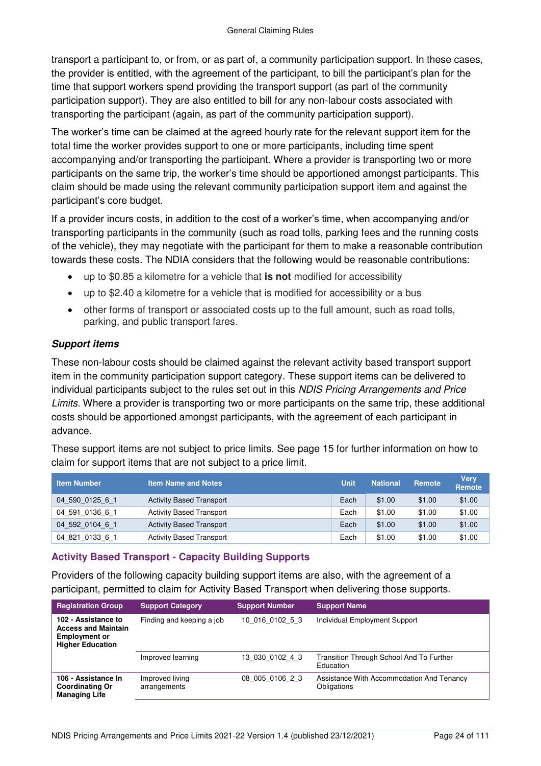transport a participant to, or from, or as part of, a community participation support. In these cases, the provider is entitled, with the agreement of the participant, to bill the participant's plan for the time that support workers spend providing the transport support (as part of the community participation support). They are also entitled to bill for any non-labour costs associated with transporting the participant (again, as part of the community participation support).

The worker's time can be claimed at the agreed hourly rate for the relevant support item for the total time the worker provides support to one or more participants, including time spent accompanying and/or transporting the participant. Where a provider is transporting two or more participants on the same trip, the worker's time should be apportioned amongst participants. This claim should be made using the relevant community participation support item and against the participant's core budget.

If a provider incurs costs, in addition to the cost of a worker's time, when accompanying and/or transporting participants in the community (such as road tolls, parking fees and the running costs of the vehicle), they may negotiate with the participant for them to make a reasonable contribution towards these costs. The NDIA considers that the following would be reasonable contributions:

- up to $0.85 a kilometre for a vehicle that **is not** modified for accessibility
- up to $2.40 a kilometre for a vehicle that is modified for accessibility or a bus
- other forms of transport or associated costs up to the full amount, such as road tolls, parking, and public transport fares.

#### *Support items*

These non-labour costs should be claimed against the relevant activity based transport support item in the community participation support category. These support items can be delivered to individual participants subject to the rules set out in this *NDIS Pricing Arrangements and Price Limits*. Where a provider is transporting two or more participants on the same trip, these additional costs should be apportioned amongst participants, with the agreement of each participant in advance.

These support items are not subject to price limits. See page 15 for further information on how to claim for support items that are not subject to a price limit.

| Item Number | Item Name and Notes | Unit | National | Remote | Very Remote |
|---|---|---|---|---|---|
| 04_590_0125_6_1 | Activity Based Transport | Each | $1.00 | $1.00 | $1.00 |
| 04_591_0136_6_1 | Activity Based Transport | Each | $1.00 | $1.00 | $1.00 |
| 04_592_0104_6_1 | Activity Based Transport | Each | $1.00 | $1.00 | $1.00 |
| 04_821_0133_6_1 | Activity Based Transport | Each | $1.00 | $1.00 | $1.00 |

### Activity Based Transport - Capacity Building Supports

Providers of the following capacity building support items are also, with the agreement of a participant, permitted to claim for Activity Based Transport when delivering those supports.

| Registration Group | Support Category | Support Number | Support Name |
|---|---|---|---|
| **102 - Assistance to Access and Maintain Employment or Higher Education** | Finding and keeping a job | 10_016_0102_5_3 | Individual Employment Support |
| | Improved learning | 13_030_0102_4_3 | Transition Through School And To Further Education |
| **106 - Assistance In Coordinating Or Managing Life** | Improved living arrangements | 08_005_0106_2_3 | Assistance With Accommodation And Tenancy Obligations |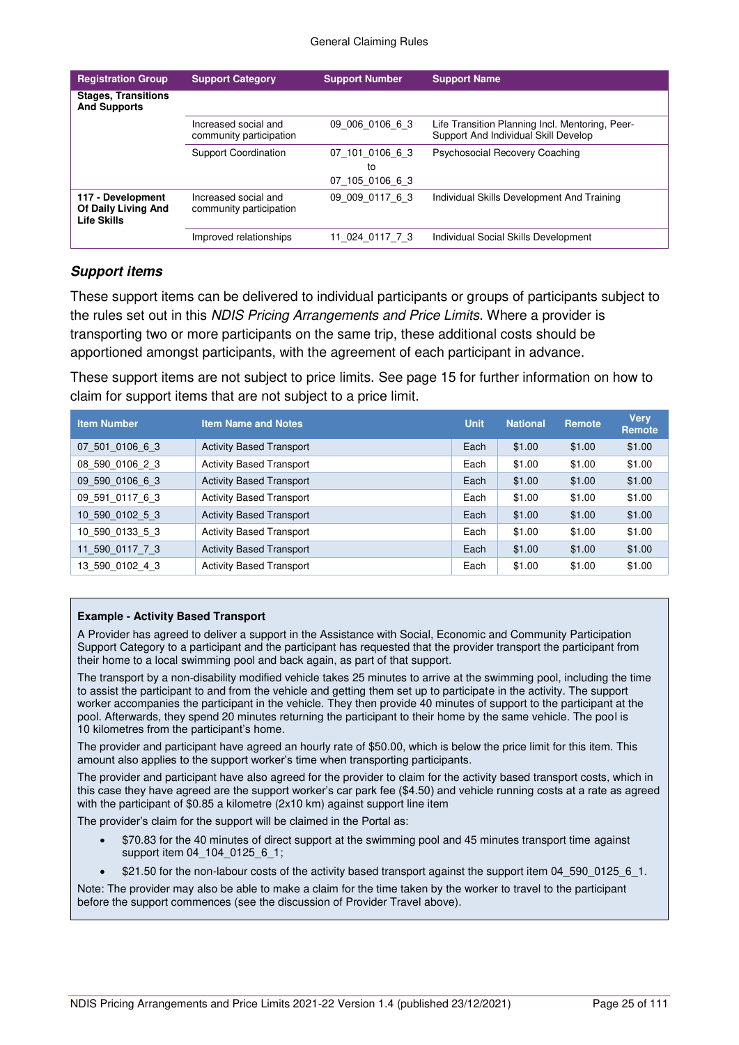| Registration Group | Support Category | Support Number | Support Name |
|---|---|---|---|
| **Stages, Transitions And Supports** | | | |
| | Increased social and community participation | 09_006_0106_6_3 | Life Transition Planning Incl. Mentoring, Peer-Support And Individual Skill Develop |
| | Support Coordination | 07_101_0106_6_3 to 07_105_0106_6_3 | Psychosocial Recovery Coaching |
| **117 - Development Of Daily Living And Life Skills** | Increased social and community participation | 09_009_0117_6_3 | Individual Skills Development And Training |
| | Improved relationships | 11_024_0117_7_3 | Individual Social Skills Development |

### *Support items*

These support items can be delivered to individual participants or groups of participants subject to the rules set out in this *NDIS Pricing Arrangements and Price Limits*. Where a provider is transporting two or more participants on the same trip, these additional costs should be apportioned amongst participants, with the agreement of each participant in advance.

These support items are not subject to price limits. See page 15 for further information on how to claim for support items that are not subject to a price limit.

| Item Number | Item Name and Notes | Unit | National | Remote | Very Remote |
|---|---|---|---|---|---|
| 07_501_0106_6_3 | Activity Based Transport | Each | $1.00 | $1.00 | $1.00 |
| 08_590_0106_2_3 | Activity Based Transport | Each | $1.00 | $1.00 | $1.00 |
| 09_590_0106_6_3 | Activity Based Transport | Each | $1.00 | $1.00 | $1.00 |
| 09_591_0117_6_3 | Activity Based Transport | Each | $1.00 | $1.00 | $1.00 |
| 10_590_0102_5_3 | Activity Based Transport | Each | $1.00 | $1.00 | $1.00 |
| 10_590_0133_5_3 | Activity Based Transport | Each | $1.00 | $1.00 | $1.00 |
| 11_590_0117_7_3 | Activity Based Transport | Each | $1.00 | $1.00 | $1.00 |
| 13_590_0102_4_3 | Activity Based Transport | Each | $1.00 | $1.00 | $1.00 |

**Example - Activity Based Transport**

A Provider has agreed to deliver a support in the Assistance with Social, Economic and Community Participation Support Category to a participant and the participant has requested that the provider transport the participant from their home to a local swimming pool and back again, as part of that support.

The transport by a non-disability modified vehicle takes 25 minutes to arrive at the swimming pool, including the time to assist the participant to and from the vehicle and getting them set up to participate in the activity. The support worker accompanies the participant in the vehicle. They then provide 40 minutes of support to the participant at the pool. Afterwards, they spend 20 minutes returning the participant to their home by the same vehicle. The pool is 10 kilometres from the participant's home.

The provider and participant have agreed an hourly rate of $50.00, which is below the price limit for this item. This amount also applies to the support worker's time when transporting participants.

The provider and participant have also agreed for the provider to claim for the activity based transport costs, which in this case they have agreed are the support worker's car park fee ($4.50) and vehicle running costs at a rate as agreed with the participant of $0.85 a kilometre (2x10 km) against support line item

The provider's claim for the support will be claimed in the Portal as:

- $70.83 for the 40 minutes of direct support at the swimming pool and 45 minutes transport time against support item 04_104_0125_6_1;
- $21.50 for the non-labour costs of the activity based transport against the support item 04_590_0125_6_1.

Note: The provider may also be able to make a claim for the time taken by the worker to travel to the participant before the support commences (see the discussion of Provider Travel above).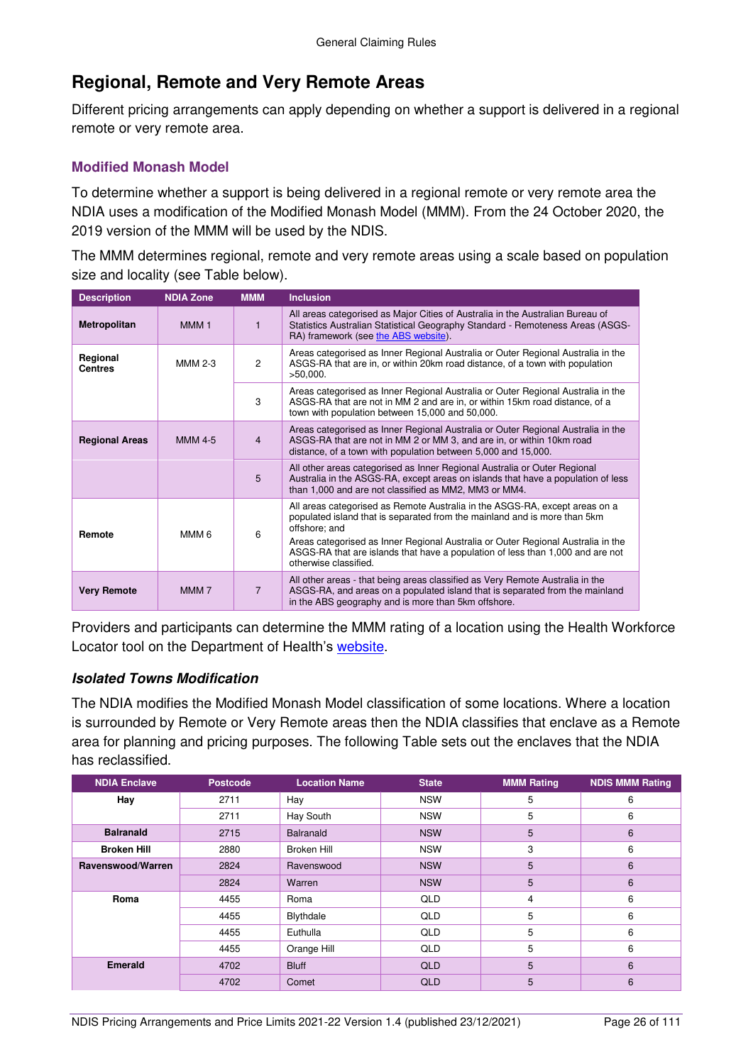# Regional, Remote and Very Remote Areas

Different pricing arrangements can apply depending on whether a support is delivered in a regional remote or very remote area.

## Modified Monash Model

To determine whether a support is being delivered in a regional remote or very remote area the NDIA uses a modification of the Modified Monash Model (MMM). From the 24 October 2020, the 2019 version of the MMM will be used by the NDIS.

The MMM determines regional, remote and very remote areas using a scale based on population size and locality (see Table below).

| Description | NDIA Zone | MMM | Inclusion |
|---|---|---|---|
| **Metropolitan** | MMM 1 | 1 | All areas categorised as Major Cities of Australia in the Australian Bureau of Statistics Australian Statistical Geography Standard - Remoteness Areas (ASGS-RA) framework (see [the ABS website](#)). |
| **Regional Centres** | MMM 2-3 | 2 | Areas categorised as Inner Regional Australia or Outer Regional Australia in the ASGS-RA that are in, or within 20km road distance, of a town with population >50,000. |
| | | 3 | Areas categorised as Inner Regional Australia or Outer Regional Australia in the ASGS-RA that are not in MM 2 and are in, or within 15km road distance, of a town with population between 15,000 and 50,000. |
| **Regional Areas** | MMM 4-5 | 4 | Areas categorised as Inner Regional Australia or Outer Regional Australia in the ASGS-RA that are not in MM 2 or MM 3, and are in, or within 10km road distance, of a town with population between 5,000 and 15,000. |
| | | 5 | All other areas categorised as Inner Regional Australia or Outer Regional Australia in the ASGS-RA, except areas on islands that have a population of less than 1,000 and are not classified as MM2, MM3 or MM4. |
| **Remote** | MMM 6 | 6 | All areas categorised as Remote Australia in the ASGS-RA, except areas on a populated island that is separated from the mainland and is more than 5km offshore; and<br>Areas categorised as Inner Regional Australia or Outer Regional Australia in the ASGS-RA that are islands that have a population of less than 1,000 and are not otherwise classified. |
| **Very Remote** | MMM 7 | 7 | All other areas - that being areas classified as Very Remote Australia in the ASGS-RA, and areas on a populated island that is separated from the mainland in the ABS geography and is more than 5km offshore. |

Providers and participants can determine the MMM rating of a location using the Health Workforce Locator tool on the Department of Health's [website](#).

### *Isolated Towns Modification*

The NDIA modifies the Modified Monash Model classification of some locations. Where a location is surrounded by Remote or Very Remote areas then the NDIA classifies that enclave as a Remote area for planning and pricing purposes. The following Table sets out the enclaves that the NDIA has reclassified.

| NDIA Enclave | Postcode | Location Name | State | MMM Rating | NDIS MMM Rating |
|---|---|---|---|---|---|
| **Hay** | 2711 | Hay | NSW | 5 | 6 |
| | 2711 | Hay South | NSW | 5 | 6 |
| **Balranald** | 2715 | Balranald | NSW | 5 | 6 |
| **Broken Hill** | 2880 | Broken Hill | NSW | 3 | 6 |
| **Ravenswood/Warren** | 2824 | Ravenswood | NSW | 5 | 6 |
| | 2824 | Warren | NSW | 5 | 6 |
| **Roma** | 4455 | Roma | QLD | 4 | 6 |
| | 4455 | Blythdale | QLD | 5 | 6 |
| | 4455 | Euthulla | QLD | 5 | 6 |
| | 4455 | Orange Hill | QLD | 5 | 6 |
| **Emerald** | 4702 | Bluff | QLD | 5 | 6 |
| | 4702 | Comet | QLD | 5 | 6 |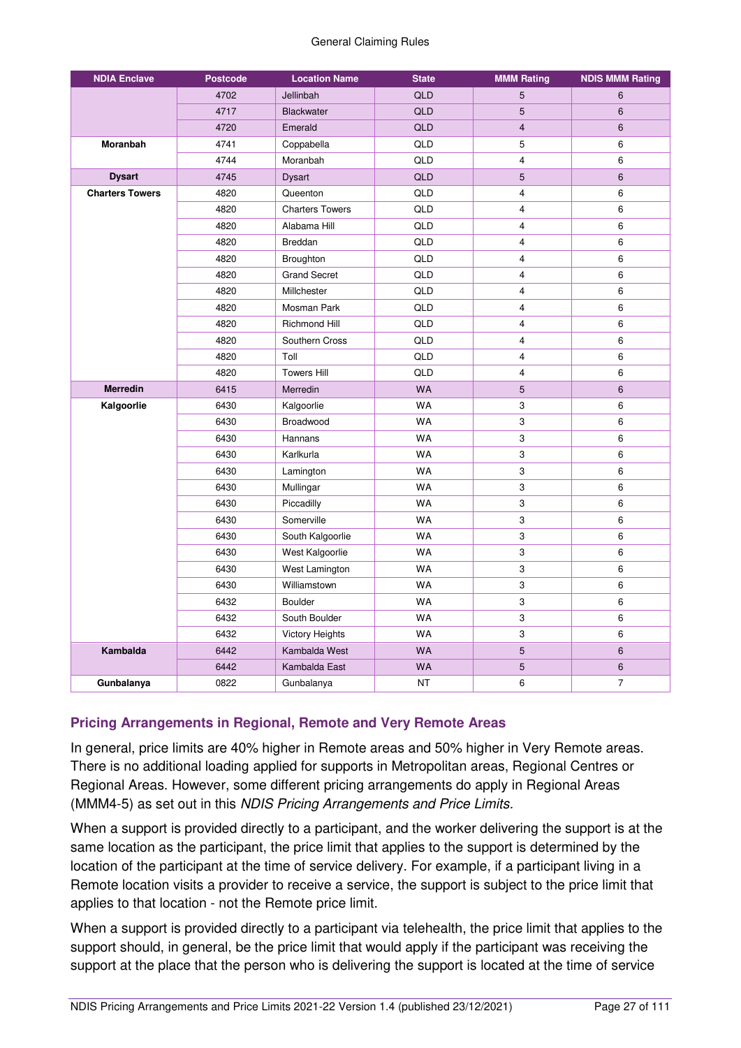| NDIA Enclave | Postcode | Location Name | State | MMM Rating | NDIS MMM Rating |
|---|---|---|---|---|---|
| | 4702 | Jellinbah | QLD | 5 | 6 |
| | 4717 | Blackwater | QLD | 5 | 6 |
| | 4720 | Emerald | QLD | 4 | 6 |
| **Moranbah** | 4741 | Coppabella | QLD | 5 | 6 |
| | 4744 | Moranbah | QLD | 4 | 6 |
| **Dysart** | 4745 | Dysart | QLD | 5 | 6 |
| **Charters Towers** | 4820 | Queenton | QLD | 4 | 6 |
| | 4820 | Charters Towers | QLD | 4 | 6 |
| | 4820 | Alabama Hill | QLD | 4 | 6 |
| | 4820 | Breddan | QLD | 4 | 6 |
| | 4820 | Broughton | QLD | 4 | 6 |
| | 4820 | Grand Secret | QLD | 4 | 6 |
| | 4820 | Millchester | QLD | 4 | 6 |
| | 4820 | Mosman Park | QLD | 4 | 6 |
| | 4820 | Richmond Hill | QLD | 4 | 6 |
| | 4820 | Southern Cross | QLD | 4 | 6 |
| | 4820 | Toll | QLD | 4 | 6 |
| | 4820 | Towers Hill | QLD | 4 | 6 |
| **Merredin** | 6415 | Merredin | WA | 5 | 6 |
| **Kalgoorlie** | 6430 | Kalgoorlie | WA | 3 | 6 |
| | 6430 | Broadwood | WA | 3 | 6 |
| | 6430 | Hannans | WA | 3 | 6 |
| | 6430 | Karlkurla | WA | 3 | 6 |
| | 6430 | Lamington | WA | 3 | 6 |
| | 6430 | Mullingar | WA | 3 | 6 |
| | 6430 | Piccadilly | WA | 3 | 6 |
| | 6430 | Somerville | WA | 3 | 6 |
| | 6430 | South Kalgoorlie | WA | 3 | 6 |
| | 6430 | West Kalgoorlie | WA | 3 | 6 |
| | 6430 | West Lamington | WA | 3 | 6 |
| | 6430 | Williamstown | WA | 3 | 6 |
| | 6432 | Boulder | WA | 3 | 6 |
| | 6432 | South Boulder | WA | 3 | 6 |
| | 6432 | Victory Heights | WA | 3 | 6 |
| **Kambalda** | 6442 | Kambalda West | WA | 5 | 6 |
| | 6442 | Kambalda East | WA | 5 | 6 |
| **Gunbalanya** | 0822 | Gunbalanya | NT | 6 | 7 |

### Pricing Arrangements in Regional, Remote and Very Remote Areas

In general, price limits are 40% higher in Remote areas and 50% higher in Very Remote areas. There is no additional loading applied for supports in Metropolitan areas, Regional Centres or Regional Areas. However, some different pricing arrangements do apply in Regional Areas (MMM4-5) as set out in this *NDIS Pricing Arrangements and Price Limits.*

When a support is provided directly to a participant, and the worker delivering the support is at the same location as the participant, the price limit that applies to the support is determined by the location of the participant at the time of service delivery. For example, if a participant living in a Remote location visits a provider to receive a service, the support is subject to the price limit that applies to that location - not the Remote price limit.

When a support is provided directly to a participant via telehealth, the price limit that applies to the support should, in general, be the price limit that would apply if the participant was receiving the support at the place that the person who is delivering the support is located at the time of service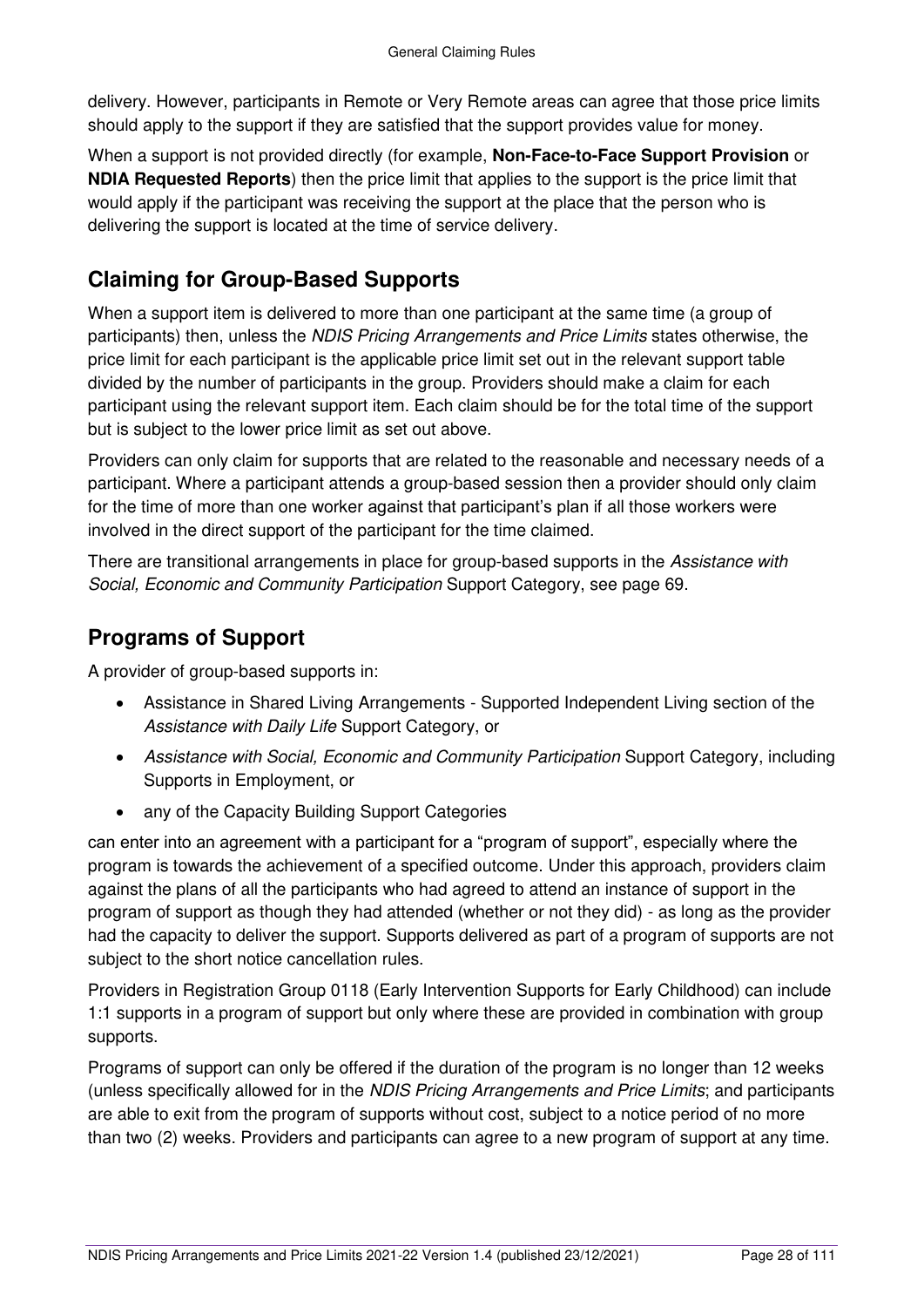delivery. However, participants in Remote or Very Remote areas can agree that those price limits should apply to the support if they are satisfied that the support provides value for money.

When a support is not provided directly (for example, **Non-Face-to-Face Support Provision** or **NDIA Requested Reports**) then the price limit that applies to the support is the price limit that would apply if the participant was receiving the support at the place that the person who is delivering the support is located at the time of service delivery.

## Claiming for Group-Based Supports

When a support item is delivered to more than one participant at the same time (a group of participants) then, unless the *NDIS Pricing Arrangements and Price Limits* states otherwise, the price limit for each participant is the applicable price limit set out in the relevant support table divided by the number of participants in the group. Providers should make a claim for each participant using the relevant support item. Each claim should be for the total time of the support but is subject to the lower price limit as set out above.

Providers can only claim for supports that are related to the reasonable and necessary needs of a participant. Where a participant attends a group-based session then a provider should only claim for the time of more than one worker against that participant's plan if all those workers were involved in the direct support of the participant for the time claimed.

There are transitional arrangements in place for group-based supports in the *Assistance with Social, Economic and Community Participation* Support Category, see page 69.

## Programs of Support

A provider of group-based supports in:

- Assistance in Shared Living Arrangements - Supported Independent Living section of the *Assistance with Daily Life* Support Category, or
- *Assistance with Social, Economic and Community Participation* Support Category, including Supports in Employment, or
- any of the Capacity Building Support Categories

can enter into an agreement with a participant for a "program of support", especially where the program is towards the achievement of a specified outcome. Under this approach, providers claim against the plans of all the participants who had agreed to attend an instance of support in the program of support as though they had attended (whether or not they did) - as long as the provider had the capacity to deliver the support. Supports delivered as part of a program of supports are not subject to the short notice cancellation rules.

Providers in Registration Group 0118 (Early Intervention Supports for Early Childhood) can include 1:1 supports in a program of support but only where these are provided in combination with group supports.

Programs of support can only be offered if the duration of the program is no longer than 12 weeks (unless specifically allowed for in the *NDIS Pricing Arrangements and Price Limits*; and participants are able to exit from the program of supports without cost, subject to a notice period of no more than two (2) weeks. Providers and participants can agree to a new program of support at any time.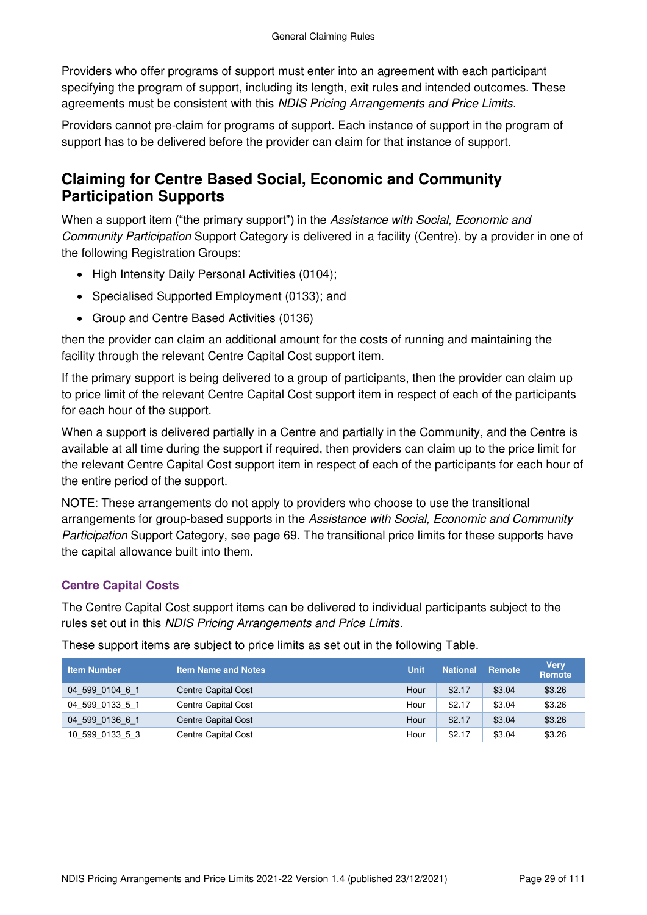Providers who offer programs of support must enter into an agreement with each participant specifying the program of support, including its length, exit rules and intended outcomes. These agreements must be consistent with this *NDIS Pricing Arrangements and Price Limits.*

Providers cannot pre-claim for programs of support. Each instance of support in the program of support has to be delivered before the provider can claim for that instance of support.

## Claiming for Centre Based Social, Economic and Community Participation Supports

When a support item ("the primary support") in the *Assistance with Social, Economic and Community Participation* Support Category is delivered in a facility (Centre), by a provider in one of the following Registration Groups:

- High Intensity Daily Personal Activities (0104);
- Specialised Supported Employment (0133); and
- Group and Centre Based Activities (0136)

then the provider can claim an additional amount for the costs of running and maintaining the facility through the relevant Centre Capital Cost support item.

If the primary support is being delivered to a group of participants, then the provider can claim up to price limit of the relevant Centre Capital Cost support item in respect of each of the participants for each hour of the support.

When a support is delivered partially in a Centre and partially in the Community, and the Centre is available at all time during the support if required, then providers can claim up to the price limit for the relevant Centre Capital Cost support item in respect of each of the participants for each hour of the entire period of the support.

NOTE: These arrangements do not apply to providers who choose to use the transitional arrangements for group-based supports in the *Assistance with Social, Economic and Community Participation* Support Category, see page 69. The transitional price limits for these supports have the capital allowance built into them.

### Centre Capital Costs

The Centre Capital Cost support items can be delivered to individual participants subject to the rules set out in this *NDIS Pricing Arrangements and Price Limits*.

These support items are subject to price limits as set out in the following Table.

| Item Number | Item Name and Notes | Unit | National | Remote | Very Remote |
|---|---|---|---|---|---|
| 04_599_0104_6_1 | Centre Capital Cost | Hour | $2.17 | $3.04 | $3.26 |
| 04_599_0133_5_1 | Centre Capital Cost | Hour | $2.17 | $3.04 | $3.26 |
| 04_599_0136_6_1 | Centre Capital Cost | Hour | $2.17 | $3.04 | $3.26 |
| 10_599_0133_5_3 | Centre Capital Cost | Hour | $2.17 | $3.04 | $3.26 |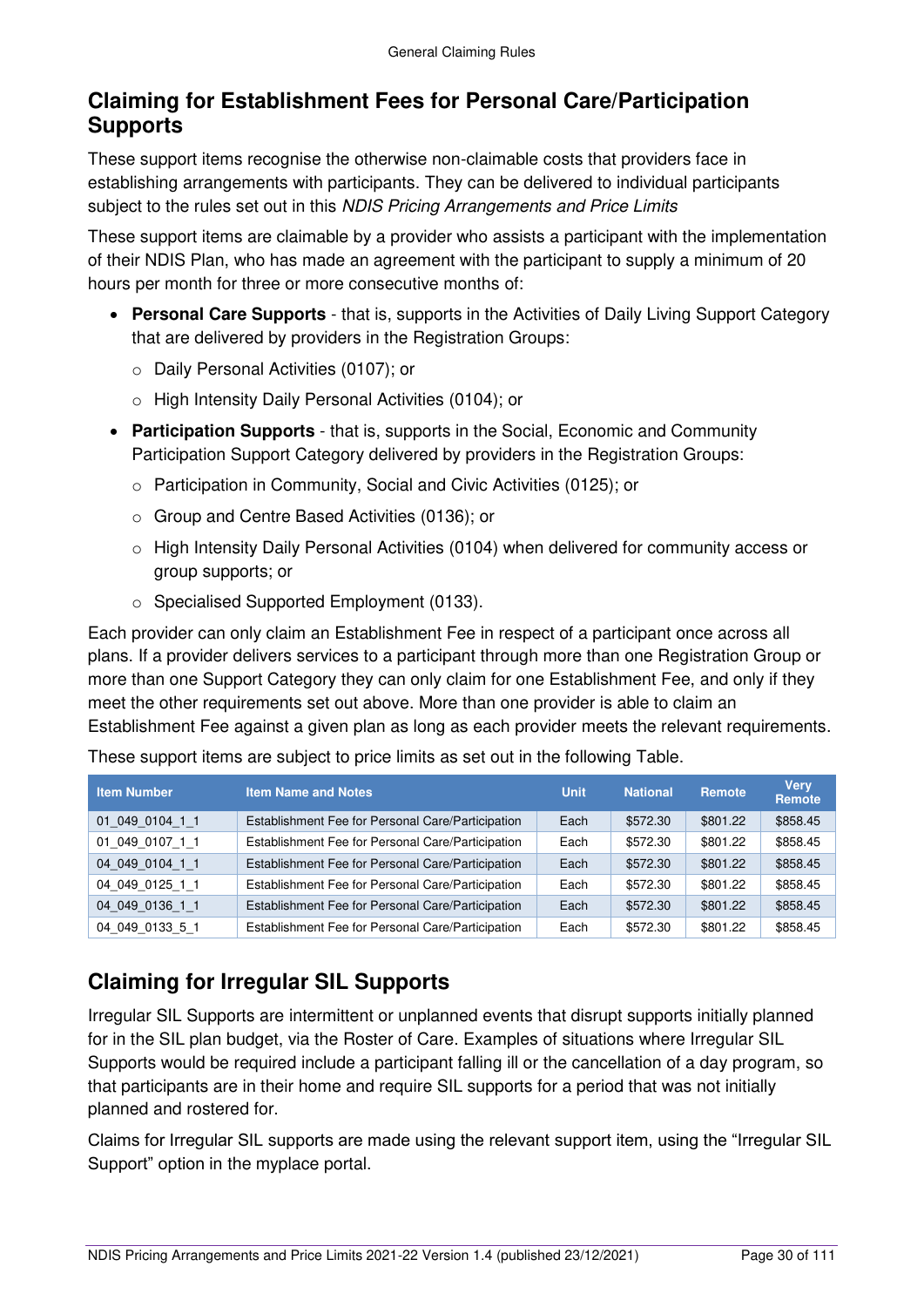## Claiming for Establishment Fees for Personal Care/Participation Supports

These support items recognise the otherwise non-claimable costs that providers face in establishing arrangements with participants. They can be delivered to individual participants subject to the rules set out in this *NDIS Pricing Arrangements and Price Limits*

These support items are claimable by a provider who assists a participant with the implementation of their NDIS Plan, who has made an agreement with the participant to supply a minimum of 20 hours per month for three or more consecutive months of:

- **Personal Care Supports** - that is, supports in the Activities of Daily Living Support Category that are delivered by providers in the Registration Groups:
  - Daily Personal Activities (0107); or
  - High Intensity Daily Personal Activities (0104); or
- **Participation Supports** - that is, supports in the Social, Economic and Community Participation Support Category delivered by providers in the Registration Groups:
  - Participation in Community, Social and Civic Activities (0125); or
  - Group and Centre Based Activities (0136); or
  - High Intensity Daily Personal Activities (0104) when delivered for community access or group supports; or
  - Specialised Supported Employment (0133).

Each provider can only claim an Establishment Fee in respect of a participant once across all plans. If a provider delivers services to a participant through more than one Registration Group or more than one Support Category they can only claim for one Establishment Fee, and only if they meet the other requirements set out above. More than one provider is able to claim an Establishment Fee against a given plan as long as each provider meets the relevant requirements.

These support items are subject to price limits as set out in the following Table.

| Item Number | Item Name and Notes | Unit | National | Remote | Very Remote |
|---|---|---|---|---|---|
| 01_049_0104_1_1 | Establishment Fee for Personal Care/Participation | Each | $572.30 | $801.22 | $858.45 |
| 01_049_0107_1_1 | Establishment Fee for Personal Care/Participation | Each | $572.30 | $801.22 | $858.45 |
| 04_049_0104_1_1 | Establishment Fee for Personal Care/Participation | Each | $572.30 | $801.22 | $858.45 |
| 04_049_0125_1_1 | Establishment Fee for Personal Care/Participation | Each | $572.30 | $801.22 | $858.45 |
| 04_049_0136_1_1 | Establishment Fee for Personal Care/Participation | Each | $572.30 | $801.22 | $858.45 |
| 04_049_0133_5_1 | Establishment Fee for Personal Care/Participation | Each | $572.30 | $801.22 | $858.45 |

## Claiming for Irregular SIL Supports

Irregular SIL Supports are intermittent or unplanned events that disrupt supports initially planned for in the SIL plan budget, via the Roster of Care. Examples of situations where Irregular SIL Supports would be required include a participant falling ill or the cancellation of a day program, so that participants are in their home and require SIL supports for a period that was not initially planned and rostered for.

Claims for Irregular SIL supports are made using the relevant support item, using the "Irregular SIL Support" option in the myplace portal.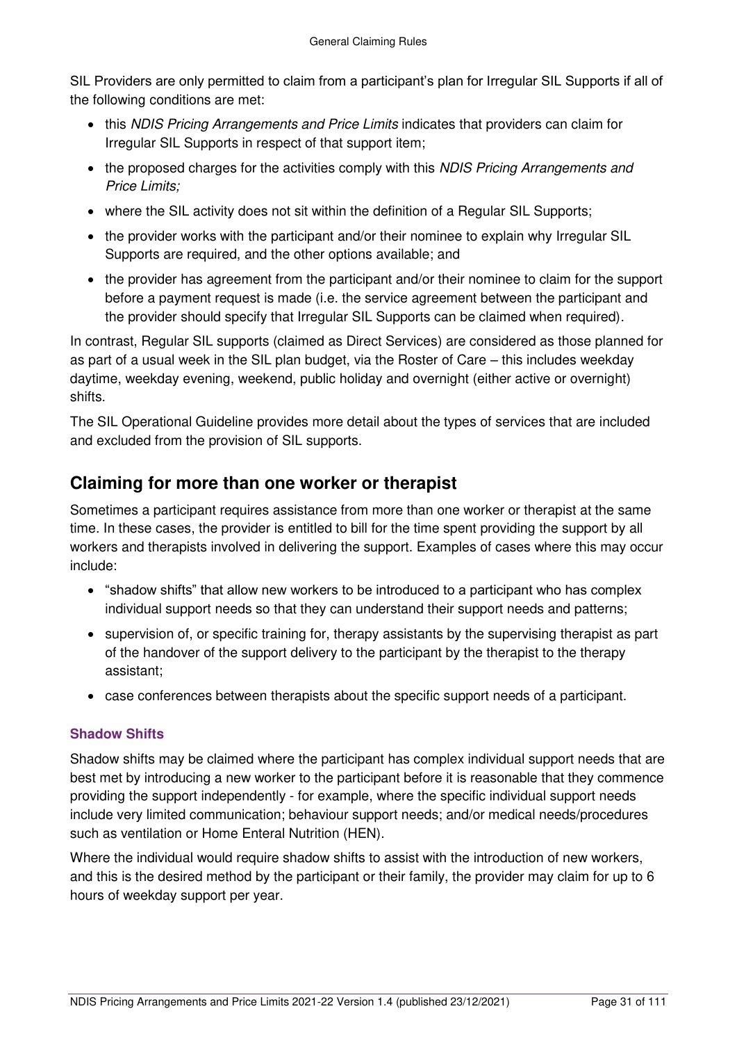SIL Providers are only permitted to claim from a participant's plan for Irregular SIL Supports if all of the following conditions are met:

- this *NDIS Pricing Arrangements and Price Limits* indicates that providers can claim for Irregular SIL Supports in respect of that support item;
- the proposed charges for the activities comply with this *NDIS Pricing Arrangements and Price Limits;*
- where the SIL activity does not sit within the definition of a Regular SIL Supports;
- the provider works with the participant and/or their nominee to explain why Irregular SIL Supports are required, and the other options available; and
- the provider has agreement from the participant and/or their nominee to claim for the support before a payment request is made (i.e. the service agreement between the participant and the provider should specify that Irregular SIL Supports can be claimed when required).

In contrast, Regular SIL supports (claimed as Direct Services) are considered as those planned for as part of a usual week in the SIL plan budget, via the Roster of Care – this includes weekday daytime, weekday evening, weekend, public holiday and overnight (either active or overnight) shifts.

The SIL Operational Guideline provides more detail about the types of services that are included and excluded from the provision of SIL supports.

## Claiming for more than one worker or therapist

Sometimes a participant requires assistance from more than one worker or therapist at the same time. In these cases, the provider is entitled to bill for the time spent providing the support by all workers and therapists involved in delivering the support. Examples of cases where this may occur include:

- "shadow shifts" that allow new workers to be introduced to a participant who has complex individual support needs so that they can understand their support needs and patterns;
- supervision of, or specific training for, therapy assistants by the supervising therapist as part of the handover of the support delivery to the participant by the therapist to the therapy assistant;
- case conferences between therapists about the specific support needs of a participant.

### Shadow Shifts

Shadow shifts may be claimed where the participant has complex individual support needs that are best met by introducing a new worker to the participant before it is reasonable that they commence providing the support independently - for example, where the specific individual support needs include very limited communication; behaviour support needs; and/or medical needs/procedures such as ventilation or Home Enteral Nutrition (HEN).

Where the individual would require shadow shifts to assist with the introduction of new workers, and this is the desired method by the participant or their family, the provider may claim for up to 6 hours of weekday support per year.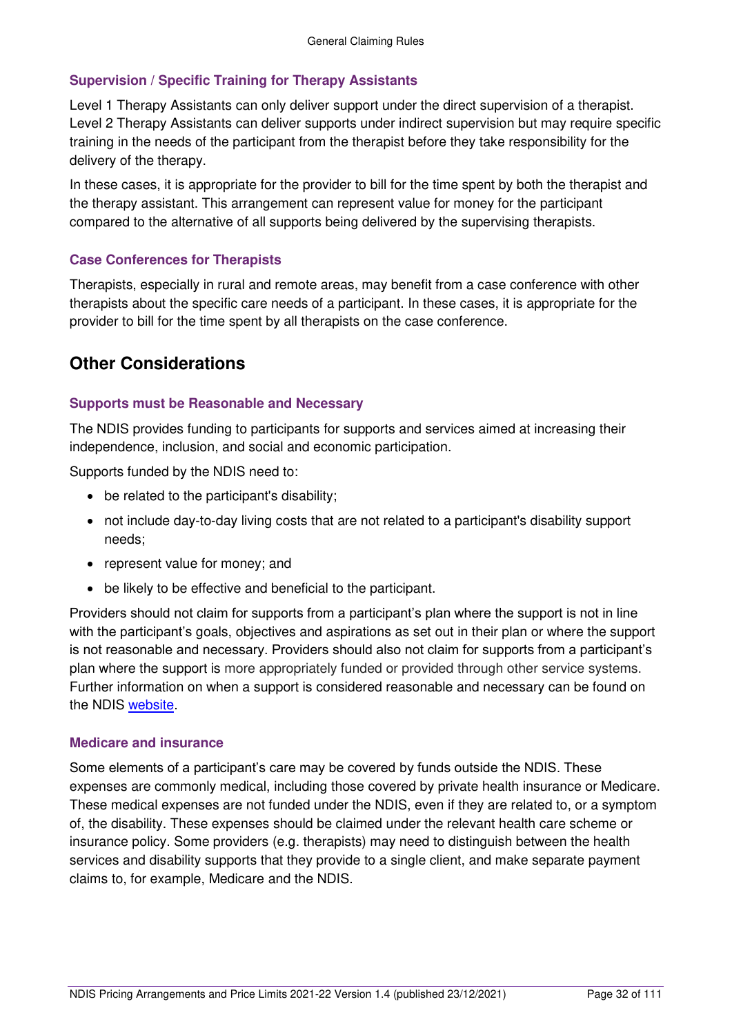### Supervision / Specific Training for Therapy Assistants

Level 1 Therapy Assistants can only deliver support under the direct supervision of a therapist. Level 2 Therapy Assistants can deliver supports under indirect supervision but may require specific training in the needs of the participant from the therapist before they take responsibility for the delivery of the therapy.

In these cases, it is appropriate for the provider to bill for the time spent by both the therapist and the therapy assistant. This arrangement can represent value for money for the participant compared to the alternative of all supports being delivered by the supervising therapists.

### Case Conferences for Therapists

Therapists, especially in rural and remote areas, may benefit from a case conference with other therapists about the specific care needs of a participant. In these cases, it is appropriate for the provider to bill for the time spent by all therapists on the case conference.

## Other Considerations

### Supports must be Reasonable and Necessary

The NDIS provides funding to participants for supports and services aimed at increasing their independence, inclusion, and social and economic participation.

Supports funded by the NDIS need to:

- be related to the participant's disability;
- not include day-to-day living costs that are not related to a participant's disability support needs;
- represent value for money; and
- be likely to be effective and beneficial to the participant.

Providers should not claim for supports from a participant's plan where the support is not in line with the participant's goals, objectives and aspirations as set out in their plan or where the support is not reasonable and necessary. Providers should also not claim for supports from a participant's plan where the support is more appropriately funded or provided through other service systems. Further information on when a support is considered reasonable and necessary can be found on the NDIS website.

### Medicare and insurance

Some elements of a participant's care may be covered by funds outside the NDIS. These expenses are commonly medical, including those covered by private health insurance or Medicare. These medical expenses are not funded under the NDIS, even if they are related to, or a symptom of, the disability. These expenses should be claimed under the relevant health care scheme or insurance policy. Some providers (e.g. therapists) may need to distinguish between the health services and disability supports that they provide to a single client, and make separate payment claims to, for example, Medicare and the NDIS.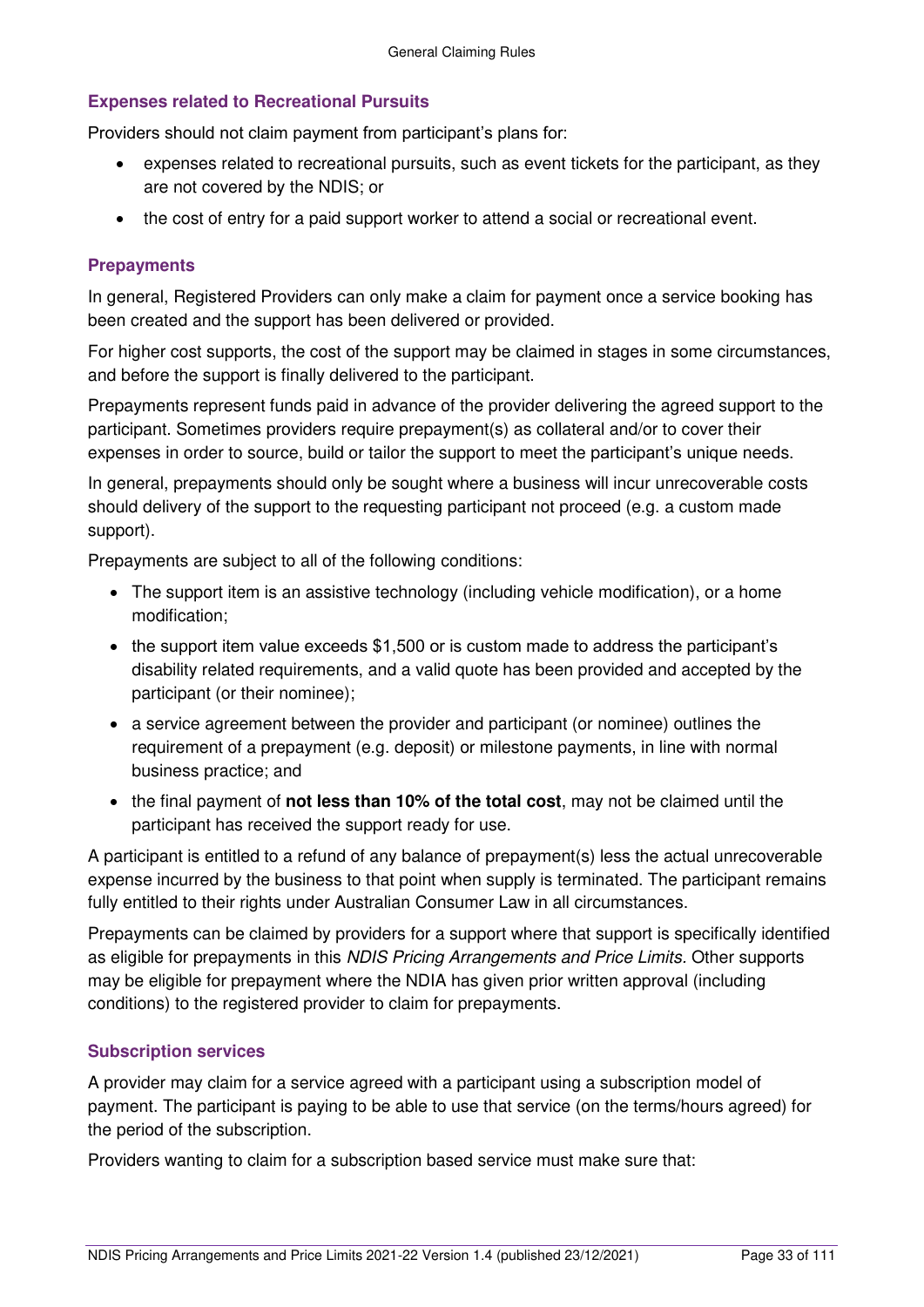### Expenses related to Recreational Pursuits

Providers should not claim payment from participant's plans for:

- expenses related to recreational pursuits, such as event tickets for the participant, as they are not covered by the NDIS; or
- the cost of entry for a paid support worker to attend a social or recreational event.

### Prepayments

In general, Registered Providers can only make a claim for payment once a service booking has been created and the support has been delivered or provided.

For higher cost supports, the cost of the support may be claimed in stages in some circumstances, and before the support is finally delivered to the participant.

Prepayments represent funds paid in advance of the provider delivering the agreed support to the participant. Sometimes providers require prepayment(s) as collateral and/or to cover their expenses in order to source, build or tailor the support to meet the participant's unique needs.

In general, prepayments should only be sought where a business will incur unrecoverable costs should delivery of the support to the requesting participant not proceed (e.g. a custom made support).

Prepayments are subject to all of the following conditions:

- The support item is an assistive technology (including vehicle modification), or a home modification;
- the support item value exceeds $1,500 or is custom made to address the participant's disability related requirements, and a valid quote has been provided and accepted by the participant (or their nominee);
- a service agreement between the provider and participant (or nominee) outlines the requirement of a prepayment (e.g. deposit) or milestone payments, in line with normal business practice; and
- the final payment of **not less than 10% of the total cost**, may not be claimed until the participant has received the support ready for use.

A participant is entitled to a refund of any balance of prepayment(s) less the actual unrecoverable expense incurred by the business to that point when supply is terminated. The participant remains fully entitled to their rights under Australian Consumer Law in all circumstances.

Prepayments can be claimed by providers for a support where that support is specifically identified as eligible for prepayments in this *NDIS Pricing Arrangements and Price Limits.* Other supports may be eligible for prepayment where the NDIA has given prior written approval (including conditions) to the registered provider to claim for prepayments.

### Subscription services

A provider may claim for a service agreed with a participant using a subscription model of payment. The participant is paying to be able to use that service (on the terms/hours agreed) for the period of the subscription.

Providers wanting to claim for a subscription based service must make sure that: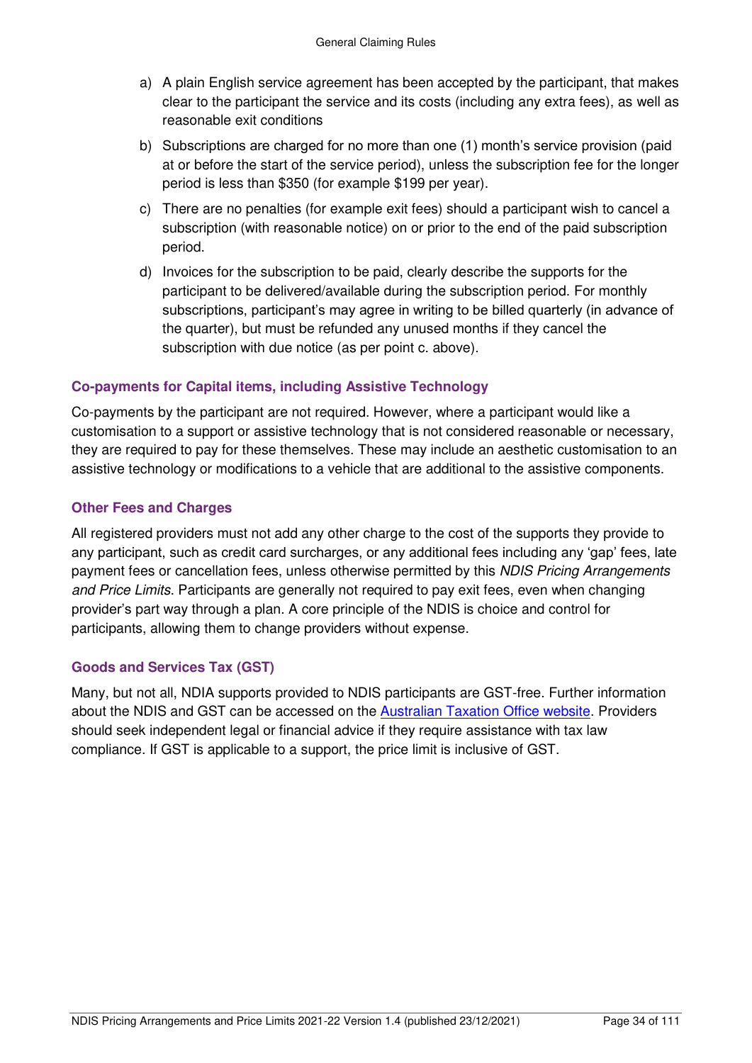a) A plain English service agreement has been accepted by the participant, that makes clear to the participant the service and its costs (including any extra fees), as well as reasonable exit conditions

b) Subscriptions are charged for no more than one (1) month's service provision (paid at or before the start of the service period), unless the subscription fee for the longer period is less than $350 (for example $199 per year).

c) There are no penalties (for example exit fees) should a participant wish to cancel a subscription (with reasonable notice) on or prior to the end of the paid subscription period.

d) Invoices for the subscription to be paid, clearly describe the supports for the participant to be delivered/available during the subscription period. For monthly subscriptions, participant's may agree in writing to be billed quarterly (in advance of the quarter), but must be refunded any unused months if they cancel the subscription with due notice (as per point c. above).

### Co-payments for Capital items, including Assistive Technology

Co-payments by the participant are not required. However, where a participant would like a customisation to a support or assistive technology that is not considered reasonable or necessary, they are required to pay for these themselves. These may include an aesthetic customisation to an assistive technology or modifications to a vehicle that are additional to the assistive components.

### Other Fees and Charges

All registered providers must not add any other charge to the cost of the supports they provide to any participant, such as credit card surcharges, or any additional fees including any 'gap' fees, late payment fees or cancellation fees, unless otherwise permitted by this *NDIS Pricing Arrangements and Price Limits*. Participants are generally not required to pay exit fees, even when changing provider's part way through a plan. A core principle of the NDIS is choice and control for participants, allowing them to change providers without expense.

### Goods and Services Tax (GST)

Many, but not all, NDIA supports provided to NDIS participants are GST-free. Further information about the NDIS and GST can be accessed on the [Australian Taxation Office website](). Providers should seek independent legal or financial advice if they require assistance with tax law compliance. If GST is applicable to a support, the price limit is inclusive of GST.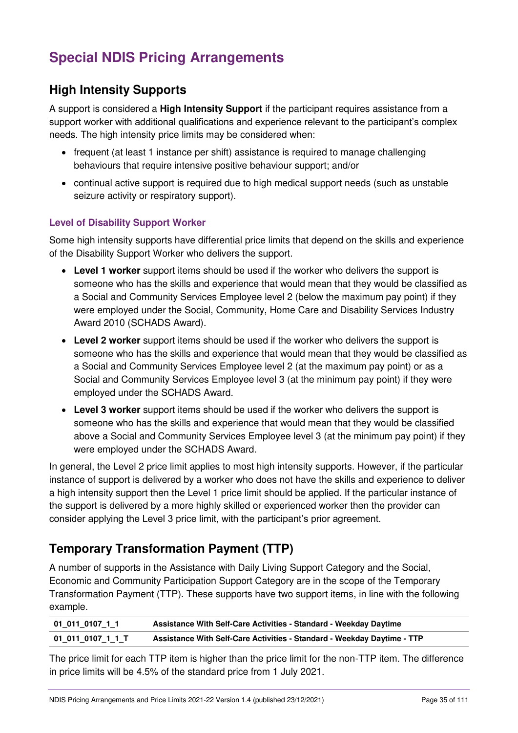# Special NDIS Pricing Arrangements

## High Intensity Supports

A support is considered a **High Intensity Support** if the participant requires assistance from a support worker with additional qualifications and experience relevant to the participant's complex needs. The high intensity price limits may be considered when:

- frequent (at least 1 instance per shift) assistance is required to manage challenging behaviours that require intensive positive behaviour support; and/or
- continual active support is required due to high medical support needs (such as unstable seizure activity or respiratory support).

### Level of Disability Support Worker

Some high intensity supports have differential price limits that depend on the skills and experience of the Disability Support Worker who delivers the support.

- **Level 1 worker** support items should be used if the worker who delivers the support is someone who has the skills and experience that would mean that they would be classified as a Social and Community Services Employee level 2 (below the maximum pay point) if they were employed under the Social, Community, Home Care and Disability Services Industry Award 2010 (SCHADS Award).
- **Level 2 worker** support items should be used if the worker who delivers the support is someone who has the skills and experience that would mean that they would be classified as a Social and Community Services Employee level 2 (at the maximum pay point) or as a Social and Community Services Employee level 3 (at the minimum pay point) if they were employed under the SCHADS Award.
- **Level 3 worker** support items should be used if the worker who delivers the support is someone who has the skills and experience that would mean that they would be classified above a Social and Community Services Employee level 3 (at the minimum pay point) if they were employed under the SCHADS Award.

In general, the Level 2 price limit applies to most high intensity supports. However, if the particular instance of support is delivered by a worker who does not have the skills and experience to deliver a high intensity support then the Level 1 price limit should be applied. If the particular instance of the support is delivered by a more highly skilled or experienced worker then the provider can consider applying the Level 3 price limit, with the participant's prior agreement.

## Temporary Transformation Payment (TTP)

A number of supports in the Assistance with Daily Living Support Category and the Social, Economic and Community Participation Support Category are in the scope of the Temporary Transformation Payment (TTP). These supports have two support items, in line with the following example.

| | |
|---|---|
| **01_011_0107_1_1** | **Assistance With Self-Care Activities - Standard - Weekday Daytime** |
| **01_011_0107_1_1_T** | **Assistance With Self-Care Activities - Standard - Weekday Daytime - TTP** |

The price limit for each TTP item is higher than the price limit for the non-TTP item. The difference in price limits will be 4.5% of the standard price from 1 July 2021.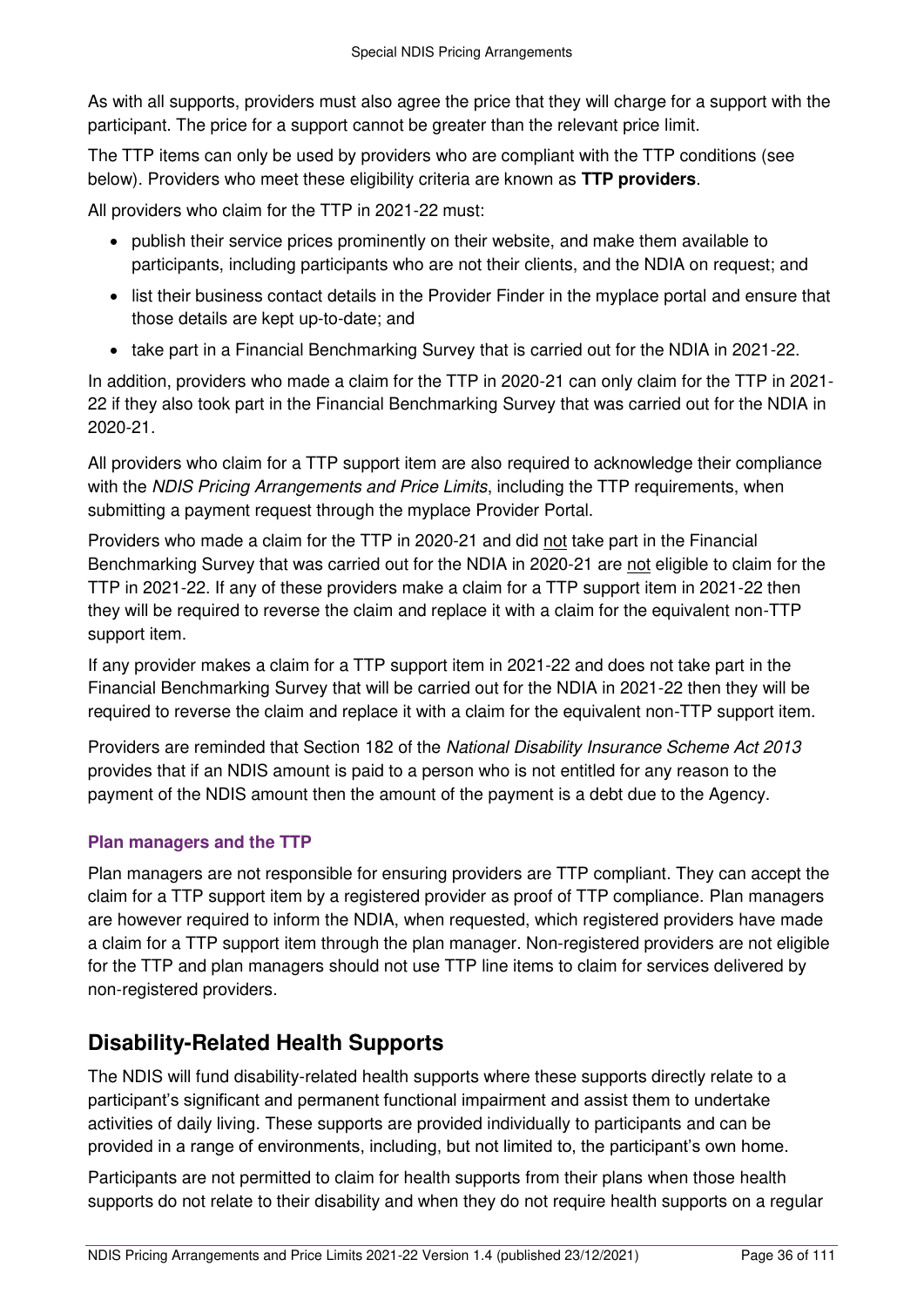As with all supports, providers must also agree the price that they will charge for a support with the participant. The price for a support cannot be greater than the relevant price limit.

The TTP items can only be used by providers who are compliant with the TTP conditions (see below). Providers who meet these eligibility criteria are known as **TTP providers**.

All providers who claim for the TTP in 2021-22 must:

- publish their service prices prominently on their website, and make them available to participants, including participants who are not their clients, and the NDIA on request; and
- list their business contact details in the Provider Finder in the myplace portal and ensure that those details are kept up-to-date; and
- take part in a Financial Benchmarking Survey that is carried out for the NDIA in 2021-22.

In addition, providers who made a claim for the TTP in 2020-21 can only claim for the TTP in 2021-22 if they also took part in the Financial Benchmarking Survey that was carried out for the NDIA in 2020-21.

All providers who claim for a TTP support item are also required to acknowledge their compliance with the *NDIS Pricing Arrangements and Price Limits*, including the TTP requirements, when submitting a payment request through the myplace Provider Portal.

Providers who made a claim for the TTP in 2020-21 and did not take part in the Financial Benchmarking Survey that was carried out for the NDIA in 2020-21 are not eligible to claim for the TTP in 2021-22. If any of these providers make a claim for a TTP support item in 2021-22 then they will be required to reverse the claim and replace it with a claim for the equivalent non-TTP support item.

If any provider makes a claim for a TTP support item in 2021-22 and does not take part in the Financial Benchmarking Survey that will be carried out for the NDIA in 2021-22 then they will be required to reverse the claim and replace it with a claim for the equivalent non-TTP support item.

Providers are reminded that Section 182 of the *National Disability Insurance Scheme Act 2013* provides that if an NDIS amount is paid to a person who is not entitled for any reason to the payment of the NDIS amount then the amount of the payment is a debt due to the Agency.

### Plan managers and the TTP

Plan managers are not responsible for ensuring providers are TTP compliant. They can accept the claim for a TTP support item by a registered provider as proof of TTP compliance. Plan managers are however required to inform the NDIA, when requested, which registered providers have made a claim for a TTP support item through the plan manager. Non-registered providers are not eligible for the TTP and plan managers should not use TTP line items to claim for services delivered by non-registered providers.

## Disability-Related Health Supports

The NDIS will fund disability-related health supports where these supports directly relate to a participant's significant and permanent functional impairment and assist them to undertake activities of daily living. These supports are provided individually to participants and can be provided in a range of environments, including, but not limited to, the participant's own home.

Participants are not permitted to claim for health supports from their plans when those health supports do not relate to their disability and when they do not require health supports on a regular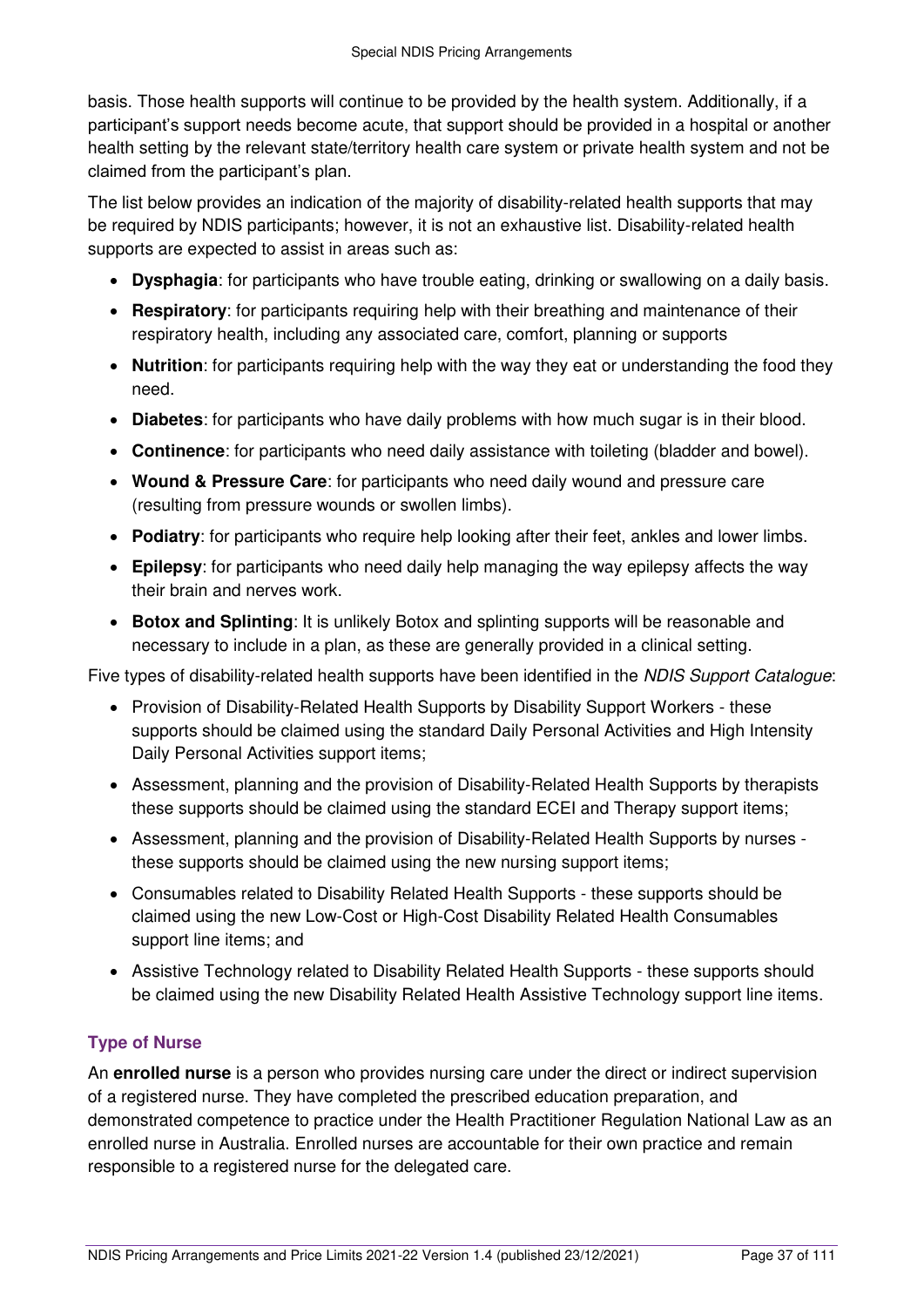basis. Those health supports will continue to be provided by the health system. Additionally, if a participant's support needs become acute, that support should be provided in a hospital or another health setting by the relevant state/territory health care system or private health system and not be claimed from the participant's plan.

The list below provides an indication of the majority of disability-related health supports that may be required by NDIS participants; however, it is not an exhaustive list. Disability-related health supports are expected to assist in areas such as:

- **Dysphagia**: for participants who have trouble eating, drinking or swallowing on a daily basis.
- **Respiratory**: for participants requiring help with their breathing and maintenance of their respiratory health, including any associated care, comfort, planning or supports
- **Nutrition**: for participants requiring help with the way they eat or understanding the food they need.
- **Diabetes**: for participants who have daily problems with how much sugar is in their blood.
- **Continence**: for participants who need daily assistance with toileting (bladder and bowel).
- **Wound & Pressure Care**: for participants who need daily wound and pressure care (resulting from pressure wounds or swollen limbs).
- **Podiatry**: for participants who require help looking after their feet, ankles and lower limbs.
- **Epilepsy**: for participants who need daily help managing the way epilepsy affects the way their brain and nerves work.
- **Botox and Splinting**: It is unlikely Botox and splinting supports will be reasonable and necessary to include in a plan, as these are generally provided in a clinical setting.

Five types of disability-related health supports have been identified in the *NDIS Support Catalogue*:

- Provision of Disability-Related Health Supports by Disability Support Workers - these supports should be claimed using the standard Daily Personal Activities and High Intensity Daily Personal Activities support items;
- Assessment, planning and the provision of Disability-Related Health Supports by therapists these supports should be claimed using the standard ECEI and Therapy support items;
- Assessment, planning and the provision of Disability-Related Health Supports by nurses - these supports should be claimed using the new nursing support items;
- Consumables related to Disability Related Health Supports - these supports should be claimed using the new Low-Cost or High-Cost Disability Related Health Consumables support line items; and
- Assistive Technology related to Disability Related Health Supports - these supports should be claimed using the new Disability Related Health Assistive Technology support line items.

### Type of Nurse

An **enrolled nurse** is a person who provides nursing care under the direct or indirect supervision of a registered nurse. They have completed the prescribed education preparation, and demonstrated competence to practice under the Health Practitioner Regulation National Law as an enrolled nurse in Australia. Enrolled nurses are accountable for their own practice and remain responsible to a registered nurse for the delegated care.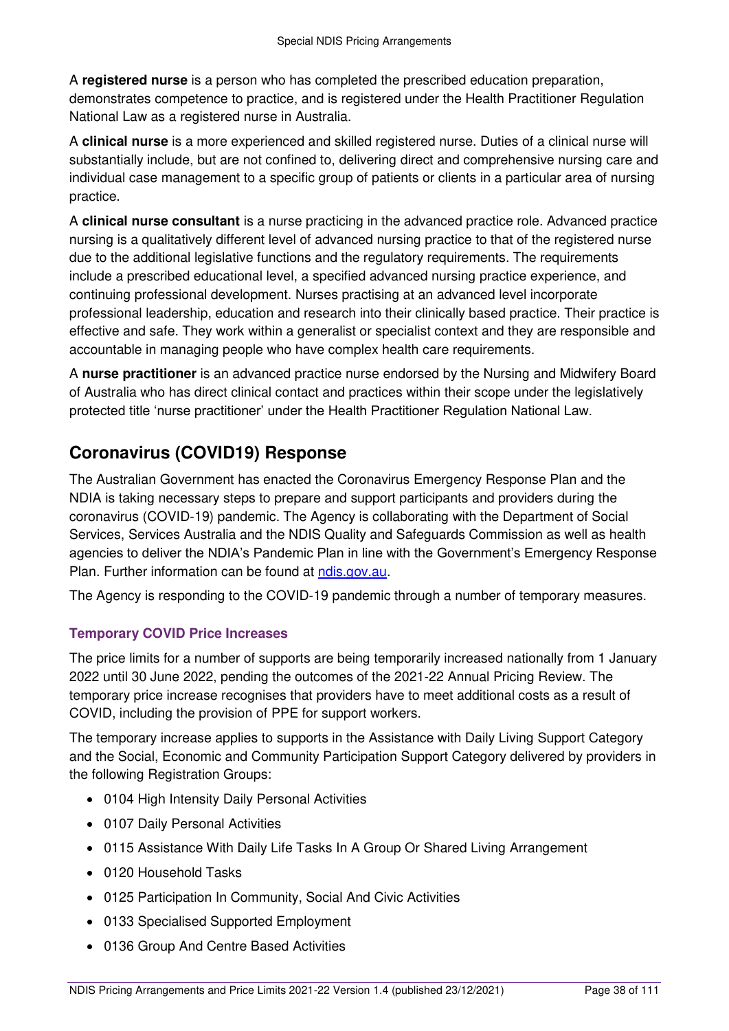A **registered nurse** is a person who has completed the prescribed education preparation, demonstrates competence to practice, and is registered under the Health Practitioner Regulation National Law as a registered nurse in Australia.

A **clinical nurse** is a more experienced and skilled registered nurse. Duties of a clinical nurse will substantially include, but are not confined to, delivering direct and comprehensive nursing care and individual case management to a specific group of patients or clients in a particular area of nursing practice.

A **clinical nurse consultant** is a nurse practicing in the advanced practice role. Advanced practice nursing is a qualitatively different level of advanced nursing practice to that of the registered nurse due to the additional legislative functions and the regulatory requirements. The requirements include a prescribed educational level, a specified advanced nursing practice experience, and continuing professional development. Nurses practising at an advanced level incorporate professional leadership, education and research into their clinically based practice. Their practice is effective and safe. They work within a generalist or specialist context and they are responsible and accountable in managing people who have complex health care requirements.

A **nurse practitioner** is an advanced practice nurse endorsed by the Nursing and Midwifery Board of Australia who has direct clinical contact and practices within their scope under the legislatively protected title 'nurse practitioner' under the Health Practitioner Regulation National Law.

## Coronavirus (COVID19) Response

The Australian Government has enacted the Coronavirus Emergency Response Plan and the NDIA is taking necessary steps to prepare and support participants and providers during the coronavirus (COVID-19) pandemic. The Agency is collaborating with the Department of Social Services, Services Australia and the NDIS Quality and Safeguards Commission as well as health agencies to deliver the NDIA's Pandemic Plan in line with the Government's Emergency Response Plan. Further information can be found at [ndis.gov.au](ndis.gov.au).

The Agency is responding to the COVID-19 pandemic through a number of temporary measures.

### Temporary COVID Price Increases

The price limits for a number of supports are being temporarily increased nationally from 1 January 2022 until 30 June 2022, pending the outcomes of the 2021-22 Annual Pricing Review. The temporary price increase recognises that providers have to meet additional costs as a result of COVID, including the provision of PPE for support workers.

The temporary increase applies to supports in the Assistance with Daily Living Support Category and the Social, Economic and Community Participation Support Category delivered by providers in the following Registration Groups:

- 0104 High Intensity Daily Personal Activities
- 0107 Daily Personal Activities
- 0115 Assistance With Daily Life Tasks In A Group Or Shared Living Arrangement
- 0120 Household Tasks
- 0125 Participation In Community, Social And Civic Activities
- 0133 Specialised Supported Employment
- 0136 Group And Centre Based Activities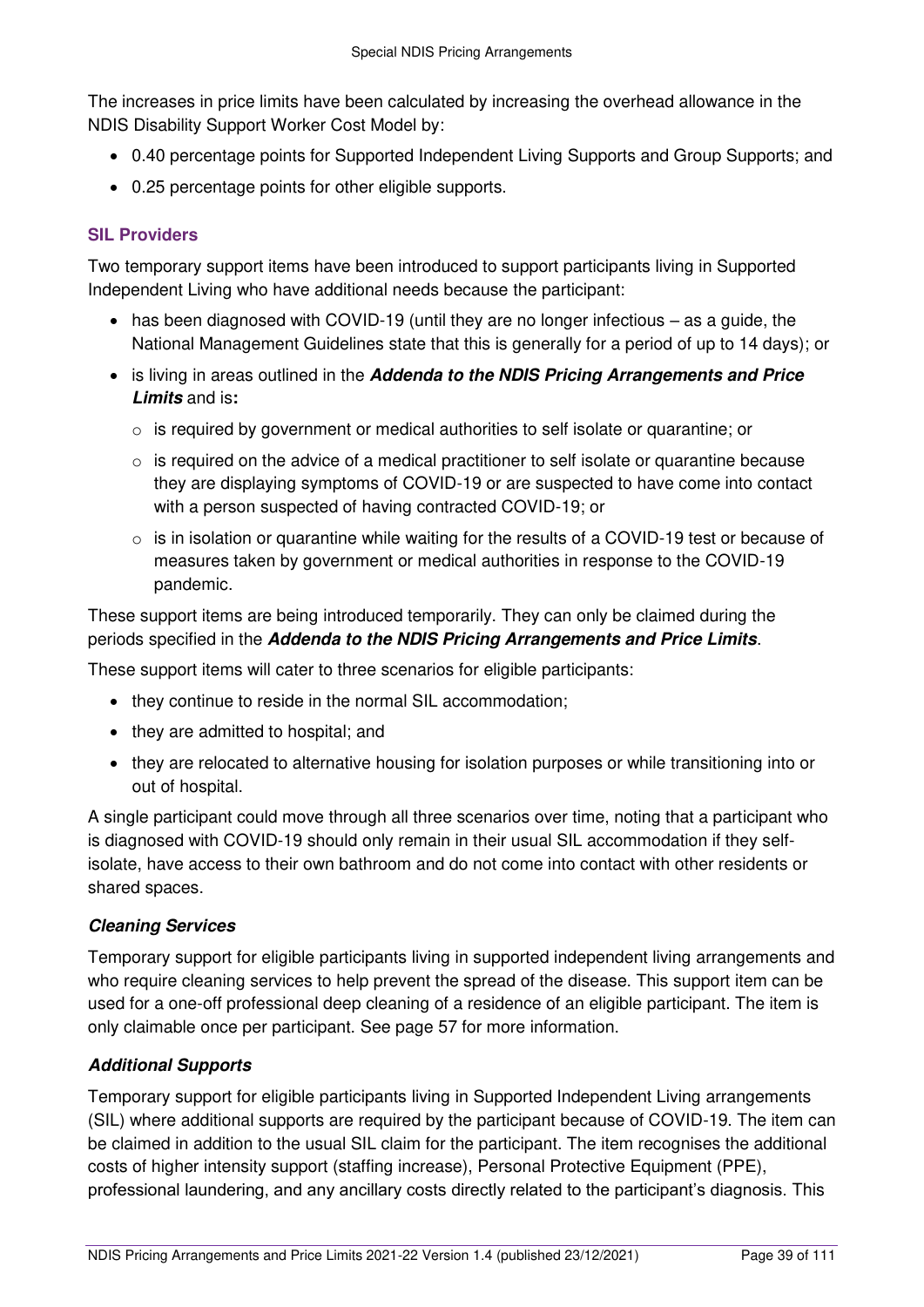The increases in price limits have been calculated by increasing the overhead allowance in the NDIS Disability Support Worker Cost Model by:

- 0.40 percentage points for Supported Independent Living Supports and Group Supports; and
- 0.25 percentage points for other eligible supports.

### SIL Providers

Two temporary support items have been introduced to support participants living in Supported Independent Living who have additional needs because the participant:

- has been diagnosed with COVID-19 (until they are no longer infectious – as a guide, the National Management Guidelines state that this is generally for a period of up to 14 days); or
- is living in areas outlined in the ***Addenda to the NDIS Pricing Arrangements and Price Limits*** and is**:**
  - is required by government or medical authorities to self isolate or quarantine; or
  - is required on the advice of a medical practitioner to self isolate or quarantine because they are displaying symptoms of COVID-19 or are suspected to have come into contact with a person suspected of having contracted COVID-19; or
  - is in isolation or quarantine while waiting for the results of a COVID-19 test or because of measures taken by government or medical authorities in response to the COVID-19 pandemic.

These support items are being introduced temporarily. They can only be claimed during the periods specified in the ***Addenda to the NDIS Pricing Arrangements and Price Limits***.

These support items will cater to three scenarios for eligible participants:

- they continue to reside in the normal SIL accommodation;
- they are admitted to hospital; and
- they are relocated to alternative housing for isolation purposes or while transitioning into or out of hospital.

A single participant could move through all three scenarios over time, noting that a participant who is diagnosed with COVID-19 should only remain in their usual SIL accommodation if they self-isolate, have access to their own bathroom and do not come into contact with other residents or shared spaces.

#### *Cleaning Services*

Temporary support for eligible participants living in supported independent living arrangements and who require cleaning services to help prevent the spread of the disease. This support item can be used for a one-off professional deep cleaning of a residence of an eligible participant. The item is only claimable once per participant. See page 57 for more information.

#### *Additional Supports*

Temporary support for eligible participants living in Supported Independent Living arrangements (SIL) where additional supports are required by the participant because of COVID-19. The item can be claimed in addition to the usual SIL claim for the participant. The item recognises the additional costs of higher intensity support (staffing increase), Personal Protective Equipment (PPE), professional laundering, and any ancillary costs directly related to the participant's diagnosis. This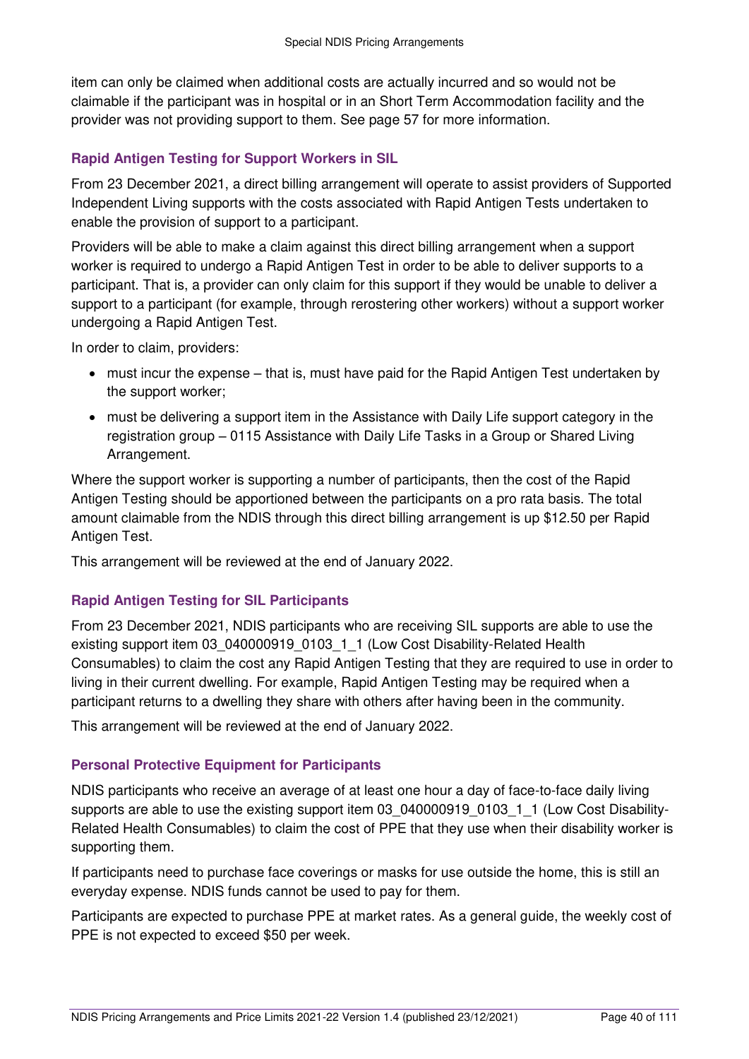item can only be claimed when additional costs are actually incurred and so would not be claimable if the participant was in hospital or in an Short Term Accommodation facility and the provider was not providing support to them. See page 57 for more information.

### Rapid Antigen Testing for Support Workers in SIL

From 23 December 2021, a direct billing arrangement will operate to assist providers of Supported Independent Living supports with the costs associated with Rapid Antigen Tests undertaken to enable the provision of support to a participant.

Providers will be able to make a claim against this direct billing arrangement when a support worker is required to undergo a Rapid Antigen Test in order to be able to deliver supports to a participant. That is, a provider can only claim for this support if they would be unable to deliver a support to a participant (for example, through rerostering other workers) without a support worker undergoing a Rapid Antigen Test.

In order to claim, providers:

- must incur the expense – that is, must have paid for the Rapid Antigen Test undertaken by the support worker;
- must be delivering a support item in the Assistance with Daily Life support category in the registration group – 0115 Assistance with Daily Life Tasks in a Group or Shared Living Arrangement.

Where the support worker is supporting a number of participants, then the cost of the Rapid Antigen Testing should be apportioned between the participants on a pro rata basis. The total amount claimable from the NDIS through this direct billing arrangement is up $12.50 per Rapid Antigen Test.

This arrangement will be reviewed at the end of January 2022.

### Rapid Antigen Testing for SIL Participants

From 23 December 2021, NDIS participants who are receiving SIL supports are able to use the existing support item 03_040000919_0103_1_1 (Low Cost Disability-Related Health Consumables) to claim the cost any Rapid Antigen Testing that they are required to use in order to living in their current dwelling. For example, Rapid Antigen Testing may be required when a participant returns to a dwelling they share with others after having been in the community.

This arrangement will be reviewed at the end of January 2022.

### Personal Protective Equipment for Participants

NDIS participants who receive an average of at least one hour a day of face-to-face daily living supports are able to use the existing support item 03_040000919_0103_1_1 (Low Cost Disability-Related Health Consumables) to claim the cost of PPE that they use when their disability worker is supporting them.

If participants need to purchase face coverings or masks for use outside the home, this is still an everyday expense. NDIS funds cannot be used to pay for them.

Participants are expected to purchase PPE at market rates. As a general guide, the weekly cost of PPE is not expected to exceed $50 per week.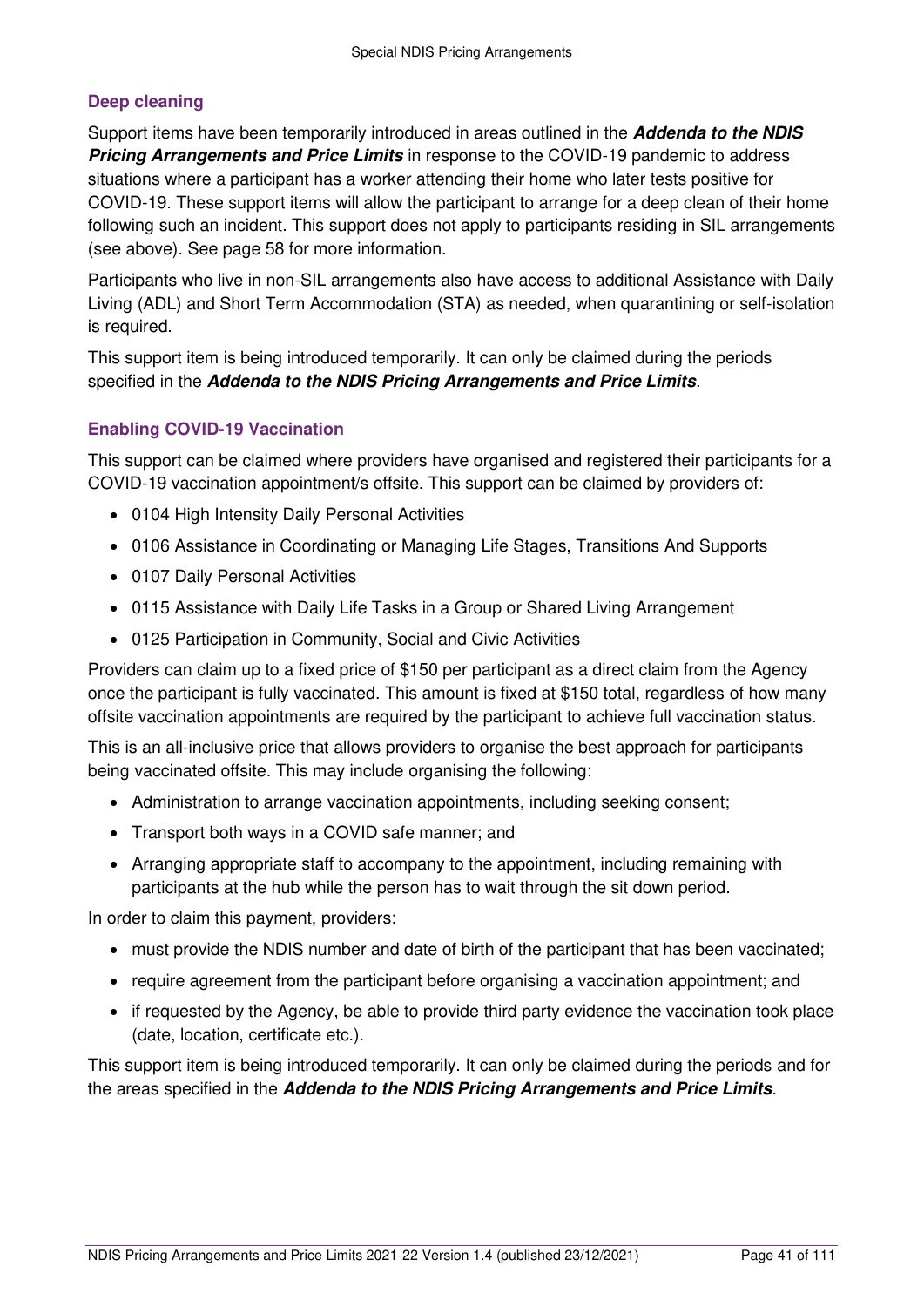### Deep cleaning

Support items have been temporarily introduced in areas outlined in the ***Addenda to the NDIS Pricing Arrangements and Price Limits*** in response to the COVID-19 pandemic to address situations where a participant has a worker attending their home who later tests positive for COVID-19. These support items will allow the participant to arrange for a deep clean of their home following such an incident. This support does not apply to participants residing in SIL arrangements (see above). See page 58 for more information.

Participants who live in non-SIL arrangements also have access to additional Assistance with Daily Living (ADL) and Short Term Accommodation (STA) as needed, when quarantining or self-isolation is required.

This support item is being introduced temporarily. It can only be claimed during the periods specified in the ***Addenda to the NDIS Pricing Arrangements and Price Limits***.

### Enabling COVID-19 Vaccination

This support can be claimed where providers have organised and registered their participants for a COVID-19 vaccination appointment/s offsite. This support can be claimed by providers of:

- 0104 High Intensity Daily Personal Activities
- 0106 Assistance in Coordinating or Managing Life Stages, Transitions And Supports
- 0107 Daily Personal Activities
- 0115 Assistance with Daily Life Tasks in a Group or Shared Living Arrangement
- 0125 Participation in Community, Social and Civic Activities

Providers can claim up to a fixed price of $150 per participant as a direct claim from the Agency once the participant is fully vaccinated. This amount is fixed at $150 total, regardless of how many offsite vaccination appointments are required by the participant to achieve full vaccination status.

This is an all-inclusive price that allows providers to organise the best approach for participants being vaccinated offsite. This may include organising the following:

- Administration to arrange vaccination appointments, including seeking consent;
- Transport both ways in a COVID safe manner; and
- Arranging appropriate staff to accompany to the appointment, including remaining with participants at the hub while the person has to wait through the sit down period.

In order to claim this payment, providers:

- must provide the NDIS number and date of birth of the participant that has been vaccinated;
- require agreement from the participant before organising a vaccination appointment; and
- if requested by the Agency, be able to provide third party evidence the vaccination took place (date, location, certificate etc.).

This support item is being introduced temporarily. It can only be claimed during the periods and for the areas specified in the ***Addenda to the NDIS Pricing Arrangements and Price Limits***.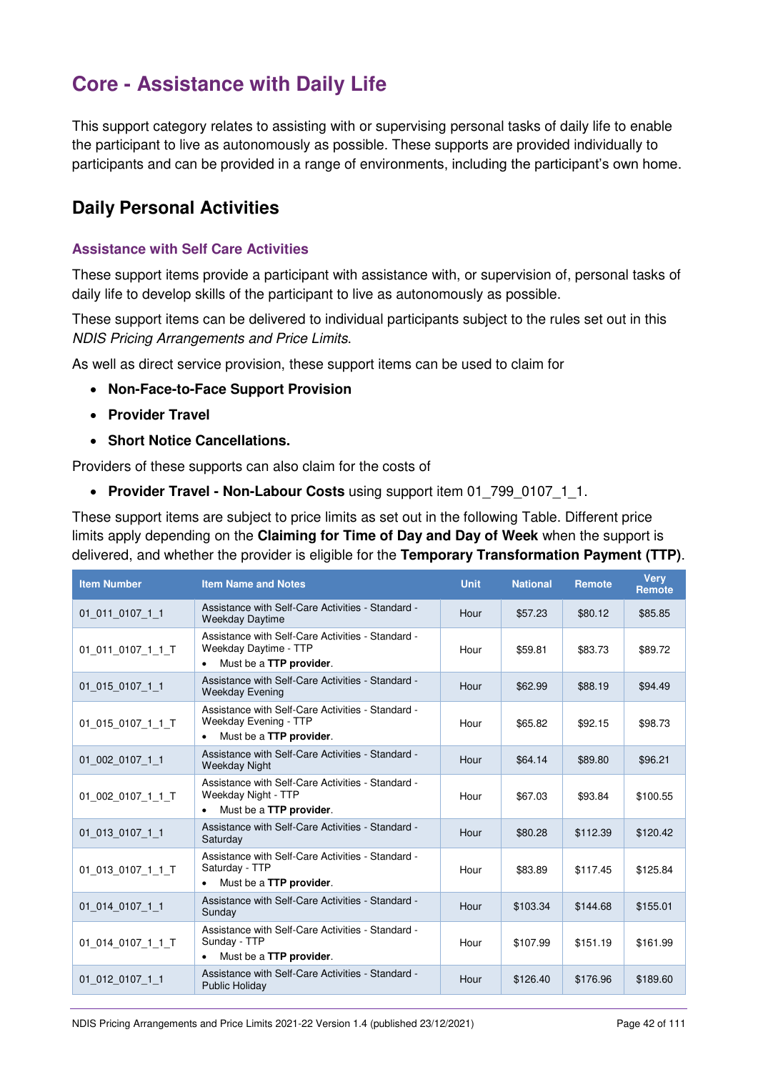# Core - Assistance with Daily Life

This support category relates to assisting with or supervising personal tasks of daily life to enable the participant to live as autonomously as possible. These supports are provided individually to participants and can be provided in a range of environments, including the participant's own home.

## Daily Personal Activities

### Assistance with Self Care Activities

These support items provide a participant with assistance with, or supervision of, personal tasks of daily life to develop skills of the participant to live as autonomously as possible.

These support items can be delivered to individual participants subject to the rules set out in this *NDIS Pricing Arrangements and Price Limits*.

As well as direct service provision, these support items can be used to claim for

- **Non-Face-to-Face Support Provision**
- **Provider Travel**
- **Short Notice Cancellations.**

Providers of these supports can also claim for the costs of

- **Provider Travel - Non-Labour Costs** using support item 01_799_0107_1_1.

These support items are subject to price limits as set out in the following Table. Different price limits apply depending on the **Claiming for Time of Day and Day of Week** when the support is delivered, and whether the provider is eligible for the **Temporary Transformation Payment (TTP)**.

| Item Number | Item Name and Notes | Unit | National | Remote | Very Remote |
|---|---|---|---|---|---|
| 01_011_0107_1_1 | Assistance with Self-Care Activities - Standard - Weekday Daytime | Hour | $57.23 | $80.12 | $85.85 |
| 01_011_0107_1_1_T | Assistance with Self-Care Activities - Standard - Weekday Daytime - TTP<br>• Must be a **TTP provider**. | Hour | $59.81 | $83.73 | $89.72 |
| 01_015_0107_1_1 | Assistance with Self-Care Activities - Standard - Weekday Evening | Hour | $62.99 | $88.19 | $94.49 |
| 01_015_0107_1_1_T | Assistance with Self-Care Activities - Standard - Weekday Evening - TTP<br>• Must be a **TTP provider**. | Hour | $65.82 | $92.15 | $98.73 |
| 01_002_0107_1_1 | Assistance with Self-Care Activities - Standard - Weekday Night | Hour | $64.14 | $89.80 | $96.21 |
| 01_002_0107_1_1_T | Assistance with Self-Care Activities - Standard - Weekday Night - TTP<br>• Must be a **TTP provider**. | Hour | $67.03 | $93.84 | $100.55 |
| 01_013_0107_1_1 | Assistance with Self-Care Activities - Standard - Saturday | Hour | $80.28 | $112.39 | $120.42 |
| 01_013_0107_1_1_T | Assistance with Self-Care Activities - Standard - Saturday - TTP<br>• Must be a **TTP provider**. | Hour | $83.89 | $117.45 | $125.84 |
| 01_014_0107_1_1 | Assistance with Self-Care Activities - Standard - Sunday | Hour | $103.34 | $144.68 | $155.01 |
| 01_014_0107_1_1_T | Assistance with Self-Care Activities - Standard - Sunday - TTP<br>• Must be a **TTP provider**. | Hour | $107.99 | $151.19 | $161.99 |
| 01_012_0107_1_1 | Assistance with Self-Care Activities - Standard - Public Holiday | Hour | $126.40 | $176.96 | $189.60 |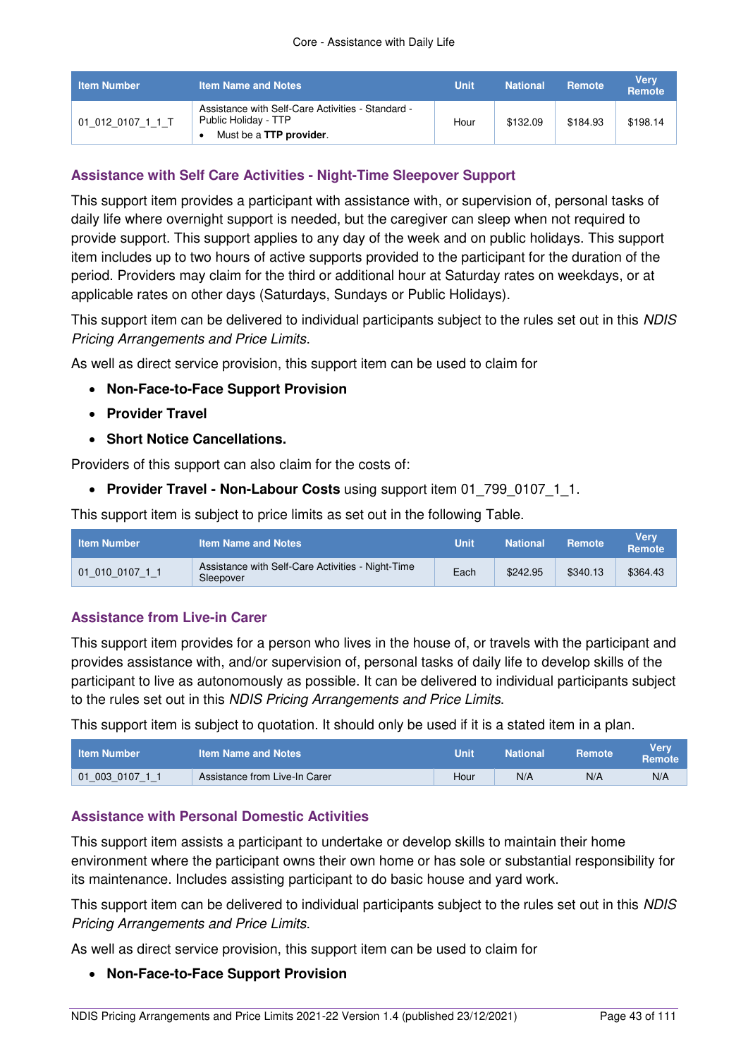| Item Number | Item Name and Notes | Unit | National | Remote | Very Remote |
|---|---|---|---|---|---|
| 01_012_0107_1_1_T | Assistance with Self-Care Activities - Standard - Public Holiday - TTP<br>• Must be a **TTP provider**. | Hour | $132.09 | $184.93 | $198.14 |

### Assistance with Self Care Activities - Night-Time Sleepover Support

This support item provides a participant with assistance with, or supervision of, personal tasks of daily life where overnight support is needed, but the caregiver can sleep when not required to provide support. This support applies to any day of the week and on public holidays. This support item includes up to two hours of active supports provided to the participant for the duration of the period. Providers may claim for the third or additional hour at Saturday rates on weekdays, or at applicable rates on other days (Saturdays, Sundays or Public Holidays).

This support item can be delivered to individual participants subject to the rules set out in this *NDIS Pricing Arrangements and Price Limits*.

As well as direct service provision, this support item can be used to claim for

- **Non-Face-to-Face Support Provision**
- **Provider Travel**
- **Short Notice Cancellations.**

Providers of this support can also claim for the costs of:

- **Provider Travel - Non-Labour Costs** using support item 01_799_0107_1_1.

This support item is subject to price limits as set out in the following Table.

| Item Number | Item Name and Notes | Unit | National | Remote | Very Remote |
|---|---|---|---|---|---|
| 01_010_0107_1_1 | Assistance with Self-Care Activities - Night-Time Sleepover | Each | $242.95 | $340.13 | $364.43 |

### Assistance from Live-in Carer

This support item provides for a person who lives in the house of, or travels with the participant and provides assistance with, and/or supervision of, personal tasks of daily life to develop skills of the participant to live as autonomously as possible. It can be delivered to individual participants subject to the rules set out in this *NDIS Pricing Arrangements and Price Limits*.

This support item is subject to quotation. It should only be used if it is a stated item in a plan.

| Item Number | Item Name and Notes | Unit | National | Remote | Very Remote |
|---|---|---|---|---|---|
| 01_003_0107_1_1 | Assistance from Live-In Carer | Hour | N/A | N/A | N/A |

### Assistance with Personal Domestic Activities

This support item assists a participant to undertake or develop skills to maintain their home environment where the participant owns their own home or has sole or substantial responsibility for its maintenance. Includes assisting participant to do basic house and yard work.

This support item can be delivered to individual participants subject to the rules set out in this *NDIS Pricing Arrangements and Price Limits*.

As well as direct service provision, this support item can be used to claim for

- **Non-Face-to-Face Support Provision**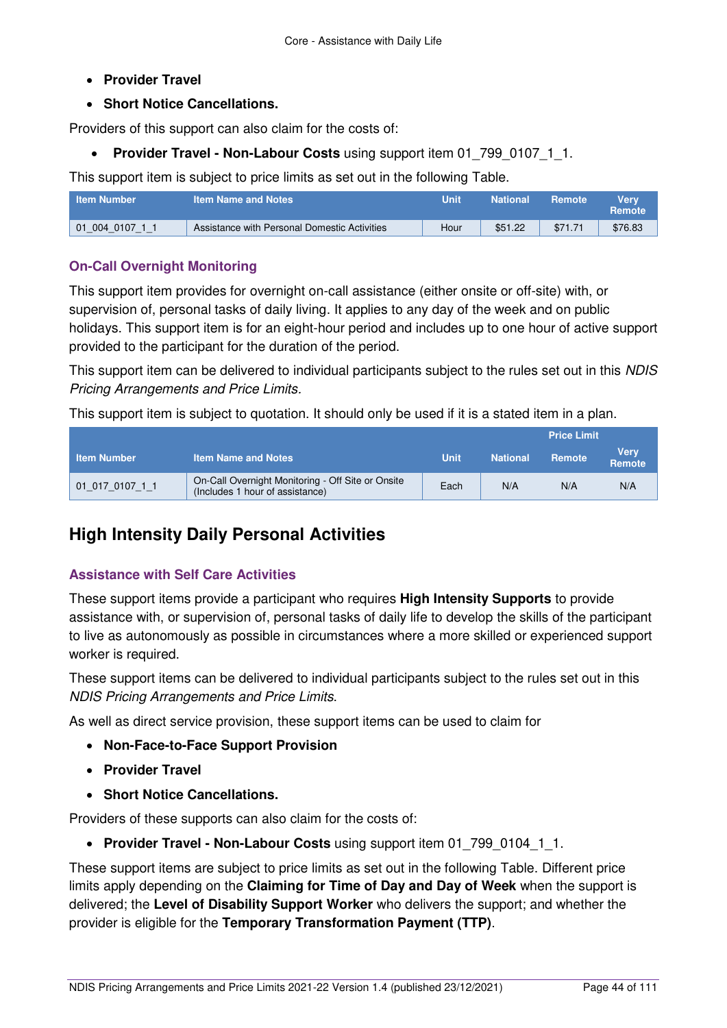- **Provider Travel**
- **Short Notice Cancellations.**

Providers of this support can also claim for the costs of:

- **Provider Travel - Non-Labour Costs** using support item 01_799_0107_1_1.

This support item is subject to price limits as set out in the following Table.

| Item Number | Item Name and Notes | Unit | National | Remote | Very Remote |
|---|---|---|---|---|---|
| 01_004_0107_1_1 | Assistance with Personal Domestic Activities | Hour | $51.22 | $71.71 | $76.83 |

### On-Call Overnight Monitoring

This support item provides for overnight on-call assistance (either onsite or off-site) with, or supervision of, personal tasks of daily living. It applies to any day of the week and on public holidays. This support item is for an eight-hour period and includes up to one hour of active support provided to the participant for the duration of the period.

This support item can be delivered to individual participants subject to the rules set out in this *NDIS Pricing Arrangements and Price Limits.*

This support item is subject to quotation. It should only be used if it is a stated item in a plan.

| | | | Price Limit | | |
|---|---|---|---|---|---|
| Item Number | Item Name and Notes | Unit | National | Remote | Very Remote |
| 01_017_0107_1_1 | On-Call Overnight Monitoring - Off Site or Onsite (Includes 1 hour of assistance) | Each | N/A | N/A | N/A |

## High Intensity Daily Personal Activities

### Assistance with Self Care Activities

These support items provide a participant who requires **High Intensity Supports** to provide assistance with, or supervision of, personal tasks of daily life to develop the skills of the participant to live as autonomously as possible in circumstances where a more skilled or experienced support worker is required.

These support items can be delivered to individual participants subject to the rules set out in this *NDIS Pricing Arrangements and Price Limits*.

As well as direct service provision, these support items can be used to claim for

- **Non-Face-to-Face Support Provision**
- **Provider Travel**
- **Short Notice Cancellations.**

Providers of these supports can also claim for the costs of:

- **Provider Travel - Non-Labour Costs** using support item 01_799_0104_1_1.

These support items are subject to price limits as set out in the following Table. Different price limits apply depending on the **Claiming for Time of Day and Day of Week** when the support is delivered; the **Level of Disability Support Worker** who delivers the support; and whether the provider is eligible for the **Temporary Transformation Payment (TTP)**.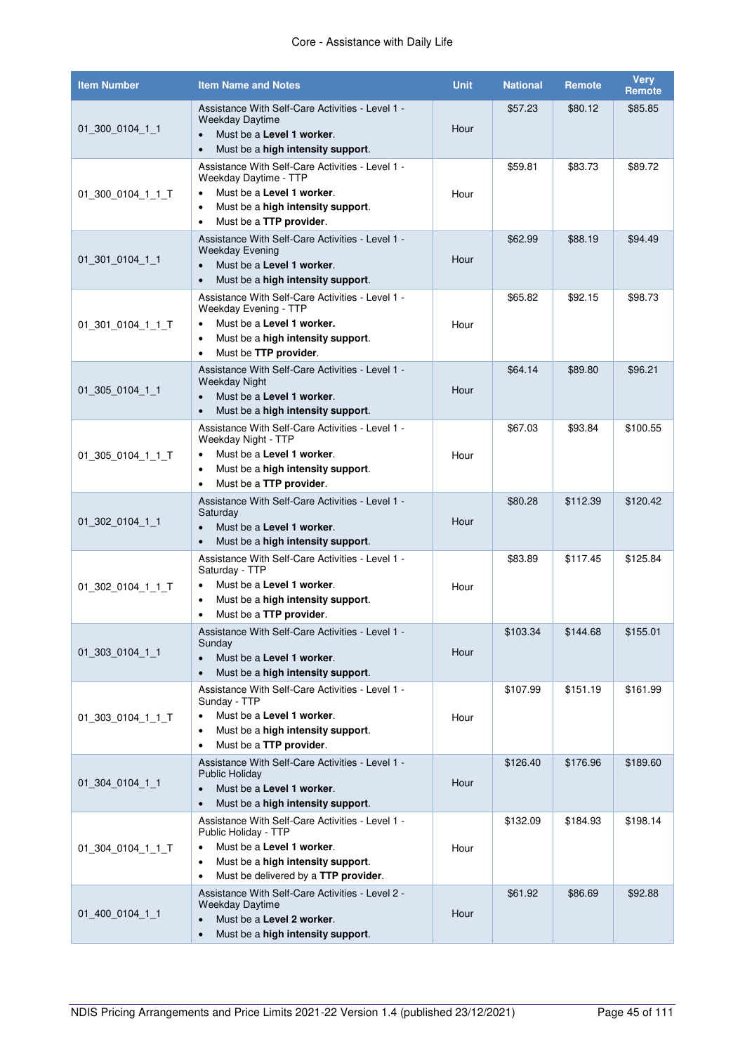Core - Assistance with Daily Life

| Item Number | Item Name and Notes | Unit | National | Remote | Very Remote |
|---|---|---|---|---|---|
| 01_300_0104_1_1 | Assistance With Self-Care Activities - Level 1 - Weekday Daytime<br>• Must be a **Level 1 worker**.<br>• Must be a **high intensity support**. | Hour | $57.23 | $80.12 | $85.85 |
| 01_300_0104_1_1_T | Assistance With Self-Care Activities - Level 1 - Weekday Daytime - TTP<br>• Must be a **Level 1 worker**.<br>• Must be a **high intensity support**.<br>• Must be a **TTP provider**. | Hour | $59.81 | $83.73 | $89.72 |
| 01_301_0104_1_1 | Assistance With Self-Care Activities - Level 1 - Weekday Evening<br>• Must be a **Level 1 worker**.<br>• Must be a **high intensity support**. | Hour | $62.99 | $88.19 | $94.49 |
| 01_301_0104_1_1_T | Assistance With Self-Care Activities - Level 1 - Weekday Evening - TTP<br>• Must be a **Level 1 worker.**<br>• Must be a **high intensity support**.<br>• Must be **TTP provider**. | Hour | $65.82 | $92.15 | $98.73 |
| 01_305_0104_1_1 | Assistance With Self-Care Activities - Level 1 - Weekday Night<br>• Must be a **Level 1 worker**.<br>• Must be a **high intensity support**. | Hour | $64.14 | $89.80 | $96.21 |
| 01_305_0104_1_1_T | Assistance With Self-Care Activities - Level 1 - Weekday Night - TTP<br>• Must be a **Level 1 worker**.<br>• Must be a **high intensity support**.<br>• Must be a **TTP provider**. | Hour | $67.03 | $93.84 | $100.55 |
| 01_302_0104_1_1 | Assistance With Self-Care Activities - Level 1 - Saturday<br>• Must be a **Level 1 worker**.<br>• Must be a **high intensity support**. | Hour | $80.28 | $112.39 | $120.42 |
| 01_302_0104_1_1_T | Assistance With Self-Care Activities - Level 1 - Saturday - TTP<br>• Must be a **Level 1 worker**.<br>• Must be a **high intensity support**.<br>• Must be a **TTP provider**. | Hour | $83.89 | $117.45 | $125.84 |
| 01_303_0104_1_1 | Assistance With Self-Care Activities - Level 1 - Sunday<br>• Must be a **Level 1 worker**.<br>• Must be a **high intensity support**. | Hour | $103.34 | $144.68 | $155.01 |
| 01_303_0104_1_1_T | Assistance With Self-Care Activities - Level 1 - Sunday - TTP<br>• Must be a **Level 1 worker**.<br>• Must be a **high intensity support**.<br>• Must be a **TTP provider**. | Hour | $107.99 | $151.19 | $161.99 |
| 01_304_0104_1_1 | Assistance With Self-Care Activities - Level 1 - Public Holiday<br>• Must be a **Level 1 worker**.<br>• Must be a **high intensity support**. | Hour | $126.40 | $176.96 | $189.60 |
| 01_304_0104_1_1_T | Assistance With Self-Care Activities - Level 1 - Public Holiday - TTP<br>• Must be a **Level 1 worker**.<br>• Must be a **high intensity support**.<br>• Must be delivered by a **TTP provider**. | Hour | $132.09 | $184.93 | $198.14 |
| 01_400_0104_1_1 | Assistance With Self-Care Activities - Level 2 - Weekday Daytime<br>• Must be a **Level 2 worker**.<br>• Must be a **high intensity support**. | Hour | $61.92 | $86.69 | $92.88 |

NDIS Pricing Arrangements and Price Limits 2021-22 Version 1.4 (published 23/12/2021)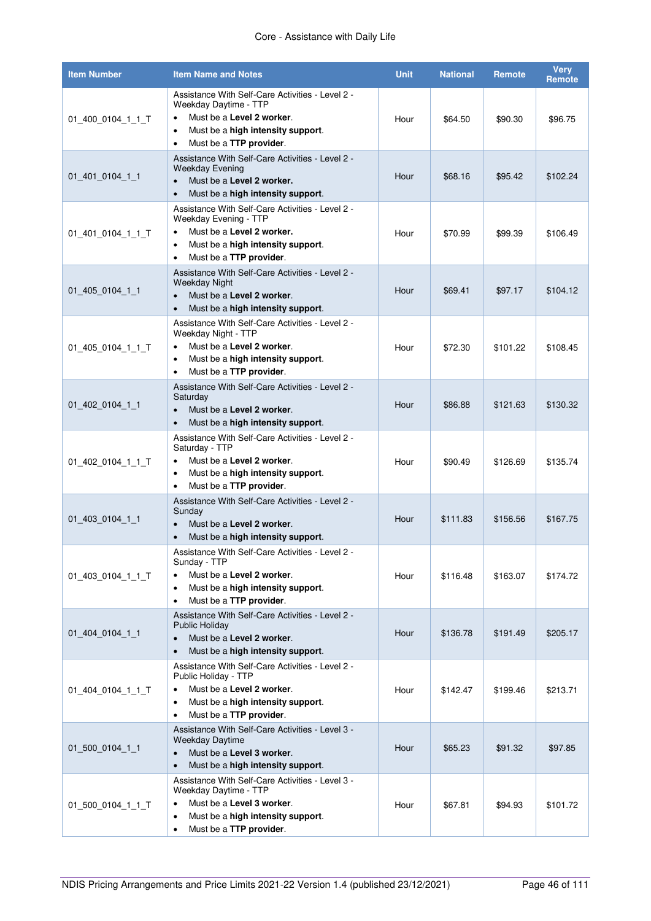| Item Number | Item Name and Notes | Unit | National | Remote | Very Remote |
|---|---|---|---|---|---|
| 01_400_0104_1_1_T | Assistance With Self-Care Activities - Level 2 - Weekday Daytime - TTP<br>• Must be a **Level 2 worker**.<br>• Must be a **high intensity support**.<br>• Must be a **TTP provider**. | Hour | $64.50 | $90.30 | $96.75 |
| 01_401_0104_1_1 | Assistance With Self-Care Activities - Level 2 - Weekday Evening<br>• Must be a **Level 2 worker.**<br>• Must be a **high intensity support**. | Hour | $68.16 | $95.42 | $102.24 |
| 01_401_0104_1_1_T | Assistance With Self-Care Activities - Level 2 - Weekday Evening - TTP<br>• Must be a **Level 2 worker.**<br>• Must be a **high intensity support**.<br>• Must be a **TTP provider**. | Hour | $70.99 | $99.39 | $106.49 |
| 01_405_0104_1_1 | Assistance With Self-Care Activities - Level 2 - Weekday Night<br>• Must be a **Level 2 worker**.<br>• Must be a **high intensity support**. | Hour | $69.41 | $97.17 | $104.12 |
| 01_405_0104_1_1_T | Assistance With Self-Care Activities - Level 2 - Weekday Night - TTP<br>• Must be a **Level 2 worker**.<br>• Must be a **high intensity support**.<br>• Must be a **TTP provider**. | Hour | $72.30 | $101.22 | $108.45 |
| 01_402_0104_1_1 | Assistance With Self-Care Activities - Level 2 - Saturday<br>• Must be a **Level 2 worker**.<br>• Must be a **high intensity support**. | Hour | $86.88 | $121.63 | $130.32 |
| 01_402_0104_1_1_T | Assistance With Self-Care Activities - Level 2 - Saturday - TTP<br>• Must be a **Level 2 worker**.<br>• Must be a **high intensity support**.<br>• Must be a **TTP provider**. | Hour | $90.49 | $126.69 | $135.74 |
| 01_403_0104_1_1 | Assistance With Self-Care Activities - Level 2 - Sunday<br>• Must be a **Level 2 worker**.<br>• Must be a **high intensity support**. | Hour | $111.83 | $156.56 | $167.75 |
| 01_403_0104_1_1_T | Assistance With Self-Care Activities - Level 2 - Sunday - TTP<br>• Must be a **Level 2 worker**.<br>• Must be a **high intensity support**.<br>• Must be a **TTP provider**. | Hour | $116.48 | $163.07 | $174.72 |
| 01_404_0104_1_1 | Assistance With Self-Care Activities - Level 2 - Public Holiday<br>• Must be a **Level 2 worker**.<br>• Must be a **high intensity support**. | Hour | $136.78 | $191.49 | $205.17 |
| 01_404_0104_1_1_T | Assistance With Self-Care Activities - Level 2 - Public Holiday - TTP<br>• Must be a **Level 2 worker**.<br>• Must be a **high intensity support**.<br>• Must be a **TTP provider**. | Hour | $142.47 | $199.46 | $213.71 |
| 01_500_0104_1_1 | Assistance With Self-Care Activities - Level 3 - Weekday Daytime<br>• Must be a **Level 3 worker**.<br>• Must be a **high intensity support**. | Hour | $65.23 | $91.32 | $97.85 |
| 01_500_0104_1_1_T | Assistance With Self-Care Activities - Level 3 - Weekday Daytime - TTP<br>• Must be a **Level 3 worker**.<br>• Must be a **high intensity support**.<br>• Must be a **TTP provider**. | Hour | $67.81 | $94.93 | $101.72 |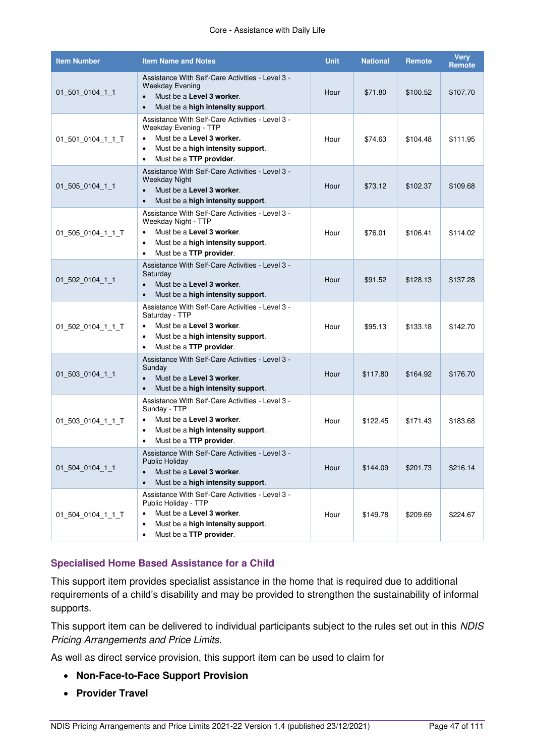| Item Number | Item Name and Notes | Unit | National | Remote | Very Remote |
|---|---|---|---|---|---|
| 01_501_0104_1_1 | Assistance With Self-Care Activities - Level 3 - Weekday Evening<br>• Must be a **Level 3 worker**.<br>• Must be a **high intensity support**. | Hour | $71.80 | $100.52 | $107.70 |
| 01_501_0104_1_1_T | Assistance With Self-Care Activities - Level 3 - Weekday Evening - TTP<br>• Must be a **Level 3 worker.**<br>• Must be a **high intensity support**.<br>• Must be a **TTP provider**. | Hour | $74.63 | $104.48 | $111.95 |
| 01_505_0104_1_1 | Assistance With Self-Care Activities - Level 3 - Weekday Night<br>• Must be a **Level 3 worker**.<br>• Must be a **high intensity support**. | Hour | $73.12 | $102.37 | $109.68 |
| 01_505_0104_1_1_T | Assistance With Self-Care Activities - Level 3 - Weekday Night - TTP<br>• Must be a **Level 3 worker**.<br>• Must be a **high intensity support**.<br>• Must be a **TTP provider**. | Hour | $76.01 | $106.41 | $114.02 |
| 01_502_0104_1_1 | Assistance With Self-Care Activities - Level 3 - Saturday<br>• Must be a **Level 3 worker**.<br>• Must be a **high intensity support**. | Hour | $91.52 | $128.13 | $137.28 |
| 01_502_0104_1_1_T | Assistance With Self-Care Activities - Level 3 - Saturday - TTP<br>• Must be a **Level 3 worker**.<br>• Must be a **high intensity support**.<br>• Must be a **TTP provider**. | Hour | $95.13 | $133.18 | $142.70 |
| 01_503_0104_1_1 | Assistance With Self-Care Activities - Level 3 - Sunday<br>• Must be a **Level 3 worker**.<br>• Must be a **high intensity support**. | Hour | $117.80 | $164.92 | $176.70 |
| 01_503_0104_1_1_T | Assistance With Self-Care Activities - Level 3 - Sunday - TTP<br>• Must be a **Level 3 worker**.<br>• Must be a **high intensity support**.<br>• Must be a **TTP provider**. | Hour | $122.45 | $171.43 | $183.68 |
| 01_504_0104_1_1 | Assistance With Self-Care Activities - Level 3 - Public Holiday<br>• Must be a **Level 3 worker**.<br>• Must be a **high intensity support**. | Hour | $144.09 | $201.73 | $216.14 |
| 01_504_0104_1_1_T | Assistance With Self-Care Activities - Level 3 - Public Holiday - TTP<br>• Must be a **Level 3 worker**.<br>• Must be a **high intensity support**.<br>• Must be a **TTP provider**. | Hour | $149.78 | $209.69 | $224.67 |

### Specialised Home Based Assistance for a Child

This support item provides specialist assistance in the home that is required due to additional requirements of a child's disability and may be provided to strengthen the sustainability of informal supports.

This support item can be delivered to individual participants subject to the rules set out in this *NDIS Pricing Arrangements and Price Limits*.

As well as direct service provision, this support item can be used to claim for

- **Non-Face-to-Face Support Provision**
- **Provider Travel**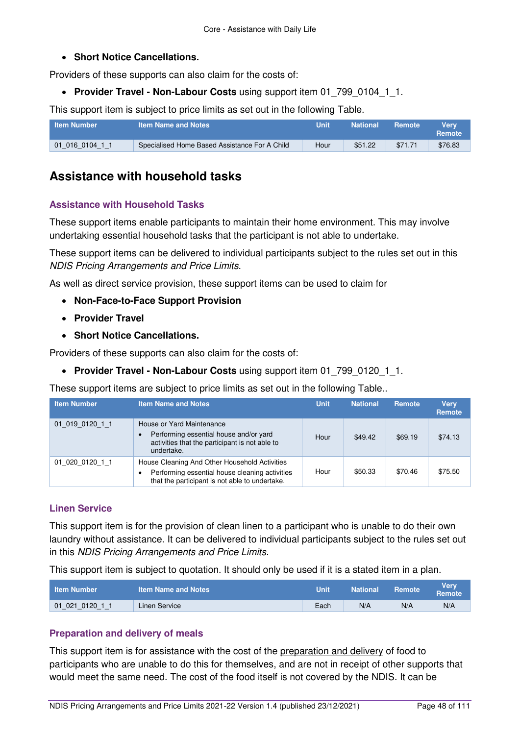- **Short Notice Cancellations.**

Providers of these supports can also claim for the costs of:

- **Provider Travel - Non-Labour Costs** using support item 01_799_0104_1_1.

This support item is subject to price limits as set out in the following Table.

| Item Number | Item Name and Notes | Unit | National | Remote | Very Remote |
|---|---|---|---|---|---|
| 01_016_0104_1_1 | Specialised Home Based Assistance For A Child | Hour | $51.22 | $71.71 | $76.83 |

## Assistance with household tasks

### Assistance with Household Tasks

These support items enable participants to maintain their home environment. This may involve undertaking essential household tasks that the participant is not able to undertake.

These support items can be delivered to individual participants subject to the rules set out in this *NDIS Pricing Arrangements and Price Limits*.

As well as direct service provision, these support items can be used to claim for

- **Non-Face-to-Face Support Provision**
- **Provider Travel**
- **Short Notice Cancellations.**

Providers of these supports can also claim for the costs of:

- **Provider Travel - Non-Labour Costs** using support item 01_799_0120_1_1.

These support items are subject to price limits as set out in the following Table..

| Item Number | Item Name and Notes | Unit | National | Remote | Very Remote |
|---|---|---|---|---|---|
| 01_019_0120_1_1 | House or Yard Maintenance<br>• Performing essential house and/or yard activities that the participant is not able to undertake. | Hour | $49.42 | $69.19 | $74.13 |
| 01_020_0120_1_1 | House Cleaning And Other Household Activities<br>• Performing essential house cleaning activities that the participant is not able to undertake. | Hour | $50.33 | $70.46 | $75.50 |

### Linen Service

This support item is for the provision of clean linen to a participant who is unable to do their own laundry without assistance. It can be delivered to individual participants subject to the rules set out in this *NDIS Pricing Arrangements and Price Limits*.

This support item is subject to quotation. It should only be used if it is a stated item in a plan.

| Item Number | Item Name and Notes | Unit | National | Remote | Very Remote |
|---|---|---|---|---|---|
| 01_021_0120_1_1 | Linen Service | Each | N/A | N/A | N/A |

### Preparation and delivery of meals

This support item is for assistance with the cost of the preparation and delivery of food to participants who are unable to do this for themselves, and are not in receipt of other supports that would meet the same need. The cost of the food itself is not covered by the NDIS. It can be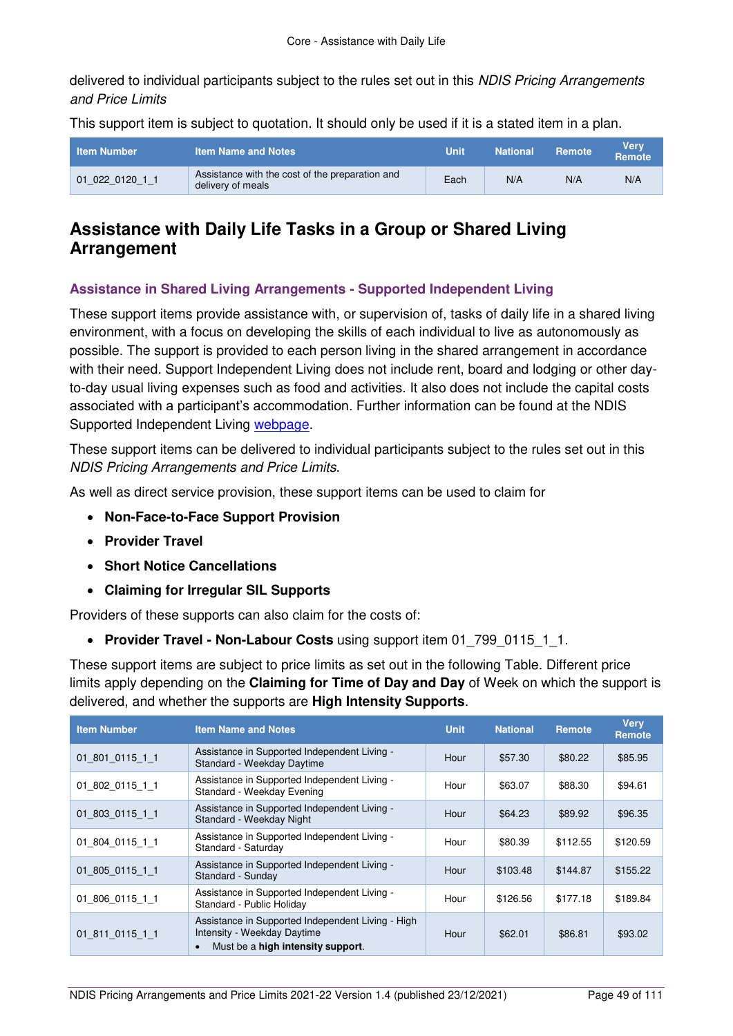delivered to individual participants subject to the rules set out in this *NDIS Pricing Arrangements and Price Limits*

This support item is subject to quotation. It should only be used if it is a stated item in a plan.

| Item Number | Item Name and Notes | Unit | National | Remote | Very Remote |
|---|---|---|---|---|---|
| 01_022_0120_1_1 | Assistance with the cost of the preparation and delivery of meals | Each | N/A | N/A | N/A |

## Assistance with Daily Life Tasks in a Group or Shared Living Arrangement

### Assistance in Shared Living Arrangements - Supported Independent Living

These support items provide assistance with, or supervision of, tasks of daily life in a shared living environment, with a focus on developing the skills of each individual to live as autonomously as possible. The support is provided to each person living in the shared arrangement in accordance with their need. Support Independent Living does not include rent, board and lodging or other day-to-day usual living expenses such as food and activities. It also does not include the capital costs associated with a participant's accommodation. Further information can be found at the NDIS Supported Independent Living webpage.

These support items can be delivered to individual participants subject to the rules set out in this *NDIS Pricing Arrangements and Price Limits*.

As well as direct service provision, these support items can be used to claim for

- **Non-Face-to-Face Support Provision**
- **Provider Travel**
- **Short Notice Cancellations**
- **Claiming for Irregular SIL Supports**

Providers of these supports can also claim for the costs of:

- **Provider Travel - Non-Labour Costs** using support item 01_799_0115_1_1.

These support items are subject to price limits as set out in the following Table. Different price limits apply depending on the **Claiming for Time of Day and Day** of Week on which the support is delivered, and whether the supports are **High Intensity Supports**.

| Item Number | Item Name and Notes | Unit | National | Remote | Very Remote |
|---|---|---|---|---|---|
| 01_801_0115_1_1 | Assistance in Supported Independent Living - Standard - Weekday Daytime | Hour | $57.30 | $80.22 | $85.95 |
| 01_802_0115_1_1 | Assistance in Supported Independent Living - Standard - Weekday Evening | Hour | $63.07 | $88.30 | $94.61 |
| 01_803_0115_1_1 | Assistance in Supported Independent Living - Standard - Weekday Night | Hour | $64.23 | $89.92 | $96.35 |
| 01_804_0115_1_1 | Assistance in Supported Independent Living - Standard - Saturday | Hour | $80.39 | $112.55 | $120.59 |
| 01_805_0115_1_1 | Assistance in Supported Independent Living - Standard - Sunday | Hour | $103.48 | $144.87 | $155.22 |
| 01_806_0115_1_1 | Assistance in Supported Independent Living - Standard - Public Holiday | Hour | $126.56 | $177.18 | $189.84 |
| 01_811_0115_1_1 | Assistance in Supported Independent Living - High Intensity - Weekday Daytime<br>• Must be a **high intensity support**. | Hour | $62.01 | $86.81 | $93.02 |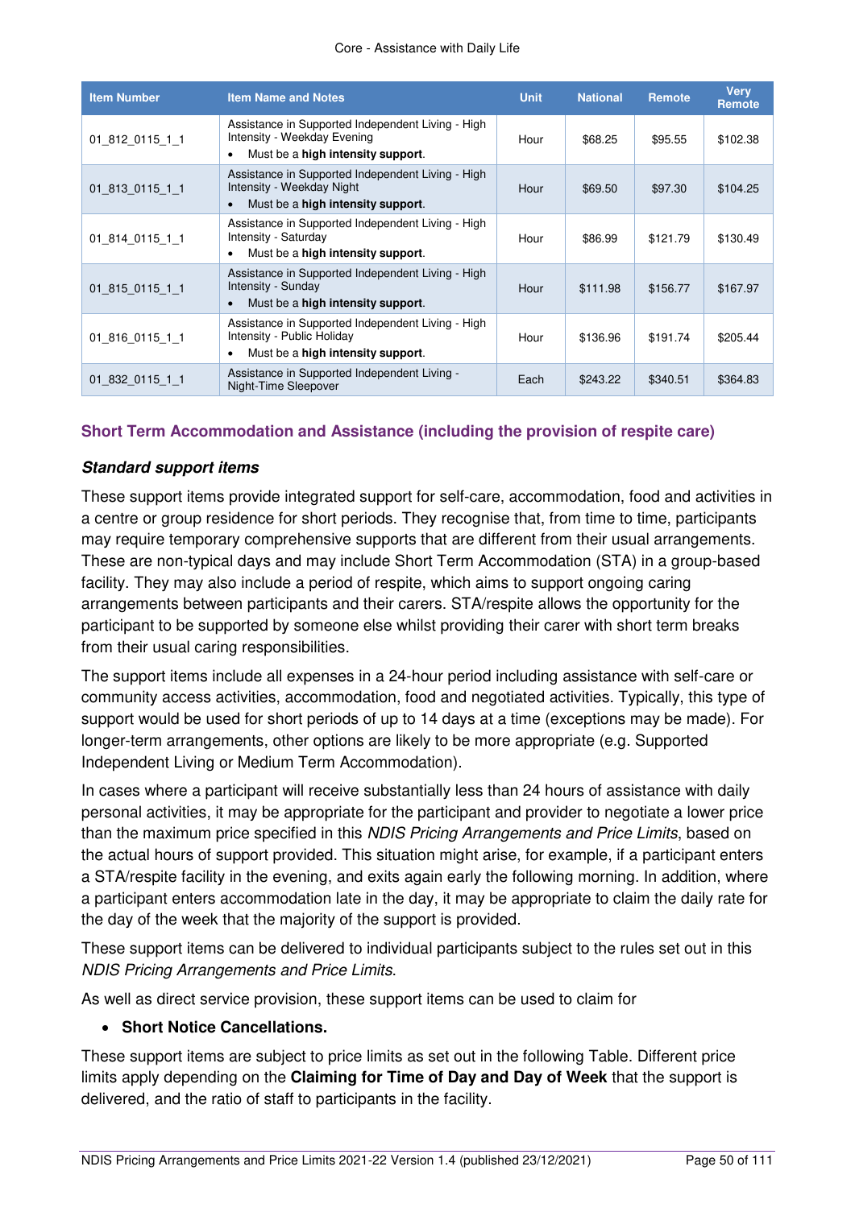| Item Number | Item Name and Notes | Unit | National | Remote | Very Remote |
|---|---|---|---|---|---|
| 01_812_0115_1_1 | Assistance in Supported Independent Living - High Intensity - Weekday Evening<br>• Must be a **high intensity support**. | Hour | $68.25 | $95.55 | $102.38 |
| 01_813_0115_1_1 | Assistance in Supported Independent Living - High Intensity - Weekday Night<br>• Must be a **high intensity support**. | Hour | $69.50 | $97.30 | $104.25 |
| 01_814_0115_1_1 | Assistance in Supported Independent Living - High Intensity - Saturday<br>• Must be a **high intensity support**. | Hour | $86.99 | $121.79 | $130.49 |
| 01_815_0115_1_1 | Assistance in Supported Independent Living - High Intensity - Sunday<br>• Must be a **high intensity support**. | Hour | $111.98 | $156.77 | $167.97 |
| 01_816_0115_1_1 | Assistance in Supported Independent Living - High Intensity - Public Holiday<br>• Must be a **high intensity support**. | Hour | $136.96 | $191.74 | $205.44 |
| 01_832_0115_1_1 | Assistance in Supported Independent Living - Night-Time Sleepover | Each | $243.22 | $340.51 | $364.83 |

## Short Term Accommodation and Assistance (including the provision of respite care)

### *Standard support items*

These support items provide integrated support for self-care, accommodation, food and activities in a centre or group residence for short periods. They recognise that, from time to time, participants may require temporary comprehensive supports that are different from their usual arrangements. These are non-typical days and may include Short Term Accommodation (STA) in a group-based facility. They may also include a period of respite, which aims to support ongoing caring arrangements between participants and their carers. STA/respite allows the opportunity for the participant to be supported by someone else whilst providing their carer with short term breaks from their usual caring responsibilities.

The support items include all expenses in a 24-hour period including assistance with self-care or community access activities, accommodation, food and negotiated activities. Typically, this type of support would be used for short periods of up to 14 days at a time (exceptions may be made). For longer-term arrangements, other options are likely to be more appropriate (e.g. Supported Independent Living or Medium Term Accommodation).

In cases where a participant will receive substantially less than 24 hours of assistance with daily personal activities, it may be appropriate for the participant and provider to negotiate a lower price than the maximum price specified in this *NDIS Pricing Arrangements and Price Limits*, based on the actual hours of support provided. This situation might arise, for example, if a participant enters a STA/respite facility in the evening, and exits again early the following morning. In addition, where a participant enters accommodation late in the day, it may be appropriate to claim the daily rate for the day of the week that the majority of the support is provided.

These support items can be delivered to individual participants subject to the rules set out in this *NDIS Pricing Arrangements and Price Limits*.

As well as direct service provision, these support items can be used to claim for

- **Short Notice Cancellations.**

These support items are subject to price limits as set out in the following Table. Different price limits apply depending on the **Claiming for Time of Day and Day of Week** that the support is delivered, and the ratio of staff to participants in the facility.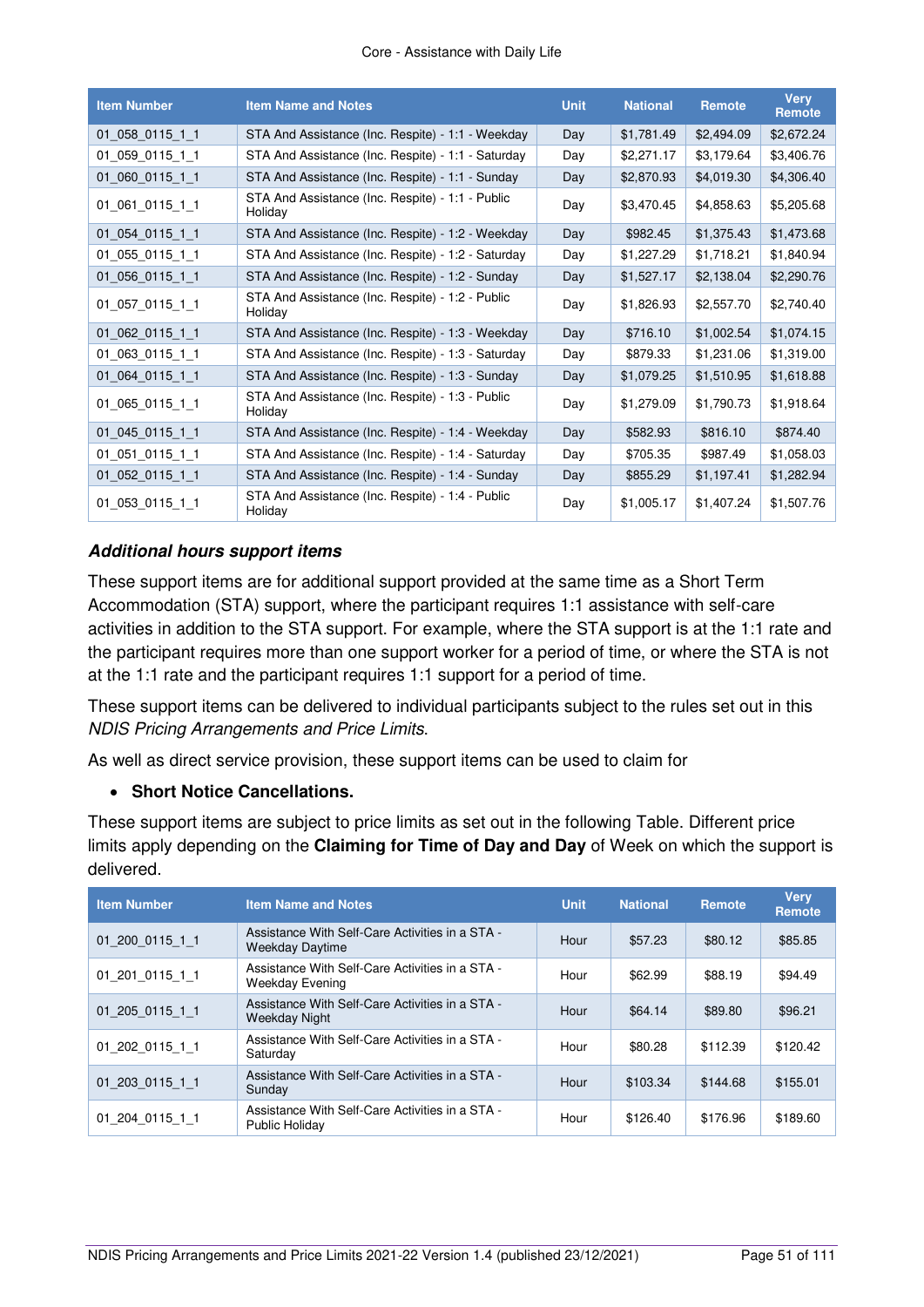| Item Number | Item Name and Notes | Unit | National | Remote | Very Remote |
|---|---|---|---|---|---|
| 01_058_0115_1_1 | STA And Assistance (Inc. Respite) - 1:1 - Weekday | Day | $1,781.49 | $2,494.09 | $2,672.24 |
| 01_059_0115_1_1 | STA And Assistance (Inc. Respite) - 1:1 - Saturday | Day | $2,271.17 | $3,179.64 | $3,406.76 |
| 01_060_0115_1_1 | STA And Assistance (Inc. Respite) - 1:1 - Sunday | Day | $2,870.93 | $4,019.30 | $4,306.40 |
| 01_061_0115_1_1 | STA And Assistance (Inc. Respite) - 1:1 - Public Holiday | Day | $3,470.45 | $4,858.63 | $5,205.68 |
| 01_054_0115_1_1 | STA And Assistance (Inc. Respite) - 1:2 - Weekday | Day | $982.45 | $1,375.43 | $1,473.68 |
| 01_055_0115_1_1 | STA And Assistance (Inc. Respite) - 1:2 - Saturday | Day | $1,227.29 | $1,718.21 | $1,840.94 |
| 01_056_0115_1_1 | STA And Assistance (Inc. Respite) - 1:2 - Sunday | Day | $1,527.17 | $2,138.04 | $2,290.76 |
| 01_057_0115_1_1 | STA And Assistance (Inc. Respite) - 1:2 - Public Holiday | Day | $1,826.93 | $2,557.70 | $2,740.40 |
| 01_062_0115_1_1 | STA And Assistance (Inc. Respite) - 1:3 - Weekday | Day | $716.10 | $1,002.54 | $1,074.15 |
| 01_063_0115_1_1 | STA And Assistance (Inc. Respite) - 1:3 - Saturday | Day | $879.33 | $1,231.06 | $1,319.00 |
| 01_064_0115_1_1 | STA And Assistance (Inc. Respite) - 1:3 - Sunday | Day | $1,079.25 | $1,510.95 | $1,618.88 |
| 01_065_0115_1_1 | STA And Assistance (Inc. Respite) - 1:3 - Public Holiday | Day | $1,279.09 | $1,790.73 | $1,918.64 |
| 01_045_0115_1_1 | STA And Assistance (Inc. Respite) - 1:4 - Weekday | Day | $582.93 | $816.10 | $874.40 |
| 01_051_0115_1_1 | STA And Assistance (Inc. Respite) - 1:4 - Saturday | Day | $705.35 | $987.49 | $1,058.03 |
| 01_052_0115_1_1 | STA And Assistance (Inc. Respite) - 1:4 - Sunday | Day | $855.29 | $1,197.41 | $1,282.94 |
| 01_053_0115_1_1 | STA And Assistance (Inc. Respite) - 1:4 - Public Holiday | Day | $1,005.17 | $1,407.24 | $1,507.76 |

### *Additional hours support items*

These support items are for additional support provided at the same time as a Short Term Accommodation (STA) support, where the participant requires 1:1 assistance with self-care activities in addition to the STA support. For example, where the STA support is at the 1:1 rate and the participant requires more than one support worker for a period of time, or where the STA is not at the 1:1 rate and the participant requires 1:1 support for a period of time.

These support items can be delivered to individual participants subject to the rules set out in this *NDIS Pricing Arrangements and Price Limits*.

As well as direct service provision, these support items can be used to claim for

- **Short Notice Cancellations.**

These support items are subject to price limits as set out in the following Table. Different price limits apply depending on the **Claiming for Time of Day and Day** of Week on which the support is delivered.

| Item Number | Item Name and Notes | Unit | National | Remote | Very Remote |
|---|---|---|---|---|---|
| 01_200_0115_1_1 | Assistance With Self-Care Activities in a STA - Weekday Daytime | Hour | $57.23 | $80.12 | $85.85 |
| 01_201_0115_1_1 | Assistance With Self-Care Activities in a STA - Weekday Evening | Hour | $62.99 | $88.19 | $94.49 |
| 01_205_0115_1_1 | Assistance With Self-Care Activities in a STA - Weekday Night | Hour | $64.14 | $89.80 | $96.21 |
| 01_202_0115_1_1 | Assistance With Self-Care Activities in a STA - Saturday | Hour | $80.28 | $112.39 | $120.42 |
| 01_203_0115_1_1 | Assistance With Self-Care Activities in a STA - Sunday | Hour | $103.34 | $144.68 | $155.01 |
| 01_204_0115_1_1 | Assistance With Self-Care Activities in a STA - Public Holiday | Hour | $126.40 | $176.96 | $189.60 |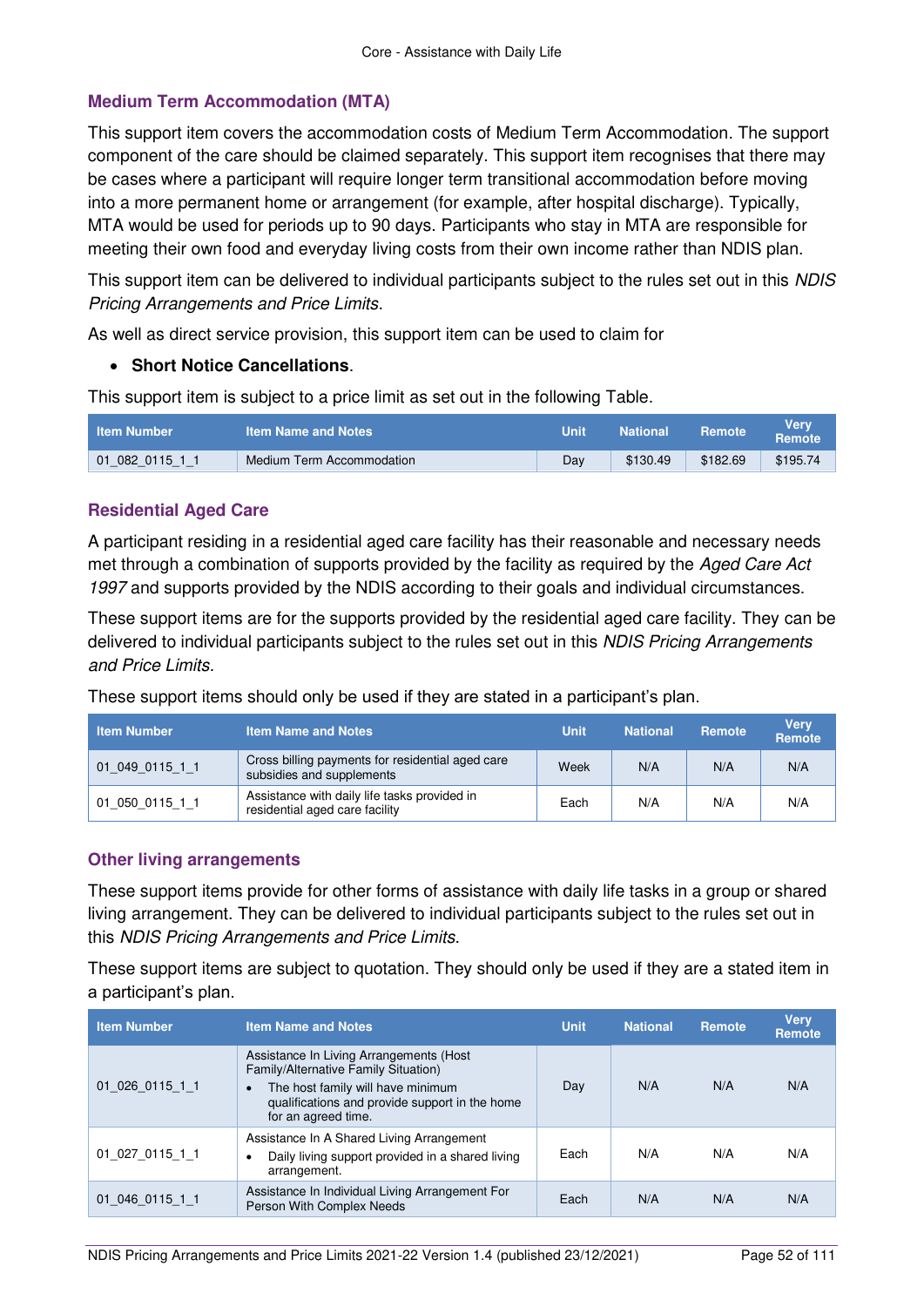## Medium Term Accommodation (MTA)

This support item covers the accommodation costs of Medium Term Accommodation. The support component of the care should be claimed separately. This support item recognises that there may be cases where a participant will require longer term transitional accommodation before moving into a more permanent home or arrangement (for example, after hospital discharge). Typically, MTA would be used for periods up to 90 days. Participants who stay in MTA are responsible for meeting their own food and everyday living costs from their own income rather than NDIS plan.

This support item can be delivered to individual participants subject to the rules set out in this *NDIS Pricing Arrangements and Price Limits*.

As well as direct service provision, this support item can be used to claim for

- **Short Notice Cancellations**.

This support item is subject to a price limit as set out in the following Table.

| Item Number | Item Name and Notes | Unit | National | Remote | Very Remote |
|---|---|---|---|---|---|
| 01_082_0115_1_1 | Medium Term Accommodation | Day | $130.49 | $182.69 | $195.74 |

## Residential Aged Care

A participant residing in a residential aged care facility has their reasonable and necessary needs met through a combination of supports provided by the facility as required by the *Aged Care Act 1997* and supports provided by the NDIS according to their goals and individual circumstances.

These support items are for the supports provided by the residential aged care facility. They can be delivered to individual participants subject to the rules set out in this *NDIS Pricing Arrangements and Price Limits.*

These support items should only be used if they are stated in a participant's plan.

| Item Number | Item Name and Notes | Unit | National | Remote | Very Remote |
|---|---|---|---|---|---|
| 01_049_0115_1_1 | Cross billing payments for residential aged care subsidies and supplements | Week | N/A | N/A | N/A |
| 01_050_0115_1_1 | Assistance with daily life tasks provided in residential aged care facility | Each | N/A | N/A | N/A |

## Other living arrangements

These support items provide for other forms of assistance with daily life tasks in a group or shared living arrangement. They can be delivered to individual participants subject to the rules set out in this *NDIS Pricing Arrangements and Price Limits*.

These support items are subject to quotation. They should only be used if they are a stated item in a participant's plan.

| Item Number | Item Name and Notes | Unit | National | Remote | Very Remote |
|---|---|---|---|---|---|
| 01_026_0115_1_1 | Assistance In Living Arrangements (Host Family/Alternative Family Situation)<br>• The host family will have minimum qualifications and provide support in the home for an agreed time. | Day | N/A | N/A | N/A |
| 01_027_0115_1_1 | Assistance In A Shared Living Arrangement<br>• Daily living support provided in a shared living arrangement. | Each | N/A | N/A | N/A |
| 01_046_0115_1_1 | Assistance In Individual Living Arrangement For Person With Complex Needs | Each | N/A | N/A | N/A |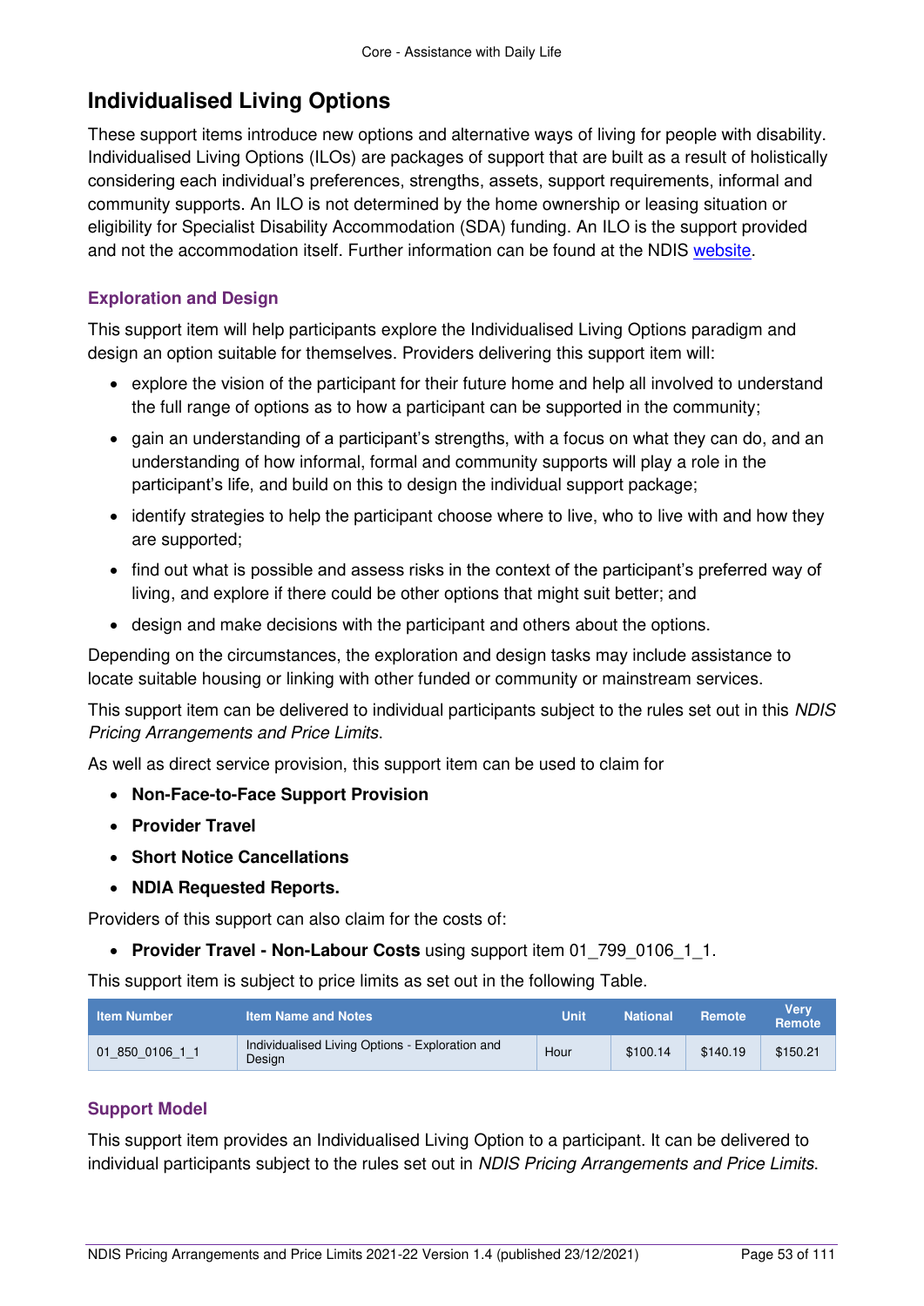# Individualised Living Options

These support items introduce new options and alternative ways of living for people with disability. Individualised Living Options (ILOs) are packages of support that are built as a result of holistically considering each individual's preferences, strengths, assets, support requirements, informal and community supports. An ILO is not determined by the home ownership or leasing situation or eligibility for Specialist Disability Accommodation (SDA) funding. An ILO is the support provided and not the accommodation itself. Further information can be found at the NDIS website.

### Exploration and Design

This support item will help participants explore the Individualised Living Options paradigm and design an option suitable for themselves. Providers delivering this support item will:

- explore the vision of the participant for their future home and help all involved to understand the full range of options as to how a participant can be supported in the community;
- gain an understanding of a participant's strengths, with a focus on what they can do, and an understanding of how informal, formal and community supports will play a role in the participant's life, and build on this to design the individual support package;
- identify strategies to help the participant choose where to live, who to live with and how they are supported;
- find out what is possible and assess risks in the context of the participant's preferred way of living, and explore if there could be other options that might suit better; and
- design and make decisions with the participant and others about the options.

Depending on the circumstances, the exploration and design tasks may include assistance to locate suitable housing or linking with other funded or community or mainstream services.

This support item can be delivered to individual participants subject to the rules set out in this *NDIS Pricing Arrangements and Price Limits*.

As well as direct service provision, this support item can be used to claim for

- **Non-Face-to-Face Support Provision**
- **Provider Travel**
- **Short Notice Cancellations**
- **NDIA Requested Reports.**

Providers of this support can also claim for the costs of:

- **Provider Travel - Non-Labour Costs** using support item 01_799_0106_1_1.

This support item is subject to price limits as set out in the following Table.

| Item Number | Item Name and Notes | Unit | National | Remote | Very Remote |
|---|---|---|---|---|---|
| 01_850_0106_1_1 | Individualised Living Options - Exploration and Design | Hour | $100.14 | $140.19 | $150.21 |

### Support Model

This support item provides an Individualised Living Option to a participant. It can be delivered to individual participants subject to the rules set out in *NDIS Pricing Arrangements and Price Limits*.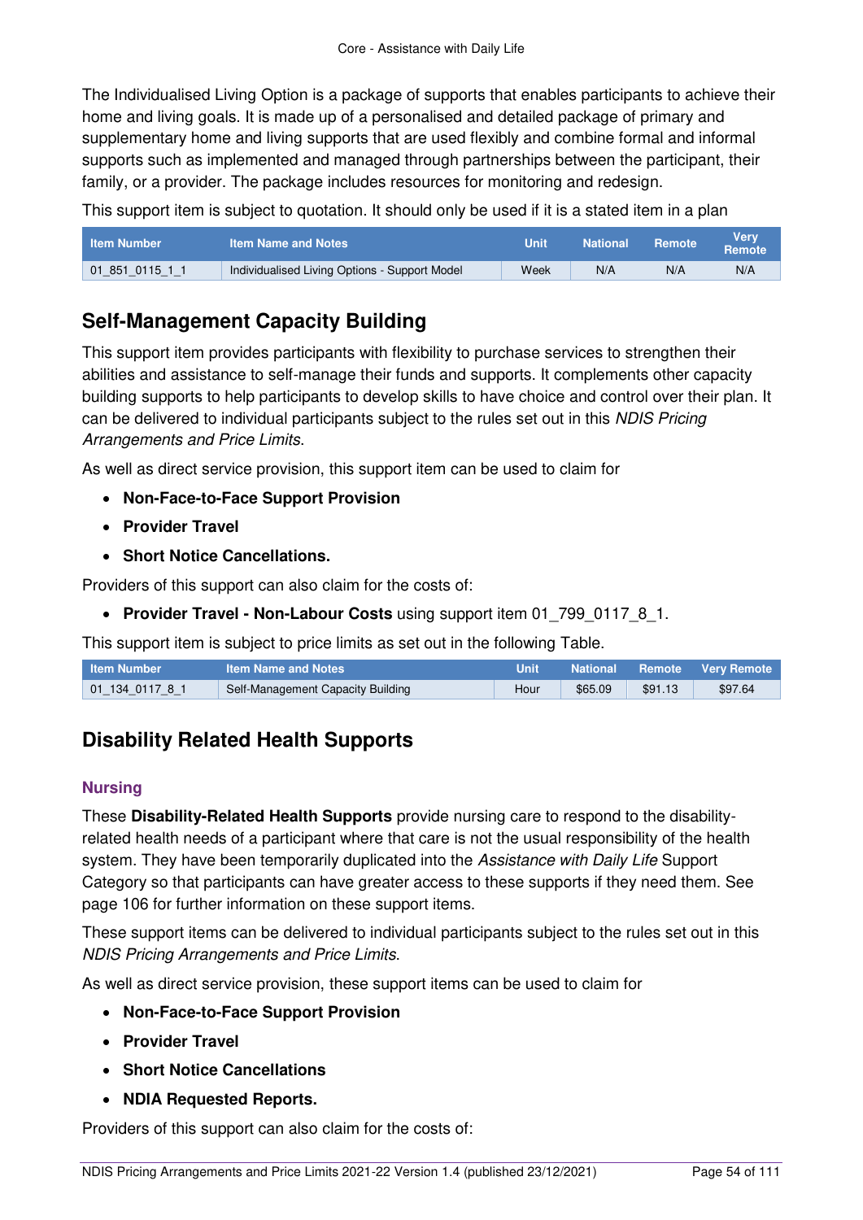The Individualised Living Option is a package of supports that enables participants to achieve their home and living goals. It is made up of a personalised and detailed package of primary and supplementary home and living supports that are used flexibly and combine formal and informal supports such as implemented and managed through partnerships between the participant, their family, or a provider. The package includes resources for monitoring and redesign.

This support item is subject to quotation. It should only be used if it is a stated item in a plan

| Item Number | Item Name and Notes | Unit | National | Remote | Very Remote |
|---|---|---|---|---|---|
| 01_851_0115_1_1 | Individualised Living Options - Support Model | Week | N/A | N/A | N/A |

## Self-Management Capacity Building

This support item provides participants with flexibility to purchase services to strengthen their abilities and assistance to self-manage their funds and supports. It complements other capacity building supports to help participants to develop skills to have choice and control over their plan. It can be delivered to individual participants subject to the rules set out in this *NDIS Pricing Arrangements and Price Limits*.

As well as direct service provision, this support item can be used to claim for

- **Non-Face-to-Face Support Provision**
- **Provider Travel**
- **Short Notice Cancellations.**

Providers of this support can also claim for the costs of:

- **Provider Travel - Non-Labour Costs** using support item 01_799_0117_8_1.

This support item is subject to price limits as set out in the following Table.

| Item Number | Item Name and Notes | Unit | National | Remote | Very Remote |
|---|---|---|---|---|---|
| 01_134_0117_8_1 | Self-Management Capacity Building | Hour | $65.09 | $91.13 | $97.64 |

## Disability Related Health Supports

### Nursing

These **Disability-Related Health Supports** provide nursing care to respond to the disability-related health needs of a participant where that care is not the usual responsibility of the health system. They have been temporarily duplicated into the *Assistance with Daily Life* Support Category so that participants can have greater access to these supports if they need them. See page 106 for further information on these support items.

These support items can be delivered to individual participants subject to the rules set out in this *NDIS Pricing Arrangements and Price Limits*.

As well as direct service provision, these support items can be used to claim for

- **Non-Face-to-Face Support Provision**
- **Provider Travel**
- **Short Notice Cancellations**
- **NDIA Requested Reports.**

Providers of this support can also claim for the costs of: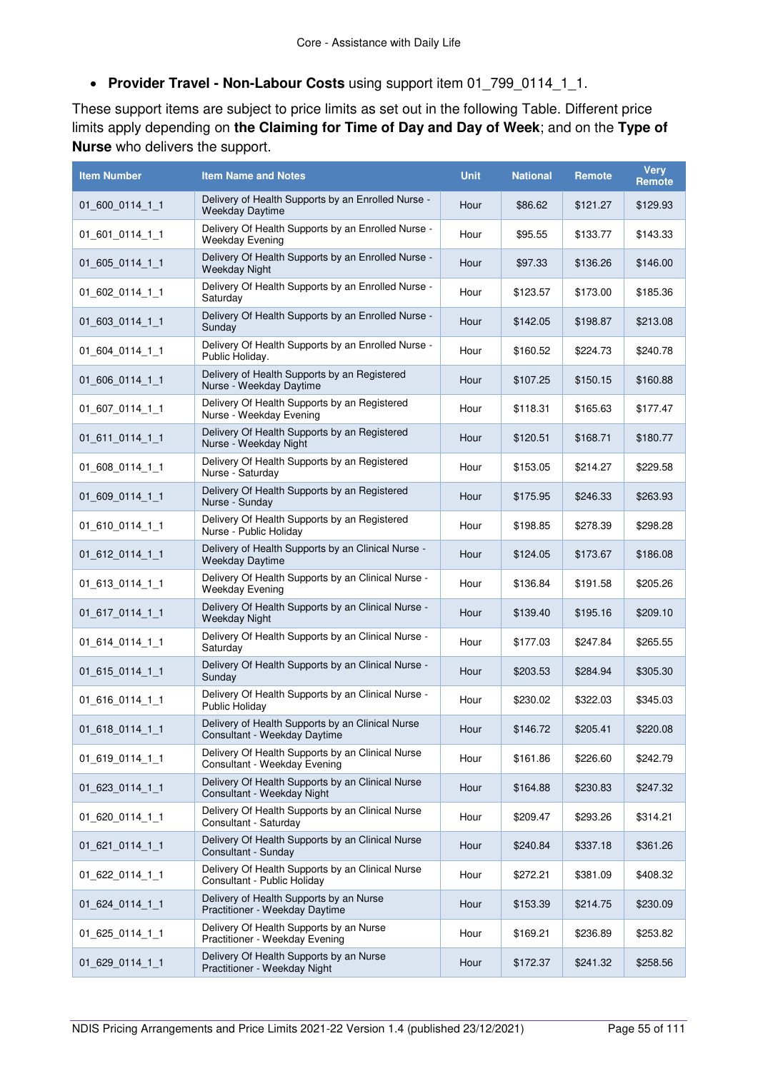- **Provider Travel - Non-Labour Costs** using support item 01_799_0114_1_1.

These support items are subject to price limits as set out in the following Table. Different price limits apply depending on **the Claiming for Time of Day and Day of Week**; and on the **Type of Nurse** who delivers the support.

| Item Number | Item Name and Notes | Unit | National | Remote | Very Remote |
|---|---|---|---|---|---|
| 01_600_0114_1_1 | Delivery of Health Supports by an Enrolled Nurse - Weekday Daytime | Hour | $86.62 | $121.27 | $129.93 |
| 01_601_0114_1_1 | Delivery Of Health Supports by an Enrolled Nurse - Weekday Evening | Hour | $95.55 | $133.77 | $143.33 |
| 01_605_0114_1_1 | Delivery Of Health Supports by an Enrolled Nurse - Weekday Night | Hour | $97.33 | $136.26 | $146.00 |
| 01_602_0114_1_1 | Delivery Of Health Supports by an Enrolled Nurse - Saturday | Hour | $123.57 | $173.00 | $185.36 |
| 01_603_0114_1_1 | Delivery Of Health Supports by an Enrolled Nurse - Sunday | Hour | $142.05 | $198.87 | $213.08 |
| 01_604_0114_1_1 | Delivery Of Health Supports by an Enrolled Nurse - Public Holiday. | Hour | $160.52 | $224.73 | $240.78 |
| 01_606_0114_1_1 | Delivery of Health Supports by an Registered Nurse - Weekday Daytime | Hour | $107.25 | $150.15 | $160.88 |
| 01_607_0114_1_1 | Delivery Of Health Supports by an Registered Nurse - Weekday Evening | Hour | $118.31 | $165.63 | $177.47 |
| 01_611_0114_1_1 | Delivery Of Health Supports by an Registered Nurse - Weekday Night | Hour | $120.51 | $168.71 | $180.77 |
| 01_608_0114_1_1 | Delivery Of Health Supports by an Registered Nurse - Saturday | Hour | $153.05 | $214.27 | $229.58 |
| 01_609_0114_1_1 | Delivery Of Health Supports by an Registered Nurse - Sunday | Hour | $175.95 | $246.33 | $263.93 |
| 01_610_0114_1_1 | Delivery Of Health Supports by an Registered Nurse - Public Holiday | Hour | $198.85 | $278.39 | $298.28 |
| 01_612_0114_1_1 | Delivery of Health Supports by an Clinical Nurse - Weekday Daytime | Hour | $124.05 | $173.67 | $186.08 |
| 01_613_0114_1_1 | Delivery Of Health Supports by an Clinical Nurse - Weekday Evening | Hour | $136.84 | $191.58 | $205.26 |
| 01_617_0114_1_1 | Delivery Of Health Supports by an Clinical Nurse - Weekday Night | Hour | $139.40 | $195.16 | $209.10 |
| 01_614_0114_1_1 | Delivery Of Health Supports by an Clinical Nurse - Saturday | Hour | $177.03 | $247.84 | $265.55 |
| 01_615_0114_1_1 | Delivery Of Health Supports by an Clinical Nurse - Sunday | Hour | $203.53 | $284.94 | $305.30 |
| 01_616_0114_1_1 | Delivery Of Health Supports by an Clinical Nurse - Public Holiday | Hour | $230.02 | $322.03 | $345.03 |
| 01_618_0114_1_1 | Delivery of Health Supports by an Clinical Nurse Consultant - Weekday Daytime | Hour | $146.72 | $205.41 | $220.08 |
| 01_619_0114_1_1 | Delivery Of Health Supports by an Clinical Nurse Consultant - Weekday Evening | Hour | $161.86 | $226.60 | $242.79 |
| 01_623_0114_1_1 | Delivery Of Health Supports by an Clinical Nurse Consultant - Weekday Night | Hour | $164.88 | $230.83 | $247.32 |
| 01_620_0114_1_1 | Delivery Of Health Supports by an Clinical Nurse Consultant - Saturday | Hour | $209.47 | $293.26 | $314.21 |
| 01_621_0114_1_1 | Delivery Of Health Supports by an Clinical Nurse Consultant - Sunday | Hour | $240.84 | $337.18 | $361.26 |
| 01_622_0114_1_1 | Delivery Of Health Supports by an Clinical Nurse Consultant - Public Holiday | Hour | $272.21 | $381.09 | $408.32 |
| 01_624_0114_1_1 | Delivery of Health Supports by an Nurse Practitioner - Weekday Daytime | Hour | $153.39 | $214.75 | $230.09 |
| 01_625_0114_1_1 | Delivery Of Health Supports by an Nurse Practitioner - Weekday Evening | Hour | $169.21 | $236.89 | $253.82 |
| 01_629_0114_1_1 | Delivery Of Health Supports by an Nurse Practitioner - Weekday Night | Hour | $172.37 | $241.32 | $258.56 |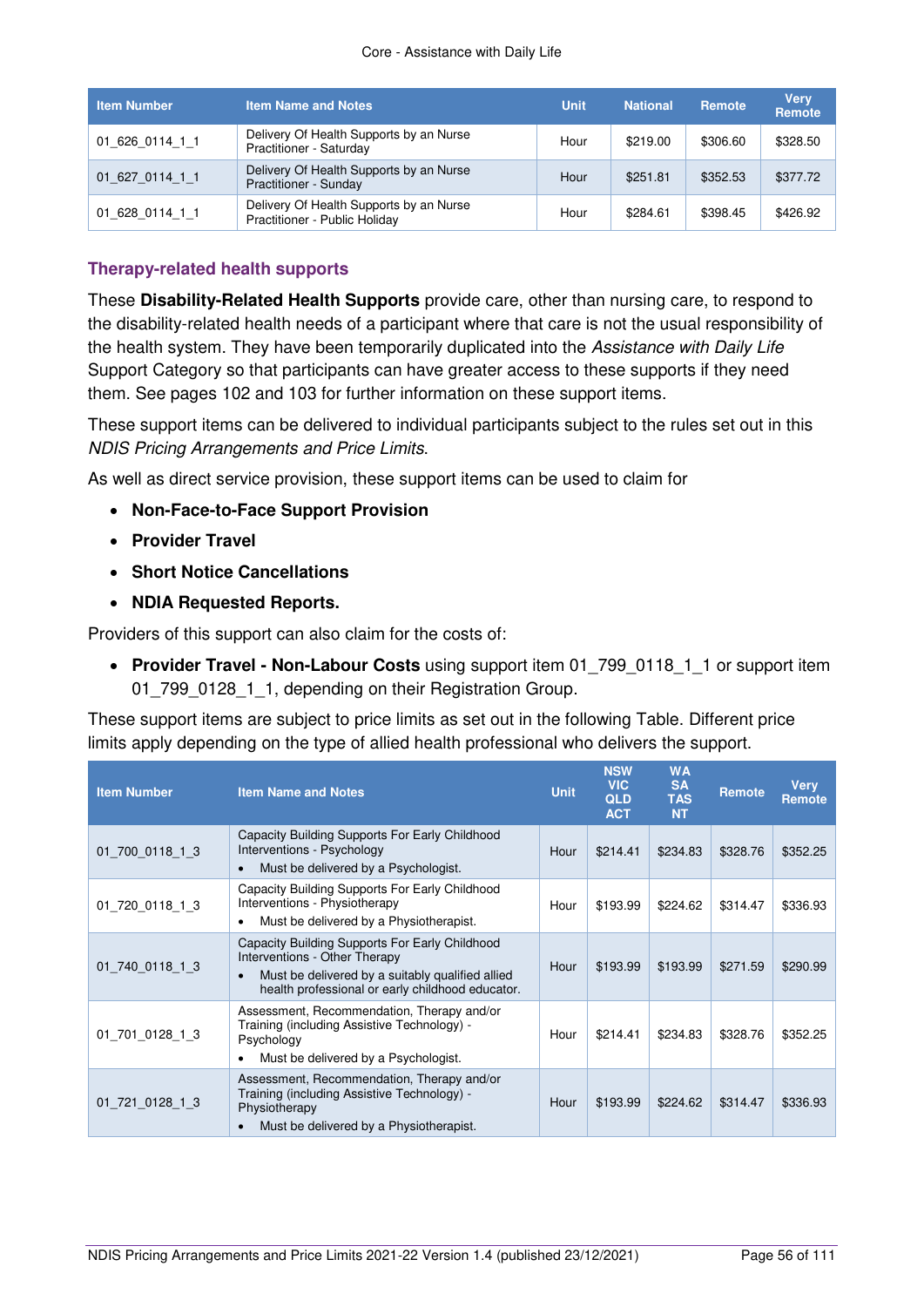| Item Number | Item Name and Notes | Unit | National | Remote | Very Remote |
|---|---|---|---|---|---|
| 01_626_0114_1_1 | Delivery Of Health Supports by an Nurse Practitioner - Saturday | Hour | $219.00 | $306.60 | $328.50 |
| 01_627_0114_1_1 | Delivery Of Health Supports by an Nurse Practitioner - Sunday | Hour | $251.81 | $352.53 | $377.72 |
| 01_628_0114_1_1 | Delivery Of Health Supports by an Nurse Practitioner - Public Holiday | Hour | $284.61 | $398.45 | $426.92 |

### Therapy-related health supports

These **Disability-Related Health Supports** provide care, other than nursing care, to respond to the disability-related health needs of a participant where that care is not the usual responsibility of the health system. They have been temporarily duplicated into the *Assistance with Daily Life* Support Category so that participants can have greater access to these supports if they need them. See pages 102 and 103 for further information on these support items.

These support items can be delivered to individual participants subject to the rules set out in this *NDIS Pricing Arrangements and Price Limits*.

As well as direct service provision, these support items can be used to claim for

- **Non-Face-to-Face Support Provision**
- **Provider Travel**
- **Short Notice Cancellations**
- **NDIA Requested Reports.**

Providers of this support can also claim for the costs of:

- **Provider Travel - Non-Labour Costs** using support item 01_799_0118_1_1 or support item 01_799_0128_1_1, depending on their Registration Group.

These support items are subject to price limits as set out in the following Table. Different price limits apply depending on the type of allied health professional who delivers the support.

| Item Number | Item Name and Notes | Unit | NSW VIC QLD ACT | WA SA TAS NT | Remote | Very Remote |
|---|---|---|---|---|---|---|
| 01_700_0118_1_3 | Capacity Building Supports For Early Childhood Interventions - Psychology<br>• Must be delivered by a Psychologist. | Hour | $214.41 | $234.83 | $328.76 | $352.25 |
| 01_720_0118_1_3 | Capacity Building Supports For Early Childhood Interventions - Physiotherapy<br>• Must be delivered by a Physiotherapist. | Hour | $193.99 | $224.62 | $314.47 | $336.93 |
| 01_740_0118_1_3 | Capacity Building Supports For Early Childhood Interventions - Other Therapy<br>• Must be delivered by a suitably qualified allied health professional or early childhood educator. | Hour | $193.99 | $193.99 | $271.59 | $290.99 |
| 01_701_0128_1_3 | Assessment, Recommendation, Therapy and/or Training (including Assistive Technology) - Psychology<br>• Must be delivered by a Psychologist. | Hour | $214.41 | $234.83 | $328.76 | $352.25 |
| 01_721_0128_1_3 | Assessment, Recommendation, Therapy and/or Training (including Assistive Technology) - Physiotherapy<br>• Must be delivered by a Physiotherapist. | Hour | $193.99 | $224.62 | $314.47 | $336.93 |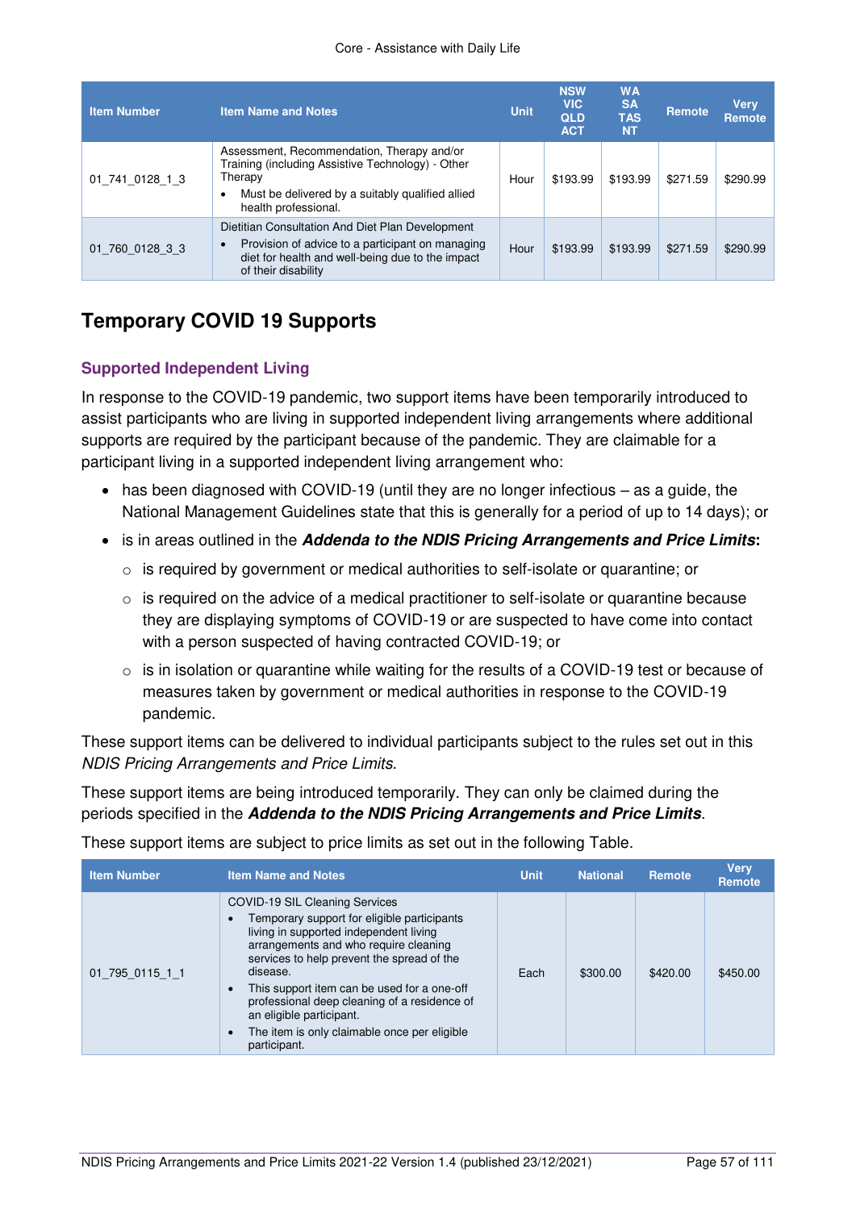| Item Number | Item Name and Notes | Unit | NSW VIC QLD ACT | WA SA TAS NT | Remote | Very Remote |
|---|---|---|---|---|---|---|
| 01_741_0128_1_3 | Assessment, Recommendation, Therapy and/or Training (including Assistive Technology) - Other Therapy<br>• Must be delivered by a suitably qualified allied health professional. | Hour | $193.99 | $193.99 | $271.59 | $290.99 |
| 01_760_0128_3_3 | Dietitian Consultation And Diet Plan Development<br>• Provision of advice to a participant on managing diet for health and well-being due to the impact of their disability | Hour | $193.99 | $193.99 | $271.59 | $290.99 |

## Temporary COVID 19 Supports

### Supported Independent Living

In response to the COVID-19 pandemic, two support items have been temporarily introduced to assist participants who are living in supported independent living arrangements where additional supports are required by the participant because of the pandemic. They are claimable for a participant living in a supported independent living arrangement who:

- has been diagnosed with COVID-19 (until they are no longer infectious – as a guide, the National Management Guidelines state that this is generally for a period of up to 14 days); or
- is in areas outlined in the ***Addenda to the NDIS Pricing Arrangements and Price Limits*:**
    - is required by government or medical authorities to self-isolate or quarantine; or
    - is required on the advice of a medical practitioner to self-isolate or quarantine because they are displaying symptoms of COVID-19 or are suspected to have come into contact with a person suspected of having contracted COVID-19; or
    - is in isolation or quarantine while waiting for the results of a COVID-19 test or because of measures taken by government or medical authorities in response to the COVID-19 pandemic.

These support items can be delivered to individual participants subject to the rules set out in this *NDIS Pricing Arrangements and Price Limits*.

These support items are being introduced temporarily. They can only be claimed during the periods specified in the ***Addenda to the NDIS Pricing Arrangements and Price Limits***.

These support items are subject to price limits as set out in the following Table.

| Item Number | Item Name and Notes | Unit | National | Remote | Very Remote |
|---|---|---|---|---|---|
| 01_795_0115_1_1 | COVID-19 SIL Cleaning Services<br>• Temporary support for eligible participants living in supported independent living arrangements and who require cleaning services to help prevent the spread of the disease.<br>• This support item can be used for a one-off professional deep cleaning of a residence of an eligible participant.<br>• The item is only claimable once per eligible participant. | Each | $300.00 | $420.00 | $450.00 |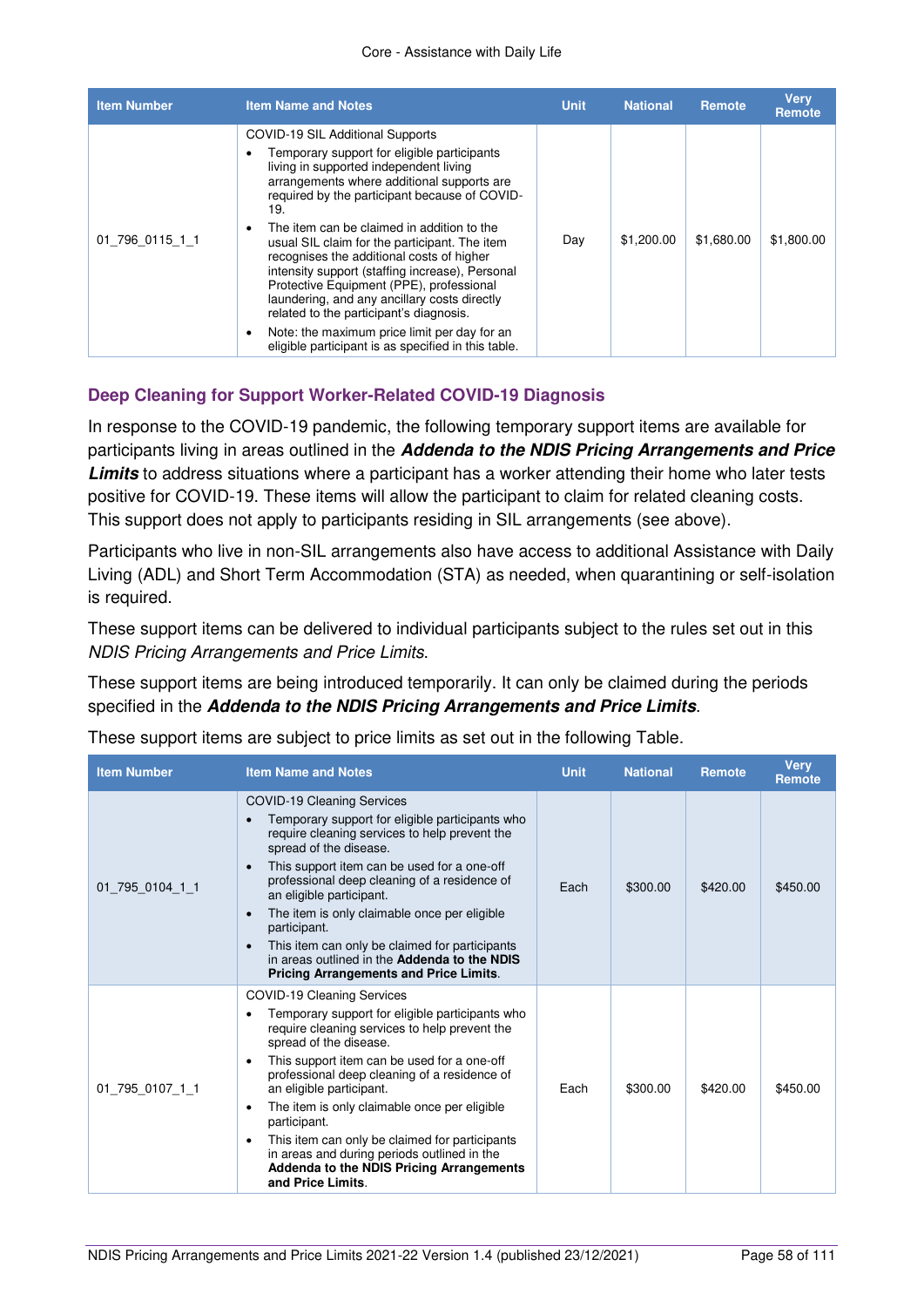| Item Number | Item Name and Notes | Unit | National | Remote | Very Remote |
|---|---|---|---|---|---|
| 01_796_0115_1_1 | COVID-19 SIL Additional Supports<br>• Temporary support for eligible participants living in supported independent living arrangements where additional supports are required by the participant because of COVID-19.<br>• The item can be claimed in addition to the usual SIL claim for the participant. The item recognises the additional costs of higher intensity support (staffing increase), Personal Protective Equipment (PPE), professional laundering, and any ancillary costs directly related to the participant's diagnosis.<br>• Note: the maximum price limit per day for an eligible participant is as specified in this table. | Day | $1,200.00 | $1,680.00 | $1,800.00 |

### Deep Cleaning for Support Worker-Related COVID-19 Diagnosis

In response to the COVID-19 pandemic, the following temporary support items are available for participants living in areas outlined in the ***Addenda to the NDIS Pricing Arrangements and Price Limits*** to address situations where a participant has a worker attending their home who later tests positive for COVID-19. These items will allow the participant to claim for related cleaning costs. This support does not apply to participants residing in SIL arrangements (see above).

Participants who live in non-SIL arrangements also have access to additional Assistance with Daily Living (ADL) and Short Term Accommodation (STA) as needed, when quarantining or self-isolation is required.

These support items can be delivered to individual participants subject to the rules set out in this *NDIS Pricing Arrangements and Price Limits*.

These support items are being introduced temporarily. It can only be claimed during the periods specified in the ***Addenda to the NDIS Pricing Arrangements and Price Limits***.

These support items are subject to price limits as set out in the following Table.

| Item Number | Item Name and Notes | Unit | National | Remote | Very Remote |
|---|---|---|---|---|---|
| 01_795_0104_1_1 | COVID-19 Cleaning Services<br>• Temporary support for eligible participants who require cleaning services to help prevent the spread of the disease.<br>• This support item can be used for a one-off professional deep cleaning of a residence of an eligible participant.<br>• The item is only claimable once per eligible participant.<br>• This item can only be claimed for participants in areas outlined in the **Addenda to the NDIS Pricing Arrangements and Price Limits**. | Each | $300.00 | $420.00 | $450.00 |
| 01_795_0107_1_1 | COVID-19 Cleaning Services<br>• Temporary support for eligible participants who require cleaning services to help prevent the spread of the disease.<br>• This support item can be used for a one-off professional deep cleaning of a residence of an eligible participant.<br>• The item is only claimable once per eligible participant.<br>• This item can only be claimed for participants in areas and during periods outlined in the **Addenda to the NDIS Pricing Arrangements and Price Limits**. | Each | $300.00 | $420.00 | $450.00 |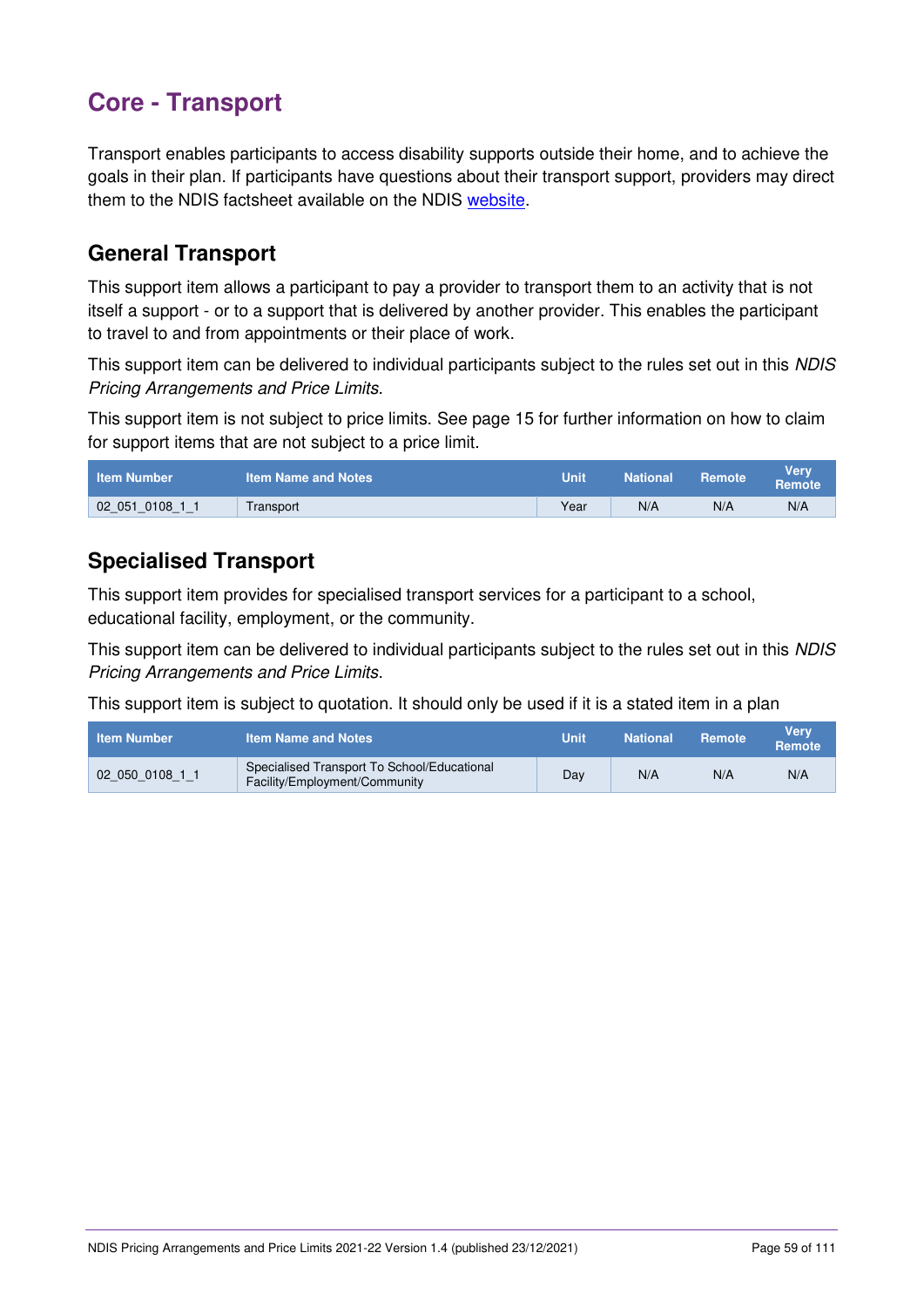# Core - Transport

Transport enables participants to access disability supports outside their home, and to achieve the goals in their plan. If participants have questions about their transport support, providers may direct them to the NDIS factsheet available on the NDIS website.

## General Transport

This support item allows a participant to pay a provider to transport them to an activity that is not itself a support - or to a support that is delivered by another provider. This enables the participant to travel to and from appointments or their place of work.

This support item can be delivered to individual participants subject to the rules set out in this *NDIS Pricing Arrangements and Price Limits*.

This support item is not subject to price limits. See page 15 for further information on how to claim for support items that are not subject to a price limit.

| Item Number | Item Name and Notes | Unit | National | Remote | Very Remote |
|---|---|---|---|---|---|
| 02_051_0108_1_1 | Transport | Year | N/A | N/A | N/A |

## Specialised Transport

This support item provides for specialised transport services for a participant to a school, educational facility, employment, or the community.

This support item can be delivered to individual participants subject to the rules set out in this *NDIS Pricing Arrangements and Price Limits*.

This support item is subject to quotation. It should only be used if it is a stated item in a plan

| Item Number | Item Name and Notes | Unit | National | Remote | Very Remote |
|---|---|---|---|---|---|
| 02_050_0108_1_1 | Specialised Transport To School/Educational Facility/Employment/Community | Day | N/A | N/A | N/A |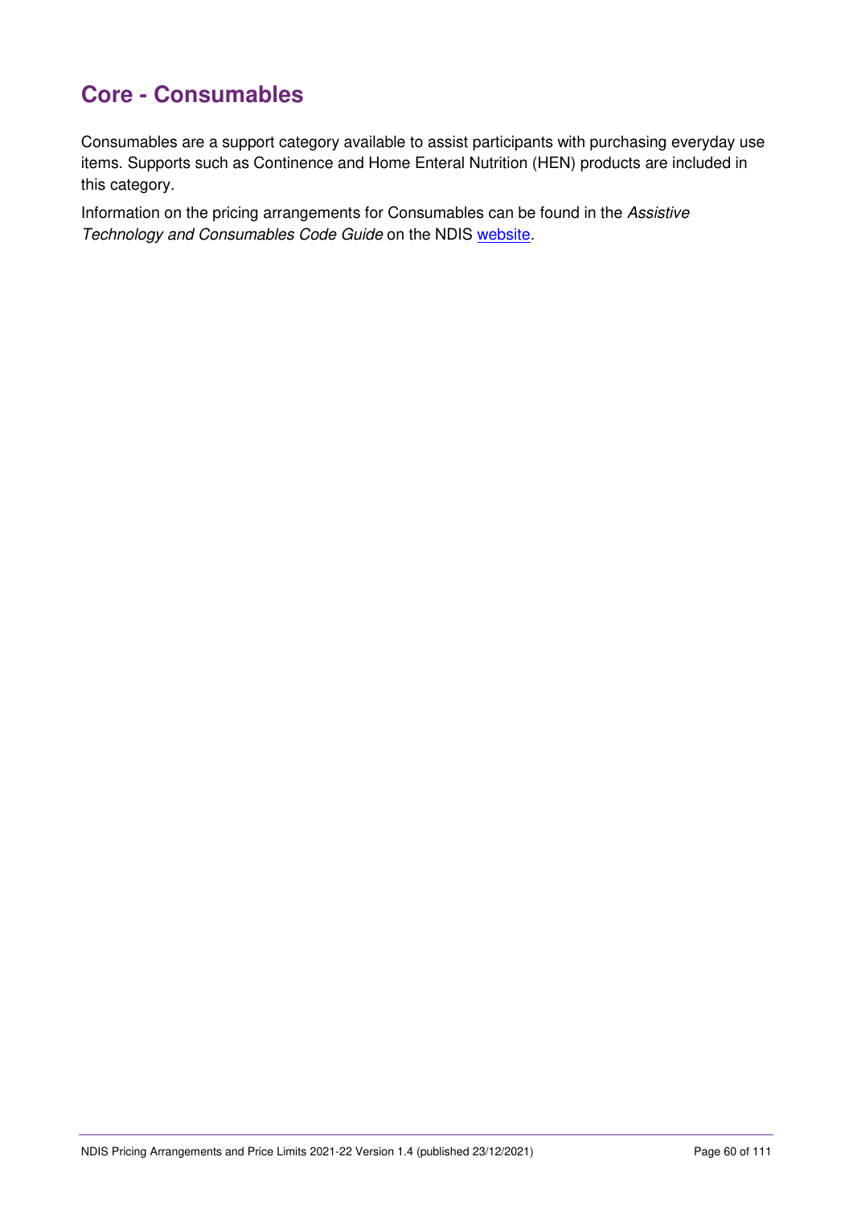## Core - Consumables

Consumables are a support category available to assist participants with purchasing everyday use items. Supports such as Continence and Home Enteral Nutrition (HEN) products are included in this category.

Information on the pricing arrangements for Consumables can be found in the *Assistive Technology and Consumables Code Guide* on the NDIS website.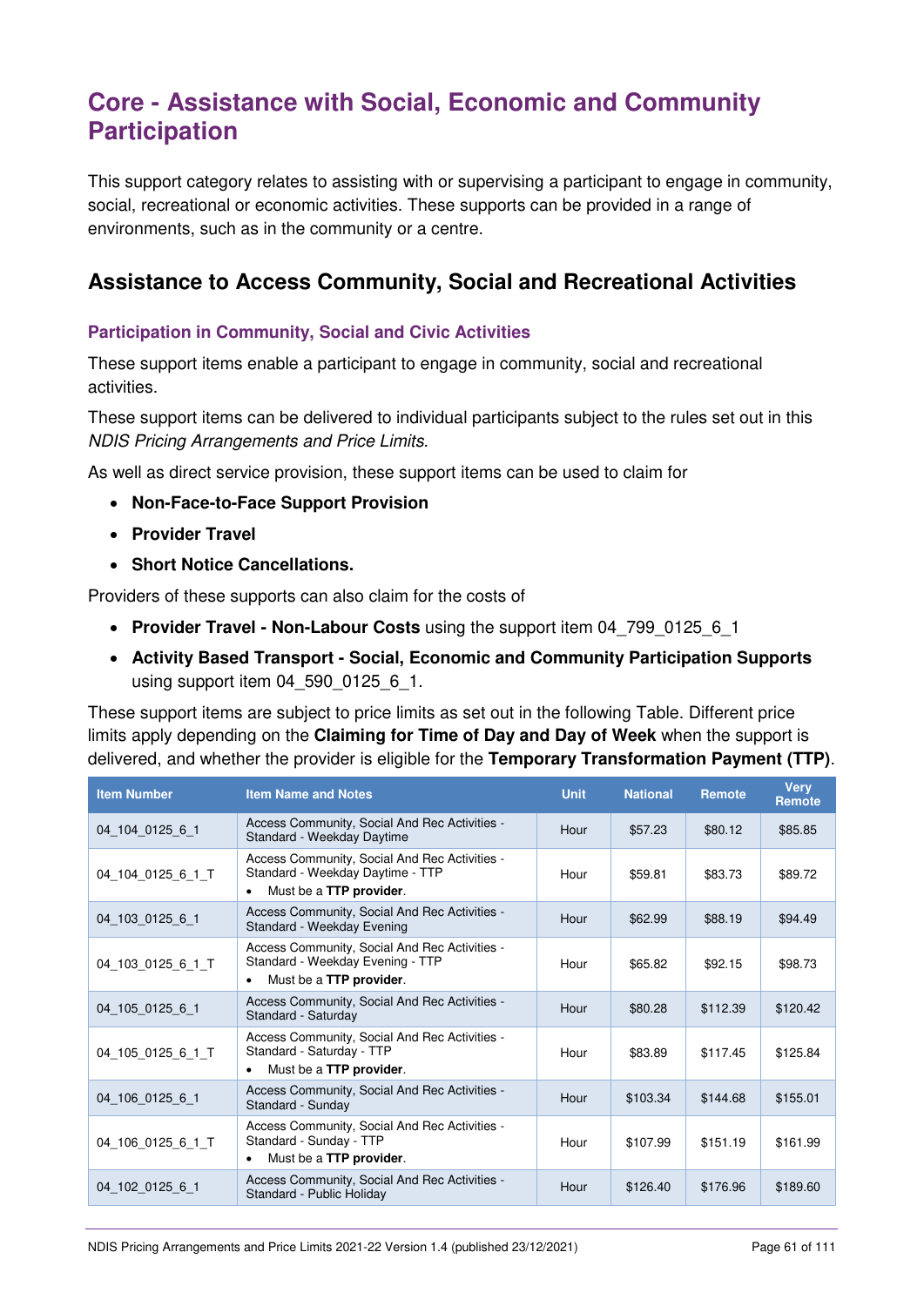# Core - Assistance with Social, Economic and Community Participation

This support category relates to assisting with or supervising a participant to engage in community, social, recreational or economic activities. These supports can be provided in a range of environments, such as in the community or a centre.

## Assistance to Access Community, Social and Recreational Activities

### Participation in Community, Social and Civic Activities

These support items enable a participant to engage in community, social and recreational activities.

These support items can be delivered to individual participants subject to the rules set out in this *NDIS Pricing Arrangements and Price Limits*.

As well as direct service provision, these support items can be used to claim for

- **Non-Face-to-Face Support Provision**
- **Provider Travel**
- **Short Notice Cancellations.**

Providers of these supports can also claim for the costs of

- **Provider Travel - Non-Labour Costs** using the support item 04_799_0125_6_1
- **Activity Based Transport - Social, Economic and Community Participation Supports** using support item 04_590_0125_6_1.

These support items are subject to price limits as set out in the following Table. Different price limits apply depending on the **Claiming for Time of Day and Day of Week** when the support is delivered, and whether the provider is eligible for the **Temporary Transformation Payment (TTP)**.

| Item Number | Item Name and Notes | Unit | National | Remote | Very Remote |
|---|---|---|---|---|---|
| 04_104_0125_6_1 | Access Community, Social And Rec Activities - Standard - Weekday Daytime | Hour | $57.23 | $80.12 | $85.85 |
| 04_104_0125_6_1_T | Access Community, Social And Rec Activities - Standard - Weekday Daytime - TTP<br>• Must be a **TTP provider**. | Hour | $59.81 | $83.73 | $89.72 |
| 04_103_0125_6_1 | Access Community, Social And Rec Activities - Standard - Weekday Evening | Hour | $62.99 | $88.19 | $94.49 |
| 04_103_0125_6_1_T | Access Community, Social And Rec Activities - Standard - Weekday Evening - TTP<br>• Must be a **TTP provider**. | Hour | $65.82 | $92.15 | $98.73 |
| 04_105_0125_6_1 | Access Community, Social And Rec Activities - Standard - Saturday | Hour | $80.28 | $112.39 | $120.42 |
| 04_105_0125_6_1_T | Access Community, Social And Rec Activities - Standard - Saturday - TTP<br>• Must be a **TTP provider**. | Hour | $83.89 | $117.45 | $125.84 |
| 04_106_0125_6_1 | Access Community, Social And Rec Activities - Standard - Sunday | Hour | $103.34 | $144.68 | $155.01 |
| 04_106_0125_6_1_T | Access Community, Social And Rec Activities - Standard - Sunday - TTP<br>• Must be a **TTP provider**. | Hour | $107.99 | $151.19 | $161.99 |
| 04_102_0125_6_1 | Access Community, Social And Rec Activities - Standard - Public Holiday | Hour | $126.40 | $176.96 | $189.60 |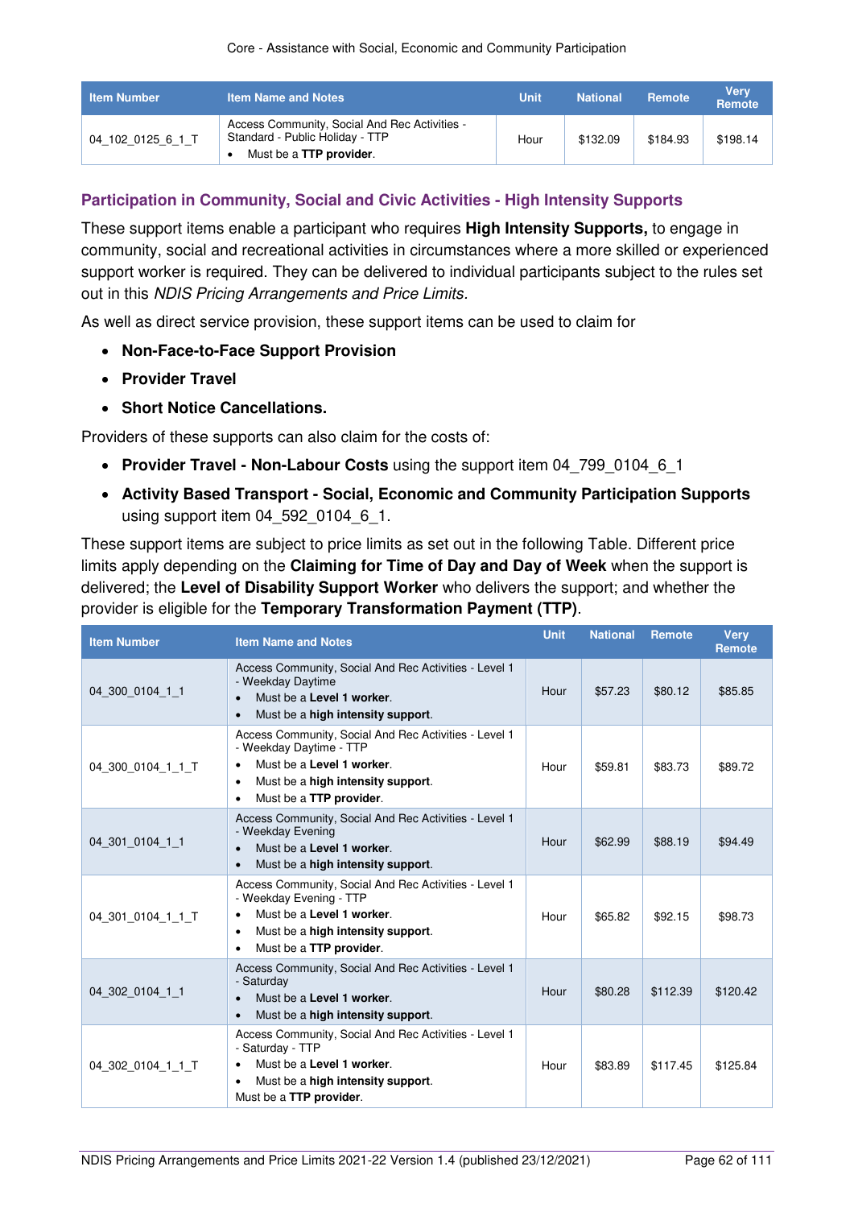| Item Number | Item Name and Notes | Unit | National | Remote | Very Remote |
|---|---|---|---|---|---|
| 04_102_0125_6_1_T | Access Community, Social And Rec Activities - Standard - Public Holiday - TTP<br>• Must be a **TTP provider**. | Hour | $132.09 | $184.93 | $198.14 |

## Participation in Community, Social and Civic Activities - High Intensity Supports

These support items enable a participant who requires **High Intensity Supports,** to engage in community, social and recreational activities in circumstances where a more skilled or experienced support worker is required. They can be delivered to individual participants subject to the rules set out in this *NDIS Pricing Arrangements and Price Limits*.

As well as direct service provision, these support items can be used to claim for

- **Non-Face-to-Face Support Provision**
- **Provider Travel**
- **Short Notice Cancellations.**

Providers of these supports can also claim for the costs of:

- **Provider Travel - Non-Labour Costs** using the support item 04_799_0104_6_1
- **Activity Based Transport - Social, Economic and Community Participation Supports** using support item 04_592_0104_6_1.

These support items are subject to price limits as set out in the following Table. Different price limits apply depending on the **Claiming for Time of Day and Day of Week** when the support is delivered; the **Level of Disability Support Worker** who delivers the support; and whether the provider is eligible for the **Temporary Transformation Payment (TTP)**.

| Item Number | Item Name and Notes | Unit | National | Remote | Very Remote |
|---|---|---|---|---|---|
| 04_300_0104_1_1 | Access Community, Social And Rec Activities - Level 1 - Weekday Daytime<br>• Must be a **Level 1 worker**.<br>• Must be a **high intensity support**. | Hour | $57.23 | $80.12 | $85.85 |
| 04_300_0104_1_1_T | Access Community, Social And Rec Activities - Level 1 - Weekday Daytime - TTP<br>• Must be a **Level 1 worker**.<br>• Must be a **high intensity support**.<br>• Must be a **TTP provider**. | Hour | $59.81 | $83.73 | $89.72 |
| 04_301_0104_1_1 | Access Community, Social And Rec Activities - Level 1 - Weekday Evening<br>• Must be a **Level 1 worker**.<br>• Must be a **high intensity support**. | Hour | $62.99 | $88.19 | $94.49 |
| 04_301_0104_1_1_T | Access Community, Social And Rec Activities - Level 1 - Weekday Evening - TTP<br>• Must be a **Level 1 worker**.<br>• Must be a **high intensity support**.<br>• Must be a **TTP provider**. | Hour | $65.82 | $92.15 | $98.73 |
| 04_302_0104_1_1 | Access Community, Social And Rec Activities - Level 1 - Saturday<br>• Must be a **Level 1 worker**.<br>• Must be a **high intensity support**. | Hour | $80.28 | $112.39 | $120.42 |
| 04_302_0104_1_1_T | Access Community, Social And Rec Activities - Level 1 - Saturday - TTP<br>• Must be a **Level 1 worker**.<br>• Must be a **high intensity support**.<br>Must be a **TTP provider**. | Hour | $83.89 | $117.45 | $125.84 |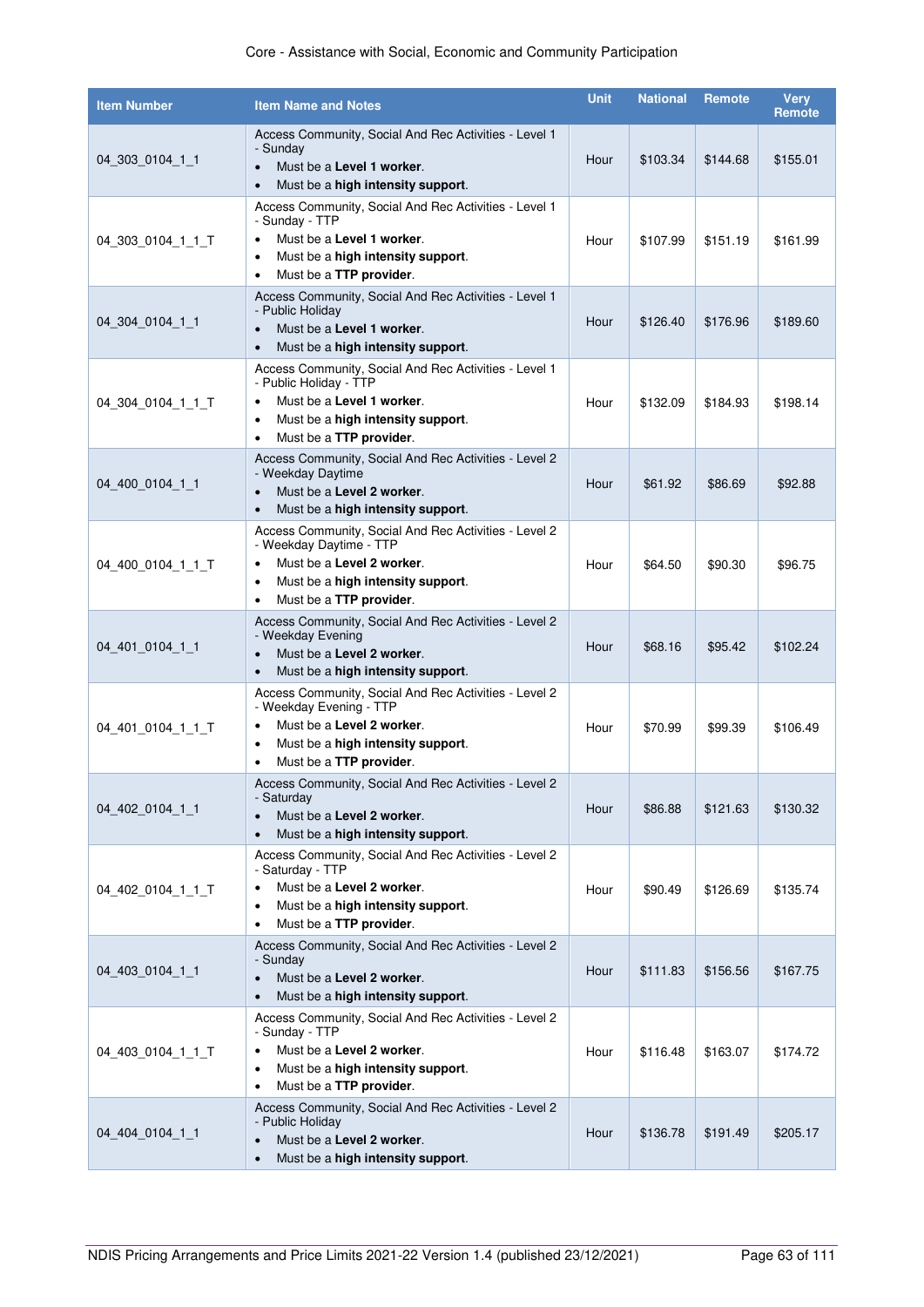| Item Number | Item Name and Notes | Unit | National | Remote | Very Remote |
|---|---|---|---|---|---|
| 04_303_0104_1_1 | Access Community, Social And Rec Activities - Level 1 - Sunday<br>• Must be a **Level 1 worker**.<br>• Must be a **high intensity support**. | Hour | $103.34 | $144.68 | $155.01 |
| 04_303_0104_1_1_T | Access Community, Social And Rec Activities - Level 1 - Sunday - TTP<br>• Must be a **Level 1 worker**.<br>• Must be a **high intensity support**.<br>• Must be a **TTP provider**. | Hour | $107.99 | $151.19 | $161.99 |
| 04_304_0104_1_1 | Access Community, Social And Rec Activities - Level 1 - Public Holiday<br>• Must be a **Level 1 worker**.<br>• Must be a **high intensity support**. | Hour | $126.40 | $176.96 | $189.60 |
| 04_304_0104_1_1_T | Access Community, Social And Rec Activities - Level 1 - Public Holiday - TTP<br>• Must be a **Level 1 worker**.<br>• Must be a **high intensity support**.<br>• Must be a **TTP provider**. | Hour | $132.09 | $184.93 | $198.14 |
| 04_400_0104_1_1 | Access Community, Social And Rec Activities - Level 2 - Weekday Daytime<br>• Must be a **Level 2 worker**.<br>• Must be a **high intensity support**. | Hour | $61.92 | $86.69 | $92.88 |
| 04_400_0104_1_1_T | Access Community, Social And Rec Activities - Level 2 - Weekday Daytime - TTP<br>• Must be a **Level 2 worker**.<br>• Must be a **high intensity support**.<br>• Must be a **TTP provider**. | Hour | $64.50 | $90.30 | $96.75 |
| 04_401_0104_1_1 | Access Community, Social And Rec Activities - Level 2 - Weekday Evening<br>• Must be a **Level 2 worker**.<br>• Must be a **high intensity support**. | Hour | $68.16 | $95.42 | $102.24 |
| 04_401_0104_1_1_T | Access Community, Social And Rec Activities - Level 2 - Weekday Evening - TTP<br>• Must be a **Level 2 worker**.<br>• Must be a **high intensity support**.<br>• Must be a **TTP provider**. | Hour | $70.99 | $99.39 | $106.49 |
| 04_402_0104_1_1 | Access Community, Social And Rec Activities - Level 2 - Saturday<br>• Must be a **Level 2 worker**.<br>• Must be a **high intensity support**. | Hour | $86.88 | $121.63 | $130.32 |
| 04_402_0104_1_1_T | Access Community, Social And Rec Activities - Level 2 - Saturday - TTP<br>• Must be a **Level 2 worker**.<br>• Must be a **high intensity support**.<br>• Must be a **TTP provider**. | Hour | $90.49 | $126.69 | $135.74 |
| 04_403_0104_1_1 | Access Community, Social And Rec Activities - Level 2 - Sunday<br>• Must be a **Level 2 worker**.<br>• Must be a **high intensity support**. | Hour | $111.83 | $156.56 | $167.75 |
| 04_403_0104_1_1_T | Access Community, Social And Rec Activities - Level 2 - Sunday - TTP<br>• Must be a **Level 2 worker**.<br>• Must be a **high intensity support**.<br>• Must be a **TTP provider**. | Hour | $116.48 | $163.07 | $174.72 |
| 04_404_0104_1_1 | Access Community, Social And Rec Activities - Level 2 - Public Holiday<br>• Must be a **Level 2 worker**.<br>• Must be a **high intensity support**. | Hour | $136.78 | $191.49 | $205.17 |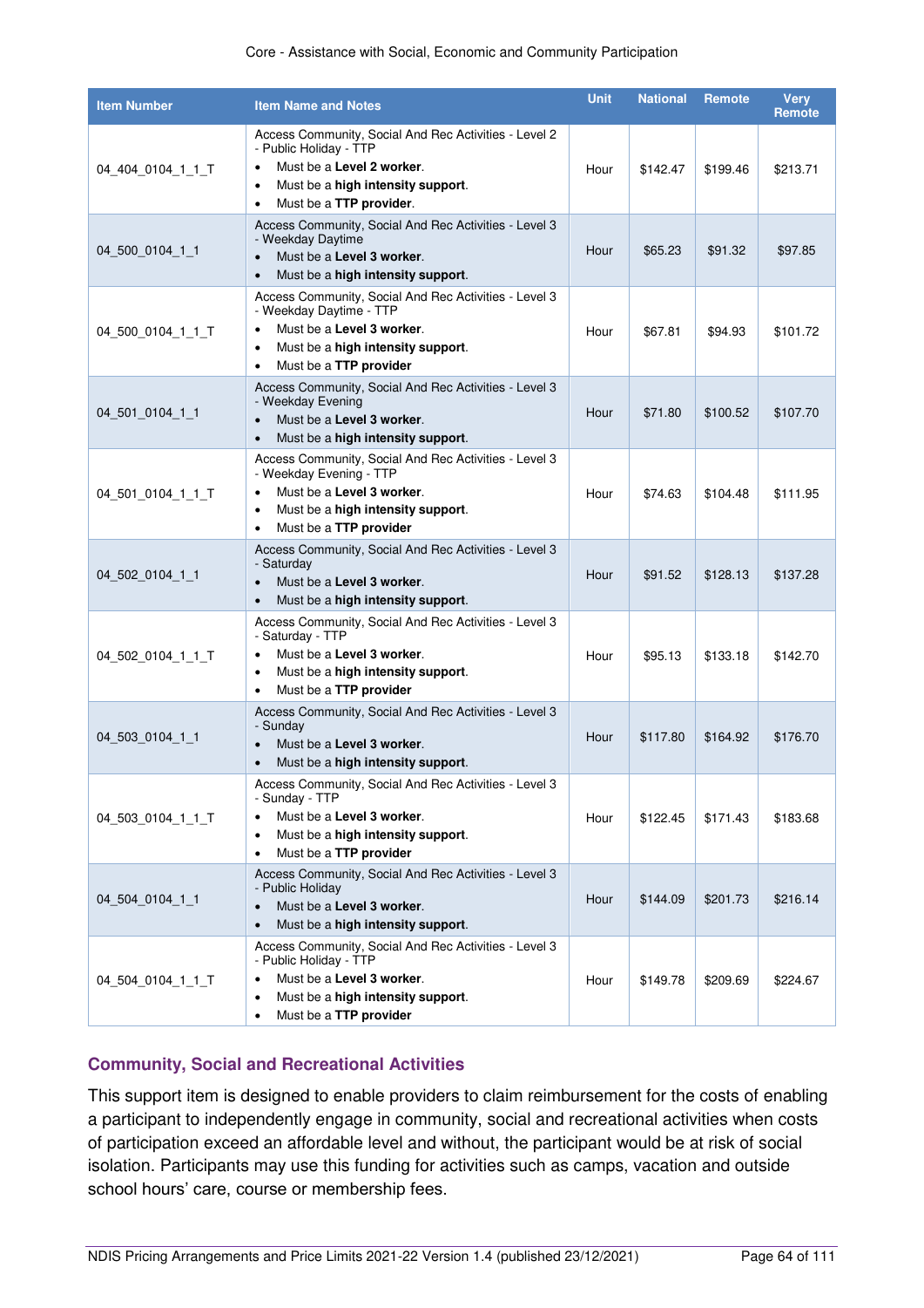| Item Number | Item Name and Notes | Unit | National | Remote | Very Remote |
|---|---|---|---|---|---|
| 04_404_0104_1_1_T | Access Community, Social And Rec Activities - Level 2 - Public Holiday - TTP<br>• Must be a **Level 2 worker**.<br>• Must be a **high intensity support**.<br>• Must be a **TTP provider**. | Hour | $142.47 | $199.46 | $213.71 |
| 04_500_0104_1_1 | Access Community, Social And Rec Activities - Level 3 - Weekday Daytime<br>• Must be a **Level 3 worker**.<br>• Must be a **high intensity support**. | Hour | $65.23 | $91.32 | $97.85 |
| 04_500_0104_1_1_T | Access Community, Social And Rec Activities - Level 3 - Weekday Daytime - TTP<br>• Must be a **Level 3 worker**.<br>• Must be a **high intensity support**.<br>• Must be a **TTP provider** | Hour | $67.81 | $94.93 | $101.72 |
| 04_501_0104_1_1 | Access Community, Social And Rec Activities - Level 3 - Weekday Evening<br>• Must be a **Level 3 worker**.<br>• Must be a **high intensity support**. | Hour | $71.80 | $100.52 | $107.70 |
| 04_501_0104_1_1_T | Access Community, Social And Rec Activities - Level 3 - Weekday Evening - TTP<br>• Must be a **Level 3 worker**.<br>• Must be a **high intensity support**.<br>• Must be a **TTP provider** | Hour | $74.63 | $104.48 | $111.95 |
| 04_502_0104_1_1 | Access Community, Social And Rec Activities - Level 3 - Saturday<br>• Must be a **Level 3 worker**.<br>• Must be a **high intensity support**. | Hour | $91.52 | $128.13 | $137.28 |
| 04_502_0104_1_1_T | Access Community, Social And Rec Activities - Level 3 - Saturday - TTP<br>• Must be a **Level 3 worker**.<br>• Must be a **high intensity support**.<br>• Must be a **TTP provider** | Hour | $95.13 | $133.18 | $142.70 |
| 04_503_0104_1_1 | Access Community, Social And Rec Activities - Level 3 - Sunday<br>• Must be a **Level 3 worker**.<br>• Must be a **high intensity support**. | Hour | $117.80 | $164.92 | $176.70 |
| 04_503_0104_1_1_T | Access Community, Social And Rec Activities - Level 3 - Sunday - TTP<br>• Must be a **Level 3 worker**.<br>• Must be a **high intensity support**.<br>• Must be a **TTP provider** | Hour | $122.45 | $171.43 | $183.68 |
| 04_504_0104_1_1 | Access Community, Social And Rec Activities - Level 3 - Public Holiday<br>• Must be a **Level 3 worker**.<br>• Must be a **high intensity support**. | Hour | $144.09 | $201.73 | $216.14 |
| 04_504_0104_1_1_T | Access Community, Social And Rec Activities - Level 3 - Public Holiday - TTP<br>• Must be a **Level 3 worker**.<br>• Must be a **high intensity support**.<br>• Must be a **TTP provider** | Hour | $149.78 | $209.69 | $224.67 |

### Community, Social and Recreational Activities

This support item is designed to enable providers to claim reimbursement for the costs of enabling a participant to independently engage in community, social and recreational activities when costs of participation exceed an affordable level and without, the participant would be at risk of social isolation. Participants may use this funding for activities such as camps, vacation and outside school hours' care, course or membership fees.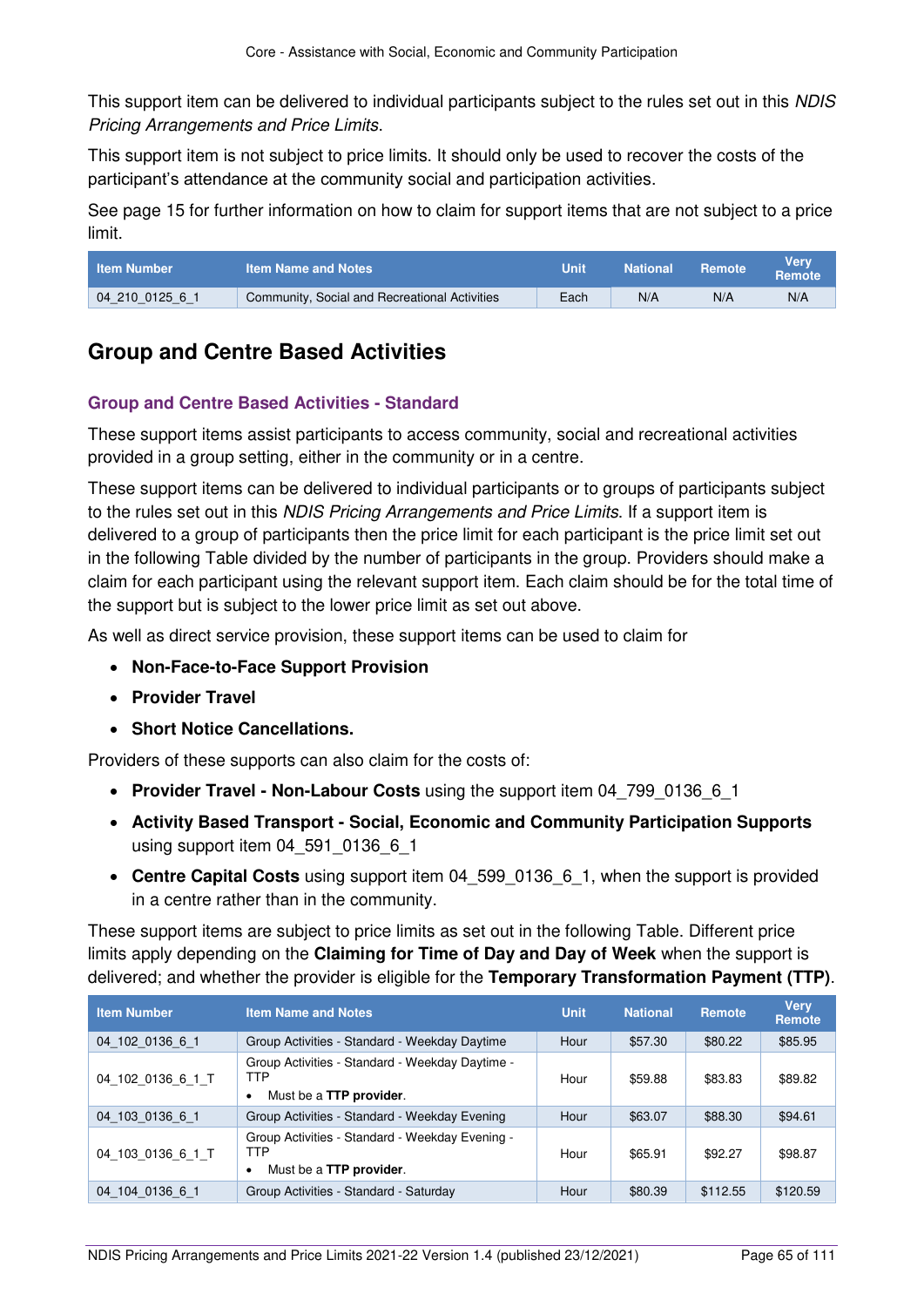This support item can be delivered to individual participants subject to the rules set out in this *NDIS Pricing Arrangements and Price Limits*.

This support item is not subject to price limits. It should only be used to recover the costs of the participant's attendance at the community social and participation activities.

See page 15 for further information on how to claim for support items that are not subject to a price limit.

| Item Number | Item Name and Notes | Unit | National | Remote | Very Remote |
|---|---|---|---|---|---|
| 04_210_0125_6_1 | Community, Social and Recreational Activities | Each | N/A | N/A | N/A |

## Group and Centre Based Activities

### Group and Centre Based Activities - Standard

These support items assist participants to access community, social and recreational activities provided in a group setting, either in the community or in a centre.

These support items can be delivered to individual participants or to groups of participants subject to the rules set out in this *NDIS Pricing Arrangements and Price Limits*. If a support item is delivered to a group of participants then the price limit for each participant is the price limit set out in the following Table divided by the number of participants in the group. Providers should make a claim for each participant using the relevant support item. Each claim should be for the total time of the support but is subject to the lower price limit as set out above.

As well as direct service provision, these support items can be used to claim for

- **Non-Face-to-Face Support Provision**
- **Provider Travel**
- **Short Notice Cancellations.**

Providers of these supports can also claim for the costs of:

- **Provider Travel - Non-Labour Costs** using the support item 04_799_0136_6_1
- **Activity Based Transport - Social, Economic and Community Participation Supports** using support item 04_591_0136_6_1
- **Centre Capital Costs** using support item 04_599_0136_6_1, when the support is provided in a centre rather than in the community.

These support items are subject to price limits as set out in the following Table. Different price limits apply depending on the **Claiming for Time of Day and Day of Week** when the support is delivered; and whether the provider is eligible for the **Temporary Transformation Payment (TTP)**.

| Item Number | Item Name and Notes | Unit | National | Remote | Very Remote |
|---|---|---|---|---|---|
| 04_102_0136_6_1 | Group Activities - Standard - Weekday Daytime | Hour | $57.30 | $80.22 | $85.95 |
| 04_102_0136_6_1_T | Group Activities - Standard - Weekday Daytime - TTP<br>• Must be a **TTP provider**. | Hour | $59.88 | $83.83 | $89.82 |
| 04_103_0136_6_1 | Group Activities - Standard - Weekday Evening | Hour | $63.07 | $88.30 | $94.61 |
| 04_103_0136_6_1_T | Group Activities - Standard - Weekday Evening - TTP<br>• Must be a **TTP provider**. | Hour | $65.91 | $92.27 | $98.87 |
| 04_104_0136_6_1 | Group Activities - Standard - Saturday | Hour | $80.39 | $112.55 | $120.59 |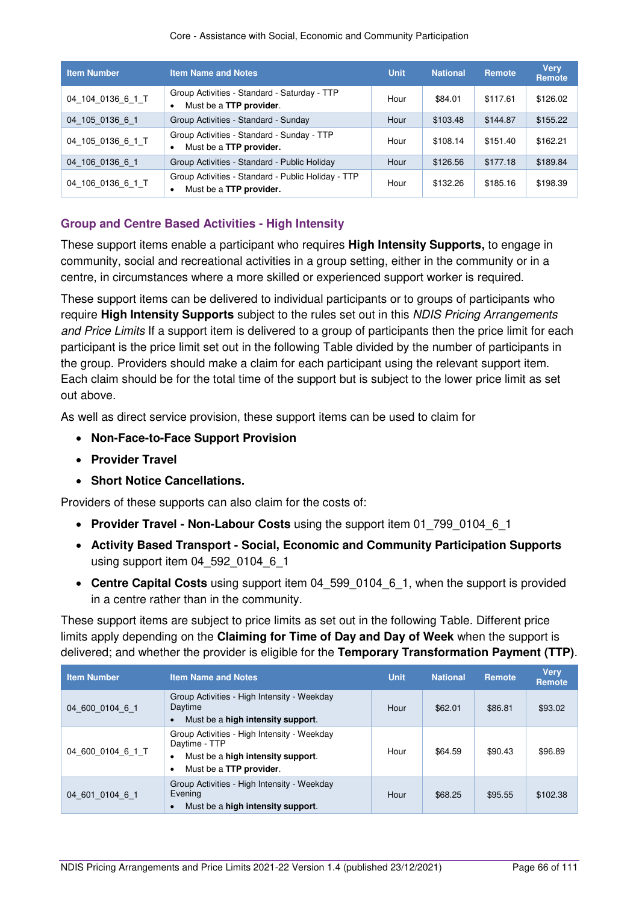| Item Number | Item Name and Notes | Unit | National | Remote | Very Remote |
|---|---|---|---|---|---|
| 04_104_0136_6_1_T | Group Activities - Standard - Saturday - TTP<br>• Must be a **TTP provider**. | Hour | $84.01 | $117.61 | $126.02 |
| 04_105_0136_6_1 | Group Activities - Standard - Sunday | Hour | $103.48 | $144.87 | $155.22 |
| 04_105_0136_6_1_T | Group Activities - Standard - Sunday - TTP<br>• Must be a **TTP provider.** | Hour | $108.14 | $151.40 | $162.21 |
| 04_106_0136_6_1 | Group Activities - Standard - Public Holiday | Hour | $126.56 | $177.18 | $189.84 |
| 04_106_0136_6_1_T | Group Activities - Standard - Public Holiday - TTP<br>• Must be a **TTP provider.** | Hour | $132.26 | $185.16 | $198.39 |

### Group and Centre Based Activities - High Intensity

These support items enable a participant who requires **High Intensity Supports,** to engage in community, social and recreational activities in a group setting, either in the community or in a centre, in circumstances where a more skilled or experienced support worker is required.

These support items can be delivered to individual participants or to groups of participants who require **High Intensity Supports** subject to the rules set out in this *NDIS Pricing Arrangements and Price Limits* If a support item is delivered to a group of participants then the price limit for each participant is the price limit set out in the following Table divided by the number of participants in the group. Providers should make a claim for each participant using the relevant support item. Each claim should be for the total time of the support but is subject to the lower price limit as set out above.

As well as direct service provision, these support items can be used to claim for

- **Non-Face-to-Face Support Provision**
- **Provider Travel**
- **Short Notice Cancellations.**

Providers of these supports can also claim for the costs of:

- **Provider Travel - Non-Labour Costs** using the support item 01_799_0104_6_1
- **Activity Based Transport - Social, Economic and Community Participation Supports** using support item 04_592_0104_6_1
- **Centre Capital Costs** using support item 04_599_0104_6_1, when the support is provided in a centre rather than in the community.

These support items are subject to price limits as set out in the following Table. Different price limits apply depending on the **Claiming for Time of Day and Day of Week** when the support is delivered; and whether the provider is eligible for the **Temporary Transformation Payment (TTP)**.

| Item Number | Item Name and Notes | Unit | National | Remote | Very Remote |
|---|---|---|---|---|---|
| 04_600_0104_6_1 | Group Activities - High Intensity - Weekday Daytime<br>• Must be a **high intensity support**. | Hour | $62.01 | $86.81 | $93.02 |
| 04_600_0104_6_1_T | Group Activities - High Intensity - Weekday Daytime - TTP<br>• Must be a **high intensity support**.<br>• Must be a **TTP provider**. | Hour | $64.59 | $90.43 | $96.89 |
| 04_601_0104_6_1 | Group Activities - High Intensity - Weekday Evening<br>• Must be a **high intensity support**. | Hour | $68.25 | $95.55 | $102.38 |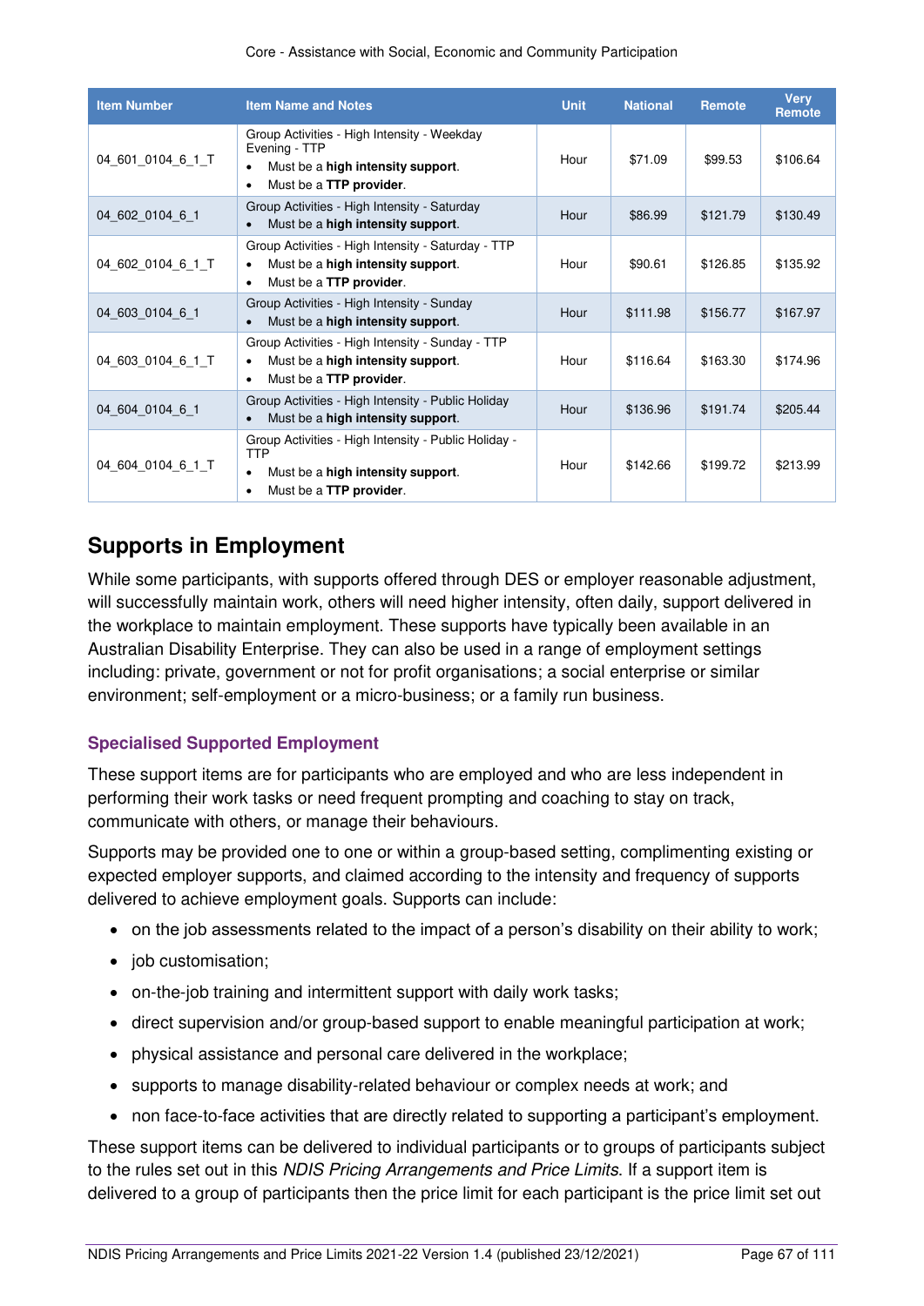| Item Number | Item Name and Notes | Unit | National | Remote | Very Remote |
|---|---|---|---|---|---|
| 04_601_0104_6_1_T | Group Activities - High Intensity - Weekday Evening - TTP <br>• Must be a **high intensity support**. <br>• Must be a **TTP provider**. | Hour | $71.09 | $99.53 | $106.64 |
| 04_602_0104_6_1 | Group Activities - High Intensity - Saturday <br>• Must be a **high intensity support**. | Hour | $86.99 | $121.79 | $130.49 |
| 04_602_0104_6_1_T | Group Activities - High Intensity - Saturday - TTP <br>• Must be a **high intensity support**. <br>• Must be a **TTP provider**. | Hour | $90.61 | $126.85 | $135.92 |
| 04_603_0104_6_1 | Group Activities - High Intensity - Sunday <br>• Must be a **high intensity support**. | Hour | $111.98 | $156.77 | $167.97 |
| 04_603_0104_6_1_T | Group Activities - High Intensity - Sunday - TTP <br>• Must be a **high intensity support**. <br>• Must be a **TTP provider**. | Hour | $116.64 | $163.30 | $174.96 |
| 04_604_0104_6_1 | Group Activities - High Intensity - Public Holiday <br>• Must be a **high intensity support**. | Hour | $136.96 | $191.74 | $205.44 |
| 04_604_0104_6_1_T | Group Activities - High Intensity - Public Holiday - TTP <br>• Must be a **high intensity support**. <br>• Must be a **TTP provider**. | Hour | $142.66 | $199.72 | $213.99 |

## Supports in Employment

While some participants, with supports offered through DES or employer reasonable adjustment, will successfully maintain work, others will need higher intensity, often daily, support delivered in the workplace to maintain employment. These supports have typically been available in an Australian Disability Enterprise. They can also be used in a range of employment settings including: private, government or not for profit organisations; a social enterprise or similar environment; self-employment or a micro-business; or a family run business.

### Specialised Supported Employment

These support items are for participants who are employed and who are less independent in performing their work tasks or need frequent prompting and coaching to stay on track, communicate with others, or manage their behaviours.

Supports may be provided one to one or within a group-based setting, complimenting existing or expected employer supports, and claimed according to the intensity and frequency of supports delivered to achieve employment goals. Supports can include:

- on the job assessments related to the impact of a person's disability on their ability to work;
- job customisation;
- on-the-job training and intermittent support with daily work tasks;
- direct supervision and/or group-based support to enable meaningful participation at work;
- physical assistance and personal care delivered in the workplace;
- supports to manage disability-related behaviour or complex needs at work; and
- non face-to-face activities that are directly related to supporting a participant's employment.

These support items can be delivered to individual participants or to groups of participants subject to the rules set out in this *NDIS Pricing Arrangements and Price Limits*. If a support item is delivered to a group of participants then the price limit for each participant is the price limit set out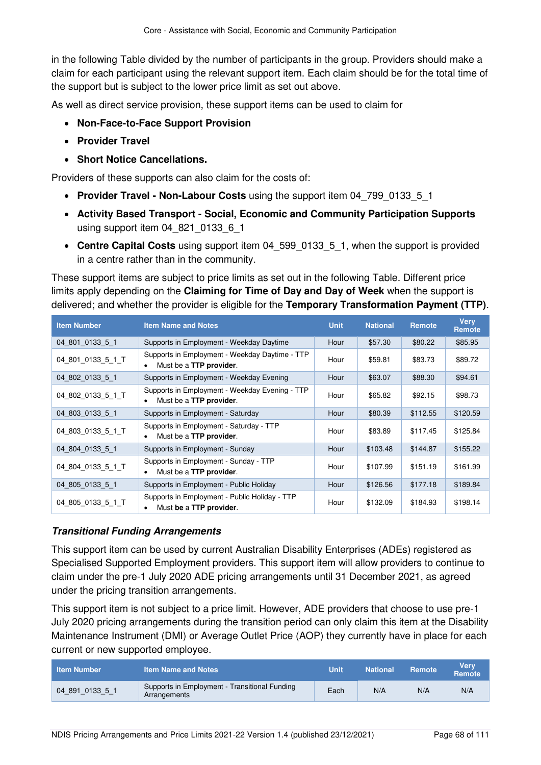in the following Table divided by the number of participants in the group. Providers should make a claim for each participant using the relevant support item. Each claim should be for the total time of the support but is subject to the lower price limit as set out above.

As well as direct service provision, these support items can be used to claim for

- **Non-Face-to-Face Support Provision**
- **Provider Travel**
- **Short Notice Cancellations.**

Providers of these supports can also claim for the costs of:

- **Provider Travel - Non-Labour Costs** using the support item 04_799_0133_5_1
- **Activity Based Transport - Social, Economic and Community Participation Supports** using support item 04_821_0133_6_1
- **Centre Capital Costs** using support item 04_599_0133_5_1, when the support is provided in a centre rather than in the community.

These support items are subject to price limits as set out in the following Table. Different price limits apply depending on the **Claiming for Time of Day and Day of Week** when the support is delivered; and whether the provider is eligible for the **Temporary Transformation Payment (TTP)**.

| Item Number | Item Name and Notes | Unit | National | Remote | Very Remote |
|---|---|---|---|---|---|
| 04_801_0133_5_1 | Supports in Employment - Weekday Daytime | Hour | $57.30 | $80.22 | $85.95 |
| 04_801_0133_5_1_T | Supports in Employment - Weekday Daytime - TTP<br>• Must be a **TTP provider**. | Hour | $59.81 | $83.73 | $89.72 |
| 04_802_0133_5_1 | Supports in Employment - Weekday Evening | Hour | $63.07 | $88.30 | $94.61 |
| 04_802_0133_5_1_T | Supports in Employment - Weekday Evening - TTP<br>• Must be a **TTP provider**. | Hour | $65.82 | $92.15 | $98.73 |
| 04_803_0133_5_1 | Supports in Employment - Saturday | Hour | $80.39 | $112.55 | $120.59 |
| 04_803_0133_5_1_T | Supports in Employment - Saturday - TTP<br>• Must be a **TTP provider**. | Hour | $83.89 | $117.45 | $125.84 |
| 04_804_0133_5_1 | Supports in Employment - Sunday | Hour | $103.48 | $144.87 | $155.22 |
| 04_804_0133_5_1_T | Supports in Employment - Sunday - TTP<br>• Must be a **TTP provider**. | Hour | $107.99 | $151.19 | $161.99 |
| 04_805_0133_5_1 | Supports in Employment - Public Holiday | Hour | $126.56 | $177.18 | $189.84 |
| 04_805_0133_5_1_T | Supports in Employment - Public Holiday - TTP<br>• Must **be** a **TTP provider**. | Hour | $132.09 | $184.93 | $198.14 |

### *Transitional Funding Arrangements*

This support item can be used by current Australian Disability Enterprises (ADEs) registered as Specialised Supported Employment providers. This support item will allow providers to continue to claim under the pre-1 July 2020 ADE pricing arrangements until 31 December 2021, as agreed under the pricing transition arrangements.

This support item is not subject to a price limit. However, ADE providers that choose to use pre-1 July 2020 pricing arrangements during the transition period can only claim this item at the Disability Maintenance Instrument (DMI) or Average Outlet Price (AOP) they currently have in place for each current or new supported employee.

| Item Number | Item Name and Notes | Unit | National | Remote | Very Remote |
|---|---|---|---|---|---|
| 04_891_0133_5_1 | Supports in Employment - Transitional Funding Arrangements | Each | N/A | N/A | N/A |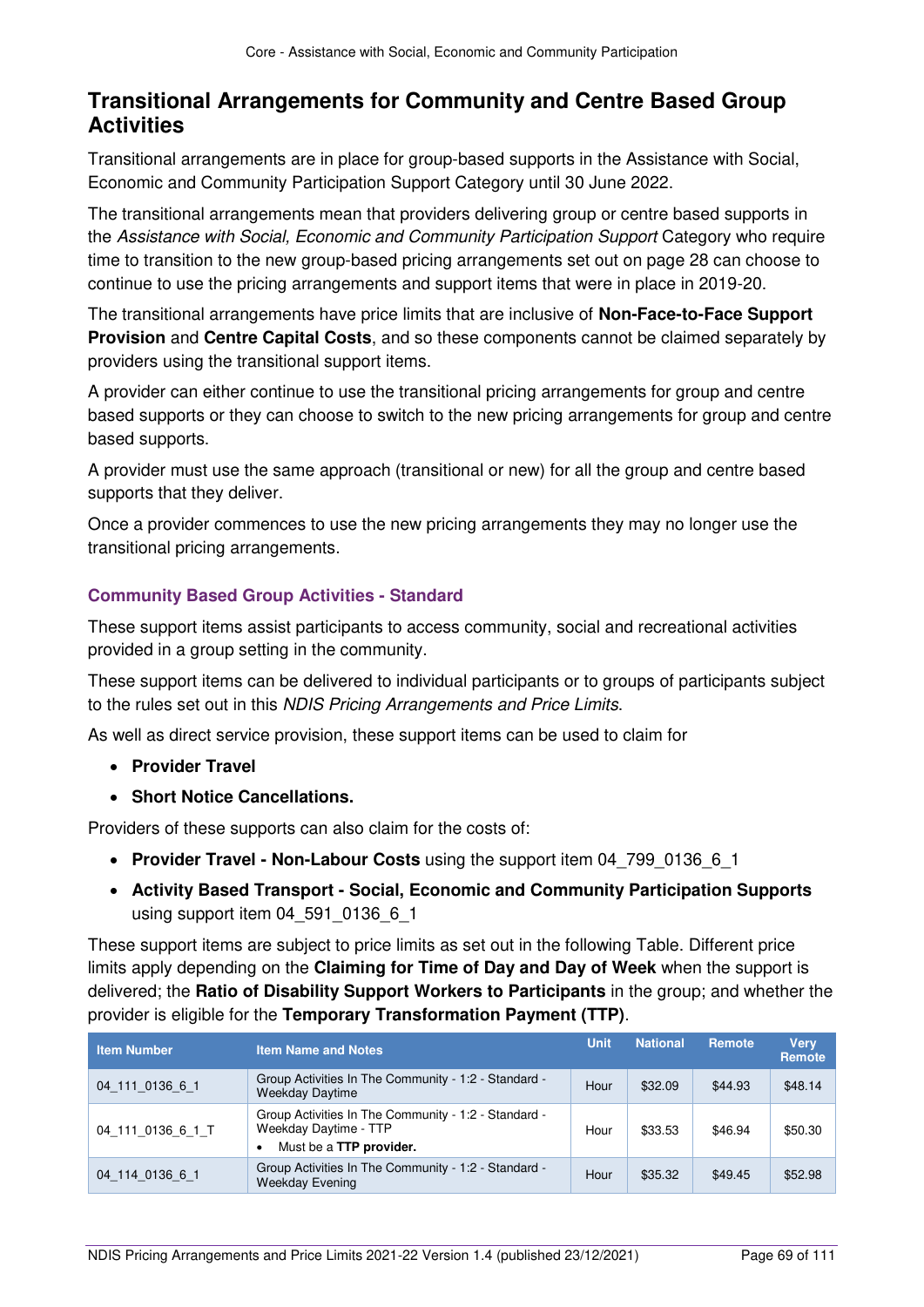## Transitional Arrangements for Community and Centre Based Group Activities

Transitional arrangements are in place for group-based supports in the Assistance with Social, Economic and Community Participation Support Category until 30 June 2022.

The transitional arrangements mean that providers delivering group or centre based supports in the *Assistance with Social, Economic and Community Participation Support* Category who require time to transition to the new group-based pricing arrangements set out on page 28 can choose to continue to use the pricing arrangements and support items that were in place in 2019-20.

The transitional arrangements have price limits that are inclusive of **Non-Face-to-Face Support Provision** and **Centre Capital Costs**, and so these components cannot be claimed separately by providers using the transitional support items.

A provider can either continue to use the transitional pricing arrangements for group and centre based supports or they can choose to switch to the new pricing arrangements for group and centre based supports.

A provider must use the same approach (transitional or new) for all the group and centre based supports that they deliver.

Once a provider commences to use the new pricing arrangements they may no longer use the transitional pricing arrangements.

### Community Based Group Activities - Standard

These support items assist participants to access community, social and recreational activities provided in a group setting in the community.

These support items can be delivered to individual participants or to groups of participants subject to the rules set out in this *NDIS Pricing Arrangements and Price Limits*.

As well as direct service provision, these support items can be used to claim for

- **Provider Travel**
- **Short Notice Cancellations.**

Providers of these supports can also claim for the costs of:

- **Provider Travel - Non-Labour Costs** using the support item 04_799_0136_6_1
- **Activity Based Transport - Social, Economic and Community Participation Supports** using support item 04_591_0136_6_1

These support items are subject to price limits as set out in the following Table. Different price limits apply depending on the **Claiming for Time of Day and Day of Week** when the support is delivered; the **Ratio of Disability Support Workers to Participants** in the group; and whether the provider is eligible for the **Temporary Transformation Payment (TTP)**.

| Item Number | Item Name and Notes | Unit | National | Remote | Very Remote |
|---|---|---|---|---|---|
| 04_111_0136_6_1 | Group Activities In The Community - 1:2 - Standard - Weekday Daytime | Hour | $32.09 | $44.93 | $48.14 |
| 04_111_0136_6_1_T | Group Activities In The Community - 1:2 - Standard - Weekday Daytime - TTP<br>• Must be a **TTP provider.** | Hour | $33.53 | $46.94 | $50.30 |
| 04_114_0136_6_1 | Group Activities In The Community - 1:2 - Standard - Weekday Evening | Hour | $35.32 | $49.45 | $52.98 |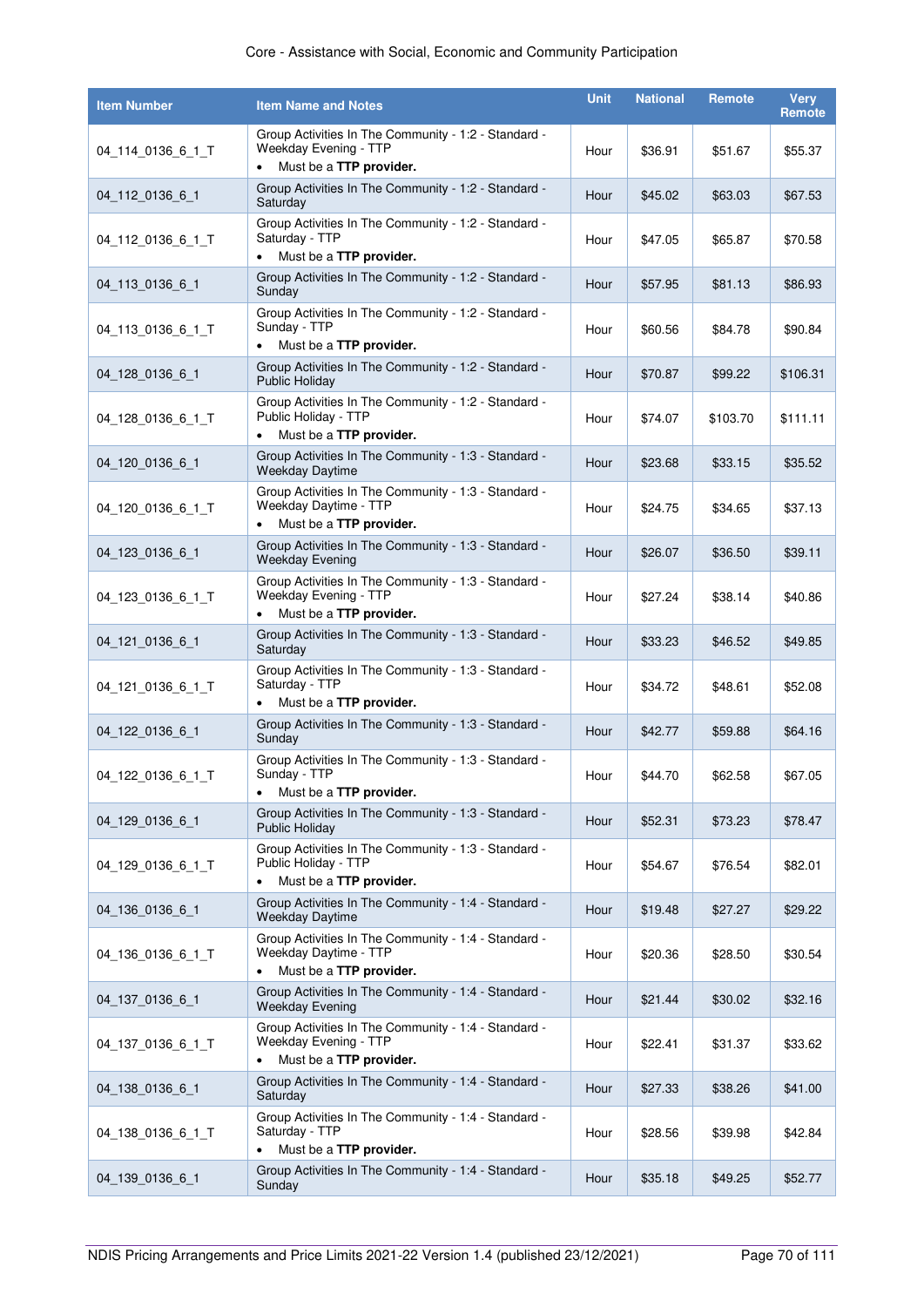| Item Number | Item Name and Notes | Unit | National | Remote | Very Remote |
|---|---|---|---|---|---|
| 04_114_0136_6_1_T | Group Activities In The Community - 1:2 - Standard - Weekday Evening - TTP<br>• Must be a **TTP provider.** | Hour | $36.91 | $51.67 | $55.37 |
| 04_112_0136_6_1 | Group Activities In The Community - 1:2 - Standard - Saturday | Hour | $45.02 | $63.03 | $67.53 |
| 04_112_0136_6_1_T | Group Activities In The Community - 1:2 - Standard - Saturday - TTP<br>• Must be a **TTP provider.** | Hour | $47.05 | $65.87 | $70.58 |
| 04_113_0136_6_1 | Group Activities In The Community - 1:2 - Standard - Sunday | Hour | $57.95 | $81.13 | $86.93 |
| 04_113_0136_6_1_T | Group Activities In The Community - 1:2 - Standard - Sunday - TTP<br>• Must be a **TTP provider.** | Hour | $60.56 | $84.78 | $90.84 |
| 04_128_0136_6_1 | Group Activities In The Community - 1:2 - Standard - Public Holiday | Hour | $70.87 | $99.22 | $106.31 |
| 04_128_0136_6_1_T | Group Activities In The Community - 1:2 - Standard - Public Holiday - TTP<br>• Must be a **TTP provider.** | Hour | $74.07 | $103.70 | $111.11 |
| 04_120_0136_6_1 | Group Activities In The Community - 1:3 - Standard - Weekday Daytime | Hour | $23.68 | $33.15 | $35.52 |
| 04_120_0136_6_1_T | Group Activities In The Community - 1:3 - Standard - Weekday Daytime - TTP<br>• Must be a **TTP provider.** | Hour | $24.75 | $34.65 | $37.13 |
| 04_123_0136_6_1 | Group Activities In The Community - 1:3 - Standard - Weekday Evening | Hour | $26.07 | $36.50 | $39.11 |
| 04_123_0136_6_1_T | Group Activities In The Community - 1:3 - Standard - Weekday Evening - TTP<br>• Must be a **TTP provider.** | Hour | $27.24 | $38.14 | $40.86 |
| 04_121_0136_6_1 | Group Activities In The Community - 1:3 - Standard - Saturday | Hour | $33.23 | $46.52 | $49.85 |
| 04_121_0136_6_1_T | Group Activities In The Community - 1:3 - Standard - Saturday - TTP<br>• Must be a **TTP provider.** | Hour | $34.72 | $48.61 | $52.08 |
| 04_122_0136_6_1 | Group Activities In The Community - 1:3 - Standard - Sunday | Hour | $42.77 | $59.88 | $64.16 |
| 04_122_0136_6_1_T | Group Activities In The Community - 1:3 - Standard - Sunday - TTP<br>• Must be a **TTP provider.** | Hour | $44.70 | $62.58 | $67.05 |
| 04_129_0136_6_1 | Group Activities In The Community - 1:3 - Standard - Public Holiday | Hour | $52.31 | $73.23 | $78.47 |
| 04_129_0136_6_1_T | Group Activities In The Community - 1:3 - Standard - Public Holiday - TTP<br>• Must be a **TTP provider.** | Hour | $54.67 | $76.54 | $82.01 |
| 04_136_0136_6_1 | Group Activities In The Community - 1:4 - Standard - Weekday Daytime | Hour | $19.48 | $27.27 | $29.22 |
| 04_136_0136_6_1_T | Group Activities In The Community - 1:4 - Standard - Weekday Daytime - TTP<br>• Must be a **TTP provider.** | Hour | $20.36 | $28.50 | $30.54 |
| 04_137_0136_6_1 | Group Activities In The Community - 1:4 - Standard - Weekday Evening | Hour | $21.44 | $30.02 | $32.16 |
| 04_137_0136_6_1_T | Group Activities In The Community - 1:4 - Standard - Weekday Evening - TTP<br>• Must be a **TTP provider.** | Hour | $22.41 | $31.37 | $33.62 |
| 04_138_0136_6_1 | Group Activities In The Community - 1:4 - Standard - Saturday | Hour | $27.33 | $38.26 | $41.00 |
| 04_138_0136_6_1_T | Group Activities In The Community - 1:4 - Standard - Saturday - TTP<br>• Must be a **TTP provider.** | Hour | $28.56 | $39.98 | $42.84 |
| 04_139_0136_6_1 | Group Activities In The Community - 1:4 - Standard - Sunday | Hour | $35.18 | $49.25 | $52.77 |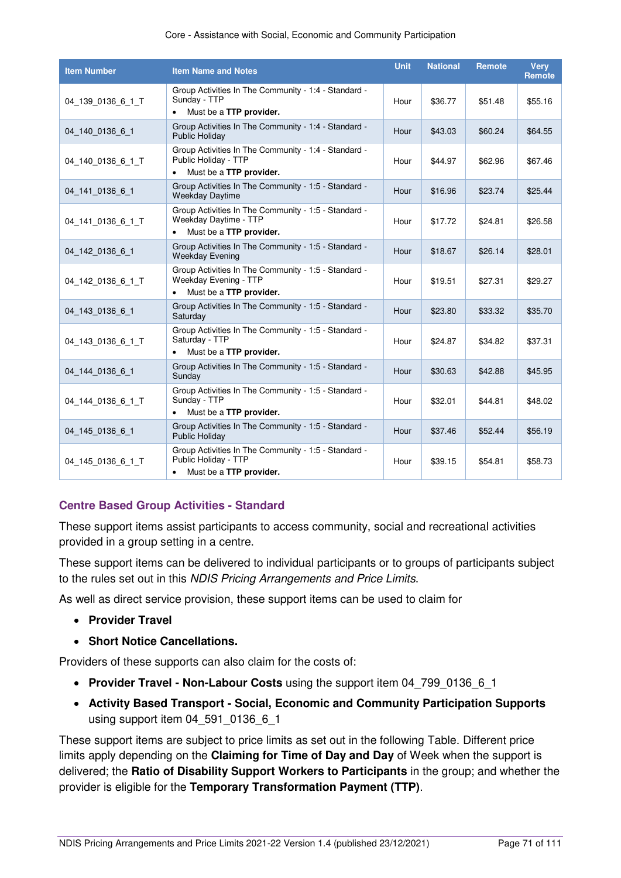| Item Number | Item Name and Notes | Unit | National | Remote | Very Remote |
|---|---|---|---|---|---|
| 04_139_0136_6_1_T | Group Activities In The Community - 1:4 - Standard - Sunday - TTP<br>• Must be a **TTP provider.** | Hour | $36.77 | $51.48 | $55.16 |
| 04_140_0136_6_1 | Group Activities In The Community - 1:4 - Standard - Public Holiday | Hour | $43.03 | $60.24 | $64.55 |
| 04_140_0136_6_1_T | Group Activities In The Community - 1:4 - Standard - Public Holiday - TTP<br>• Must be a **TTP provider.** | Hour | $44.97 | $62.96 | $67.46 |
| 04_141_0136_6_1 | Group Activities In The Community - 1:5 - Standard - Weekday Daytime | Hour | $16.96 | $23.74 | $25.44 |
| 04_141_0136_6_1_T | Group Activities In The Community - 1:5 - Standard - Weekday Daytime - TTP<br>• Must be a **TTP provider.** | Hour | $17.72 | $24.81 | $26.58 |
| 04_142_0136_6_1 | Group Activities In The Community - 1:5 - Standard - Weekday Evening | Hour | $18.67 | $26.14 | $28.01 |
| 04_142_0136_6_1_T | Group Activities In The Community - 1:5 - Standard - Weekday Evening - TTP<br>• Must be a **TTP provider.** | Hour | $19.51 | $27.31 | $29.27 |
| 04_143_0136_6_1 | Group Activities In The Community - 1:5 - Standard - Saturday | Hour | $23.80 | $33.32 | $35.70 |
| 04_143_0136_6_1_T | Group Activities In The Community - 1:5 - Standard - Saturday - TTP<br>• Must be a **TTP provider.** | Hour | $24.87 | $34.82 | $37.31 |
| 04_144_0136_6_1 | Group Activities In The Community - 1:5 - Standard - Sunday | Hour | $30.63 | $42.88 | $45.95 |
| 04_144_0136_6_1_T | Group Activities In The Community - 1:5 - Standard - Sunday - TTP<br>• Must be a **TTP provider.** | Hour | $32.01 | $44.81 | $48.02 |
| 04_145_0136_6_1 | Group Activities In The Community - 1:5 - Standard - Public Holiday | Hour | $37.46 | $52.44 | $56.19 |
| 04_145_0136_6_1_T | Group Activities In The Community - 1:5 - Standard - Public Holiday - TTP<br>• Must be a **TTP provider.** | Hour | $39.15 | $54.81 | $58.73 |

### Centre Based Group Activities - Standard

These support items assist participants to access community, social and recreational activities provided in a group setting in a centre.

These support items can be delivered to individual participants or to groups of participants subject to the rules set out in this *NDIS Pricing Arrangements and Price Limits*.

As well as direct service provision, these support items can be used to claim for

- **Provider Travel**
- **Short Notice Cancellations.**

Providers of these supports can also claim for the costs of:

- **Provider Travel - Non-Labour Costs** using the support item 04_799_0136_6_1
- **Activity Based Transport - Social, Economic and Community Participation Supports** using support item 04_591_0136_6_1

These support items are subject to price limits as set out in the following Table. Different price limits apply depending on the **Claiming for Time of Day and Day** of Week when the support is delivered; the **Ratio of Disability Support Workers to Participants** in the group; and whether the provider is eligible for the **Temporary Transformation Payment (TTP)**.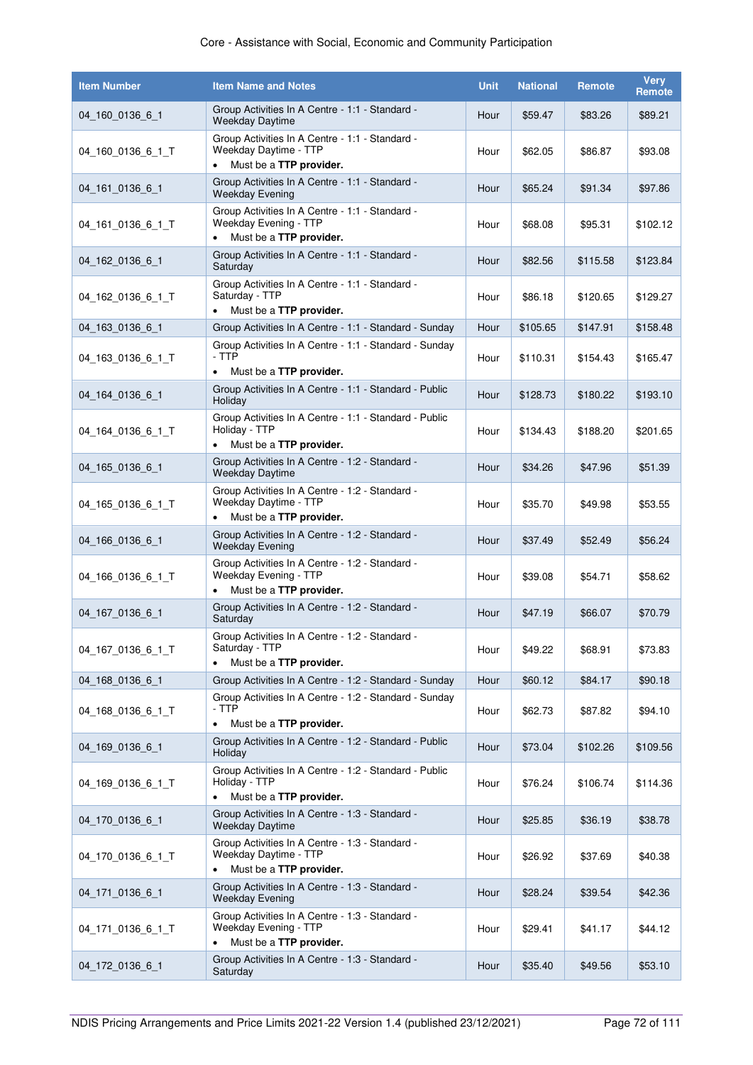Core - Assistance with Social, Economic and Community Participation

| Item Number | Item Name and Notes | Unit | National | Remote | Very Remote |
|---|---|---|---|---|---|
| 04_160_0136_6_1 | Group Activities In A Centre - 1:1 - Standard - Weekday Daytime | Hour | $59.47 | $83.26 | $89.21 |
| 04_160_0136_6_1_T | Group Activities In A Centre - 1:1 - Standard - Weekday Daytime - TTP<br>• Must be a **TTP provider.** | Hour | $62.05 | $86.87 | $93.08 |
| 04_161_0136_6_1 | Group Activities In A Centre - 1:1 - Standard - Weekday Evening | Hour | $65.24 | $91.34 | $97.86 |
| 04_161_0136_6_1_T | Group Activities In A Centre - 1:1 - Standard - Weekday Evening - TTP<br>• Must be a **TTP provider.** | Hour | $68.08 | $95.31 | $102.12 |
| 04_162_0136_6_1 | Group Activities In A Centre - 1:1 - Standard - Saturday | Hour | $82.56 | $115.58 | $123.84 |
| 04_162_0136_6_1_T | Group Activities In A Centre - 1:1 - Standard - Saturday - TTP<br>• Must be a **TTP provider.** | Hour | $86.18 | $120.65 | $129.27 |
| 04_163_0136_6_1 | Group Activities In A Centre - 1:1 - Standard - Sunday | Hour | $105.65 | $147.91 | $158.48 |
| 04_163_0136_6_1_T | Group Activities In A Centre - 1:1 - Standard - Sunday - TTP<br>• Must be a **TTP provider.** | Hour | $110.31 | $154.43 | $165.47 |
| 04_164_0136_6_1 | Group Activities In A Centre - 1:1 - Standard - Public Holiday | Hour | $128.73 | $180.22 | $193.10 |
| 04_164_0136_6_1_T | Group Activities In A Centre - 1:1 - Standard - Public Holiday - TTP<br>• Must be a **TTP provider.** | Hour | $134.43 | $188.20 | $201.65 |
| 04_165_0136_6_1 | Group Activities In A Centre - 1:2 - Standard - Weekday Daytime | Hour | $34.26 | $47.96 | $51.39 |
| 04_165_0136_6_1_T | Group Activities In A Centre - 1:2 - Standard - Weekday Daytime - TTP<br>• Must be a **TTP provider.** | Hour | $35.70 | $49.98 | $53.55 |
| 04_166_0136_6_1 | Group Activities In A Centre - 1:2 - Standard - Weekday Evening | Hour | $37.49 | $52.49 | $56.24 |
| 04_166_0136_6_1_T | Group Activities In A Centre - 1:2 - Standard - Weekday Evening - TTP<br>• Must be a **TTP provider.** | Hour | $39.08 | $54.71 | $58.62 |
| 04_167_0136_6_1 | Group Activities In A Centre - 1:2 - Standard - Saturday | Hour | $47.19 | $66.07 | $70.79 |
| 04_167_0136_6_1_T | Group Activities In A Centre - 1:2 - Standard - Saturday - TTP<br>• Must be a **TTP provider.** | Hour | $49.22 | $68.91 | $73.83 |
| 04_168_0136_6_1 | Group Activities In A Centre - 1:2 - Standard - Sunday | Hour | $60.12 | $84.17 | $90.18 |
| 04_168_0136_6_1_T | Group Activities In A Centre - 1:2 - Standard - Sunday - TTP<br>• Must be a **TTP provider.** | Hour | $62.73 | $87.82 | $94.10 |
| 04_169_0136_6_1 | Group Activities In A Centre - 1:2 - Standard - Public Holiday | Hour | $73.04 | $102.26 | $109.56 |
| 04_169_0136_6_1_T | Group Activities In A Centre - 1:2 - Standard - Public Holiday - TTP<br>• Must be a **TTP provider.** | Hour | $76.24 | $106.74 | $114.36 |
| 04_170_0136_6_1 | Group Activities In A Centre - 1:3 - Standard - Weekday Daytime | Hour | $25.85 | $36.19 | $38.78 |
| 04_170_0136_6_1_T | Group Activities In A Centre - 1:3 - Standard - Weekday Daytime - TTP<br>• Must be a **TTP provider.** | Hour | $26.92 | $37.69 | $40.38 |
| 04_171_0136_6_1 | Group Activities In A Centre - 1:3 - Standard - Weekday Evening | Hour | $28.24 | $39.54 | $42.36 |
| 04_171_0136_6_1_T | Group Activities In A Centre - 1:3 - Standard - Weekday Evening - TTP<br>• Must be a **TTP provider.** | Hour | $29.41 | $41.17 | $44.12 |
| 04_172_0136_6_1 | Group Activities In A Centre - 1:3 - Standard - Saturday | Hour | $35.40 | $49.56 | $53.10 |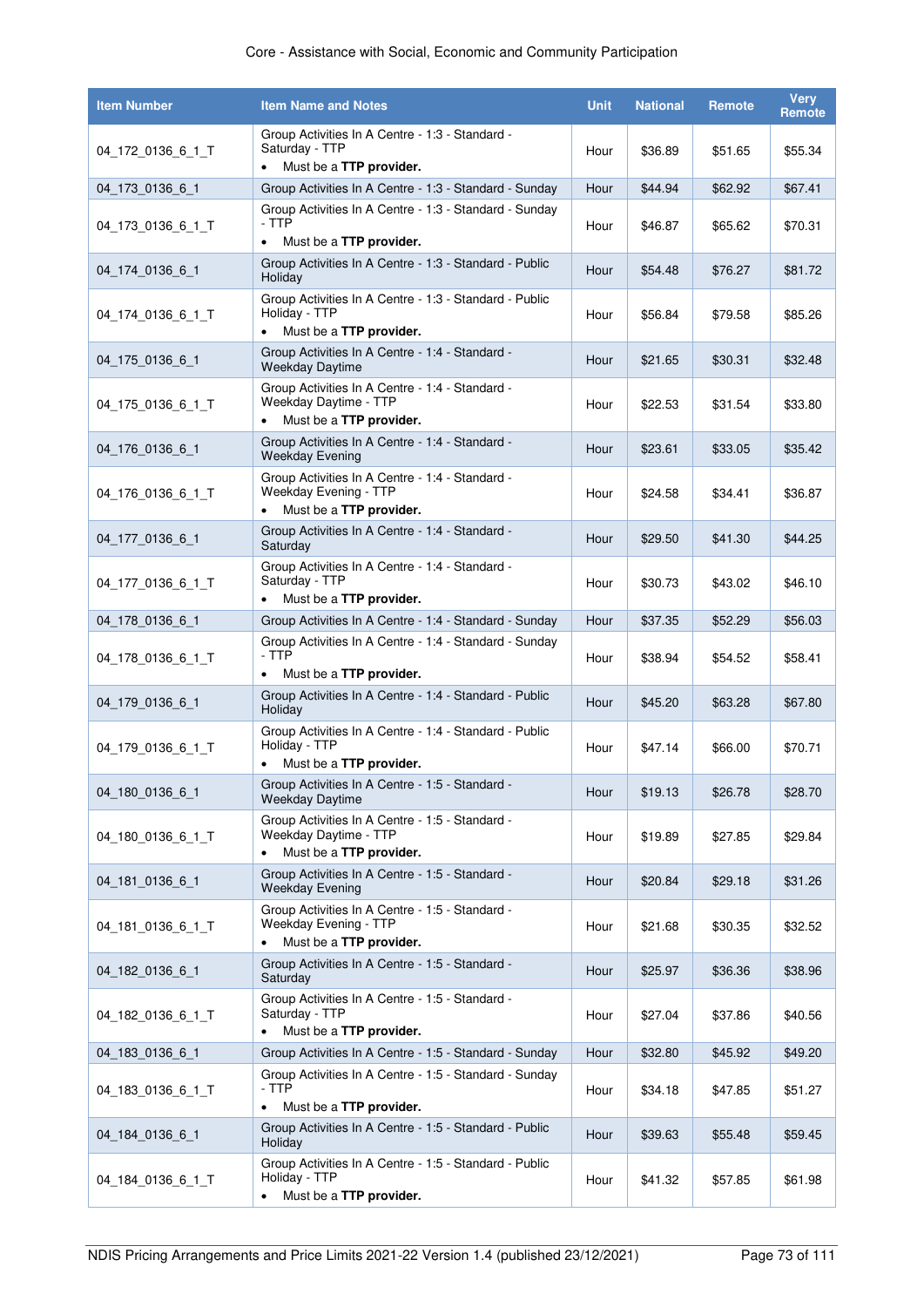| Item Number | Item Name and Notes | Unit | National | Remote | Very Remote |
|---|---|---|---|---|---|
| 04_172_0136_6_1_T | Group Activities In A Centre - 1:3 - Standard - Saturday - TTP<br>• Must be a **TTP provider.** | Hour | $36.89 | $51.65 | $55.34 |
| 04_173_0136_6_1 | Group Activities In A Centre - 1:3 - Standard - Sunday | Hour | $44.94 | $62.92 | $67.41 |
| 04_173_0136_6_1_T | Group Activities In A Centre - 1:3 - Standard - Sunday - TTP<br>• Must be a **TTP provider.** | Hour | $46.87 | $65.62 | $70.31 |
| 04_174_0136_6_1 | Group Activities In A Centre - 1:3 - Standard - Public Holiday | Hour | $54.48 | $76.27 | $81.72 |
| 04_174_0136_6_1_T | Group Activities In A Centre - 1:3 - Standard - Public Holiday - TTP<br>• Must be a **TTP provider.** | Hour | $56.84 | $79.58 | $85.26 |
| 04_175_0136_6_1 | Group Activities In A Centre - 1:4 - Standard - Weekday Daytime | Hour | $21.65 | $30.31 | $32.48 |
| 04_175_0136_6_1_T | Group Activities In A Centre - 1:4 - Standard - Weekday Daytime - TTP<br>• Must be a **TTP provider.** | Hour | $22.53 | $31.54 | $33.80 |
| 04_176_0136_6_1 | Group Activities In A Centre - 1:4 - Standard - Weekday Evening | Hour | $23.61 | $33.05 | $35.42 |
| 04_176_0136_6_1_T | Group Activities In A Centre - 1:4 - Standard - Weekday Evening - TTP<br>• Must be a **TTP provider.** | Hour | $24.58 | $34.41 | $36.87 |
| 04_177_0136_6_1 | Group Activities In A Centre - 1:4 - Standard - Saturday | Hour | $29.50 | $41.30 | $44.25 |
| 04_177_0136_6_1_T | Group Activities In A Centre - 1:4 - Standard - Saturday - TTP<br>• Must be a **TTP provider.** | Hour | $30.73 | $43.02 | $46.10 |
| 04_178_0136_6_1 | Group Activities In A Centre - 1:4 - Standard - Sunday | Hour | $37.35 | $52.29 | $56.03 |
| 04_178_0136_6_1_T | Group Activities In A Centre - 1:4 - Standard - Sunday - TTP<br>• Must be a **TTP provider.** | Hour | $38.94 | $54.52 | $58.41 |
| 04_179_0136_6_1 | Group Activities In A Centre - 1:4 - Standard - Public Holiday | Hour | $45.20 | $63.28 | $67.80 |
| 04_179_0136_6_1_T | Group Activities In A Centre - 1:4 - Standard - Public Holiday - TTP<br>• Must be a **TTP provider.** | Hour | $47.14 | $66.00 | $70.71 |
| 04_180_0136_6_1 | Group Activities In A Centre - 1:5 - Standard - Weekday Daytime | Hour | $19.13 | $26.78 | $28.70 |
| 04_180_0136_6_1_T | Group Activities In A Centre - 1:5 - Standard - Weekday Daytime - TTP<br>• Must be a **TTP provider.** | Hour | $19.89 | $27.85 | $29.84 |
| 04_181_0136_6_1 | Group Activities In A Centre - 1:5 - Standard - Weekday Evening | Hour | $20.84 | $29.18 | $31.26 |
| 04_181_0136_6_1_T | Group Activities In A Centre - 1:5 - Standard - Weekday Evening - TTP<br>• Must be a **TTP provider.** | Hour | $21.68 | $30.35 | $32.52 |
| 04_182_0136_6_1 | Group Activities In A Centre - 1:5 - Standard - Saturday | Hour | $25.97 | $36.36 | $38.96 |
| 04_182_0136_6_1_T | Group Activities In A Centre - 1:5 - Standard - Saturday - TTP<br>• Must be a **TTP provider.** | Hour | $27.04 | $37.86 | $40.56 |
| 04_183_0136_6_1 | Group Activities In A Centre - 1:5 - Standard - Sunday | Hour | $32.80 | $45.92 | $49.20 |
| 04_183_0136_6_1_T | Group Activities In A Centre - 1:5 - Standard - Sunday - TTP<br>• Must be a **TTP provider.** | Hour | $34.18 | $47.85 | $51.27 |
| 04_184_0136_6_1 | Group Activities In A Centre - 1:5 - Standard - Public Holiday | Hour | $39.63 | $55.48 | $59.45 |
| 04_184_0136_6_1_T | Group Activities In A Centre - 1:5 - Standard - Public Holiday - TTP<br>• Must be a **TTP provider.** | Hour | $41.32 | $57.85 | $61.98 |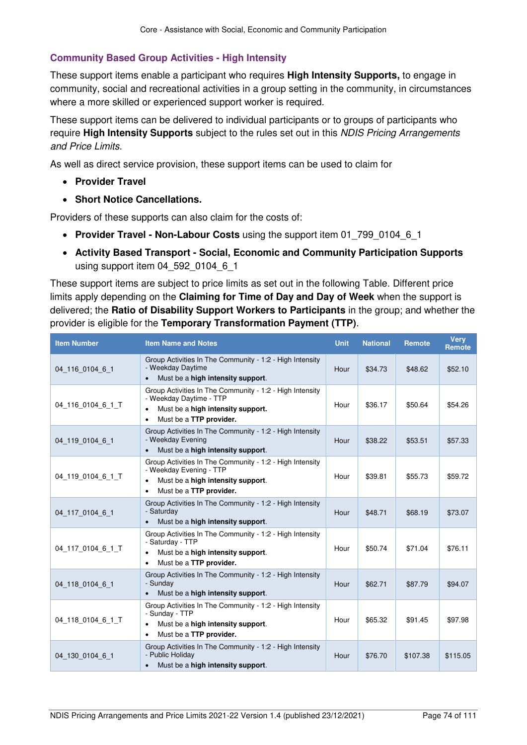## Community Based Group Activities - High Intensity

These support items enable a participant who requires **High Intensity Supports,** to engage in community, social and recreational activities in a group setting in the community, in circumstances where a more skilled or experienced support worker is required.

These support items can be delivered to individual participants or to groups of participants who require **High Intensity Supports** subject to the rules set out in this *NDIS Pricing Arrangements and Price Limits*.

As well as direct service provision, these support items can be used to claim for

- **Provider Travel**
- **Short Notice Cancellations.**

Providers of these supports can also claim for the costs of:

- **Provider Travel - Non-Labour Costs** using the support item 01_799_0104_6_1
- **Activity Based Transport - Social, Economic and Community Participation Supports** using support item 04_592_0104_6_1

These support items are subject to price limits as set out in the following Table. Different price limits apply depending on the **Claiming for Time of Day and Day of Week** when the support is delivered; the **Ratio of Disability Support Workers to Participants** in the group; and whether the provider is eligible for the **Temporary Transformation Payment (TTP)**.

| Item Number | Item Name and Notes | Unit | National | Remote | Very Remote |
|---|---|---|---|---|---|
| 04_116_0104_6_1 | Group Activities In The Community - 1:2 - High Intensity - Weekday Daytime<br>• Must be a **high intensity support**. | Hour | $34.73 | $48.62 | $52.10 |
| 04_116_0104_6_1_T | Group Activities In The Community - 1:2 - High Intensity - Weekday Daytime - TTP<br>• Must be a **high intensity support.**<br>• Must be a **TTP provider.** | Hour | $36.17 | $50.64 | $54.26 |
| 04_119_0104_6_1 | Group Activities In The Community - 1:2 - High Intensity - Weekday Evening<br>• Must be a **high intensity support**. | Hour | $38.22 | $53.51 | $57.33 |
| 04_119_0104_6_1_T | Group Activities In The Community - 1:2 - High Intensity - Weekday Evening - TTP<br>• Must be a **high intensity support**.<br>• Must be a **TTP provider.** | Hour | $39.81 | $55.73 | $59.72 |
| 04_117_0104_6_1 | Group Activities In The Community - 1:2 - High Intensity - Saturday<br>• Must be a **high intensity support**. | Hour | $48.71 | $68.19 | $73.07 |
| 04_117_0104_6_1_T | Group Activities In The Community - 1:2 - High Intensity - Saturday - TTP<br>• Must be a **high intensity support**.<br>• Must be a **TTP provider.** | Hour | $50.74 | $71.04 | $76.11 |
| 04_118_0104_6_1 | Group Activities In The Community - 1:2 - High Intensity - Sunday<br>• Must be a **high intensity support**. | Hour | $62.71 | $87.79 | $94.07 |
| 04_118_0104_6_1_T | Group Activities In The Community - 1:2 - High Intensity - Sunday - TTP<br>• Must be a **high intensity support**.<br>• Must be a **TTP provider.** | Hour | $65.32 | $91.45 | $97.98 |
| 04_130_0104_6_1 | Group Activities In The Community - 1:2 - High Intensity - Public Holiday<br>• Must be a **high intensity support**. | Hour | $76.70 | $107.38 | $115.05 |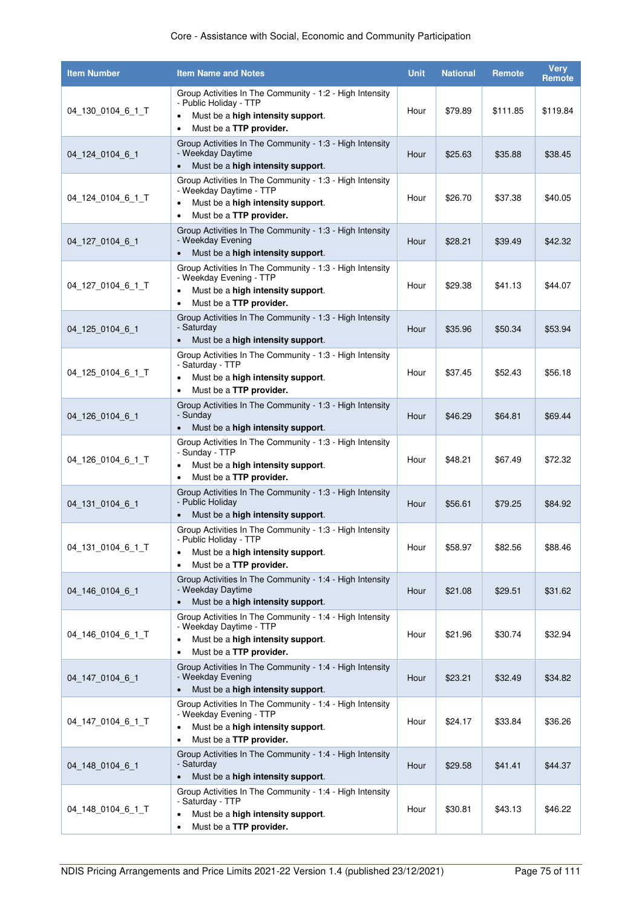| Item Number | Item Name and Notes | Unit | National | Remote | Very Remote |
|---|---|---|---|---|---|
| 04_130_0104_6_1_T | Group Activities In The Community - 1:2 - High Intensity - Public Holiday - TTP<br>• Must be a **high intensity support**.<br>• Must be a **TTP provider.** | Hour | $79.89 | $111.85 | $119.84 |
| 04_124_0104_6_1 | Group Activities In The Community - 1:3 - High Intensity - Weekday Daytime<br>• Must be a **high intensity support**. | Hour | $25.63 | $35.88 | $38.45 |
| 04_124_0104_6_1_T | Group Activities In The Community - 1:3 - High Intensity - Weekday Daytime - TTP<br>• Must be a **high intensity support**.<br>• Must be a **TTP provider.** | Hour | $26.70 | $37.38 | $40.05 |
| 04_127_0104_6_1 | Group Activities In The Community - 1:3 - High Intensity - Weekday Evening<br>• Must be a **high intensity support**. | Hour | $28.21 | $39.49 | $42.32 |
| 04_127_0104_6_1_T | Group Activities In The Community - 1:3 - High Intensity - Weekday Evening - TTP<br>• Must be a **high intensity support**.<br>• Must be a **TTP provider.** | Hour | $29.38 | $41.13 | $44.07 |
| 04_125_0104_6_1 | Group Activities In The Community - 1:3 - High Intensity - Saturday<br>• Must be a **high intensity support**. | Hour | $35.96 | $50.34 | $53.94 |
| 04_125_0104_6_1_T | Group Activities In The Community - 1:3 - High Intensity - Saturday - TTP<br>• Must be a **high intensity support**.<br>• Must be a **TTP provider.** | Hour | $37.45 | $52.43 | $56.18 |
| 04_126_0104_6_1 | Group Activities In The Community - 1:3 - High Intensity - Sunday<br>• Must be a **high intensity support**. | Hour | $46.29 | $64.81 | $69.44 |
| 04_126_0104_6_1_T | Group Activities In The Community - 1:3 - High Intensity - Sunday - TTP<br>• Must be a **high intensity support**.<br>• Must be a **TTP provider.** | Hour | $48.21 | $67.49 | $72.32 |
| 04_131_0104_6_1 | Group Activities In The Community - 1:3 - High Intensity - Public Holiday<br>• Must be a **high intensity support**. | Hour | $56.61 | $79.25 | $84.92 |
| 04_131_0104_6_1_T | Group Activities In The Community - 1:3 - High Intensity - Public Holiday - TTP<br>• Must be a **high intensity support**.<br>• Must be a **TTP provider.** | Hour | $58.97 | $82.56 | $88.46 |
| 04_146_0104_6_1 | Group Activities In The Community - 1:4 - High Intensity - Weekday Daytime<br>• Must be a **high intensity support**. | Hour | $21.08 | $29.51 | $31.62 |
| 04_146_0104_6_1_T | Group Activities In The Community - 1:4 - High Intensity - Weekday Daytime - TTP<br>• Must be a **high intensity support**.<br>• Must be a **TTP provider.** | Hour | $21.96 | $30.74 | $32.94 |
| 04_147_0104_6_1 | Group Activities In The Community - 1:4 - High Intensity - Weekday Evening<br>• Must be a **high intensity support**. | Hour | $23.21 | $32.49 | $34.82 |
| 04_147_0104_6_1_T | Group Activities In The Community - 1:4 - High Intensity - Weekday Evening - TTP<br>• Must be a **high intensity support**.<br>• Must be a **TTP provider.** | Hour | $24.17 | $33.84 | $36.26 |
| 04_148_0104_6_1 | Group Activities In The Community - 1:4 - High Intensity - Saturday<br>• Must be a **high intensity support**. | Hour | $29.58 | $41.41 | $44.37 |
| 04_148_0104_6_1_T | Group Activities In The Community - 1:4 - High Intensity - Saturday - TTP<br>• Must be a **high intensity support**.<br>• Must be a **TTP provider.** | Hour | $30.81 | $43.13 | $46.22 |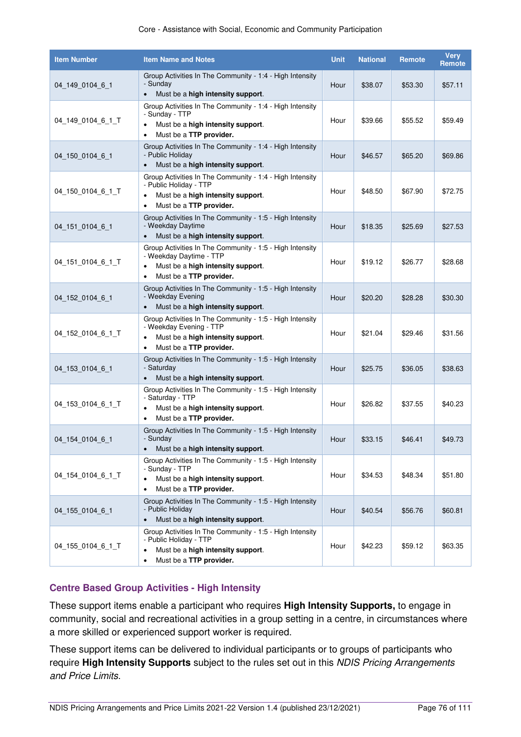| Item Number | Item Name and Notes | Unit | National | Remote | Very Remote |
|---|---|---|---|---|---|
| 04_149_0104_6_1 | Group Activities In The Community - 1:4 - High Intensity - Sunday<br>• Must be a **high intensity support**. | Hour | $38.07 | $53.30 | $57.11 |
| 04_149_0104_6_1_T | Group Activities In The Community - 1:4 - High Intensity - Sunday - TTP<br>• Must be a **high intensity support**.<br>• Must be a **TTP provider.** | Hour | $39.66 | $55.52 | $59.49 |
| 04_150_0104_6_1 | Group Activities In The Community - 1:4 - High Intensity - Public Holiday<br>• Must be a **high intensity support**. | Hour | $46.57 | $65.20 | $69.86 |
| 04_150_0104_6_1_T | Group Activities In The Community - 1:4 - High Intensity - Public Holiday - TTP<br>• Must be a **high intensity support**.<br>• Must be a **TTP provider.** | Hour | $48.50 | $67.90 | $72.75 |
| 04_151_0104_6_1 | Group Activities In The Community - 1:5 - High Intensity - Weekday Daytime<br>• Must be a **high intensity support**. | Hour | $18.35 | $25.69 | $27.53 |
| 04_151_0104_6_1_T | Group Activities In The Community - 1:5 - High Intensity - Weekday Daytime - TTP<br>• Must be a **high intensity support**.<br>• Must be a **TTP provider.** | Hour | $19.12 | $26.77 | $28.68 |
| 04_152_0104_6_1 | Group Activities In The Community - 1:5 - High Intensity - Weekday Evening<br>• Must be a **high intensity support**. | Hour | $20.20 | $28.28 | $30.30 |
| 04_152_0104_6_1_T | Group Activities In The Community - 1:5 - High Intensity - Weekday Evening - TTP<br>• Must be a **high intensity support**.<br>• Must be a **TTP provider.** | Hour | $21.04 | $29.46 | $31.56 |
| 04_153_0104_6_1 | Group Activities In The Community - 1:5 - High Intensity - Saturday<br>• Must be a **high intensity support**. | Hour | $25.75 | $36.05 | $38.63 |
| 04_153_0104_6_1_T | Group Activities In The Community - 1:5 - High Intensity - Saturday - TTP<br>• Must be a **high intensity support**.<br>• Must be a **TTP provider.** | Hour | $26.82 | $37.55 | $40.23 |
| 04_154_0104_6_1 | Group Activities In The Community - 1:5 - High Intensity - Sunday<br>• Must be a **high intensity support**. | Hour | $33.15 | $46.41 | $49.73 |
| 04_154_0104_6_1_T | Group Activities In The Community - 1:5 - High Intensity - Sunday - TTP<br>• Must be a **high intensity support**.<br>• Must be a **TTP provider.** | Hour | $34.53 | $48.34 | $51.80 |
| 04_155_0104_6_1 | Group Activities In The Community - 1:5 - High Intensity - Public Holiday<br>• Must be a **high intensity support**. | Hour | $40.54 | $56.76 | $60.81 |
| 04_155_0104_6_1_T | Group Activities In The Community - 1:5 - High Intensity - Public Holiday - TTP<br>• Must be a **high intensity support**.<br>• Must be a **TTP provider.** | Hour | $42.23 | $59.12 | $63.35 |

### Centre Based Group Activities - High Intensity

These support items enable a participant who requires **High Intensity Supports,** to engage in community, social and recreational activities in a group setting in a centre, in circumstances where a more skilled or experienced support worker is required.

These support items can be delivered to individual participants or to groups of participants who require **High Intensity Supports** subject to the rules set out in this *NDIS Pricing Arrangements and Price Limits*.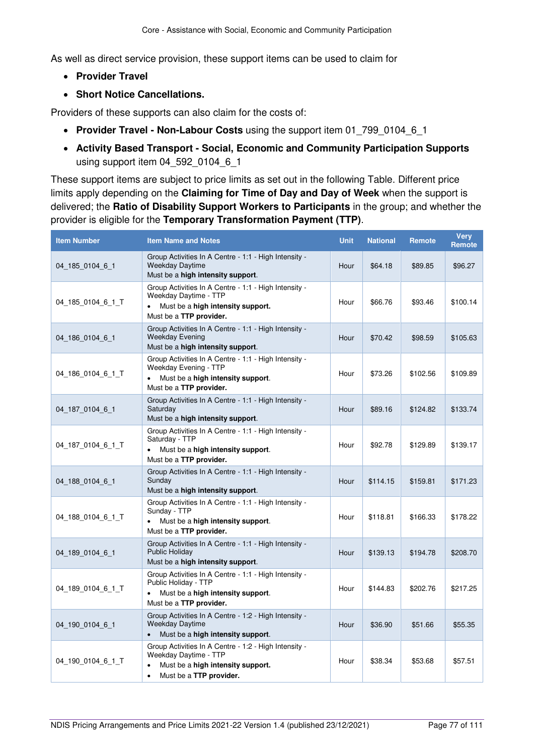As well as direct service provision, these support items can be used to claim for

- **Provider Travel**
- **Short Notice Cancellations.**

Providers of these supports can also claim for the costs of:

- **Provider Travel - Non-Labour Costs** using the support item 01_799_0104_6_1
- **Activity Based Transport - Social, Economic and Community Participation Supports** using support item 04_592_0104_6_1

These support items are subject to price limits as set out in the following Table. Different price limits apply depending on the **Claiming for Time of Day and Day of Week** when the support is delivered; the **Ratio of Disability Support Workers to Participants** in the group; and whether the provider is eligible for the **Temporary Transformation Payment (TTP)**.

| Item Number | Item Name and Notes | Unit | National | Remote | Very Remote |
|---|---|---|---|---|---|
| 04_185_0104_6_1 | Group Activities In A Centre - 1:1 - High Intensity - Weekday Daytime<br>Must be a **high intensity support**. | Hour | $64.18 | $89.85 | $96.27 |
| 04_185_0104_6_1_T | Group Activities In A Centre - 1:1 - High Intensity - Weekday Daytime - TTP<br>• Must be a **high intensity support.**<br>Must be a **TTP provider.** | Hour | $66.76 | $93.46 | $100.14 |
| 04_186_0104_6_1 | Group Activities In A Centre - 1:1 - High Intensity - Weekday Evening<br>Must be a **high intensity support**. | Hour | $70.42 | $98.59 | $105.63 |
| 04_186_0104_6_1_T | Group Activities In A Centre - 1:1 - High Intensity - Weekday Evening - TTP<br>• Must be a **high intensity support**.<br>Must be a **TTP provider.** | Hour | $73.26 | $102.56 | $109.89 |
| 04_187_0104_6_1 | Group Activities In A Centre - 1:1 - High Intensity - Saturday<br>Must be a **high intensity support**. | Hour | $89.16 | $124.82 | $133.74 |
| 04_187_0104_6_1_T | Group Activities In A Centre - 1:1 - High Intensity - Saturday - TTP<br>• Must be a **high intensity support**.<br>Must be a **TTP provider.** | Hour | $92.78 | $129.89 | $139.17 |
| 04_188_0104_6_1 | Group Activities In A Centre - 1:1 - High Intensity - Sunday<br>Must be a **high intensity support**. | Hour | $114.15 | $159.81 | $171.23 |
| 04_188_0104_6_1_T | Group Activities In A Centre - 1:1 - High Intensity - Sunday - TTP<br>• Must be a **high intensity support**.<br>Must be a **TTP provider.** | Hour | $118.81 | $166.33 | $178.22 |
| 04_189_0104_6_1 | Group Activities In A Centre - 1:1 - High Intensity - Public Holiday<br>Must be a **high intensity support**. | Hour | $139.13 | $194.78 | $208.70 |
| 04_189_0104_6_1_T | Group Activities In A Centre - 1:1 - High Intensity - Public Holiday - TTP<br>• Must be a **high intensity support**.<br>Must be a **TTP provider.** | Hour | $144.83 | $202.76 | $217.25 |
| 04_190_0104_6_1 | Group Activities In A Centre - 1:2 - High Intensity - Weekday Daytime<br>• Must be a **high intensity support**. | Hour | $36.90 | $51.66 | $55.35 |
| 04_190_0104_6_1_T | Group Activities In A Centre - 1:2 - High Intensity - Weekday Daytime - TTP<br>• Must be a **high intensity support.**<br>• Must be a **TTP provider.** | Hour | $38.34 | $53.68 | $57.51 |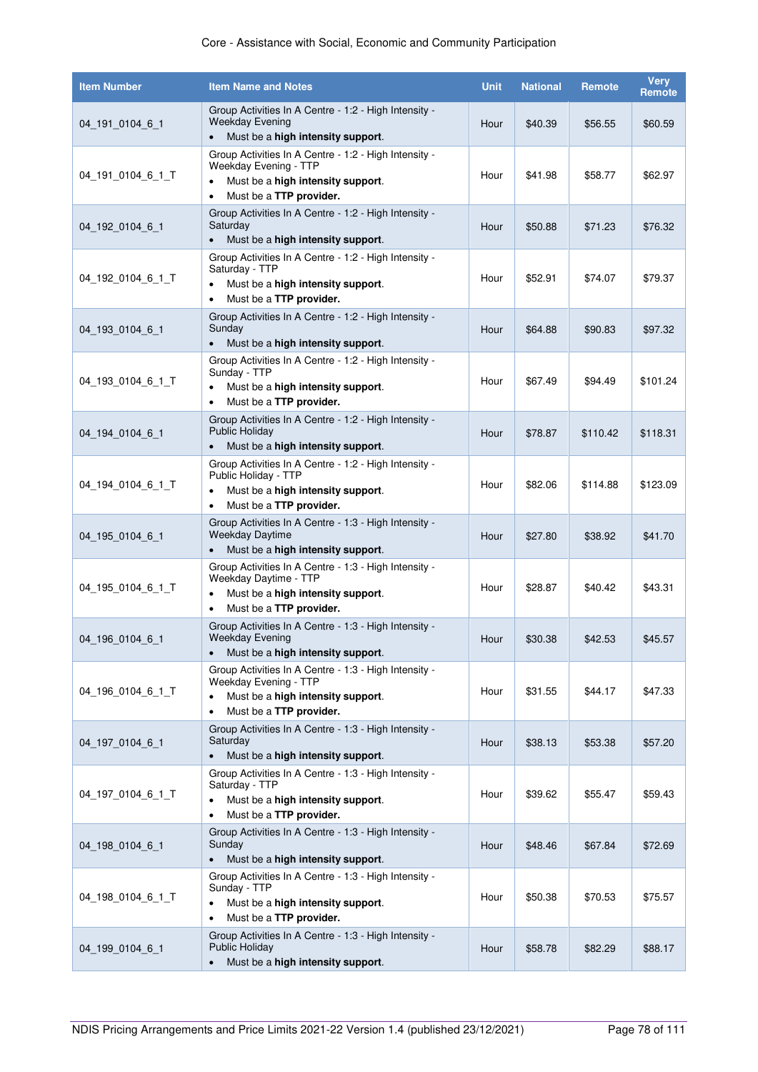| Item Number | Item Name and Notes | Unit | National | Remote | Very Remote |
|---|---|---|---|---|---|
| 04_191_0104_6_1 | Group Activities In A Centre - 1:2 - High Intensity - Weekday Evening<br>• Must be a **high intensity support**. | Hour | $40.39 | $56.55 | $60.59 |
| 04_191_0104_6_1_T | Group Activities In A Centre - 1:2 - High Intensity - Weekday Evening - TTP<br>• Must be a **high intensity support**.<br>• Must be a **TTP provider.** | Hour | $41.98 | $58.77 | $62.97 |
| 04_192_0104_6_1 | Group Activities In A Centre - 1:2 - High Intensity - Saturday<br>• Must be a **high intensity support**. | Hour | $50.88 | $71.23 | $76.32 |
| 04_192_0104_6_1_T | Group Activities In A Centre - 1:2 - High Intensity - Saturday - TTP<br>• Must be a **high intensity support**.<br>• Must be a **TTP provider.** | Hour | $52.91 | $74.07 | $79.37 |
| 04_193_0104_6_1 | Group Activities In A Centre - 1:2 - High Intensity - Sunday<br>• Must be a **high intensity support**. | Hour | $64.88 | $90.83 | $97.32 |
| 04_193_0104_6_1_T | Group Activities In A Centre - 1:2 - High Intensity - Sunday - TTP<br>• Must be a **high intensity support**.<br>• Must be a **TTP provider.** | Hour | $67.49 | $94.49 | $101.24 |
| 04_194_0104_6_1 | Group Activities In A Centre - 1:2 - High Intensity - Public Holiday<br>• Must be a **high intensity support**. | Hour | $78.87 | $110.42 | $118.31 |
| 04_194_0104_6_1_T | Group Activities In A Centre - 1:2 - High Intensity - Public Holiday - TTP<br>• Must be a **high intensity support**.<br>• Must be a **TTP provider.** | Hour | $82.06 | $114.88 | $123.09 |
| 04_195_0104_6_1 | Group Activities In A Centre - 1:3 - High Intensity - Weekday Daytime<br>• Must be a **high intensity support**. | Hour | $27.80 | $38.92 | $41.70 |
| 04_195_0104_6_1_T | Group Activities In A Centre - 1:3 - High Intensity - Weekday Daytime - TTP<br>• Must be a **high intensity support**.<br>• Must be a **TTP provider.** | Hour | $28.87 | $40.42 | $43.31 |
| 04_196_0104_6_1 | Group Activities In A Centre - 1:3 - High Intensity - Weekday Evening<br>• Must be a **high intensity support**. | Hour | $30.38 | $42.53 | $45.57 |
| 04_196_0104_6_1_T | Group Activities In A Centre - 1:3 - High Intensity - Weekday Evening - TTP<br>• Must be a **high intensity support**.<br>• Must be a **TTP provider.** | Hour | $31.55 | $44.17 | $47.33 |
| 04_197_0104_6_1 | Group Activities In A Centre - 1:3 - High Intensity - Saturday<br>• Must be a **high intensity support**. | Hour | $38.13 | $53.38 | $57.20 |
| 04_197_0104_6_1_T | Group Activities In A Centre - 1:3 - High Intensity - Saturday - TTP<br>• Must be a **high intensity support**.<br>• Must be a **TTP provider.** | Hour | $39.62 | $55.47 | $59.43 |
| 04_198_0104_6_1 | Group Activities In A Centre - 1:3 - High Intensity - Sunday<br>• Must be a **high intensity support**. | Hour | $48.46 | $67.84 | $72.69 |
| 04_198_0104_6_1_T | Group Activities In A Centre - 1:3 - High Intensity - Sunday - TTP<br>• Must be a **high intensity support**.<br>• Must be a **TTP provider.** | Hour | $50.38 | $70.53 | $75.57 |
| 04_199_0104_6_1 | Group Activities In A Centre - 1:3 - High Intensity - Public Holiday<br>• Must be a **high intensity support**. | Hour | $58.78 | $82.29 | $88.17 |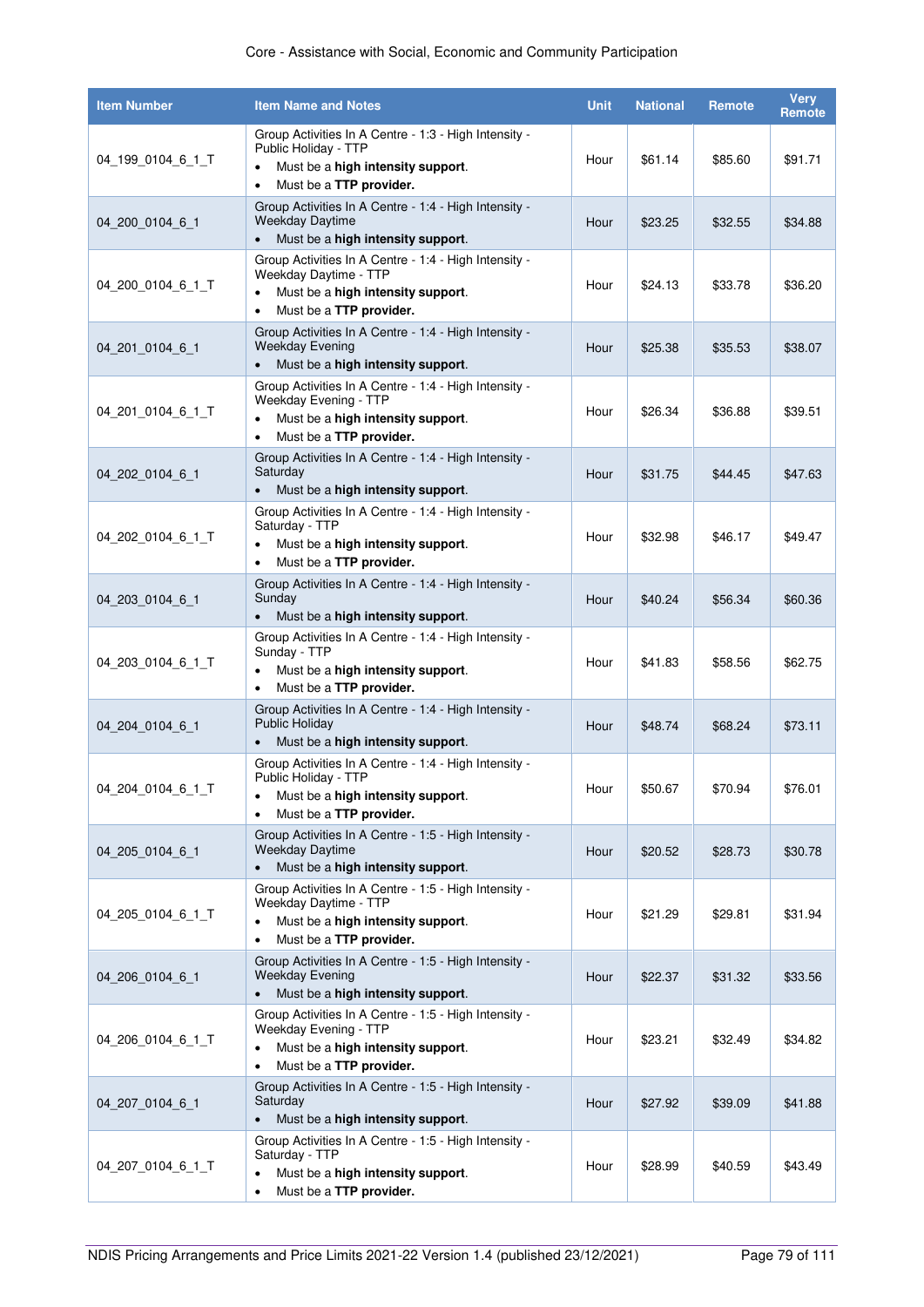| Item Number | Item Name and Notes | Unit | National | Remote | Very Remote |
| --- | --- | --- | --- | --- | --- |
| 04_199_0104_6_1_T | Group Activities In A Centre - 1:3 - High Intensity - Public Holiday - TTP<br>• Must be a **high intensity support**.<br>• Must be a **TTP provider.** | Hour | $61.14 | $85.60 | $91.71 |
| 04_200_0104_6_1 | Group Activities In A Centre - 1:4 - High Intensity - Weekday Daytime<br>• Must be a **high intensity support**. | Hour | $23.25 | $32.55 | $34.88 |
| 04_200_0104_6_1_T | Group Activities In A Centre - 1:4 - High Intensity - Weekday Daytime - TTP<br>• Must be a **high intensity support**.<br>• Must be a **TTP provider.** | Hour | $24.13 | $33.78 | $36.20 |
| 04_201_0104_6_1 | Group Activities In A Centre - 1:4 - High Intensity - Weekday Evening<br>• Must be a **high intensity support**. | Hour | $25.38 | $35.53 | $38.07 |
| 04_201_0104_6_1_T | Group Activities In A Centre - 1:4 - High Intensity - Weekday Evening - TTP<br>• Must be a **high intensity support**.<br>• Must be a **TTP provider.** | Hour | $26.34 | $36.88 | $39.51 |
| 04_202_0104_6_1 | Group Activities In A Centre - 1:4 - High Intensity - Saturday<br>• Must be a **high intensity support**. | Hour | $31.75 | $44.45 | $47.63 |
| 04_202_0104_6_1_T | Group Activities In A Centre - 1:4 - High Intensity - Saturday - TTP<br>• Must be a **high intensity support**.<br>• Must be a **TTP provider.** | Hour | $32.98 | $46.17 | $49.47 |
| 04_203_0104_6_1 | Group Activities In A Centre - 1:4 - High Intensity - Sunday<br>• Must be a **high intensity support**. | Hour | $40.24 | $56.34 | $60.36 |
| 04_203_0104_6_1_T | Group Activities In A Centre - 1:4 - High Intensity - Sunday - TTP<br>• Must be a **high intensity support**.<br>• Must be a **TTP provider.** | Hour | $41.83 | $58.56 | $62.75 |
| 04_204_0104_6_1 | Group Activities In A Centre - 1:4 - High Intensity - Public Holiday<br>• Must be a **high intensity support**. | Hour | $48.74 | $68.24 | $73.11 |
| 04_204_0104_6_1_T | Group Activities In A Centre - 1:4 - High Intensity - Public Holiday - TTP<br>• Must be a **high intensity support**.<br>• Must be a **TTP provider.** | Hour | $50.67 | $70.94 | $76.01 |
| 04_205_0104_6_1 | Group Activities In A Centre - 1:5 - High Intensity - Weekday Daytime<br>• Must be a **high intensity support**. | Hour | $20.52 | $28.73 | $30.78 |
| 04_205_0104_6_1_T | Group Activities In A Centre - 1:5 - High Intensity - Weekday Daytime - TTP<br>• Must be a **high intensity support**.<br>• Must be a **TTP provider.** | Hour | $21.29 | $29.81 | $31.94 |
| 04_206_0104_6_1 | Group Activities In A Centre - 1:5 - High Intensity - Weekday Evening<br>• Must be a **high intensity support**. | Hour | $22.37 | $31.32 | $33.56 |
| 04_206_0104_6_1_T | Group Activities In A Centre - 1:5 - High Intensity - Weekday Evening - TTP<br>• Must be a **high intensity support**.<br>• Must be a **TTP provider.** | Hour | $23.21 | $32.49 | $34.82 |
| 04_207_0104_6_1 | Group Activities In A Centre - 1:5 - High Intensity - Saturday<br>• Must be a **high intensity support**. | Hour | $27.92 | $39.09 | $41.88 |
| 04_207_0104_6_1_T | Group Activities In A Centre - 1:5 - High Intensity - Saturday - TTP<br>• Must be a **high intensity support**.<br>• Must be a **TTP provider.** | Hour | $28.99 | $40.59 | $43.49 |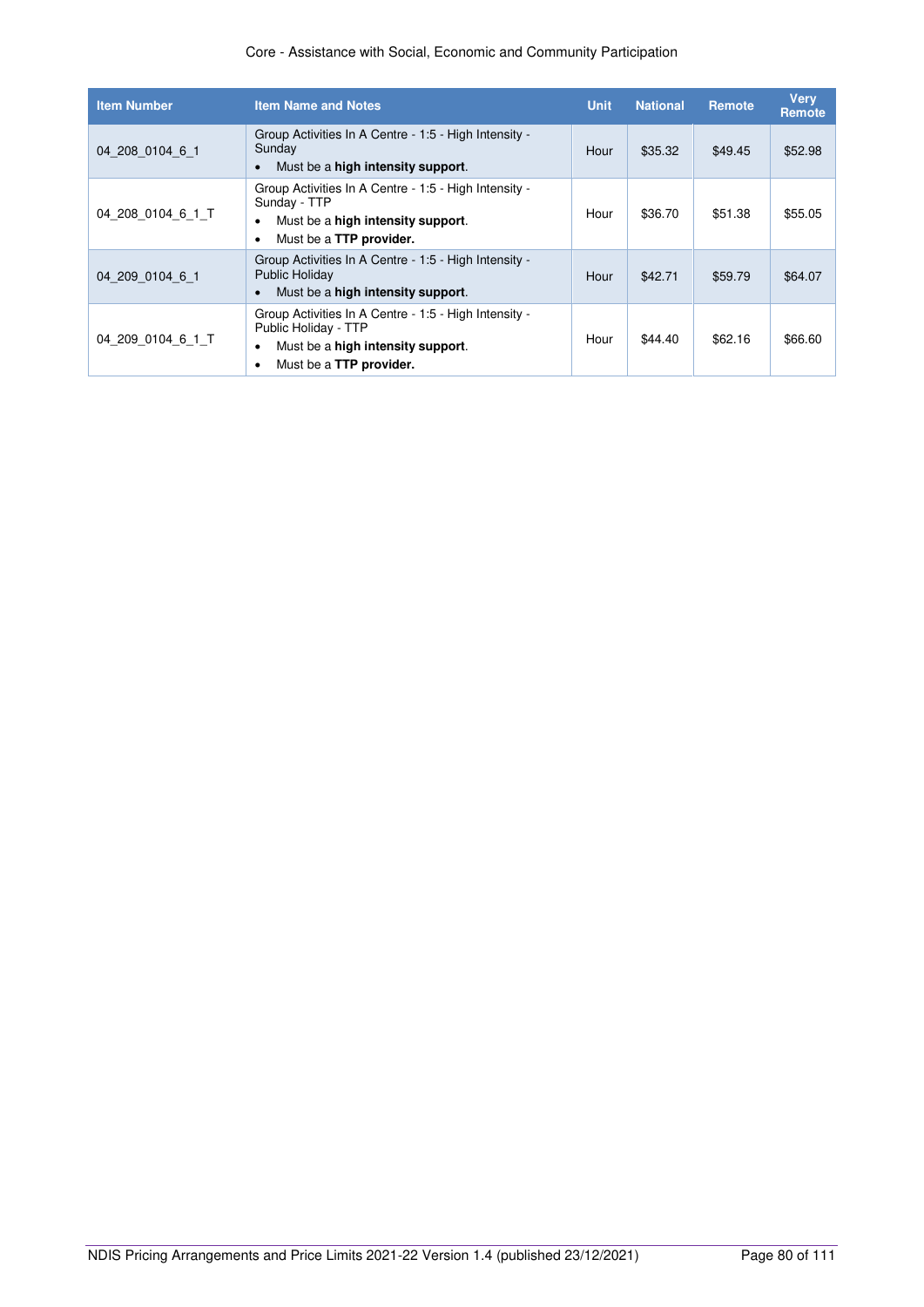| Item Number | Item Name and Notes | Unit | National | Remote | Very Remote |
|---|---|---|---|---|---|
| 04_208_0104_6_1 | Group Activities In A Centre - 1:5 - High Intensity - Sunday<br>• Must be a **high intensity support**. | Hour | $35.32 | $49.45 | $52.98 |
| 04_208_0104_6_1_T | Group Activities In A Centre - 1:5 - High Intensity - Sunday - TTP<br>• Must be a **high intensity support**.<br>• Must be a **TTP provider.** | Hour | $36.70 | $51.38 | $55.05 |
| 04_209_0104_6_1 | Group Activities In A Centre - 1:5 - High Intensity - Public Holiday<br>• Must be a **high intensity support**. | Hour | $42.71 | $59.79 | $64.07 |
| 04_209_0104_6_1_T | Group Activities In A Centre - 1:5 - High Intensity - Public Holiday - TTP<br>• Must be a **high intensity support**.<br>• Must be a **TTP provider.** | Hour | $44.40 | $62.16 | $66.60 |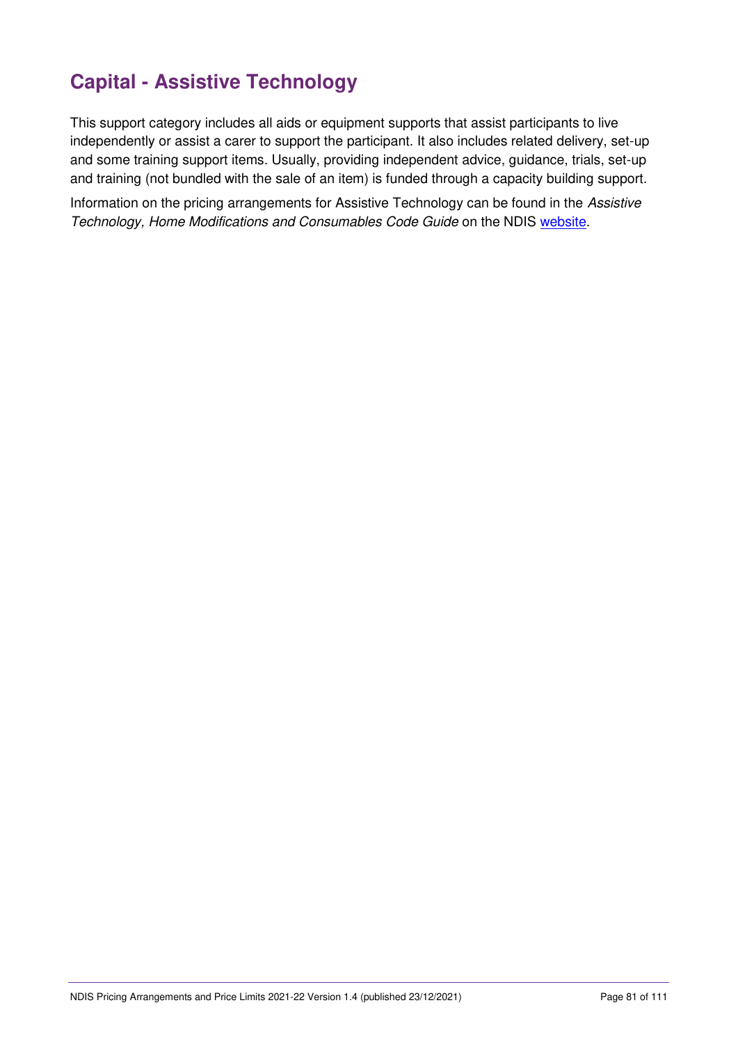## Capital - Assistive Technology

This support category includes all aids or equipment supports that assist participants to live independently or assist a carer to support the participant. It also includes related delivery, set-up and some training support items. Usually, providing independent advice, guidance, trials, set-up and training (not bundled with the sale of an item) is funded through a capacity building support.

Information on the pricing arrangements for Assistive Technology can be found in the *Assistive Technology, Home Modifications and Consumables Code Guide* on the NDIS website.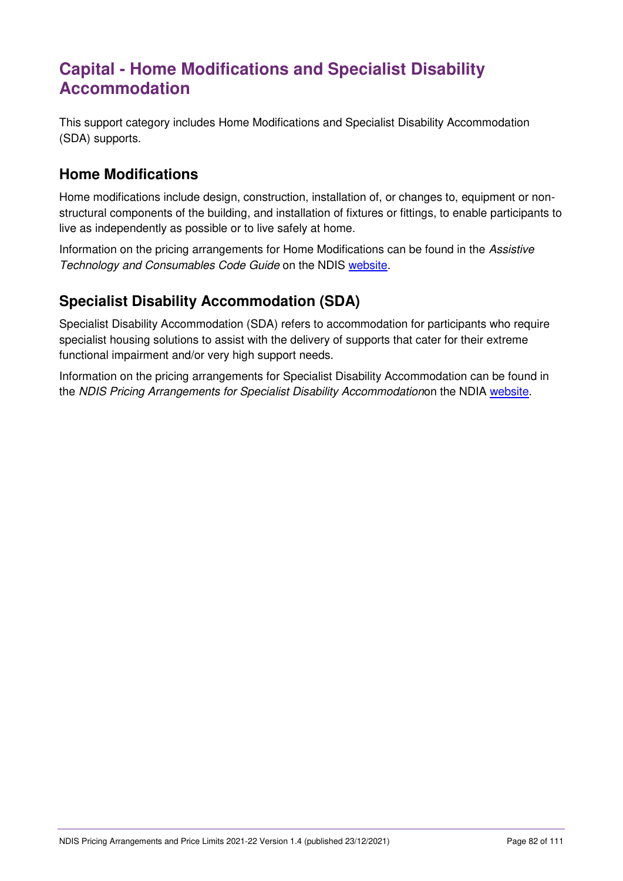# Capital - Home Modifications and Specialist Disability Accommodation

This support category includes Home Modifications and Specialist Disability Accommodation (SDA) supports.

## Home Modifications

Home modifications include design, construction, installation of, or changes to, equipment or non-structural components of the building, and installation of fixtures or fittings, to enable participants to live as independently as possible or to live safely at home.

Information on the pricing arrangements for Home Modifications can be found in the *Assistive Technology and Consumables Code Guide* on the NDIS website.

## Specialist Disability Accommodation (SDA)

Specialist Disability Accommodation (SDA) refers to accommodation for participants who require specialist housing solutions to assist with the delivery of supports that cater for their extreme functional impairment and/or very high support needs.

Information on the pricing arrangements for Specialist Disability Accommodation can be found in the *NDIS Pricing Arrangements for Specialist Disability Accommodation*on the NDIA website.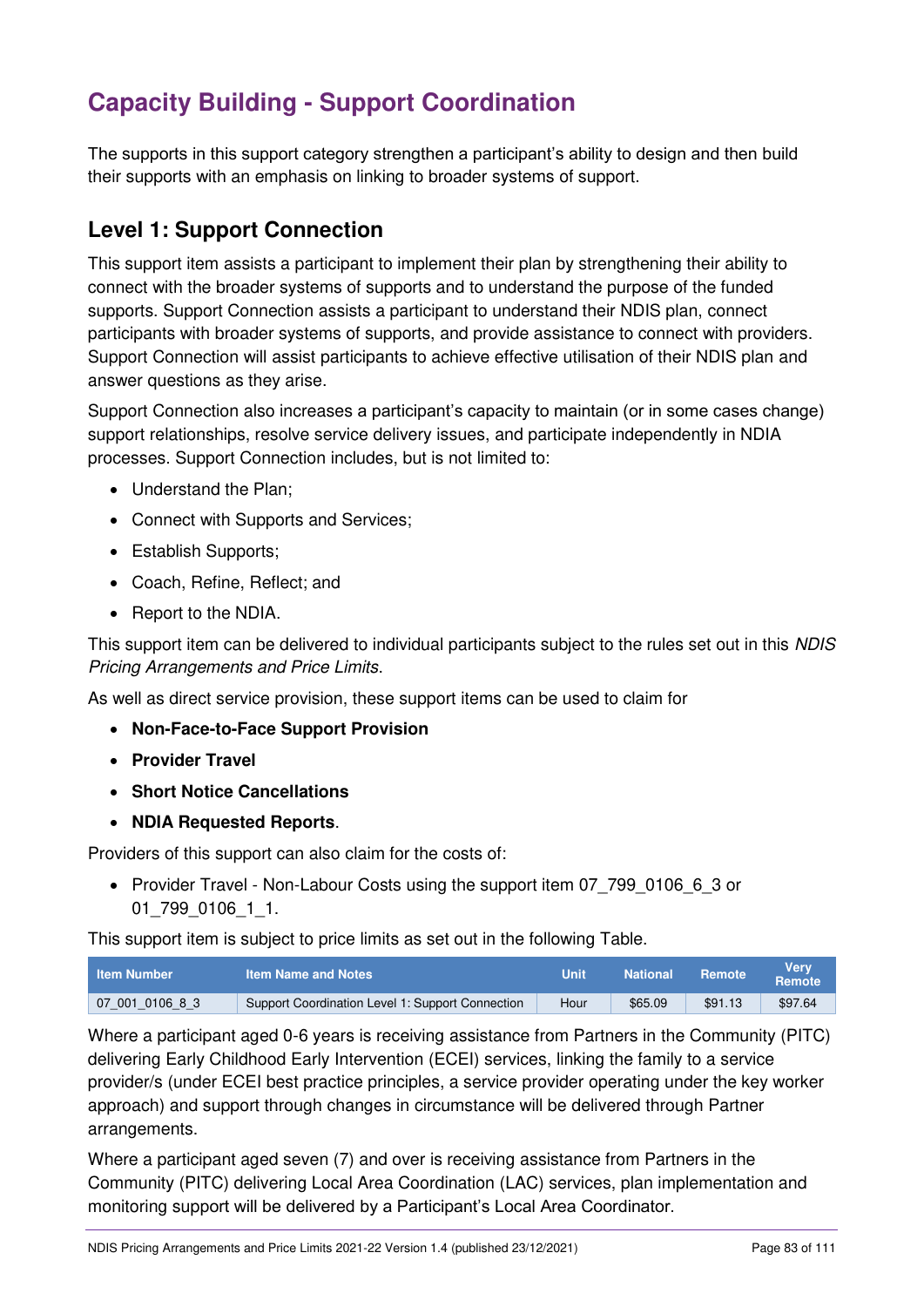# Capacity Building - Support Coordination

The supports in this support category strengthen a participant's ability to design and then build their supports with an emphasis on linking to broader systems of support.

## Level 1: Support Connection

This support item assists a participant to implement their plan by strengthening their ability to connect with the broader systems of supports and to understand the purpose of the funded supports. Support Connection assists a participant to understand their NDIS plan, connect participants with broader systems of supports, and provide assistance to connect with providers. Support Connection will assist participants to achieve effective utilisation of their NDIS plan and answer questions as they arise.

Support Connection also increases a participant's capacity to maintain (or in some cases change) support relationships, resolve service delivery issues, and participate independently in NDIA processes. Support Connection includes, but is not limited to:

- Understand the Plan;
- Connect with Supports and Services;
- Establish Supports;
- Coach, Refine, Reflect; and
- Report to the NDIA.

This support item can be delivered to individual participants subject to the rules set out in this *NDIS Pricing Arrangements and Price Limits*.

As well as direct service provision, these support items can be used to claim for

- **Non-Face-to-Face Support Provision**
- **Provider Travel**
- **Short Notice Cancellations**
- **NDIA Requested Reports**.

Providers of this support can also claim for the costs of:

- Provider Travel - Non-Labour Costs using the support item 07_799_0106_6_3 or 01_799_0106_1_1.

This support item is subject to price limits as set out in the following Table.

| Item Number | Item Name and Notes | Unit | National | Remote | Very Remote |
|---|---|---|---|---|---|
| 07_001_0106_8_3 | Support Coordination Level 1: Support Connection | Hour | $65.09 | $91.13 | $97.64 |

Where a participant aged 0-6 years is receiving assistance from Partners in the Community (PITC) delivering Early Childhood Early Intervention (ECEI) services, linking the family to a service provider/s (under ECEI best practice principles, a service provider operating under the key worker approach) and support through changes in circumstance will be delivered through Partner arrangements.

Where a participant aged seven (7) and over is receiving assistance from Partners in the Community (PITC) delivering Local Area Coordination (LAC) services, plan implementation and monitoring support will be delivered by a Participant's Local Area Coordinator.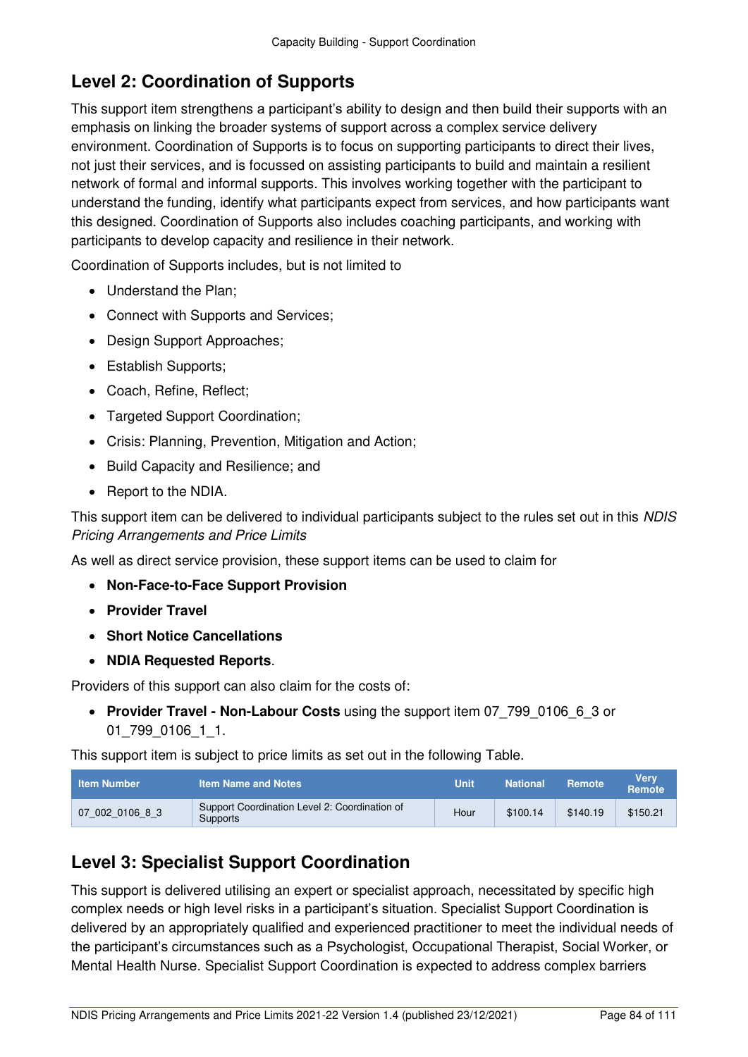## Level 2: Coordination of Supports

This support item strengthens a participant's ability to design and then build their supports with an emphasis on linking the broader systems of support across a complex service delivery environment. Coordination of Supports is to focus on supporting participants to direct their lives, not just their services, and is focussed on assisting participants to build and maintain a resilient network of formal and informal supports. This involves working together with the participant to understand the funding, identify what participants expect from services, and how participants want this designed. Coordination of Supports also includes coaching participants, and working with participants to develop capacity and resilience in their network.

Coordination of Supports includes, but is not limited to

- Understand the Plan;
- Connect with Supports and Services;
- Design Support Approaches;
- Establish Supports;
- Coach, Refine, Reflect;
- Targeted Support Coordination;
- Crisis: Planning, Prevention, Mitigation and Action;
- Build Capacity and Resilience; and
- Report to the NDIA.

This support item can be delivered to individual participants subject to the rules set out in this *NDIS Pricing Arrangements and Price Limits*

As well as direct service provision, these support items can be used to claim for

- **Non-Face-to-Face Support Provision**
- **Provider Travel**
- **Short Notice Cancellations**
- **NDIA Requested Reports**.

Providers of this support can also claim for the costs of:

- **Provider Travel - Non-Labour Costs** using the support item 07_799_0106_6_3 or 01_799_0106_1_1.

This support item is subject to price limits as set out in the following Table.

| Item Number | Item Name and Notes | Unit | National | Remote | Very Remote |
|---|---|---|---|---|---|
| 07_002_0106_8_3 | Support Coordination Level 2: Coordination of Supports | Hour | $100.14 | $140.19 | $150.21 |

## Level 3: Specialist Support Coordination

This support is delivered utilising an expert or specialist approach, necessitated by specific high complex needs or high level risks in a participant's situation. Specialist Support Coordination is delivered by an appropriately qualified and experienced practitioner to meet the individual needs of the participant's circumstances such as a Psychologist, Occupational Therapist, Social Worker, or Mental Health Nurse. Specialist Support Coordination is expected to address complex barriers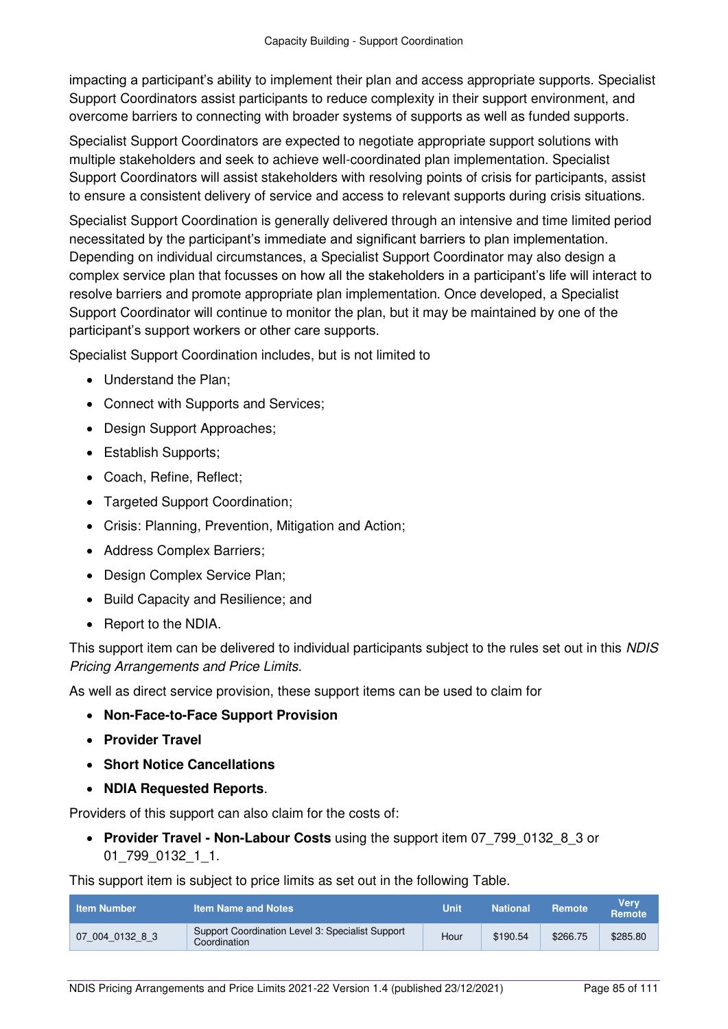impacting a participant's ability to implement their plan and access appropriate supports. Specialist Support Coordinators assist participants to reduce complexity in their support environment, and overcome barriers to connecting with broader systems of supports as well as funded supports.

Specialist Support Coordinators are expected to negotiate appropriate support solutions with multiple stakeholders and seek to achieve well-coordinated plan implementation. Specialist Support Coordinators will assist stakeholders with resolving points of crisis for participants, assist to ensure a consistent delivery of service and access to relevant supports during crisis situations.

Specialist Support Coordination is generally delivered through an intensive and time limited period necessitated by the participant's immediate and significant barriers to plan implementation. Depending on individual circumstances, a Specialist Support Coordinator may also design a complex service plan that focusses on how all the stakeholders in a participant's life will interact to resolve barriers and promote appropriate plan implementation. Once developed, a Specialist Support Coordinator will continue to monitor the plan, but it may be maintained by one of the participant's support workers or other care supports.

Specialist Support Coordination includes, but is not limited to

- Understand the Plan;
- Connect with Supports and Services;
- Design Support Approaches;
- Establish Supports;
- Coach, Refine, Reflect;
- Targeted Support Coordination;
- Crisis: Planning, Prevention, Mitigation and Action;
- Address Complex Barriers;
- Design Complex Service Plan;
- Build Capacity and Resilience; and
- Report to the NDIA.

This support item can be delivered to individual participants subject to the rules set out in this *NDIS Pricing Arrangements and Price Limits*.

As well as direct service provision, these support items can be used to claim for

- **Non-Face-to-Face Support Provision**
- **Provider Travel**
- **Short Notice Cancellations**
- **NDIA Requested Reports**.

Providers of this support can also claim for the costs of:

- **Provider Travel - Non-Labour Costs** using the support item 07_799_0132_8_3 or 01_799_0132_1_1.

This support item is subject to price limits as set out in the following Table.

| Item Number | Item Name and Notes | Unit | National | Remote | Very Remote |
|---|---|---|---|---|---|
| 07_004_0132_8_3 | Support Coordination Level 3: Specialist Support Coordination | Hour | $190.54 | $266.75 | $285.80 |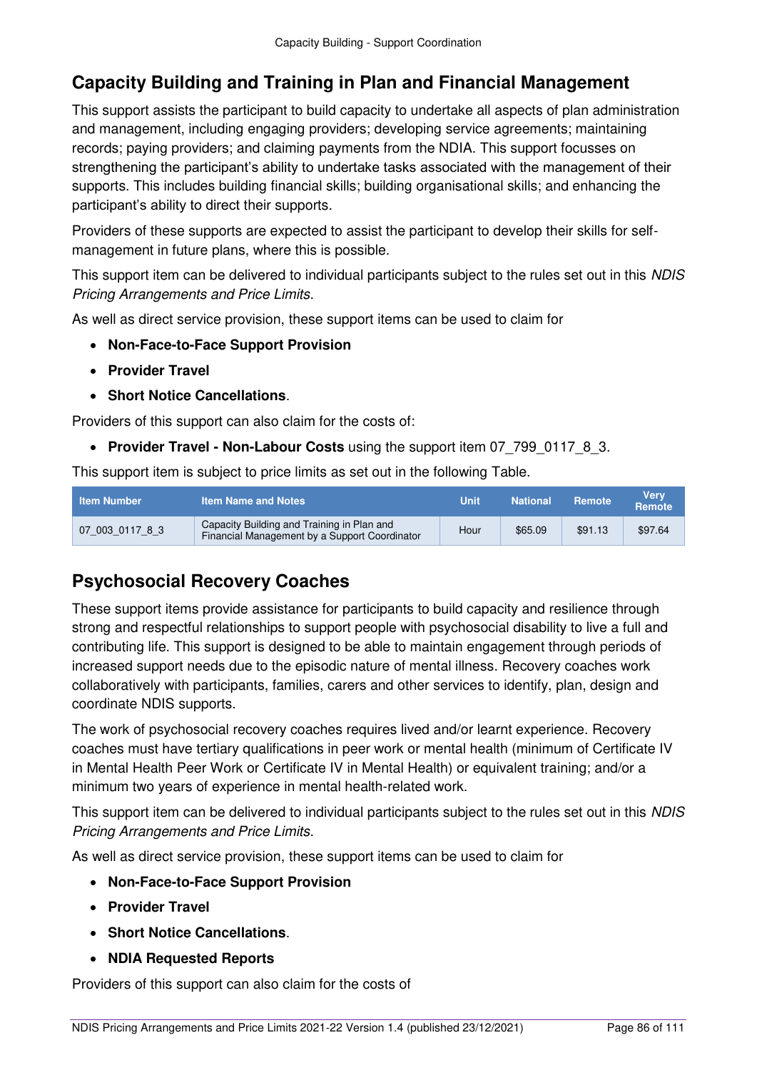## Capacity Building and Training in Plan and Financial Management

This support assists the participant to build capacity to undertake all aspects of plan administration and management, including engaging providers; developing service agreements; maintaining records; paying providers; and claiming payments from the NDIA. This support focusses on strengthening the participant's ability to undertake tasks associated with the management of their supports. This includes building financial skills; building organisational skills; and enhancing the participant's ability to direct their supports.

Providers of these supports are expected to assist the participant to develop their skills for self-management in future plans, where this is possible.

This support item can be delivered to individual participants subject to the rules set out in this *NDIS Pricing Arrangements and Price Limits*.

As well as direct service provision, these support items can be used to claim for

- **Non-Face-to-Face Support Provision**
- **Provider Travel**
- **Short Notice Cancellations**.

Providers of this support can also claim for the costs of:

- **Provider Travel - Non-Labour Costs** using the support item 07_799_0117_8_3.

This support item is subject to price limits as set out in the following Table.

| Item Number | Item Name and Notes | Unit | National | Remote | Very Remote |
|---|---|---|---|---|---|
| 07_003_0117_8_3 | Capacity Building and Training in Plan and Financial Management by a Support Coordinator | Hour | $65.09 | $91.13 | $97.64 |

## Psychosocial Recovery Coaches

These support items provide assistance for participants to build capacity and resilience through strong and respectful relationships to support people with psychosocial disability to live a full and contributing life. This support is designed to be able to maintain engagement through periods of increased support needs due to the episodic nature of mental illness. Recovery coaches work collaboratively with participants, families, carers and other services to identify, plan, design and coordinate NDIS supports.

The work of psychosocial recovery coaches requires lived and/or learnt experience. Recovery coaches must have tertiary qualifications in peer work or mental health (minimum of Certificate IV in Mental Health Peer Work or Certificate IV in Mental Health) or equivalent training; and/or a minimum two years of experience in mental health-related work.

This support item can be delivered to individual participants subject to the rules set out in this *NDIS Pricing Arrangements and Price Limits*.

As well as direct service provision, these support items can be used to claim for

- **Non-Face-to-Face Support Provision**
- **Provider Travel**
- **Short Notice Cancellations**.
- **NDIA Requested Reports**

Providers of this support can also claim for the costs of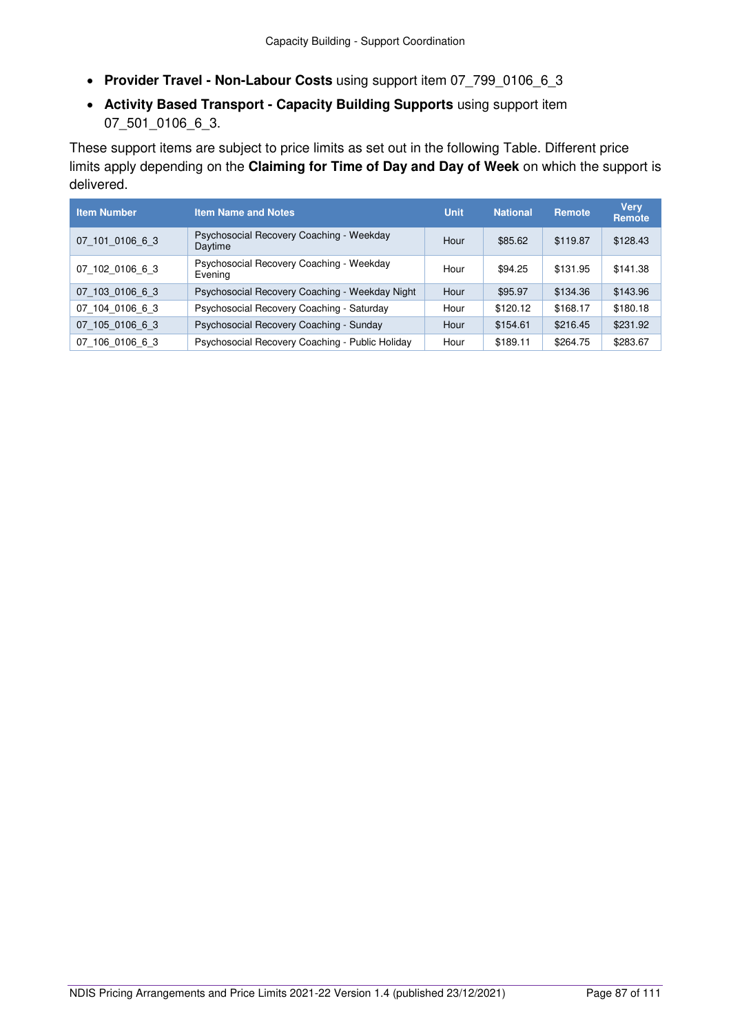- **Provider Travel - Non-Labour Costs** using support item 07_799_0106_6_3
- **Activity Based Transport - Capacity Building Supports** using support item 07_501_0106_6_3.

These support items are subject to price limits as set out in the following Table. Different price limits apply depending on the **Claiming for Time of Day and Day of Week** on which the support is delivered.

| Item Number | Item Name and Notes | Unit | National | Remote | Very Remote |
|---|---|---|---|---|---|
| 07_101_0106_6_3 | Psychosocial Recovery Coaching - Weekday Daytime | Hour | $85.62 | $119.87 | $128.43 |
| 07_102_0106_6_3 | Psychosocial Recovery Coaching - Weekday Evening | Hour | $94.25 | $131.95 | $141.38 |
| 07_103_0106_6_3 | Psychosocial Recovery Coaching - Weekday Night | Hour | $95.97 | $134.36 | $143.96 |
| 07_104_0106_6_3 | Psychosocial Recovery Coaching - Saturday | Hour | $120.12 | $168.17 | $180.18 |
| 07_105_0106_6_3 | Psychosocial Recovery Coaching - Sunday | Hour | $154.61 | $216.45 | $231.92 |
| 07_106_0106_6_3 | Psychosocial Recovery Coaching - Public Holiday | Hour | $189.11 | $264.75 | $283.67 |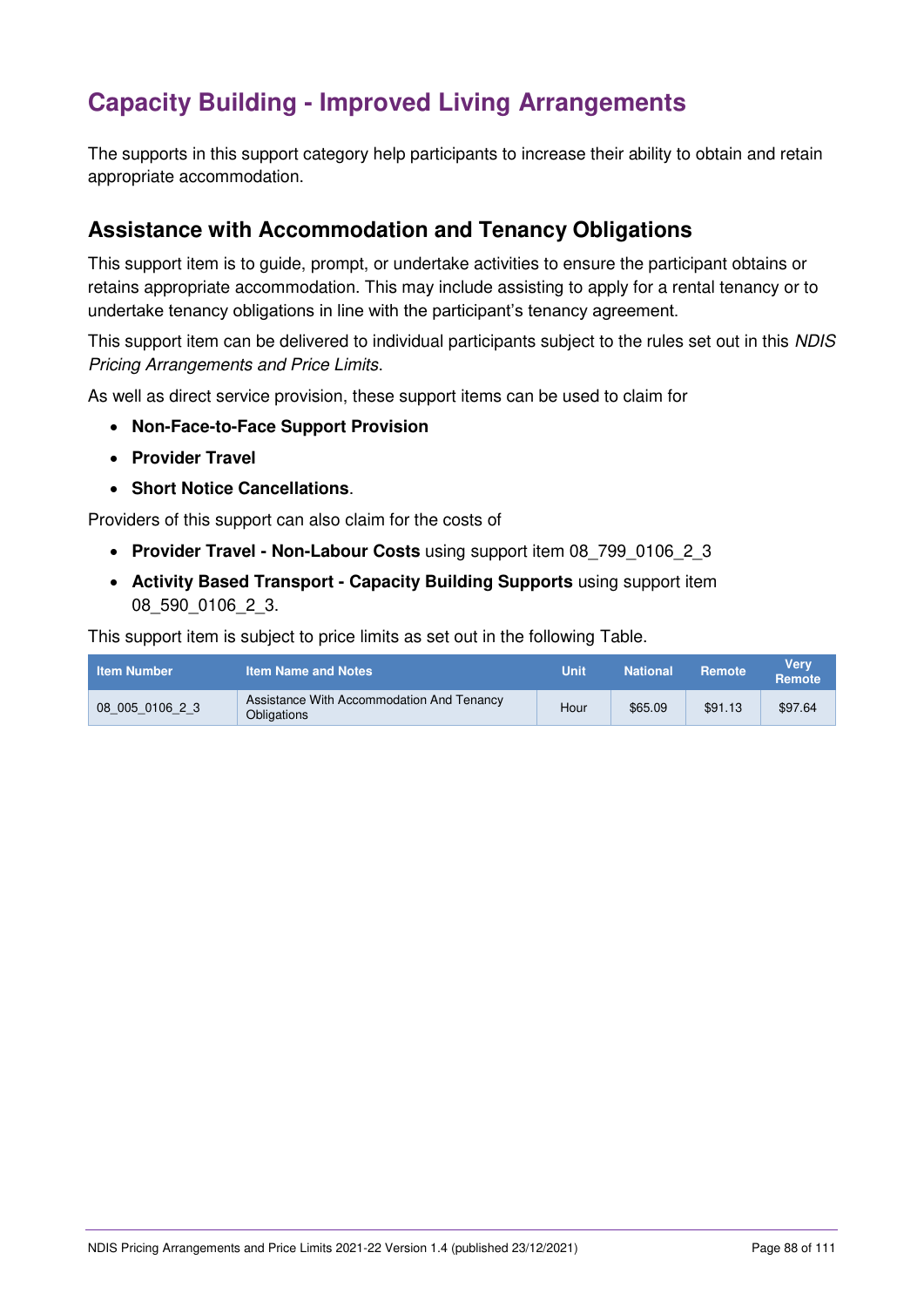# Capacity Building - Improved Living Arrangements

The supports in this support category help participants to increase their ability to obtain and retain appropriate accommodation.

## Assistance with Accommodation and Tenancy Obligations

This support item is to guide, prompt, or undertake activities to ensure the participant obtains or retains appropriate accommodation. This may include assisting to apply for a rental tenancy or to undertake tenancy obligations in line with the participant's tenancy agreement.

This support item can be delivered to individual participants subject to the rules set out in this *NDIS Pricing Arrangements and Price Limits*.

As well as direct service provision, these support items can be used to claim for

- **Non-Face-to-Face Support Provision**
- **Provider Travel**
- **Short Notice Cancellations**.

Providers of this support can also claim for the costs of

- **Provider Travel - Non-Labour Costs** using support item 08_799_0106_2_3
- **Activity Based Transport - Capacity Building Supports** using support item 08_590_0106_2_3.

This support item is subject to price limits as set out in the following Table.

| Item Number | Item Name and Notes | Unit | National | Remote | Very Remote |
|---|---|---|---|---|---|
| 08_005_0106_2_3 | Assistance With Accommodation And Tenancy Obligations | Hour | $65.09 | $91.13 | $97.64 |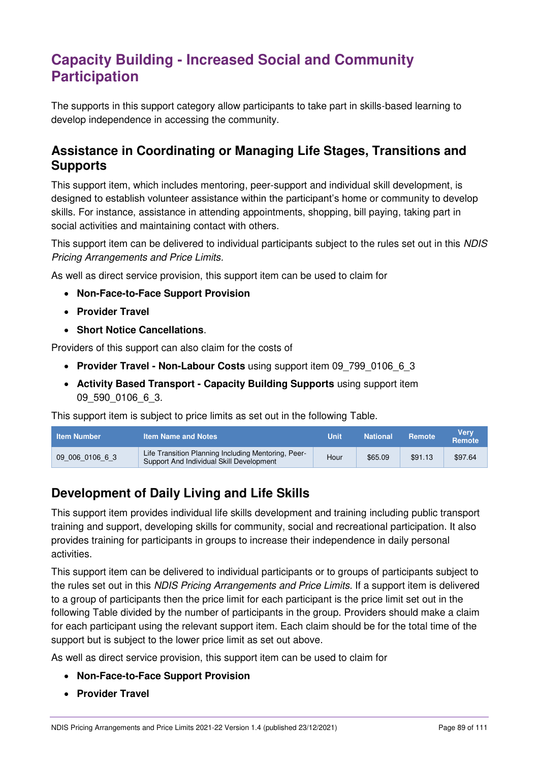# Capacity Building - Increased Social and Community Participation

The supports in this support category allow participants to take part in skills-based learning to develop independence in accessing the community.

## Assistance in Coordinating or Managing Life Stages, Transitions and Supports

This support item, which includes mentoring, peer-support and individual skill development, is designed to establish volunteer assistance within the participant's home or community to develop skills. For instance, assistance in attending appointments, shopping, bill paying, taking part in social activities and maintaining contact with others.

This support item can be delivered to individual participants subject to the rules set out in this *NDIS Pricing Arrangements and Price Limits.*

As well as direct service provision, this support item can be used to claim for

- **Non-Face-to-Face Support Provision**
- **Provider Travel**
- **Short Notice Cancellations**.

Providers of this support can also claim for the costs of

- **Provider Travel - Non-Labour Costs** using support item 09_799_0106_6_3
- **Activity Based Transport - Capacity Building Supports** using support item 09_590_0106_6_3.

This support item is subject to price limits as set out in the following Table.

| Item Number | Item Name and Notes | Unit | National | Remote | Very Remote |
|---|---|---|---|---|---|
| 09_006_0106_6_3 | Life Transition Planning Including Mentoring, Peer-Support And Individual Skill Development | Hour | $65.09 | $91.13 | $97.64 |

## Development of Daily Living and Life Skills

This support item provides individual life skills development and training including public transport training and support, developing skills for community, social and recreational participation. It also provides training for participants in groups to increase their independence in daily personal activities.

This support item can be delivered to individual participants or to groups of participants subject to the rules set out in this *NDIS Pricing Arrangements and Price Limits*. If a support item is delivered to a group of participants then the price limit for each participant is the price limit set out in the following Table divided by the number of participants in the group. Providers should make a claim for each participant using the relevant support item. Each claim should be for the total time of the support but is subject to the lower price limit as set out above.

As well as direct service provision, this support item can be used to claim for

- **Non-Face-to-Face Support Provision**
- **Provider Travel**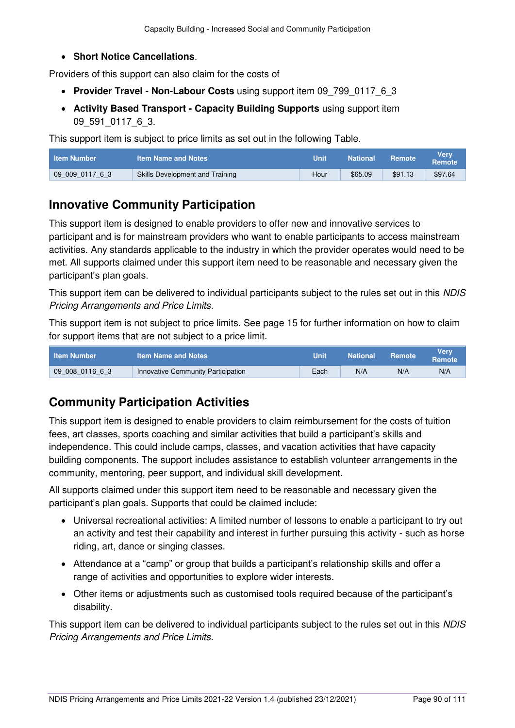- **Short Notice Cancellations**.

Providers of this support can also claim for the costs of

- **Provider Travel - Non-Labour Costs** using support item 09_799_0117_6_3
- **Activity Based Transport - Capacity Building Supports** using support item 09_591_0117_6_3.

This support item is subject to price limits as set out in the following Table.

| Item Number | Item Name and Notes | Unit | National | Remote | Very Remote |
|---|---|---|---|---|---|
| 09_009_0117_6_3 | Skills Development and Training | Hour | $65.09 | $91.13 | $97.64 |

## Innovative Community Participation

This support item is designed to enable providers to offer new and innovative services to participant and is for mainstream providers who want to enable participants to access mainstream activities. Any standards applicable to the industry in which the provider operates would need to be met. All supports claimed under this support item need to be reasonable and necessary given the participant's plan goals.

This support item can be delivered to individual participants subject to the rules set out in this *NDIS Pricing Arrangements and Price Limits*.

This support item is not subject to price limits. See page 15 for further information on how to claim for support items that are not subject to a price limit.

| Item Number | Item Name and Notes | Unit | National | Remote | Very Remote |
|---|---|---|---|---|---|
| 09_008_0116_6_3 | Innovative Community Participation | Each | N/A | N/A | N/A |

## Community Participation Activities

This support item is designed to enable providers to claim reimbursement for the costs of tuition fees, art classes, sports coaching and similar activities that build a participant's skills and independence. This could include camps, classes, and vacation activities that have capacity building components. The support includes assistance to establish volunteer arrangements in the community, mentoring, peer support, and individual skill development.

All supports claimed under this support item need to be reasonable and necessary given the participant's plan goals. Supports that could be claimed include:

- Universal recreational activities: A limited number of lessons to enable a participant to try out an activity and test their capability and interest in further pursuing this activity - such as horse riding, art, dance or singing classes.
- Attendance at a "camp" or group that builds a participant's relationship skills and offer a range of activities and opportunities to explore wider interests.
- Other items or adjustments such as customised tools required because of the participant's disability.

This support item can be delivered to individual participants subject to the rules set out in this *NDIS Pricing Arrangements and Price Limits*.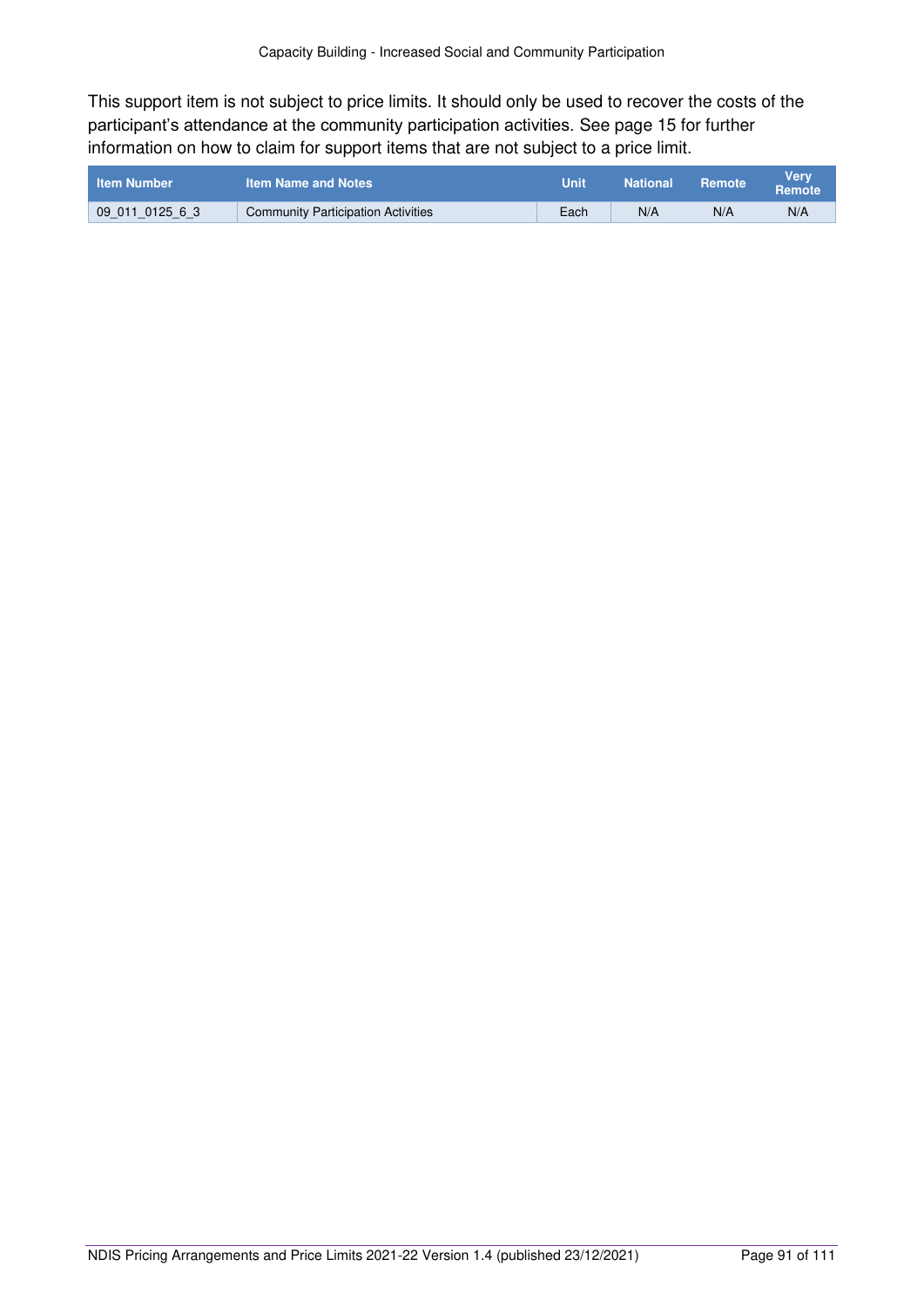This support item is not subject to price limits. It should only be used to recover the costs of the participant's attendance at the community participation activities. See page 15 for further information on how to claim for support items that are not subject to a price limit.

| Item Number | Item Name and Notes | Unit | National | Remote | Very Remote |
| --- | --- | --- | --- | --- | --- |
| 09_011_0125_6_3 | Community Participation Activities | Each | N/A | N/A | N/A |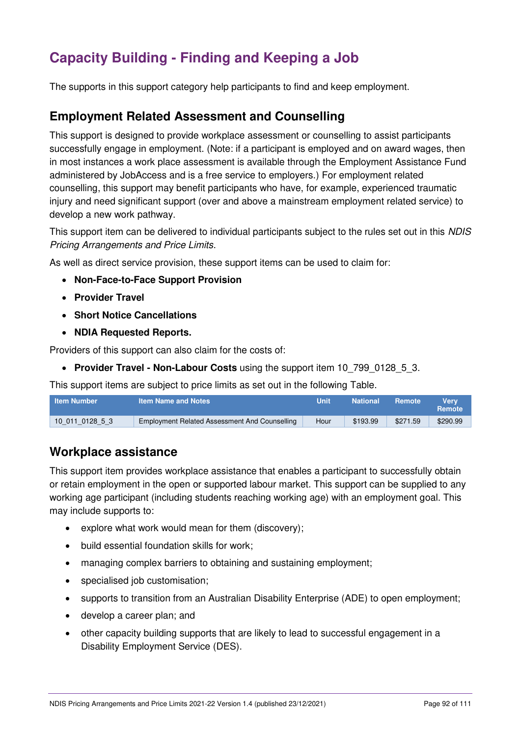# Capacity Building - Finding and Keeping a Job

The supports in this support category help participants to find and keep employment.

## Employment Related Assessment and Counselling

This support is designed to provide workplace assessment or counselling to assist participants successfully engage in employment. (Note: if a participant is employed and on award wages, then in most instances a work place assessment is available through the Employment Assistance Fund administered by JobAccess and is a free service to employers.) For employment related counselling, this support may benefit participants who have, for example, experienced traumatic injury and need significant support (over and above a mainstream employment related service) to develop a new work pathway.

This support item can be delivered to individual participants subject to the rules set out in this *NDIS Pricing Arrangements and Price Limits*.

As well as direct service provision, these support items can be used to claim for:

- **Non-Face-to-Face Support Provision**
- **Provider Travel**
- **Short Notice Cancellations**
- **NDIA Requested Reports.**

Providers of this support can also claim for the costs of:

- **Provider Travel - Non-Labour Costs** using the support item 10_799_0128_5_3.

This support items are subject to price limits as set out in the following Table.

| Item Number | Item Name and Notes | Unit | National | Remote | Very Remote |
|---|---|---|---|---|---|
| 10_011_0128_5_3 | Employment Related Assessment And Counselling | Hour | $193.99 | $271.59 | $290.99 |

## Workplace assistance

This support item provides workplace assistance that enables a participant to successfully obtain or retain employment in the open or supported labour market. This support can be supplied to any working age participant (including students reaching working age) with an employment goal. This may include supports to:

- explore what work would mean for them (discovery);
- build essential foundation skills for work;
- managing complex barriers to obtaining and sustaining employment;
- specialised job customisation;
- supports to transition from an Australian Disability Enterprise (ADE) to open employment;
- develop a career plan; and
- other capacity building supports that are likely to lead to successful engagement in a Disability Employment Service (DES).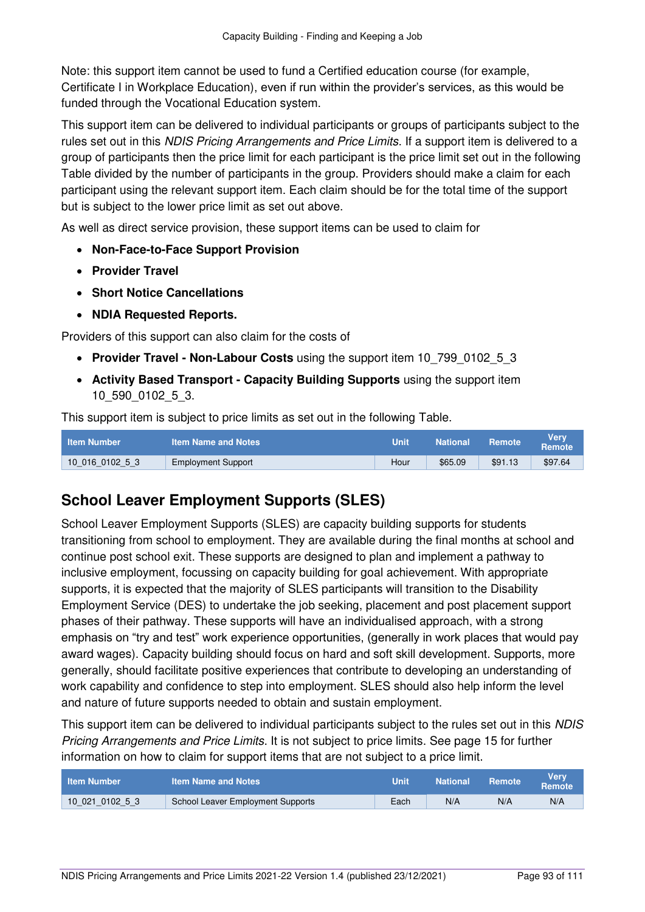Note: this support item cannot be used to fund a Certified education course (for example, Certificate I in Workplace Education), even if run within the provider's services, as this would be funded through the Vocational Education system.

This support item can be delivered to individual participants or groups of participants subject to the rules set out in this *NDIS Pricing Arrangements and Price Limits*. If a support item is delivered to a group of participants then the price limit for each participant is the price limit set out in the following Table divided by the number of participants in the group. Providers should make a claim for each participant using the relevant support item. Each claim should be for the total time of the support but is subject to the lower price limit as set out above.

As well as direct service provision, these support items can be used to claim for

- **Non-Face-to-Face Support Provision**
- **Provider Travel**
- **Short Notice Cancellations**
- **NDIA Requested Reports.**

Providers of this support can also claim for the costs of

- **Provider Travel - Non-Labour Costs** using the support item 10_799_0102_5_3
- **Activity Based Transport - Capacity Building Supports** using the support item 10_590_0102_5_3.

This support item is subject to price limits as set out in the following Table.

| Item Number | Item Name and Notes | Unit | National | Remote | Very Remote |
|---|---|---|---|---|---|
| 10_016_0102_5_3 | Employment Support | Hour | $65.09 | $91.13 | $97.64 |

## School Leaver Employment Supports (SLES)

School Leaver Employment Supports (SLES) are capacity building supports for students transitioning from school to employment. They are available during the final months at school and continue post school exit. These supports are designed to plan and implement a pathway to inclusive employment, focussing on capacity building for goal achievement. With appropriate supports, it is expected that the majority of SLES participants will transition to the Disability Employment Service (DES) to undertake the job seeking, placement and post placement support phases of their pathway. These supports will have an individualised approach, with a strong emphasis on "try and test" work experience opportunities, (generally in work places that would pay award wages). Capacity building should focus on hard and soft skill development. Supports, more generally, should facilitate positive experiences that contribute to developing an understanding of work capability and confidence to step into employment. SLES should also help inform the level and nature of future supports needed to obtain and sustain employment.

This support item can be delivered to individual participants subject to the rules set out in this *NDIS Pricing Arrangements and Price Limits*. It is not subject to price limits. See page 15 for further information on how to claim for support items that are not subject to a price limit.

| Item Number | Item Name and Notes | Unit | National | Remote | Very Remote |
|---|---|---|---|---|---|
| 10_021_0102_5_3 | School Leaver Employment Supports | Each | N/A | N/A | N/A |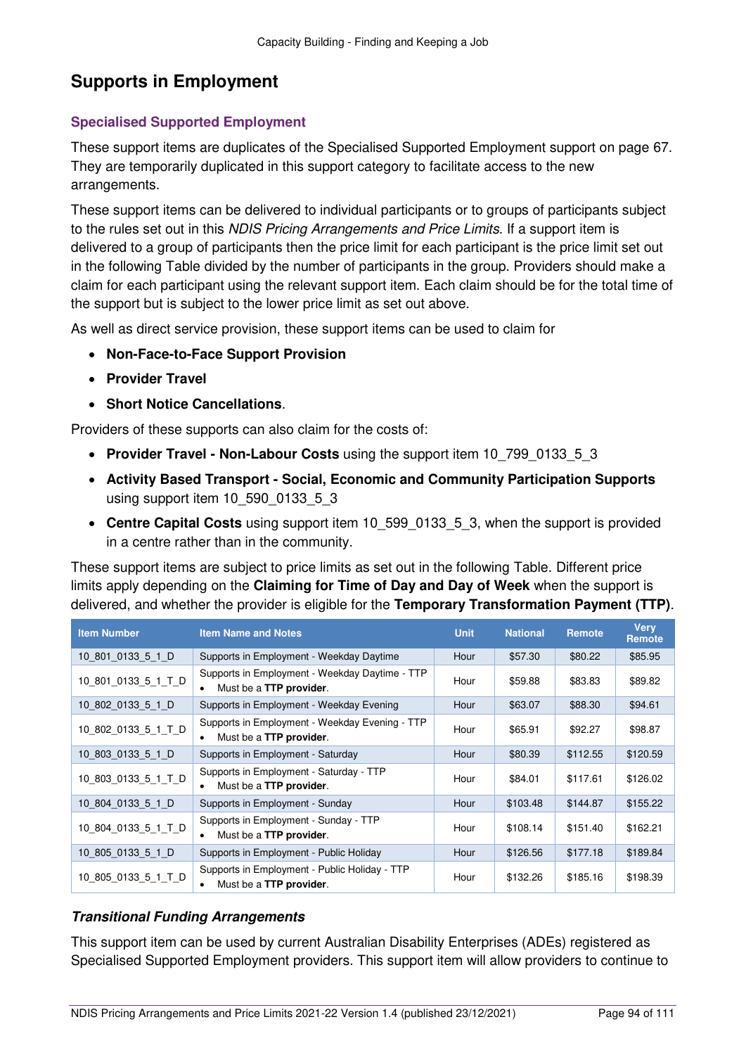## Supports in Employment

### Specialised Supported Employment

These support items are duplicates of the Specialised Supported Employment support on page 67. They are temporarily duplicated in this support category to facilitate access to the new arrangements.

These support items can be delivered to individual participants or to groups of participants subject to the rules set out in this *NDIS Pricing Arrangements and Price Limits*. If a support item is delivered to a group of participants then the price limit for each participant is the price limit set out in the following Table divided by the number of participants in the group. Providers should make a claim for each participant using the relevant support item. Each claim should be for the total time of the support but is subject to the lower price limit as set out above.

As well as direct service provision, these support items can be used to claim for

- **Non-Face-to-Face Support Provision**
- **Provider Travel**
- **Short Notice Cancellations**.

Providers of these supports can also claim for the costs of:

- **Provider Travel - Non-Labour Costs** using the support item 10_799_0133_5_3
- **Activity Based Transport - Social, Economic and Community Participation Supports** using support item 10_590_0133_5_3
- **Centre Capital Costs** using support item 10_599_0133_5_3, when the support is provided in a centre rather than in the community.

These support items are subject to price limits as set out in the following Table. Different price limits apply depending on the **Claiming for Time of Day and Day of Week** when the support is delivered, and whether the provider is eligible for the **Temporary Transformation Payment (TTP)**.

| Item Number | Item Name and Notes | Unit | National | Remote | Very Remote |
|---|---|---|---|---|---|
| 10_801_0133_5_1_D | Supports in Employment - Weekday Daytime | Hour | $57.30 | $80.22 | $85.95 |
| 10_801_0133_5_1_T_D | Supports in Employment - Weekday Daytime - TTP<br>• Must be a **TTP provider**. | Hour | $59.88 | $83.83 | $89.82 |
| 10_802_0133_5_1_D | Supports in Employment - Weekday Evening | Hour | $63.07 | $88.30 | $94.61 |
| 10_802_0133_5_1_T_D | Supports in Employment - Weekday Evening - TTP<br>• Must be a **TTP provider**. | Hour | $65.91 | $92.27 | $98.87 |
| 10_803_0133_5_1_D | Supports in Employment - Saturday | Hour | $80.39 | $112.55 | $120.59 |
| 10_803_0133_5_1_T_D | Supports in Employment - Saturday - TTP<br>• Must be a **TTP provider**. | Hour | $84.01 | $117.61 | $126.02 |
| 10_804_0133_5_1_D | Supports in Employment - Sunday | Hour | $103.48 | $144.87 | $155.22 |
| 10_804_0133_5_1_T_D | Supports in Employment - Sunday - TTP<br>• Must be a **TTP provider**. | Hour | $108.14 | $151.40 | $162.21 |
| 10_805_0133_5_1_D | Supports in Employment - Public Holiday | Hour | $126.56 | $177.18 | $189.84 |
| 10_805_0133_5_1_T_D | Supports in Employment - Public Holiday - TTP<br>• Must be a **TTP provider**. | Hour | $132.26 | $185.16 | $198.39 |

#### *Transitional Funding Arrangements*

This support item can be used by current Australian Disability Enterprises (ADEs) registered as Specialised Supported Employment providers. This support item will allow providers to continue to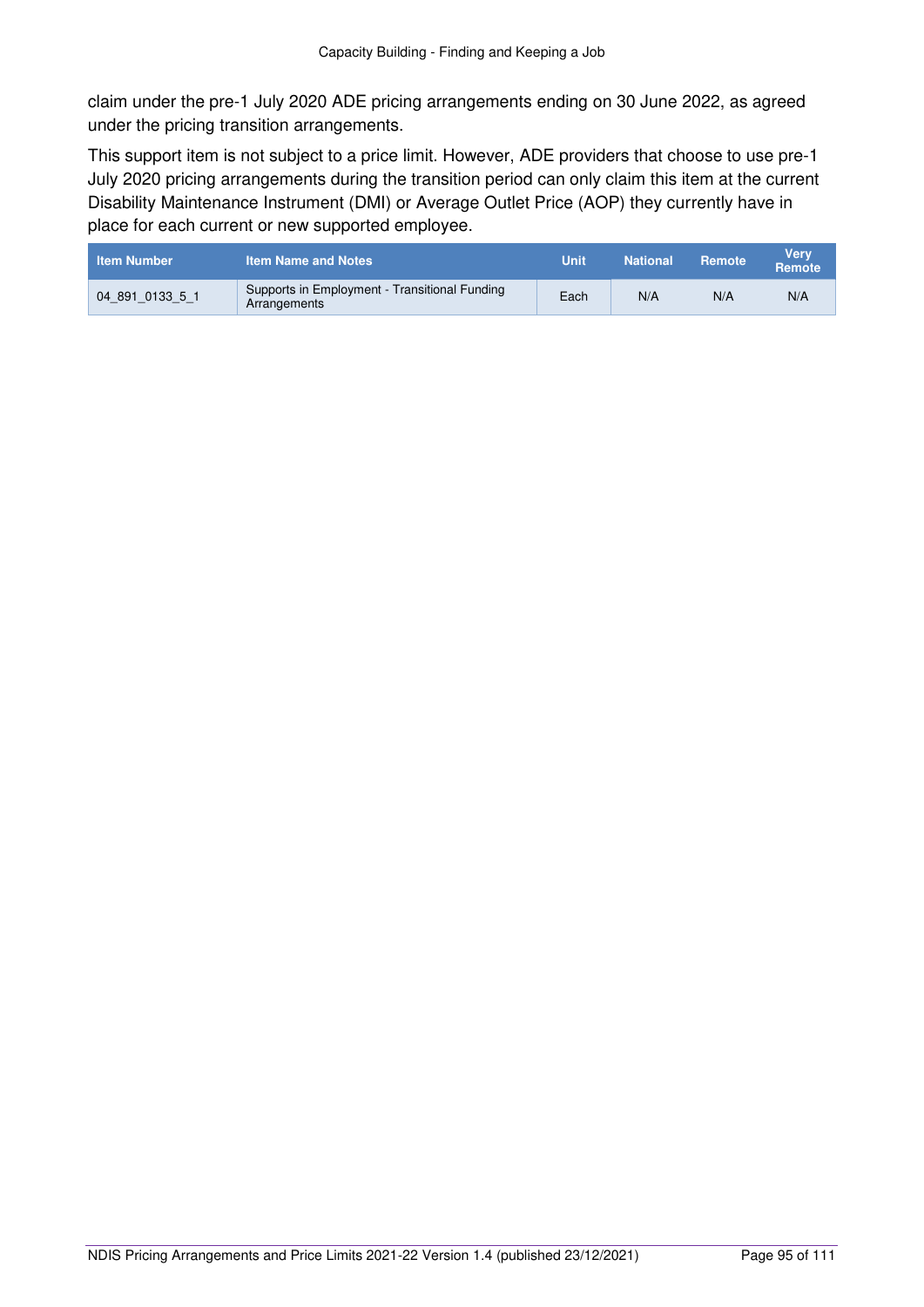claim under the pre-1 July 2020 ADE pricing arrangements ending on 30 June 2022, as agreed under the pricing transition arrangements.

This support item is not subject to a price limit. However, ADE providers that choose to use pre-1 July 2020 pricing arrangements during the transition period can only claim this item at the current Disability Maintenance Instrument (DMI) or Average Outlet Price (AOP) they currently have in place for each current or new supported employee.

| Item Number | Item Name and Notes | Unit | National | Remote | Very Remote |
|---|---|---|---|---|---|
| 04_891_0133_5_1 | Supports in Employment - Transitional Funding Arrangements | Each | N/A | N/A | N/A |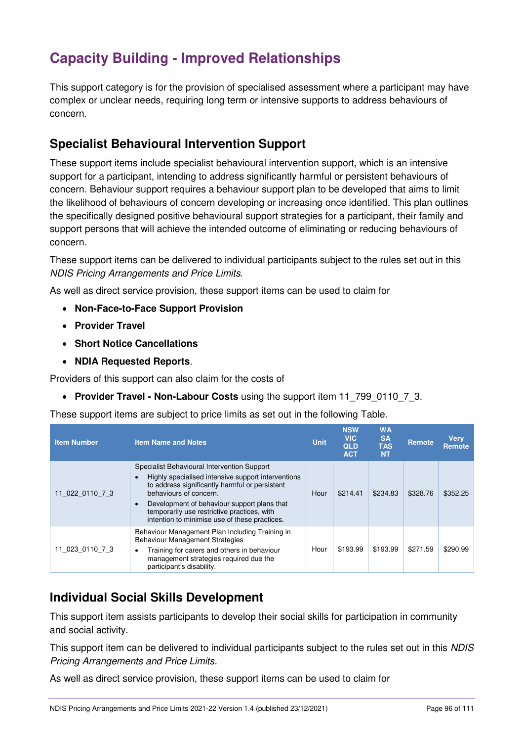# Capacity Building - Improved Relationships

This support category is for the provision of specialised assessment where a participant may have complex or unclear needs, requiring long term or intensive supports to address behaviours of concern.

## Specialist Behavioural Intervention Support

These support items include specialist behavioural intervention support, which is an intensive support for a participant, intending to address significantly harmful or persistent behaviours of concern. Behaviour support requires a behaviour support plan to be developed that aims to limit the likelihood of behaviours of concern developing or increasing once identified. This plan outlines the specifically designed positive behavioural support strategies for a participant, their family and support persons that will achieve the intended outcome of eliminating or reducing behaviours of concern.

These support items can be delivered to individual participants subject to the rules set out in this *NDIS Pricing Arrangements and Price Limits*.

As well as direct service provision, these support items can be used to claim for

- **Non-Face-to-Face Support Provision**
- **Provider Travel**
- **Short Notice Cancellations**
- **NDIA Requested Reports**.

Providers of this support can also claim for the costs of

- **Provider Travel - Non-Labour Costs** using the support item 11_799_0110_7_3.

These support items are subject to price limits as set out in the following Table.

| Item Number | Item Name and Notes | Unit | NSW VIC QLD ACT | WA SA TAS NT | Remote | Very Remote |
|---|---|---|---|---|---|---|
| 11_022_0110_7_3 | Specialist Behavioural Intervention Support<br>• Highly specialised intensive support interventions to address significantly harmful or persistent behaviours of concern.<br>• Development of behaviour support plans that temporarily use restrictive practices, with intention to minimise use of these practices. | Hour | $214.41 | $234.83 | $328.76 | $352.25 |
| 11_023_0110_7_3 | Behaviour Management Plan Including Training in Behaviour Management Strategies<br>• Training for carers and others in behaviour management strategies required due the participant's disability. | Hour | $193.99 | $193.99 | $271.59 | $290.99 |

## Individual Social Skills Development

This support item assists participants to develop their social skills for participation in community and social activity.

This support item can be delivered to individual participants subject to the rules set out in this *NDIS Pricing Arrangements and Price Limits*.

As well as direct service provision, these support items can be used to claim for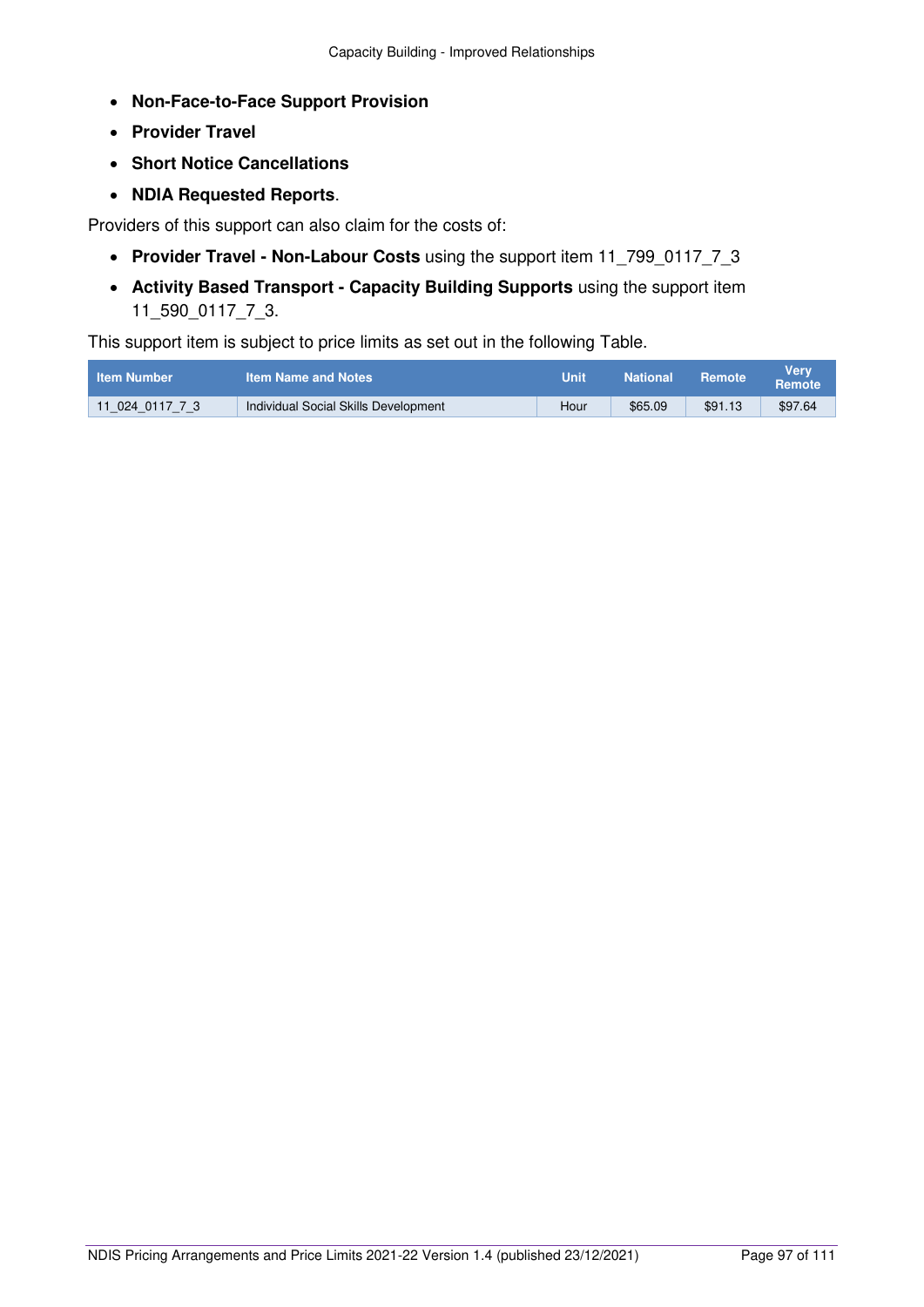- **Non-Face-to-Face Support Provision**
- **Provider Travel**
- **Short Notice Cancellations**
- **NDIA Requested Reports**.

Providers of this support can also claim for the costs of:

- **Provider Travel - Non-Labour Costs** using the support item 11_799_0117_7_3
- **Activity Based Transport - Capacity Building Supports** using the support item 11_590_0117_7_3.

This support item is subject to price limits as set out in the following Table.

| Item Number | Item Name and Notes | Unit | National | Remote | Very Remote |
|---|---|---|---|---|---|
| 11_024_0117_7_3 | Individual Social Skills Development | Hour | $65.09 | $91.13 | $97.64 |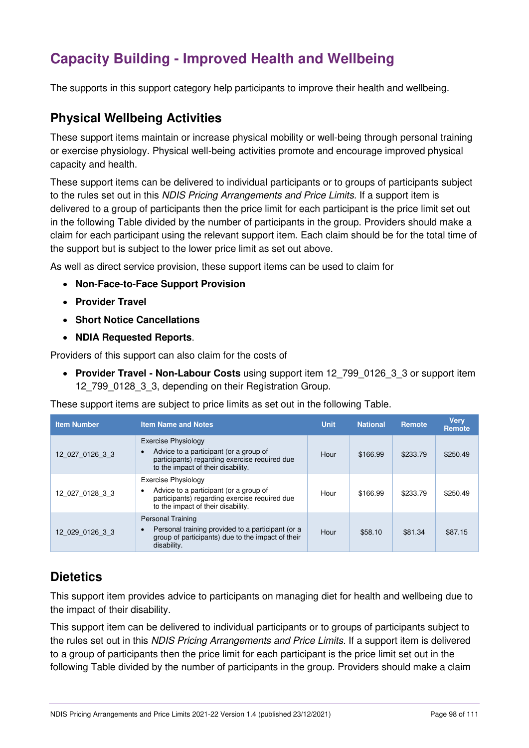# Capacity Building - Improved Health and Wellbeing

The supports in this support category help participants to improve their health and wellbeing.

## Physical Wellbeing Activities

These support items maintain or increase physical mobility or well-being through personal training or exercise physiology. Physical well-being activities promote and encourage improved physical capacity and health.

These support items can be delivered to individual participants or to groups of participants subject to the rules set out in this *NDIS Pricing Arrangements and Price Limits.* If a support item is delivered to a group of participants then the price limit for each participant is the price limit set out in the following Table divided by the number of participants in the group. Providers should make a claim for each participant using the relevant support item. Each claim should be for the total time of the support but is subject to the lower price limit as set out above.

As well as direct service provision, these support items can be used to claim for

- **Non-Face-to-Face Support Provision**
- **Provider Travel**
- **Short Notice Cancellations**
- **NDIA Requested Reports**.

Providers of this support can also claim for the costs of

- **Provider Travel - Non-Labour Costs** using support item 12_799_0126_3_3 or support item 12_799_0128_3_3, depending on their Registration Group.

These support items are subject to price limits as set out in the following Table.

| Item Number | Item Name and Notes | Unit | National | Remote | Very Remote |
|---|---|---|---|---|---|
| 12_027_0126_3_3 | Exercise Physiology<br>• Advice to a participant (or a group of participants) regarding exercise required due to the impact of their disability. | Hour | $166.99 | $233.79 | $250.49 |
| 12_027_0128_3_3 | Exercise Physiology<br>• Advice to a participant (or a group of participants) regarding exercise required due to the impact of their disability. | Hour | $166.99 | $233.79 | $250.49 |
| 12_029_0126_3_3 | Personal Training<br>• Personal training provided to a participant (or a group of participants) due to the impact of their disability. | Hour | $58.10 | $81.34 | $87.15 |

## Dietetics

This support item provides advice to participants on managing diet for health and wellbeing due to the impact of their disability.

This support item can be delivered to individual participants or to groups of participants subject to the rules set out in this *NDIS Pricing Arrangements and Price Limits.* If a support item is delivered to a group of participants then the price limit for each participant is the price limit set out in the following Table divided by the number of participants in the group. Providers should make a claim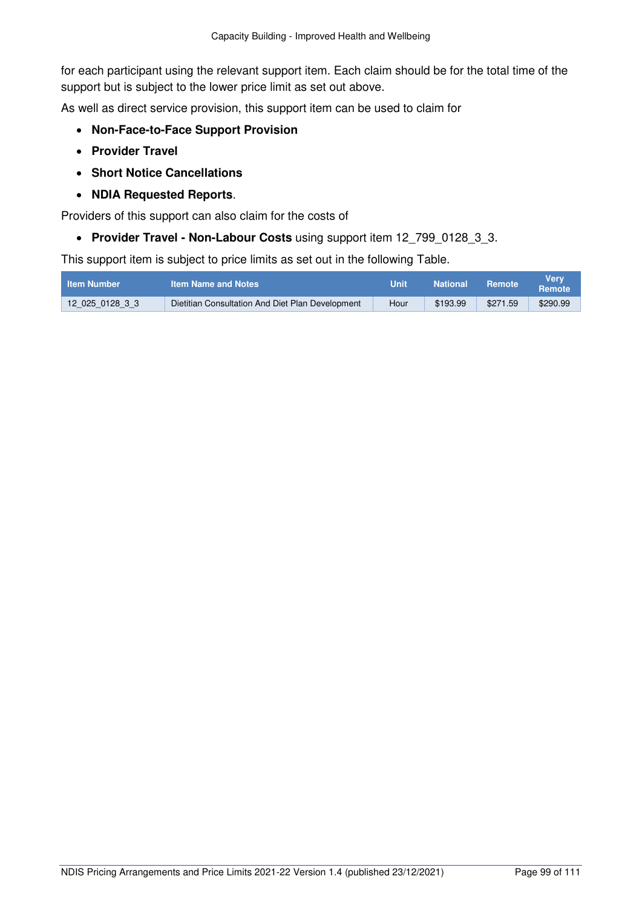for each participant using the relevant support item. Each claim should be for the total time of the support but is subject to the lower price limit as set out above.

As well as direct service provision, this support item can be used to claim for

- **Non-Face-to-Face Support Provision**
- **Provider Travel**
- **Short Notice Cancellations**
- **NDIA Requested Reports**.

Providers of this support can also claim for the costs of

- **Provider Travel - Non-Labour Costs** using support item 12_799_0128_3_3.

This support item is subject to price limits as set out in the following Table.

| Item Number | Item Name and Notes | Unit | National | Remote | Very Remote |
|---|---|---|---|---|---|
| 12_025_0128_3_3 | Dietitian Consultation And Diet Plan Development | Hour | $193.99 | $271.59 | $290.99 |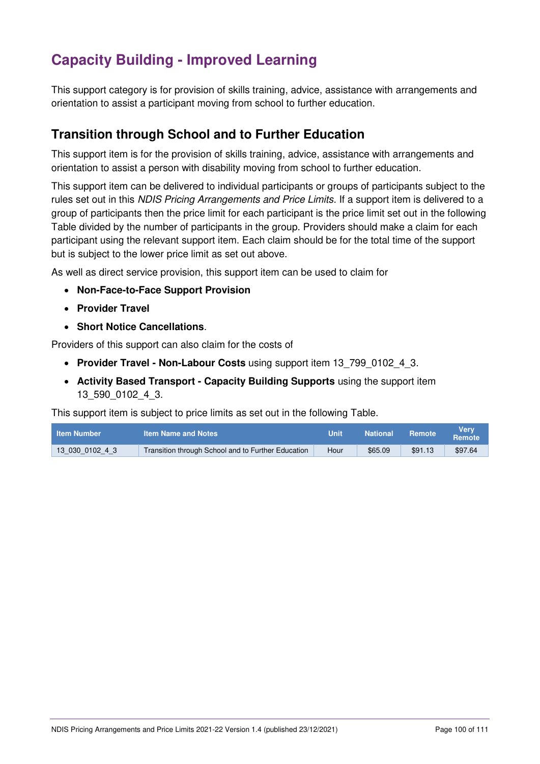# Capacity Building - Improved Learning

This support category is for provision of skills training, advice, assistance with arrangements and orientation to assist a participant moving from school to further education.

## Transition through School and to Further Education

This support item is for the provision of skills training, advice, assistance with arrangements and orientation to assist a person with disability moving from school to further education.

This support item can be delivered to individual participants or groups of participants subject to the rules set out in this *NDIS Pricing Arrangements and Price Limits*. If a support item is delivered to a group of participants then the price limit for each participant is the price limit set out in the following Table divided by the number of participants in the group. Providers should make a claim for each participant using the relevant support item. Each claim should be for the total time of the support but is subject to the lower price limit as set out above.

As well as direct service provision, this support item can be used to claim for

- **Non-Face-to-Face Support Provision**
- **Provider Travel**
- **Short Notice Cancellations**.

Providers of this support can also claim for the costs of

- **Provider Travel - Non-Labour Costs** using support item 13_799_0102_4_3.
- **Activity Based Transport - Capacity Building Supports** using the support item 13_590_0102_4_3.

This support item is subject to price limits as set out in the following Table.

| Item Number | Item Name and Notes | Unit | National | Remote | Very Remote |
|---|---|---|---|---|---|
| 13_030_0102_4_3 | Transition through School and to Further Education | Hour | $65.09 | $91.13 | $97.64 |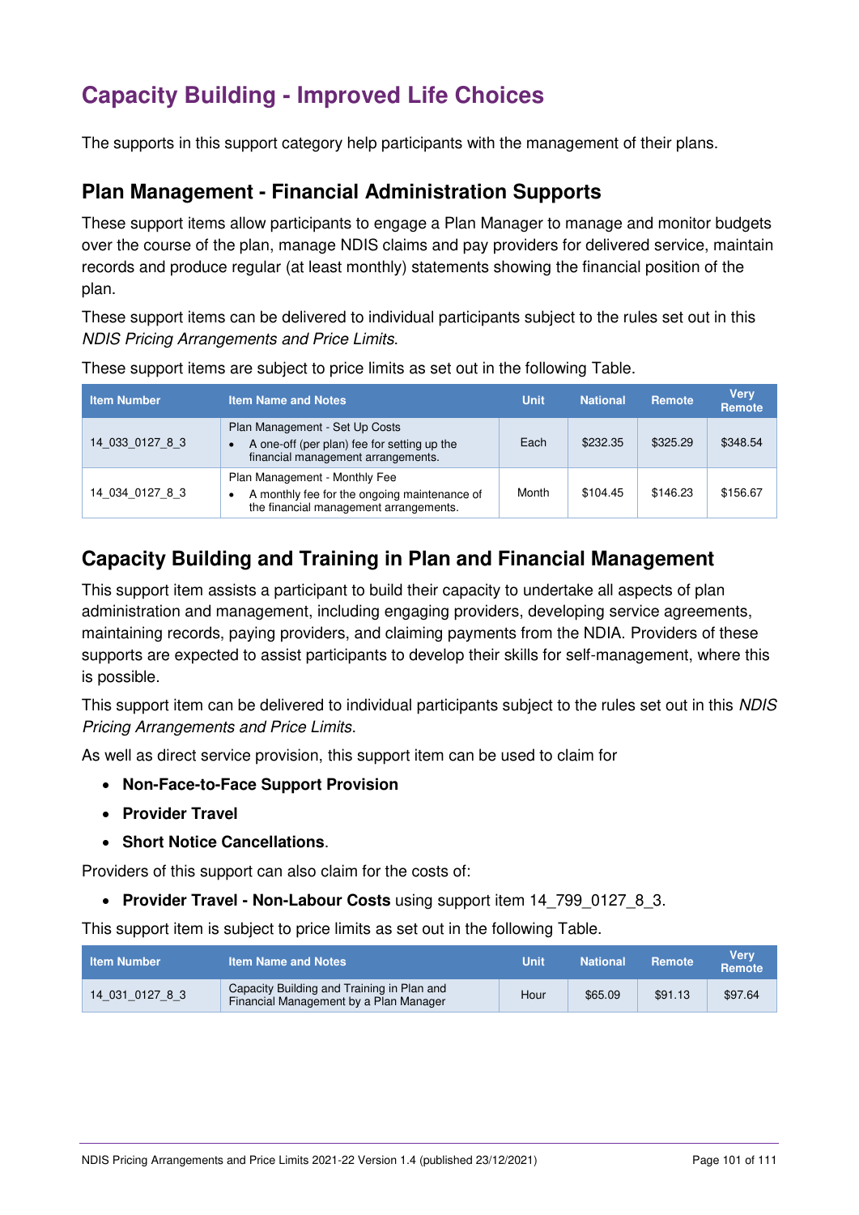# Capacity Building - Improved Life Choices

The supports in this support category help participants with the management of their plans.

## Plan Management - Financial Administration Supports

These support items allow participants to engage a Plan Manager to manage and monitor budgets over the course of the plan, manage NDIS claims and pay providers for delivered service, maintain records and produce regular (at least monthly) statements showing the financial position of the plan.

These support items can be delivered to individual participants subject to the rules set out in this *NDIS Pricing Arrangements and Price Limits*.

These support items are subject to price limits as set out in the following Table.

| Item Number | Item Name and Notes | Unit | National | Remote | Very Remote |
|---|---|---|---|---|---|
| 14_033_0127_8_3 | Plan Management - Set Up Costs<br>• A one-off (per plan) fee for setting up the financial management arrangements. | Each | $232.35 | $325.29 | $348.54 |
| 14_034_0127_8_3 | Plan Management - Monthly Fee<br>• A monthly fee for the ongoing maintenance of the financial management arrangements. | Month | $104.45 | $146.23 | $156.67 |

## Capacity Building and Training in Plan and Financial Management

This support item assists a participant to build their capacity to undertake all aspects of plan administration and management, including engaging providers, developing service agreements, maintaining records, paying providers, and claiming payments from the NDIA. Providers of these supports are expected to assist participants to develop their skills for self-management, where this is possible.

This support item can be delivered to individual participants subject to the rules set out in this *NDIS Pricing Arrangements and Price Limits*.

As well as direct service provision, this support item can be used to claim for

- **Non-Face-to-Face Support Provision**
- **Provider Travel**
- **Short Notice Cancellations**.

Providers of this support can also claim for the costs of:

- **Provider Travel - Non-Labour Costs** using support item 14_799_0127_8_3.

This support item is subject to price limits as set out in the following Table.

| Item Number | Item Name and Notes | Unit | National | Remote | Very Remote |
|---|---|---|---|---|---|
| 14_031_0127_8_3 | Capacity Building and Training in Plan and Financial Management by a Plan Manager | Hour | $65.09 | $91.13 | $97.64 |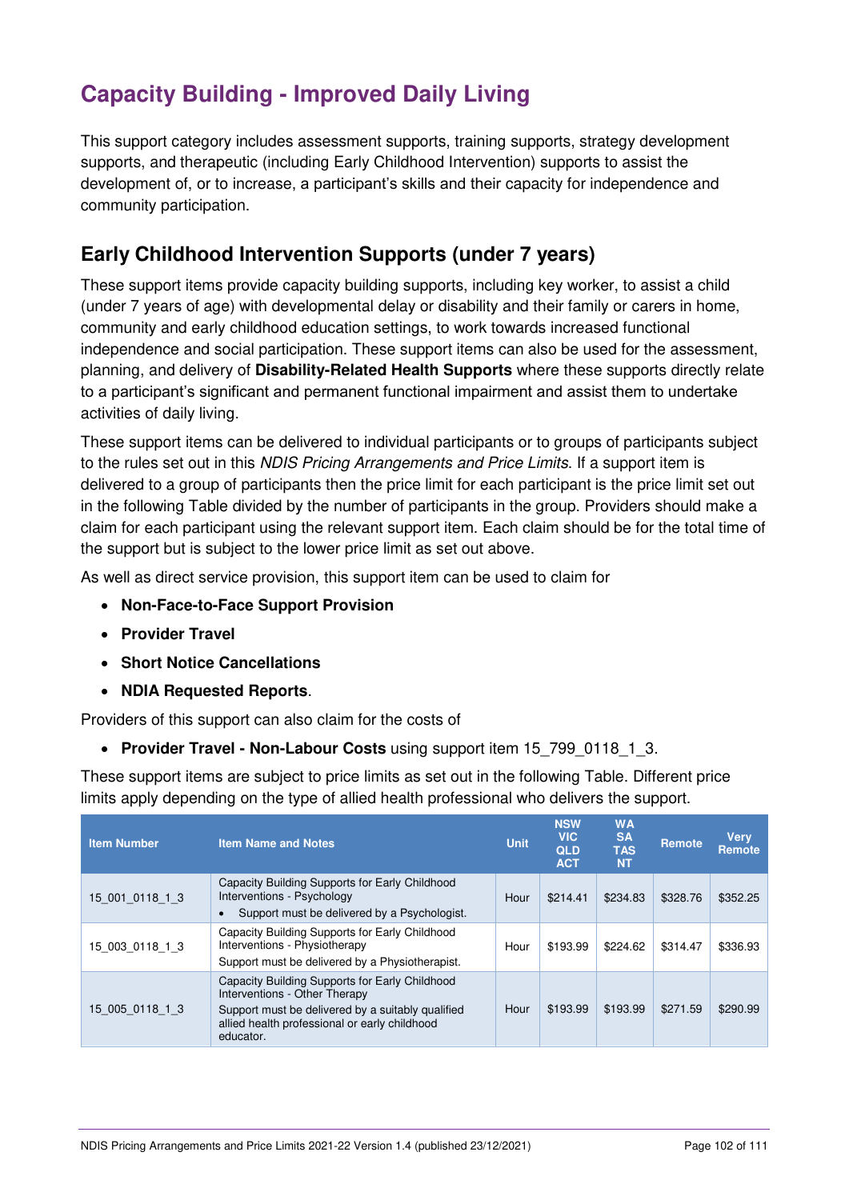# Capacity Building - Improved Daily Living

This support category includes assessment supports, training supports, strategy development supports, and therapeutic (including Early Childhood Intervention) supports to assist the development of, or to increase, a participant's skills and their capacity for independence and community participation.

## Early Childhood Intervention Supports (under 7 years)

These support items provide capacity building supports, including key worker, to assist a child (under 7 years of age) with developmental delay or disability and their family or carers in home, community and early childhood education settings, to work towards increased functional independence and social participation. These support items can also be used for the assessment, planning, and delivery of **Disability-Related Health Supports** where these supports directly relate to a participant's significant and permanent functional impairment and assist them to undertake activities of daily living.

These support items can be delivered to individual participants or to groups of participants subject to the rules set out in this *NDIS Pricing Arrangements and Price Limits*. If a support item is delivered to a group of participants then the price limit for each participant is the price limit set out in the following Table divided by the number of participants in the group. Providers should make a claim for each participant using the relevant support item. Each claim should be for the total time of the support but is subject to the lower price limit as set out above.

As well as direct service provision, this support item can be used to claim for

- **Non-Face-to-Face Support Provision**
- **Provider Travel**
- **Short Notice Cancellations**
- **NDIA Requested Reports**.

Providers of this support can also claim for the costs of

- **Provider Travel - Non-Labour Costs** using support item 15_799_0118_1_3.

These support items are subject to price limits as set out in the following Table. Different price limits apply depending on the type of allied health professional who delivers the support.

| Item Number | Item Name and Notes | Unit | NSW VIC QLD ACT | WA SA TAS NT | Remote | Very Remote |
|---|---|---|---|---|---|---|
| 15_001_0118_1_3 | Capacity Building Supports for Early Childhood Interventions - Psychology<br>• Support must be delivered by a Psychologist. | Hour | $214.41 | $234.83 | $328.76 | $352.25 |
| 15_003_0118_1_3 | Capacity Building Supports for Early Childhood Interventions - Physiotherapy<br>Support must be delivered by a Physiotherapist. | Hour | $193.99 | $224.62 | $314.47 | $336.93 |
| 15_005_0118_1_3 | Capacity Building Supports for Early Childhood Interventions - Other Therapy<br>Support must be delivered by a suitably qualified allied health professional or early childhood educator. | Hour | $193.99 | $193.99 | $271.59 | $290.99 |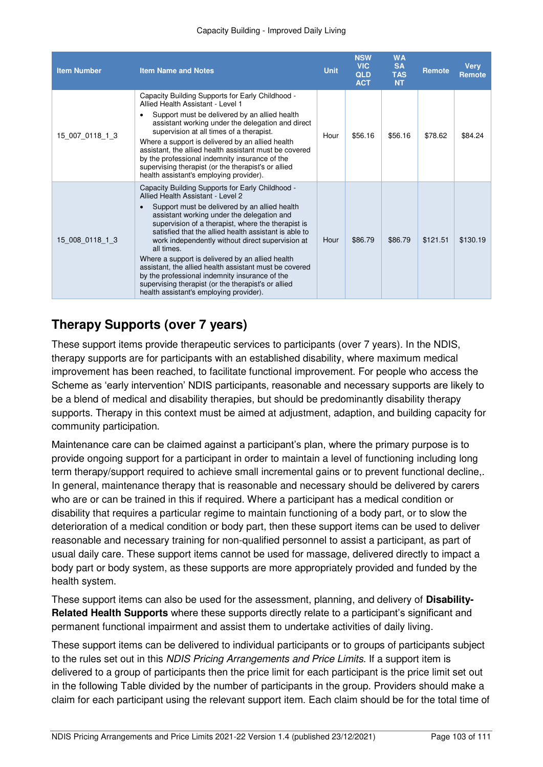| Item Number | Item Name and Notes | Unit | NSW VIC QLD ACT | WA SA TAS NT | Remote | Very Remote |
|---|---|---|---|---|---|---|
| 15_007_0118_1_3 | Capacity Building Supports for Early Childhood - Allied Health Assistant - Level 1<br>• Support must be delivered by an allied health assistant working under the delegation and direct supervision at all times of a therapist.<br>Where a support is delivered by an allied health assistant, the allied health assistant must be covered by the professional indemnity insurance of the supervising therapist (or the therapist's or allied health assistant's employing provider). | Hour | $56.16 | $56.16 | $78.62 | $84.24 |
| 15_008_0118_1_3 | Capacity Building Supports for Early Childhood - Allied Health Assistant - Level 2<br>• Support must be delivered by an allied health assistant working under the delegation and supervision of a therapist, where the therapist is satisfied that the allied health assistant is able to work independently without direct supervision at all times.<br>Where a support is delivered by an allied health assistant, the allied health assistant must be covered by the professional indemnity insurance of the supervising therapist (or the therapist's or allied health assistant's employing provider). | Hour | $86.79 | $86.79 | $121.51 | $130.19 |

## Therapy Supports (over 7 years)

These support items provide therapeutic services to participants (over 7 years). In the NDIS, therapy supports are for participants with an established disability, where maximum medical improvement has been reached, to facilitate functional improvement. For people who access the Scheme as 'early intervention' NDIS participants, reasonable and necessary supports are likely to be a blend of medical and disability therapies, but should be predominantly disability therapy supports. Therapy in this context must be aimed at adjustment, adaption, and building capacity for community participation.

Maintenance care can be claimed against a participant's plan, where the primary purpose is to provide ongoing support for a participant in order to maintain a level of functioning including long term therapy/support required to achieve small incremental gains or to prevent functional decline,. In general, maintenance therapy that is reasonable and necessary should be delivered by carers who are or can be trained in this if required. Where a participant has a medical condition or disability that requires a particular regime to maintain functioning of a body part, or to slow the deterioration of a medical condition or body part, then these support items can be used to deliver reasonable and necessary training for non-qualified personnel to assist a participant, as part of usual daily care. These support items cannot be used for massage, delivered directly to impact a body part or body system, as these supports are more appropriately provided and funded by the health system.

These support items can also be used for the assessment, planning, and delivery of **Disability-Related Health Supports** where these supports directly relate to a participant's significant and permanent functional impairment and assist them to undertake activities of daily living.

These support items can be delivered to individual participants or to groups of participants subject to the rules set out in this *NDIS Pricing Arrangements and Price Limits*. If a support item is delivered to a group of participants then the price limit for each participant is the price limit set out in the following Table divided by the number of participants in the group. Providers should make a claim for each participant using the relevant support item. Each claim should be for the total time of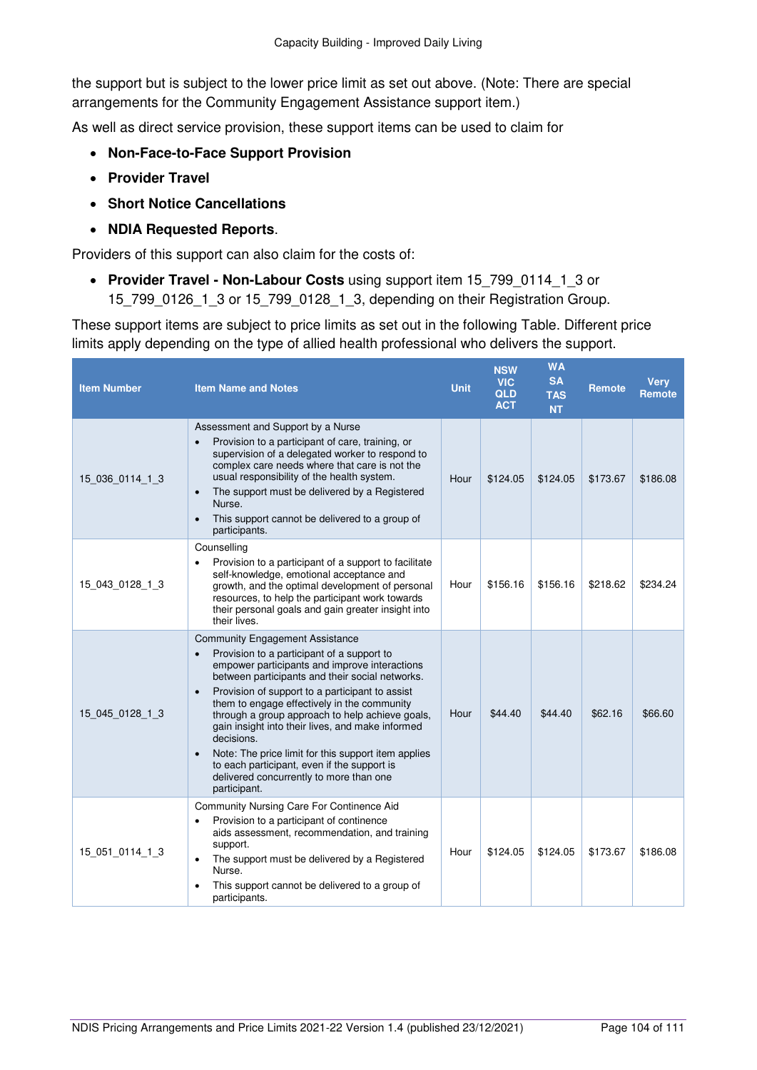the support but is subject to the lower price limit as set out above. (Note: There are special arrangements for the Community Engagement Assistance support item.)

As well as direct service provision, these support items can be used to claim for

- **Non-Face-to-Face Support Provision**
- **Provider Travel**
- **Short Notice Cancellations**
- **NDIA Requested Reports**.

Providers of this support can also claim for the costs of:

- **Provider Travel - Non-Labour Costs** using support item 15_799_0114_1_3 or 15_799_0126_1_3 or 15_799_0128_1_3, depending on their Registration Group.

These support items are subject to price limits as set out in the following Table. Different price limits apply depending on the type of allied health professional who delivers the support.

| Item Number | Item Name and Notes | Unit | NSW VIC QLD ACT | WA SA TAS NT | Remote | Very Remote |
|---|---|---|---|---|---|---|
| 15_036_0114_1_3 | Assessment and Support by a Nurse<br>• Provision to a participant of care, training, or supervision of a delegated worker to respond to complex care needs where that care is not the usual responsibility of the health system.<br>• The support must be delivered by a Registered Nurse.<br>• This support cannot be delivered to a group of participants. | Hour | $124.05 | $124.05 | $173.67 | $186.08 |
| 15_043_0128_1_3 | Counselling<br>• Provision to a participant of a support to facilitate self-knowledge, emotional acceptance and growth, and the optimal development of personal resources, to help the participant work towards their personal goals and gain greater insight into their lives. | Hour | $156.16 | $156.16 | $218.62 | $234.24 |
| 15_045_0128_1_3 | Community Engagement Assistance<br>• Provision to a participant of a support to empower participants and improve interactions between participants and their social networks.<br>• Provision of support to a participant to assist them to engage effectively in the community through a group approach to help achieve goals, gain insight into their lives, and make informed decisions.<br>• Note: The price limit for this support item applies to each participant, even if the support is delivered concurrently to more than one participant. | Hour | $44.40 | $44.40 | $62.16 | $66.60 |
| 15_051_0114_1_3 | Community Nursing Care For Continence Aid<br>• Provision to a participant of continence aids assessment, recommendation, and training support.<br>• The support must be delivered by a Registered Nurse.<br>• This support cannot be delivered to a group of participants. | Hour | $124.05 | $124.05 | $173.67 | $186.08 |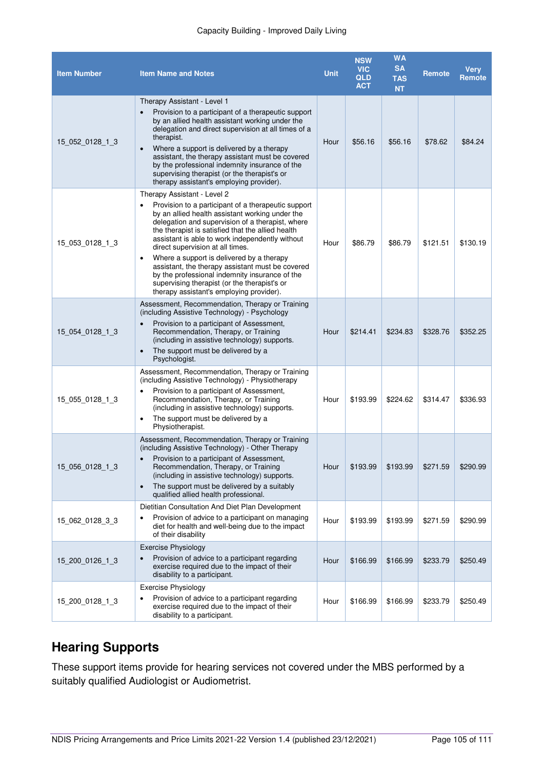| Item Number | Item Name and Notes | Unit | NSW VIC QLD ACT | WA SA TAS NT | Remote | Very Remote |
|---|---|---|---|---|---|---|
| 15_052_0128_1_3 | Therapy Assistant - Level 1<br>• Provision to a participant of a therapeutic support by an allied health assistant working under the delegation and direct supervision at all times of a therapist.<br>• Where a support is delivered by a therapy assistant, the therapy assistant must be covered by the professional indemnity insurance of the supervising therapist (or the therapist's or therapy assistant's employing provider). | Hour | $56.16 | $56.16 | $78.62 | $84.24 |
| 15_053_0128_1_3 | Therapy Assistant - Level 2<br>• Provision to a participant of a therapeutic support by an allied health assistant working under the delegation and supervision of a therapist, where the therapist is satisfied that the allied health assistant is able to work independently without direct supervision at all times.<br>• Where a support is delivered by a therapy assistant, the therapy assistant must be covered by the professional indemnity insurance of the supervising therapist (or the therapist's or therapy assistant's employing provider). | Hour | $86.79 | $86.79 | $121.51 | $130.19 |
| 15_054_0128_1_3 | Assessment, Recommendation, Therapy or Training (including Assistive Technology) - Psychology<br>• Provision to a participant of Assessment, Recommendation, Therapy, or Training (including in assistive technology) supports.<br>• The support must be delivered by a Psychologist. | Hour | $214.41 | $234.83 | $328.76 | $352.25 |
| 15_055_0128_1_3 | Assessment, Recommendation, Therapy or Training (including Assistive Technology) - Physiotherapy<br>• Provision to a participant of Assessment, Recommendation, Therapy, or Training (including in assistive technology) supports.<br>• The support must be delivered by a Physiotherapist. | Hour | $193.99 | $224.62 | $314.47 | $336.93 |
| 15_056_0128_1_3 | Assessment, Recommendation, Therapy or Training (including Assistive Technology) - Other Therapy<br>• Provision to a participant of Assessment, Recommendation, Therapy, or Training (including in assistive technology) supports.<br>• The support must be delivered by a suitably qualified allied health professional. | Hour | $193.99 | $193.99 | $271.59 | $290.99 |
| 15_062_0128_3_3 | Dietitian Consultation And Diet Plan Development<br>• Provision of advice to a participant on managing diet for health and well-being due to the impact of their disability | Hour | $193.99 | $193.99 | $271.59 | $290.99 |
| 15_200_0126_1_3 | Exercise Physiology<br>• Provision of advice to a participant regarding exercise required due to the impact of their disability to a participant. | Hour | $166.99 | $166.99 | $233.79 | $250.49 |
| 15_200_0128_1_3 | Exercise Physiology<br>• Provision of advice to a participant regarding exercise required due to the impact of their disability to a participant. | Hour | $166.99 | $166.99 | $233.79 | $250.49 |

## Hearing Supports

These support items provide for hearing services not covered under the MBS performed by a suitably qualified Audiologist or Audiometrist.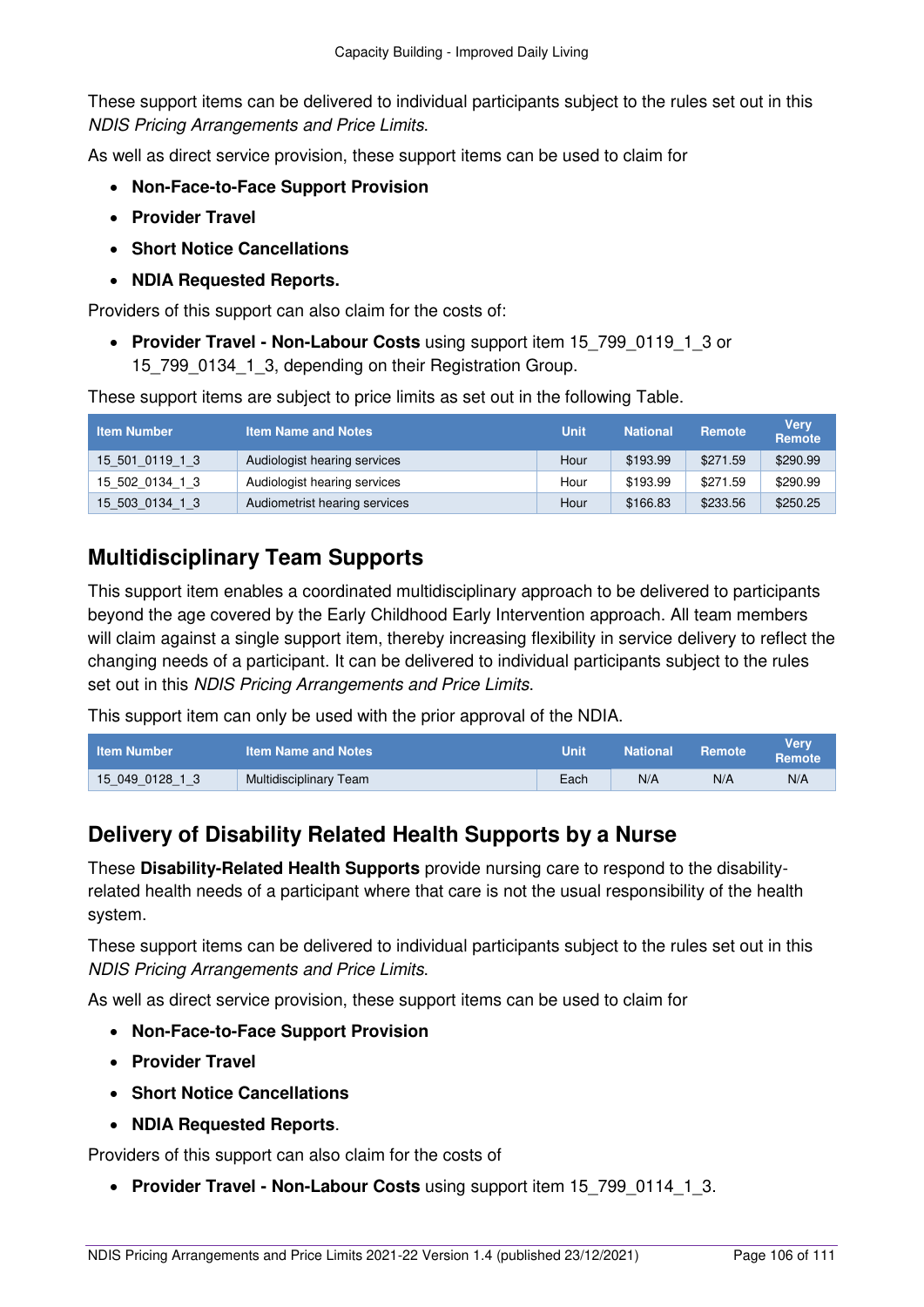These support items can be delivered to individual participants subject to the rules set out in this *NDIS Pricing Arrangements and Price Limits*.

As well as direct service provision, these support items can be used to claim for

- **Non-Face-to-Face Support Provision**
- **Provider Travel**
- **Short Notice Cancellations**
- **NDIA Requested Reports.**

Providers of this support can also claim for the costs of:

- **Provider Travel - Non-Labour Costs** using support item 15_799_0119_1_3 or 15_799_0134_1_3, depending on their Registration Group.

These support items are subject to price limits as set out in the following Table.

| Item Number | Item Name and Notes | Unit | National | Remote | Very Remote |
|---|---|---|---|---|---|
| 15_501_0119_1_3 | Audiologist hearing services | Hour | $193.99 | $271.59 | $290.99 |
| 15_502_0134_1_3 | Audiologist hearing services | Hour | $193.99 | $271.59 | $290.99 |
| 15_503_0134_1_3 | Audiometrist hearing services | Hour | $166.83 | $233.56 | $250.25 |

## Multidisciplinary Team Supports

This support item enables a coordinated multidisciplinary approach to be delivered to participants beyond the age covered by the Early Childhood Early Intervention approach. All team members will claim against a single support item, thereby increasing flexibility in service delivery to reflect the changing needs of a participant. It can be delivered to individual participants subject to the rules set out in this *NDIS Pricing Arrangements and Price Limits*.

This support item can only be used with the prior approval of the NDIA.

| Item Number | Item Name and Notes | Unit | National | Remote | Very Remote |
|---|---|---|---|---|---|
| 15_049_0128_1_3 | Multidisciplinary Team | Each | N/A | N/A | N/A |

## Delivery of Disability Related Health Supports by a Nurse

These **Disability-Related Health Supports** provide nursing care to respond to the disability-related health needs of a participant where that care is not the usual responsibility of the health system.

These support items can be delivered to individual participants subject to the rules set out in this *NDIS Pricing Arrangements and Price Limits*.

As well as direct service provision, these support items can be used to claim for

- **Non-Face-to-Face Support Provision**
- **Provider Travel**
- **Short Notice Cancellations**
- **NDIA Requested Reports**.

Providers of this support can also claim for the costs of

- **Provider Travel - Non-Labour Costs** using support item 15_799_0114_1_3.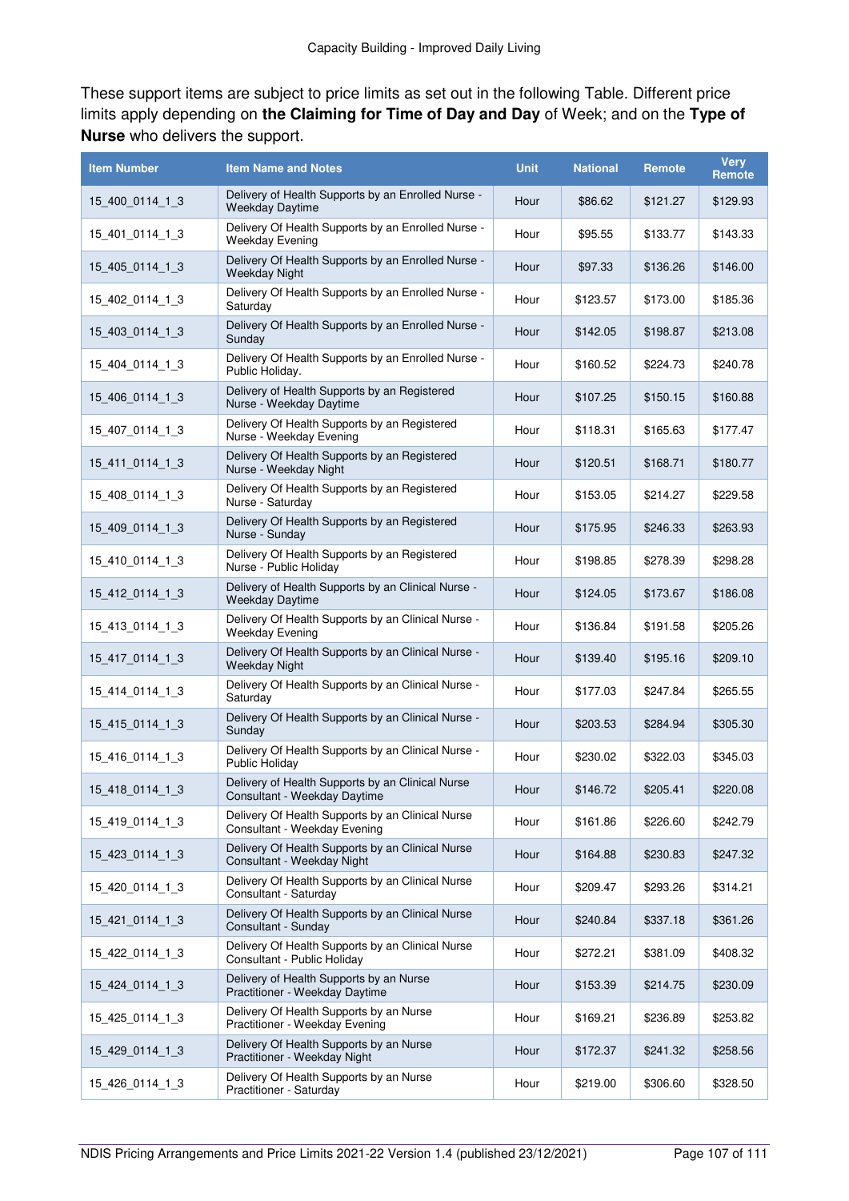These support items are subject to price limits as set out in the following Table. Different price limits apply depending on **the Claiming for Time of Day and Day** of Week; and on the **Type of Nurse** who delivers the support.

| Item Number | Item Name and Notes | Unit | National | Remote | Very Remote |
|---|---|---|---|---|---|
| 15_400_0114_1_3 | Delivery of Health Supports by an Enrolled Nurse - Weekday Daytime | Hour | $86.62 | $121.27 | $129.93 |
| 15_401_0114_1_3 | Delivery Of Health Supports by an Enrolled Nurse - Weekday Evening | Hour | $95.55 | $133.77 | $143.33 |
| 15_405_0114_1_3 | Delivery Of Health Supports by an Enrolled Nurse - Weekday Night | Hour | $97.33 | $136.26 | $146.00 |
| 15_402_0114_1_3 | Delivery Of Health Supports by an Enrolled Nurse - Saturday | Hour | $123.57 | $173.00 | $185.36 |
| 15_403_0114_1_3 | Delivery Of Health Supports by an Enrolled Nurse - Sunday | Hour | $142.05 | $198.87 | $213.08 |
| 15_404_0114_1_3 | Delivery Of Health Supports by an Enrolled Nurse - Public Holiday. | Hour | $160.52 | $224.73 | $240.78 |
| 15_406_0114_1_3 | Delivery of Health Supports by an Registered Nurse - Weekday Daytime | Hour | $107.25 | $150.15 | $160.88 |
| 15_407_0114_1_3 | Delivery Of Health Supports by an Registered Nurse - Weekday Evening | Hour | $118.31 | $165.63 | $177.47 |
| 15_411_0114_1_3 | Delivery Of Health Supports by an Registered Nurse - Weekday Night | Hour | $120.51 | $168.71 | $180.77 |
| 15_408_0114_1_3 | Delivery Of Health Supports by an Registered Nurse - Saturday | Hour | $153.05 | $214.27 | $229.58 |
| 15_409_0114_1_3 | Delivery Of Health Supports by an Registered Nurse - Sunday | Hour | $175.95 | $246.33 | $263.93 |
| 15_410_0114_1_3 | Delivery Of Health Supports by an Registered Nurse - Public Holiday | Hour | $198.85 | $278.39 | $298.28 |
| 15_412_0114_1_3 | Delivery of Health Supports by an Clinical Nurse - Weekday Daytime | Hour | $124.05 | $173.67 | $186.08 |
| 15_413_0114_1_3 | Delivery Of Health Supports by an Clinical Nurse - Weekday Evening | Hour | $136.84 | $191.58 | $205.26 |
| 15_417_0114_1_3 | Delivery Of Health Supports by an Clinical Nurse - Weekday Night | Hour | $139.40 | $195.16 | $209.10 |
| 15_414_0114_1_3 | Delivery Of Health Supports by an Clinical Nurse - Saturday | Hour | $177.03 | $247.84 | $265.55 |
| 15_415_0114_1_3 | Delivery Of Health Supports by an Clinical Nurse - Sunday | Hour | $203.53 | $284.94 | $305.30 |
| 15_416_0114_1_3 | Delivery Of Health Supports by an Clinical Nurse - Public Holiday | Hour | $230.02 | $322.03 | $345.03 |
| 15_418_0114_1_3 | Delivery of Health Supports by an Clinical Nurse Consultant - Weekday Daytime | Hour | $146.72 | $205.41 | $220.08 |
| 15_419_0114_1_3 | Delivery of Health Supports by an Clinical Nurse Consultant - Weekday Evening | Hour | $161.86 | $226.60 | $242.79 |
| 15_423_0114_1_3 | Delivery Of Health Supports by an Clinical Nurse Consultant - Weekday Night | Hour | $164.88 | $230.83 | $247.32 |
| 15_420_0114_1_3 | Delivery Of Health Supports by an Clinical Nurse Consultant - Saturday | Hour | $209.47 | $293.26 | $314.21 |
| 15_421_0114_1_3 | Delivery Of Health Supports by an Clinical Nurse Consultant - Sunday | Hour | $240.84 | $337.18 | $361.26 |
| 15_422_0114_1_3 | Delivery Of Health Supports by an Clinical Nurse Consultant - Public Holiday | Hour | $272.21 | $381.09 | $408.32 |
| 15_424_0114_1_3 | Delivery of Health Supports by an Nurse Practitioner - Weekday Daytime | Hour | $153.39 | $214.75 | $230.09 |
| 15_425_0114_1_3 | Delivery Of Health Supports by an Nurse Practitioner - Weekday Evening | Hour | $169.21 | $236.89 | $253.82 |
| 15_429_0114_1_3 | Delivery Of Health Supports by an Nurse Practitioner - Weekday Night | Hour | $172.37 | $241.32 | $258.56 |
| 15_426_0114_1_3 | Delivery Of Health Supports by an Nurse Practitioner - Saturday | Hour | $219.00 | $306.60 | $328.50 |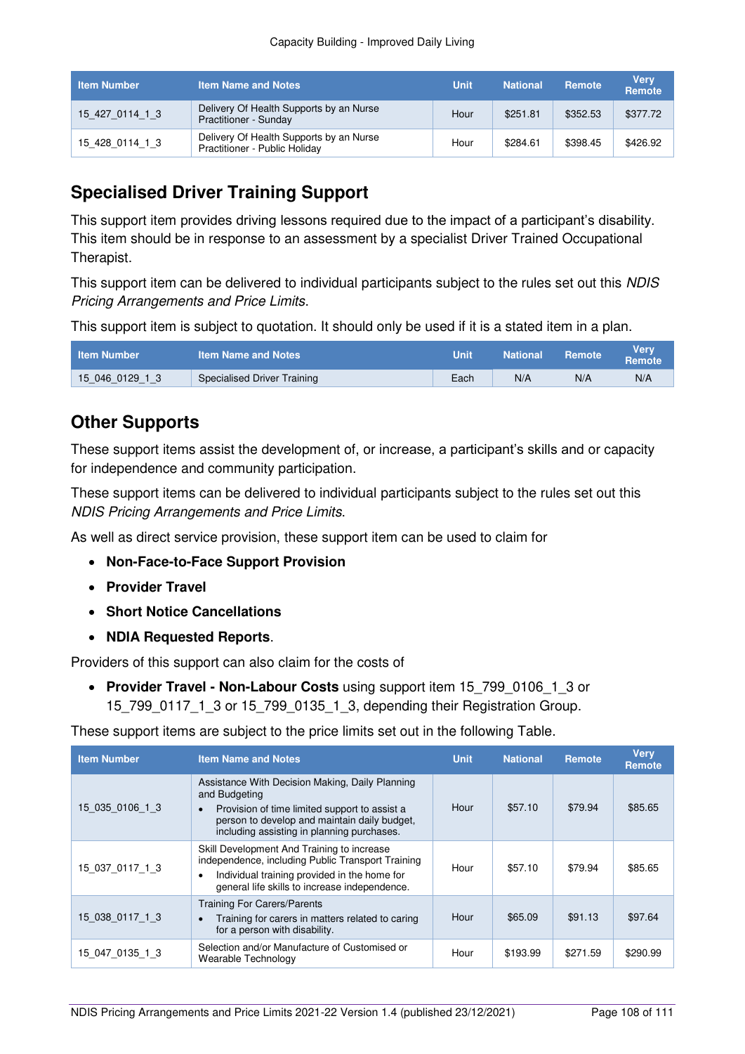| Item Number | Item Name and Notes | Unit | National | Remote | Very Remote |
|---|---|---|---|---|---|
| 15_427_0114_1_3 | Delivery Of Health Supports by an Nurse Practitioner - Sunday | Hour | $251.81 | $352.53 | $377.72 |
| 15_428_0114_1_3 | Delivery Of Health Supports by an Nurse Practitioner - Public Holiday | Hour | $284.61 | $398.45 | $426.92 |

## Specialised Driver Training Support

This support item provides driving lessons required due to the impact of a participant's disability. This item should be in response to an assessment by a specialist Driver Trained Occupational Therapist.

This support item can be delivered to individual participants subject to the rules set out this *NDIS Pricing Arrangements and Price Limits*.

This support item is subject to quotation. It should only be used if it is a stated item in a plan.

| Item Number | Item Name and Notes | Unit | National | Remote | Very Remote |
|---|---|---|---|---|---|
| 15_046_0129_1_3 | Specialised Driver Training | Each | N/A | N/A | N/A |

## Other Supports

These support items assist the development of, or increase, a participant's skills and or capacity for independence and community participation.

These support items can be delivered to individual participants subject to the rules set out this *NDIS Pricing Arrangements and Price Limits*.

As well as direct service provision, these support item can be used to claim for

- **Non-Face-to-Face Support Provision**
- **Provider Travel**
- **Short Notice Cancellations**
- **NDIA Requested Reports**.

Providers of this support can also claim for the costs of

- **Provider Travel - Non-Labour Costs** using support item 15_799_0106_1_3 or 15_799_0117_1_3 or 15_799_0135_1_3, depending their Registration Group.

These support items are subject to the price limits set out in the following Table.

| Item Number | Item Name and Notes | Unit | National | Remote | Very Remote |
|---|---|---|---|---|---|
| 15_035_0106_1_3 | Assistance With Decision Making, Daily Planning and Budgeting<br>• Provision of time limited support to assist a person to develop and maintain daily budget, including assisting in planning purchases. | Hour | $57.10 | $79.94 | $85.65 |
| 15_037_0117_1_3 | Skill Development And Training to increase independence, including Public Transport Training<br>• Individual training provided in the home for general life skills to increase independence. | Hour | $57.10 | $79.94 | $85.65 |
| 15_038_0117_1_3 | Training For Carers/Parents<br>• Training for carers in matters related to caring for a person with disability. | Hour | $65.09 | $91.13 | $97.64 |
| 15_047_0135_1_3 | Selection and/or Manufacture of Customised or Wearable Technology | Hour | $193.99 | $271.59 | $290.99 |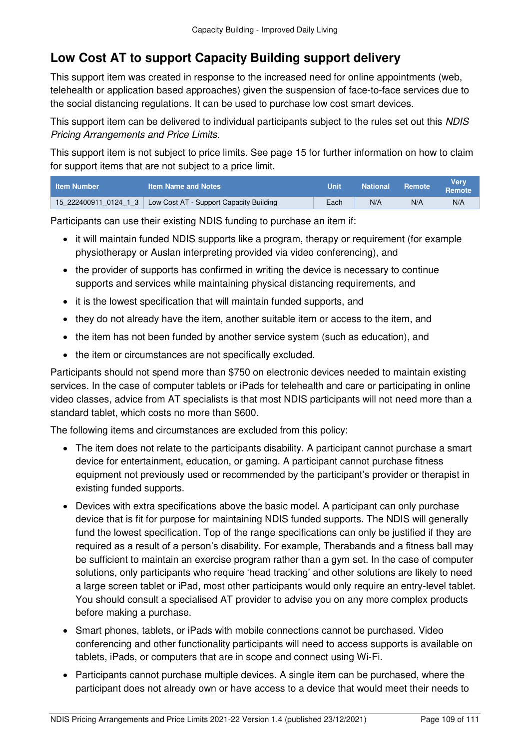## Low Cost AT to support Capacity Building support delivery

This support item was created in response to the increased need for online appointments (web, telehealth or application based approaches) given the suspension of face-to-face services due to the social distancing regulations. It can be used to purchase low cost smart devices.

This support item can be delivered to individual participants subject to the rules set out this *NDIS Pricing Arrangements and Price Limits*.

This support item is not subject to price limits. See page 15 for further information on how to claim for support items that are not subject to a price limit.

| Item Number | Item Name and Notes | Unit | National | Remote | Very Remote |
|---|---|---|---|---|---|
| 15_222400911_0124_1_3 | Low Cost AT - Support Capacity Building | Each | N/A | N/A | N/A |

Participants can use their existing NDIS funding to purchase an item if:

- it will maintain funded NDIS supports like a program, therapy or requirement (for example physiotherapy or Auslan interpreting provided via video conferencing), and
- the provider of supports has confirmed in writing the device is necessary to continue supports and services while maintaining physical distancing requirements, and
- it is the lowest specification that will maintain funded supports, and
- they do not already have the item, another suitable item or access to the item, and
- the item has not been funded by another service system (such as education), and
- the item or circumstances are not specifically excluded.

Participants should not spend more than $750 on electronic devices needed to maintain existing services. In the case of computer tablets or iPads for telehealth and care or participating in online video classes, advice from AT specialists is that most NDIS participants will not need more than a standard tablet, which costs no more than $600.

The following items and circumstances are excluded from this policy:

- The item does not relate to the participants disability. A participant cannot purchase a smart device for entertainment, education, or gaming. A participant cannot purchase fitness equipment not previously used or recommended by the participant's provider or therapist in existing funded supports.
- Devices with extra specifications above the basic model. A participant can only purchase device that is fit for purpose for maintaining NDIS funded supports. The NDIS will generally fund the lowest specification. Top of the range specifications can only be justified if they are required as a result of a person's disability. For example, Therabands and a fitness ball may be sufficient to maintain an exercise program rather than a gym set. In the case of computer solutions, only participants who require 'head tracking' and other solutions are likely to need a large screen tablet or iPad, most other participants would only require an entry-level tablet. You should consult a specialised AT provider to advise you on any more complex products before making a purchase.
- Smart phones, tablets, or iPads with mobile connections cannot be purchased. Video conferencing and other functionality participants will need to access supports is available on tablets, iPads, or computers that are in scope and connect using Wi-Fi.
- Participants cannot purchase multiple devices. A single item can be purchased, where the participant does not already own or have access to a device that would meet their needs to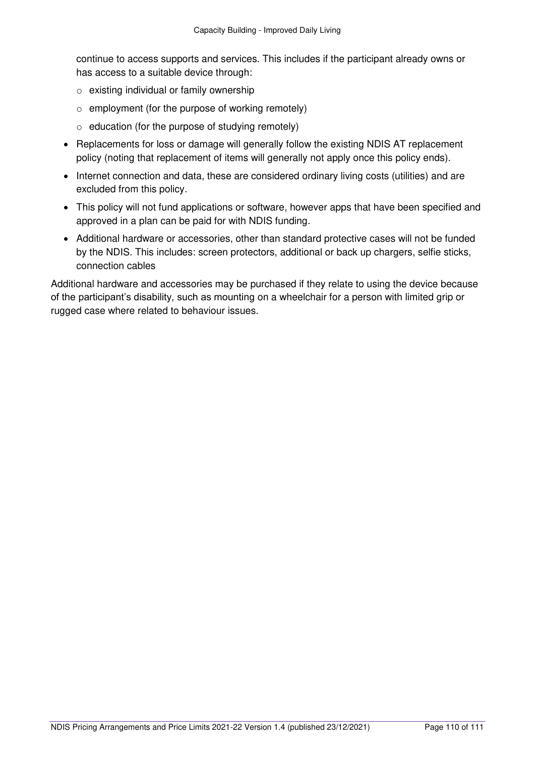continue to access supports and services. This includes if the participant already owns or has access to a suitable device through:

- existing individual or family ownership
- employment (for the purpose of working remotely)
- education (for the purpose of studying remotely)

- Replacements for loss or damage will generally follow the existing NDIS AT replacement policy (noting that replacement of items will generally not apply once this policy ends).
- Internet connection and data, these are considered ordinary living costs (utilities) and are excluded from this policy.
- This policy will not fund applications or software, however apps that have been specified and approved in a plan can be paid for with NDIS funding.
- Additional hardware or accessories, other than standard protective cases will not be funded by the NDIS. This includes: screen protectors, additional or back up chargers, selfie sticks, connection cables

Additional hardware and accessories may be purchased if they relate to using the device because of the participant's disability, such as mounting on a wheelchair for a person with limited grip or rugged case where related to behaviour issues.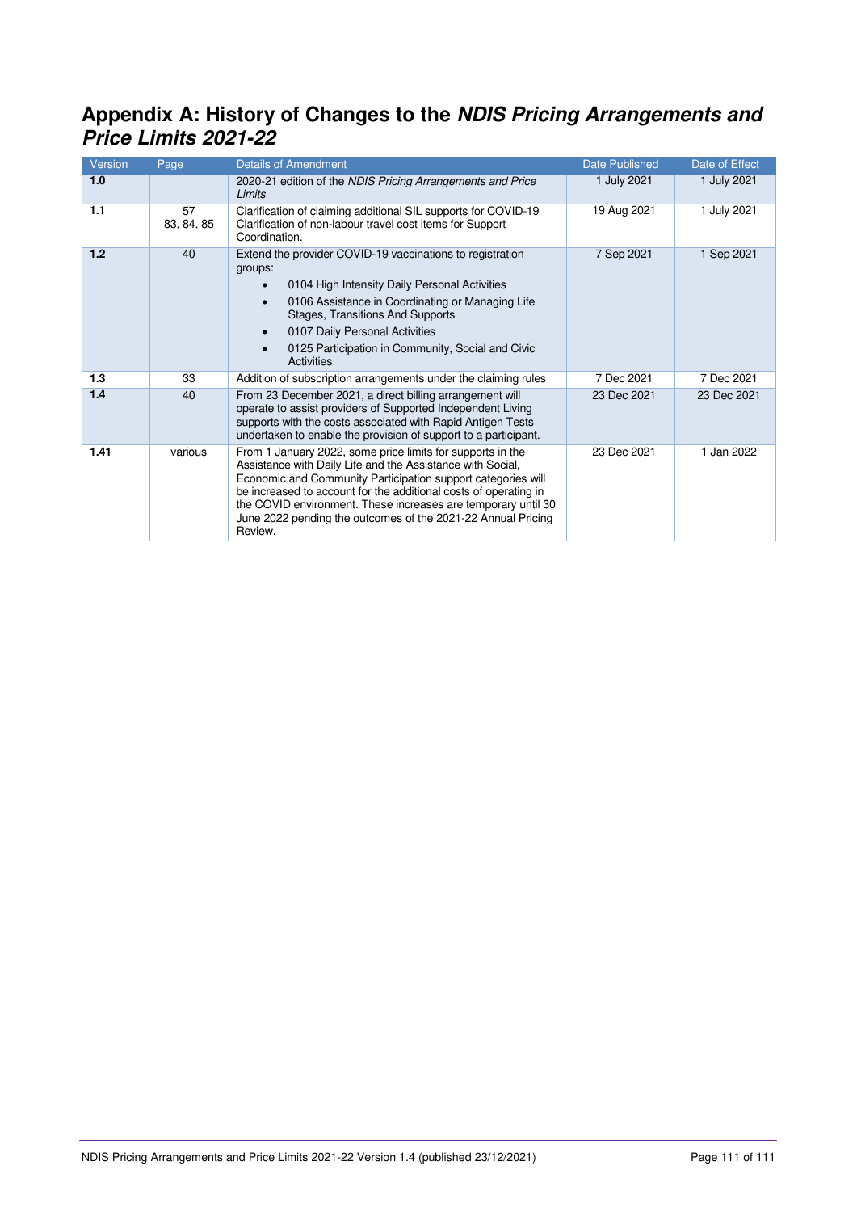## Appendix A: History of Changes to the *NDIS Pricing Arrangements and Price Limits 2021-22*

| Version | Page | Details of Amendment | Date Published | Date of Effect |
|---|---|---|---|---|
| **1.0** | | 2020-21 edition of the *NDIS Pricing Arrangements and Price Limits* | 1 July 2021 | 1 July 2021 |
| **1.1** | 57<br>83, 84, 85 | Clarification of claiming additional SIL supports for COVID-19<br>Clarification of non-labour travel cost items for Support Coordination. | 19 Aug 2021 | 1 July 2021 |
| **1.2** | 40 | Extend the provider COVID-19 vaccinations to registration groups:<br>• 0104 High Intensity Daily Personal Activities<br>• 0106 Assistance in Coordinating or Managing Life Stages, Transitions And Supports<br>• 0107 Daily Personal Activities<br>• 0125 Participation in Community, Social and Civic Activities | 7 Sep 2021 | 1 Sep 2021 |
| **1.3** | 33 | Addition of subscription arrangements under the claiming rules | 7 Dec 2021 | 7 Dec 2021 |
| **1.4** | 40 | From 23 December 2021, a direct billing arrangement will operate to assist providers of Supported Independent Living supports with the costs associated with Rapid Antigen Tests undertaken to enable the provision of support to a participant. | 23 Dec 2021 | 23 Dec 2021 |
| **1.41** | various | From 1 January 2022, some price limits for supports in the Assistance with Daily Life and the Assistance with Social, Economic and Community Participation support categories will be increased to account for the additional costs of operating in the COVID environment. These increases are temporary until 30 June 2022 pending the outcomes of the 2021-22 Annual Pricing Review. | 23 Dec 2021 | 1 Jan 2022 |